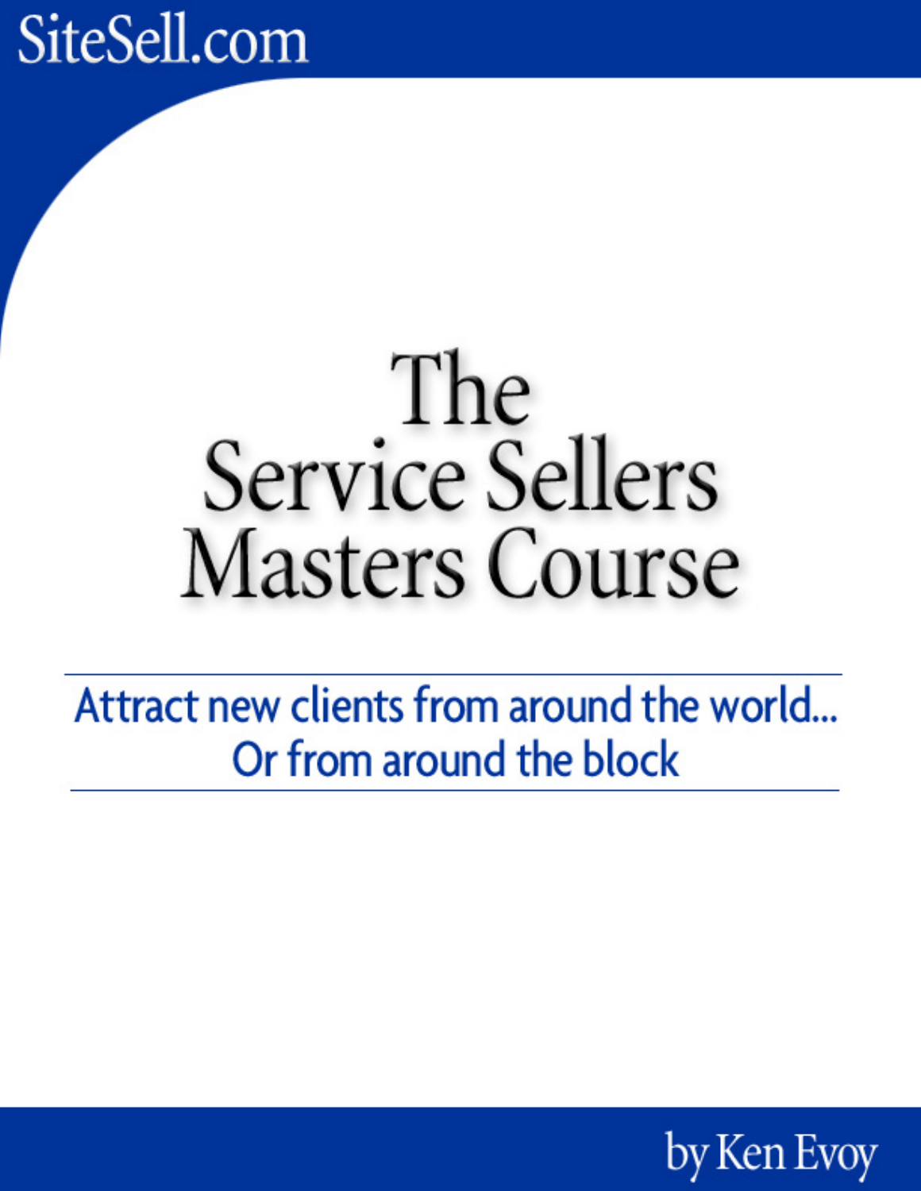SiteSell.com

# The Service Sellers Masters Course

## Attract new clients from around the world... Or from around the block

by Ken Evoy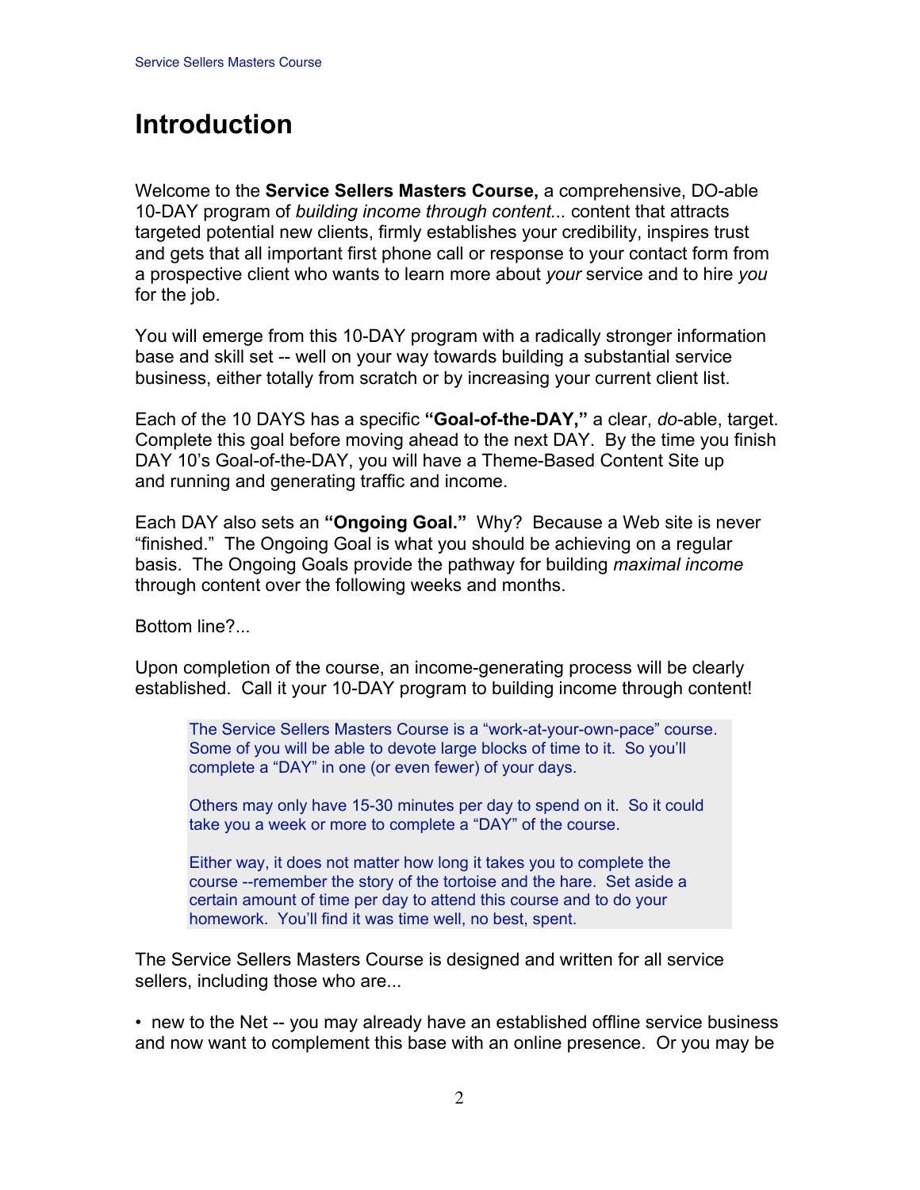# Introduction

Welcome to the **Service Sellers Masters Course,** a comprehensive, DO-able 10-DAY program of *building income through content...* content that attracts targeted potential new clients, firmly establishes your credibility, inspires trust and gets that all important first phone call or response to your contact form from a prospective client who wants to learn more about *your* service and to hire *you* for the job.

You will emerge from this 10-DAY program with a radically stronger information base and skill set -- well on your way towards building a substantial service business, either totally from scratch or by increasing your current client list.

Each of the 10 DAYS has a specific **"Goal-of-the-DAY,"** a clear, *do*-able, target. Complete this goal before moving ahead to the next DAY. By the time you finish DAY 10's Goal-of-the-DAY, you will have a Theme-Based Content Site up and running and generating traffic and income.

Each DAY also sets an **"Ongoing Goal."** Why? Because a Web site is never "finished." The Ongoing Goal is what you should be achieving on a regular basis. The Ongoing Goals provide the pathway for building *maximal income* through content over the following weeks and months.

Bottom line?...

Upon completion of the course, an income-generating process will be clearly established. Call it your 10-DAY program to building income through content!

> The Service Sellers Masters Course is a "work-at-your-own-pace" course. Some of you will be able to devote large blocks of time to it. So you'll complete a "DAY" in one (or even fewer) of your days.
>
> Others may only have 15-30 minutes per day to spend on it. So it could take you a week or more to complete a "DAY" of the course.
>
> Either way, it does not matter how long it takes you to complete the course --remember the story of the tortoise and the hare. Set aside a certain amount of time per day to attend this course and to do your homework. You'll find it was time well, no best, spent.

The Service Sellers Masters Course is designed and written for all service sellers, including those who are...

• new to the Net -- you may already have an established offline service business and now want to complement this base with an online presence. Or you may be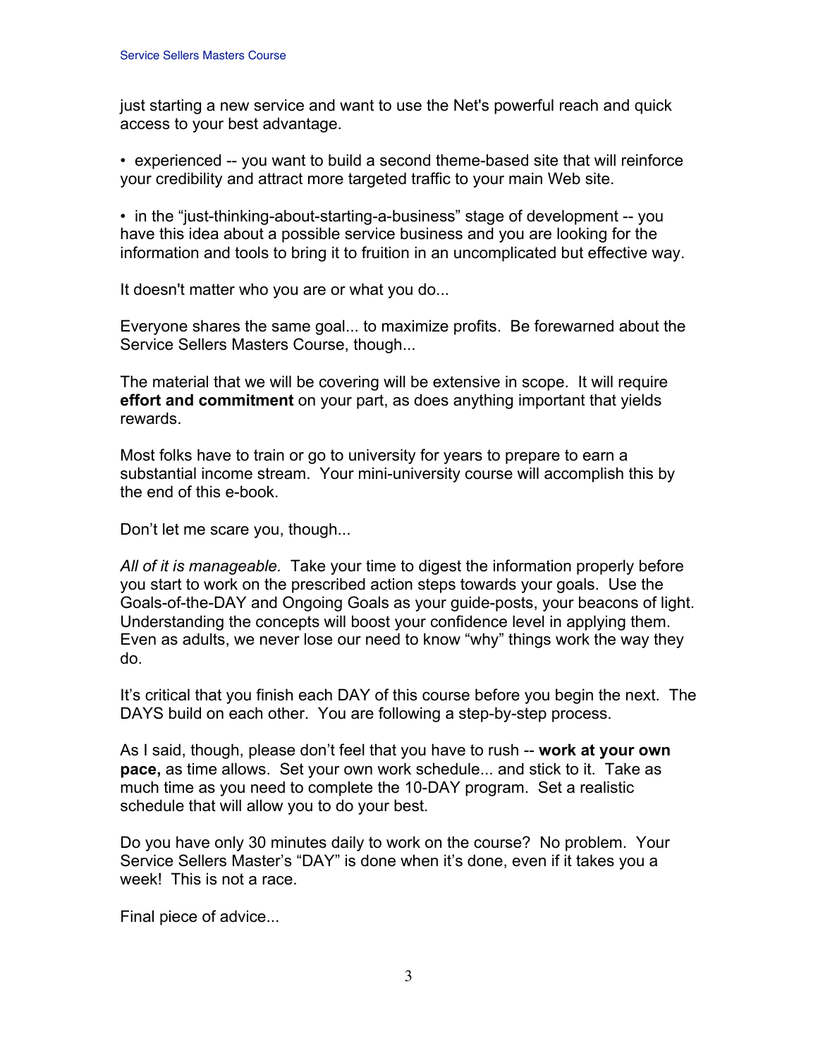just starting a new service and want to use the Net's powerful reach and quick access to your best advantage.

• experienced -- you want to build a second theme-based site that will reinforce your credibility and attract more targeted traffic to your main Web site.

• in the “just-thinking-about-starting-a-business” stage of development -- you have this idea about a possible service business and you are looking for the information and tools to bring it to fruition in an uncomplicated but effective way.

It doesn't matter who you are or what you do...

Everyone shares the same goal... to maximize profits. Be forewarned about the Service Sellers Masters Course, though...

The material that we will be covering will be extensive in scope. It will require **effort and commitment** on your part, as does anything important that yields rewards.

Most folks have to train or go to university for years to prepare to earn a substantial income stream. Your mini-university course will accomplish this by the end of this e-book.

Don’t let me scare you, though...

*All of it is manageable.* Take your time to digest the information properly before you start to work on the prescribed action steps towards your goals. Use the Goals-of-the-DAY and Ongoing Goals as your guide-posts, your beacons of light. Understanding the concepts will boost your confidence level in applying them. Even as adults, we never lose our need to know “why” things work the way they do.

It’s critical that you finish each DAY of this course before you begin the next. The DAYS build on each other. You are following a step-by-step process.

As I said, though, please don’t feel that you have to rush -- **work at your own pace,** as time allows. Set your own work schedule... and stick to it. Take as much time as you need to complete the 10-DAY program. Set a realistic schedule that will allow you to do your best.

Do you have only 30 minutes daily to work on the course? No problem. Your Service Sellers Master’s “DAY” is done when it’s done, even if it takes you a week! This is not a race.

Final piece of advice...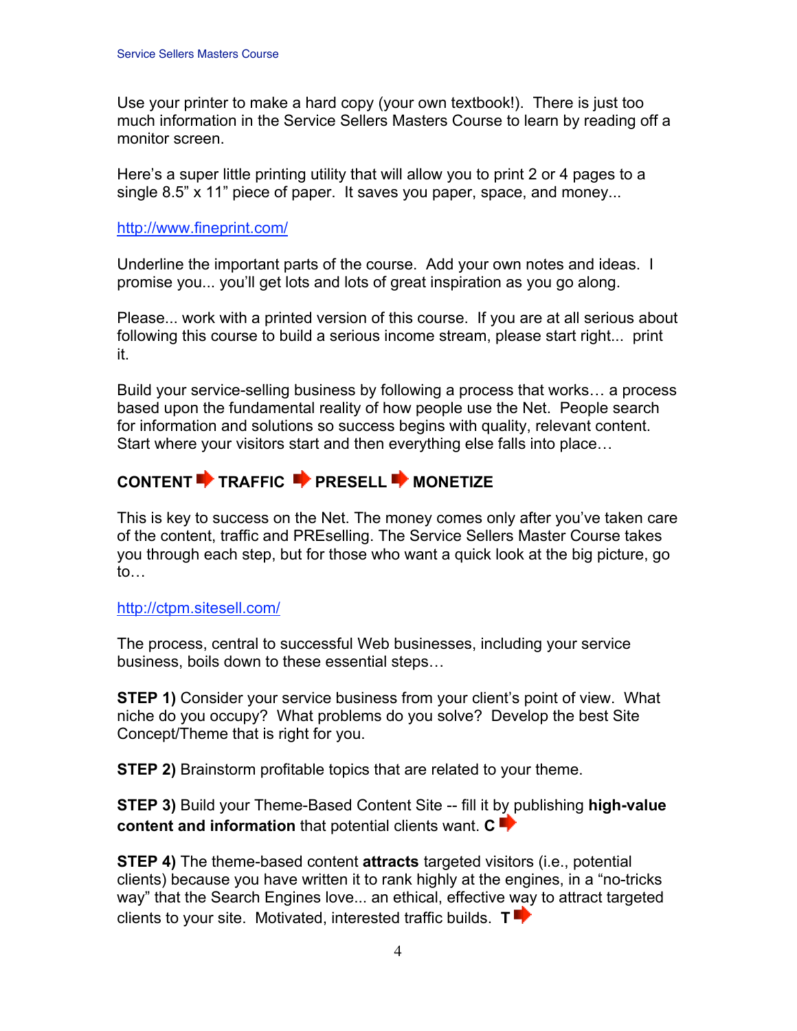Use your printer to make a hard copy (your own textbook!). There is just too much information in the Service Sellers Masters Course to learn by reading off a monitor screen.

Here's a super little printing utility that will allow you to print 2 or 4 pages to a single 8.5" x 11" piece of paper. It saves you paper, space, and money...

http://www.fineprint.com/

Underline the important parts of the course. Add your own notes and ideas. I promise you... you'll get lots and lots of great inspiration as you go along.

Please... work with a printed version of this course. If you are at all serious about following this course to build a serious income stream, please start right... print it.

Build your service-selling business by following a process that works… a process based upon the fundamental reality of how people use the Net. People search for information and solutions so success begins with quality, relevant content. Start where your visitors start and then everything else falls into place…

**CONTENT ➡ TRAFFIC ➡ PRESELL ➡ MONETIZE**

This is key to success on the Net. The money comes only after you've taken care of the content, traffic and PREselling. The Service Sellers Master Course takes you through each step, but for those who want a quick look at the big picture, go to…

http://ctpm.sitesell.com/

The process, central to successful Web businesses, including your service business, boils down to these essential steps…

**STEP 1)** Consider your service business from your client's point of view. What niche do you occupy? What problems do you solve? Develop the best Site Concept/Theme that is right for you.

**STEP 2)** Brainstorm profitable topics that are related to your theme.

**STEP 3)** Build your Theme-Based Content Site -- fill it by publishing **high-value content and information** that potential clients want. **C** ➡

**STEP 4)** The theme-based content **attracts** targeted visitors (i.e., potential clients) because you have written it to rank highly at the engines, in a "no-tricks way" that the Search Engines love... an ethical, effective way to attract targeted clients to your site. Motivated, interested traffic builds. **T** ➡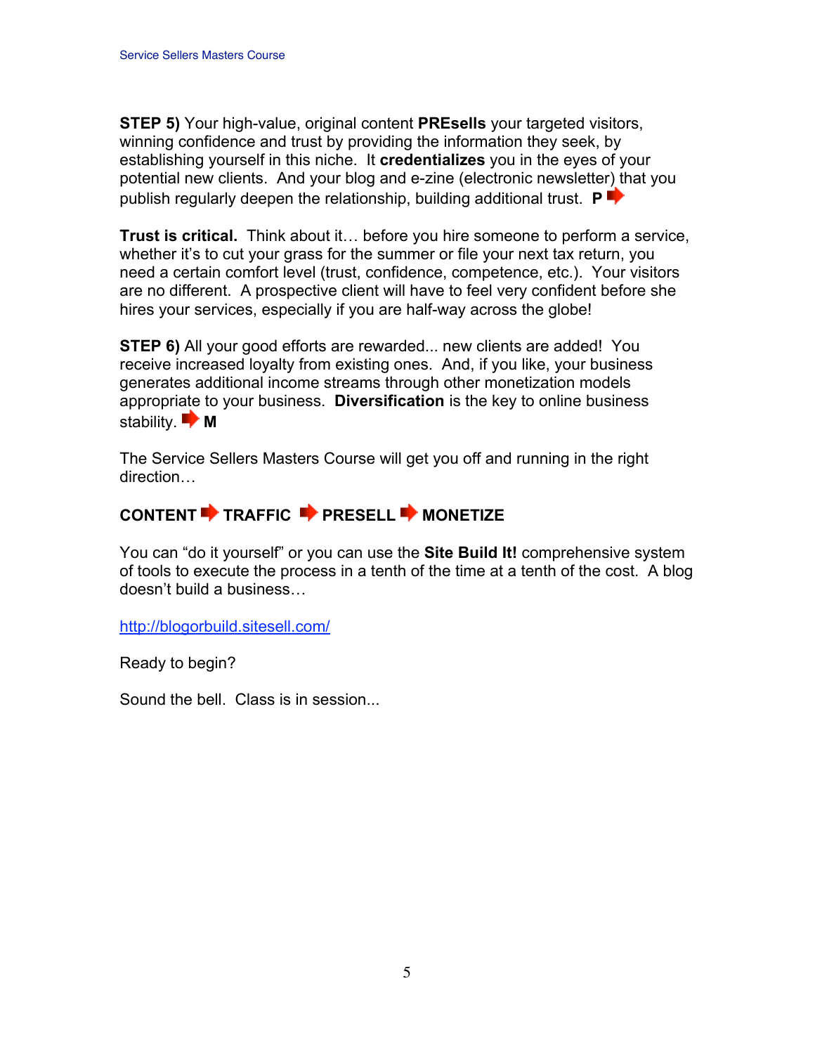**STEP 5)** Your high-value, original content **PREsells** your targeted visitors, winning confidence and trust by providing the information they seek, by establishing yourself in this niche. It **credentializes** you in the eyes of your potential new clients. And your blog and e-zine (electronic newsletter) that you publish regularly deepen the relationship, building additional trust. **P** ➡

**Trust is critical.** Think about it… before you hire someone to perform a service, whether it's to cut your grass for the summer or file your next tax return, you need a certain comfort level (trust, confidence, competence, etc.). Your visitors are no different. A prospective client will have to feel very confident before she hires your services, especially if you are half-way across the globe!

**STEP 6)** All your good efforts are rewarded... new clients are added! You receive increased loyalty from existing ones. And, if you like, your business generates additional income streams through other monetization models appropriate to your business. **Diversification** is the key to online business stability. ➡ **M**

The Service Sellers Masters Course will get you off and running in the right direction…

**CONTENT** ➡ **TRAFFIC** ➡ **PRESELL** ➡ **MONETIZE**

You can "do it yourself" or you can use the **Site Build It!** comprehensive system of tools to execute the process in a tenth of the time at a tenth of the cost. A blog doesn't build a business…

http://blogorbuild.sitesell.com/

Ready to begin?

Sound the bell. Class is in session...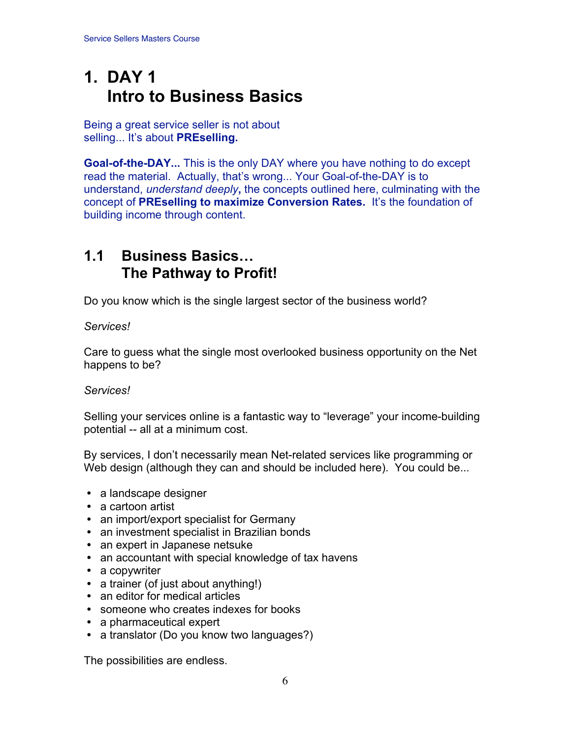# 1. DAY 1
# Intro to Business Basics

Being a great service seller is not about selling... It's about **PREselling.**

**Goal-of-the-DAY...** This is the only DAY where you have nothing to do except read the material. Actually, that's wrong... Your Goal-of-the-DAY is to understand, *understand deeply***,** the concepts outlined here, culminating with the concept of **PREselling to maximize Conversion Rates.** It's the foundation of building income through content.

## 1.1 Business Basics… The Pathway to Profit!

Do you know which is the single largest sector of the business world?

*Services!*

Care to guess what the single most overlooked business opportunity on the Net happens to be?

*Services!*

Selling your services online is a fantastic way to "leverage" your income-building potential -- all at a minimum cost.

By services, I don't necessarily mean Net-related services like programming or Web design (although they can and should be included here). You could be...

- a landscape designer
- a cartoon artist
- an import/export specialist for Germany
- an investment specialist in Brazilian bonds
- an expert in Japanese netsuke
- an accountant with special knowledge of tax havens
- a copywriter
- a trainer (of just about anything!)
- an editor for medical articles
- someone who creates indexes for books
- a pharmaceutical expert
- a translator (Do you know two languages?)

The possibilities are endless.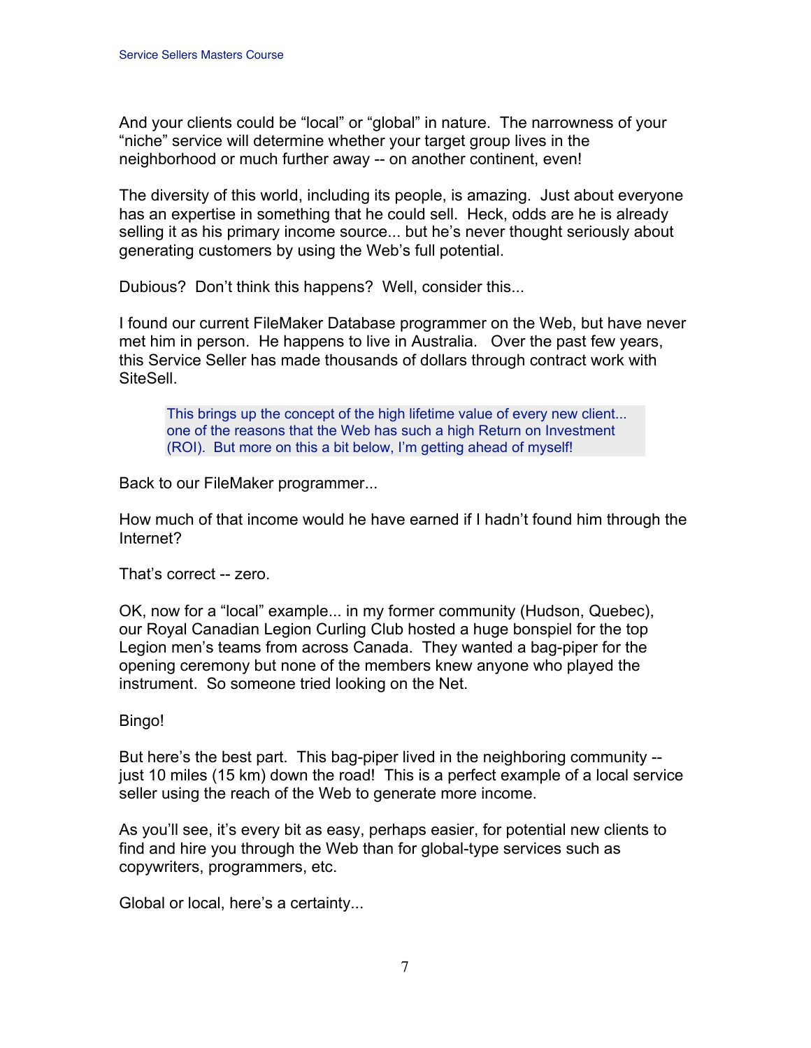And your clients could be "local" or "global" in nature. The narrowness of your "niche" service will determine whether your target group lives in the neighborhood or much further away -- on another continent, even!

The diversity of this world, including its people, is amazing. Just about everyone has an expertise in something that he could sell. Heck, odds are he is already selling it as his primary income source... but he's never thought seriously about generating customers by using the Web's full potential.

Dubious? Don't think this happens? Well, consider this...

I found our current FileMaker Database programmer on the Web, but have never met him in person. He happens to live in Australia. Over the past few years, this Service Seller has made thousands of dollars through contract work with SiteSell.

> This brings up the concept of the high lifetime value of every new client... one of the reasons that the Web has such a high Return on Investment (ROI). But more on this a bit below, I'm getting ahead of myself!

Back to our FileMaker programmer...

How much of that income would he have earned if I hadn't found him through the Internet?

That's correct -- zero.

OK, now for a "local" example... in my former community (Hudson, Quebec), our Royal Canadian Legion Curling Club hosted a huge bonspiel for the top Legion men's teams from across Canada. They wanted a bag-piper for the opening ceremony but none of the members knew anyone who played the instrument. So someone tried looking on the Net.

Bingo!

But here's the best part. This bag-piper lived in the neighboring community -- just 10 miles (15 km) down the road! This is a perfect example of a local service seller using the reach of the Web to generate more income.

As you'll see, it's every bit as easy, perhaps easier, for potential new clients to find and hire you through the Web than for global-type services such as copywriters, programmers, etc.

Global or local, here's a certainty...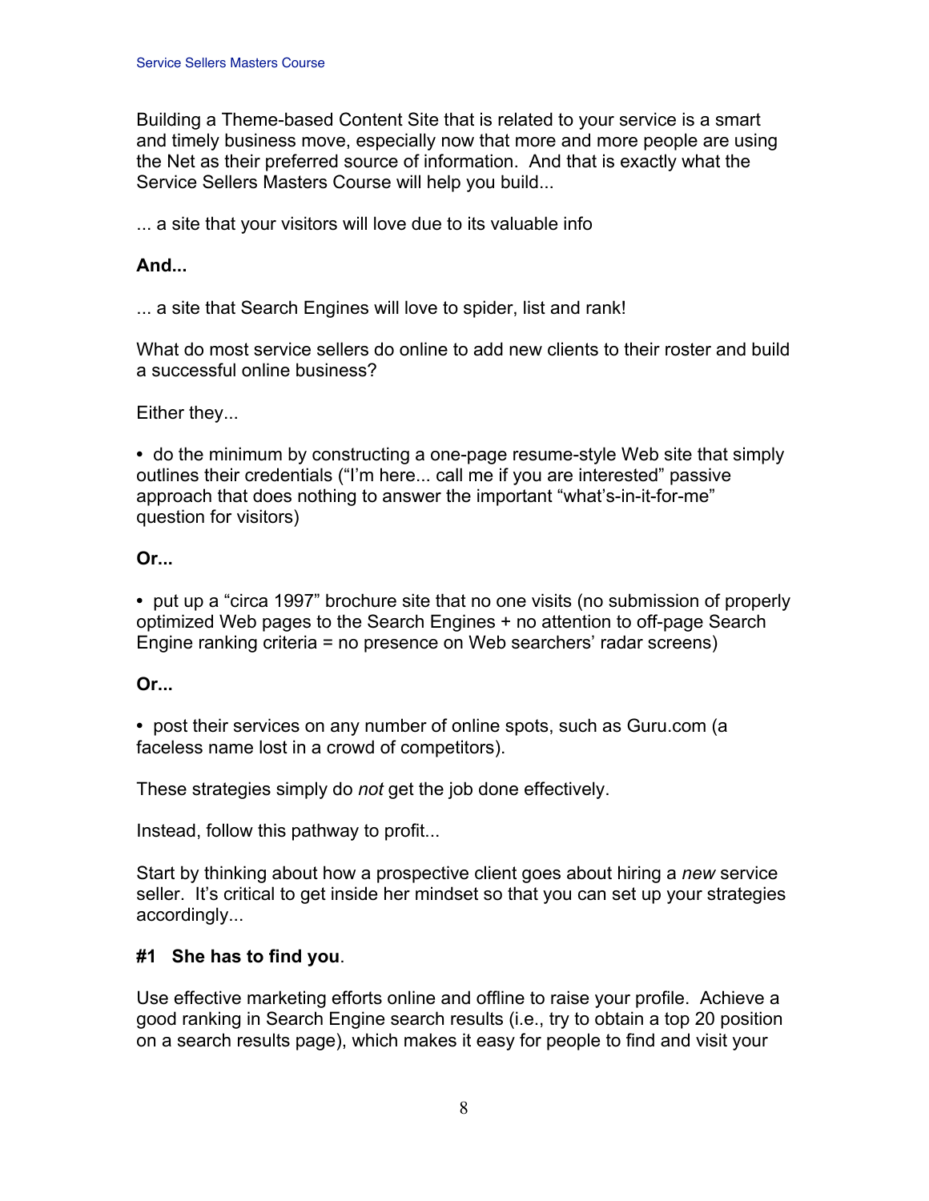Building a Theme-based Content Site that is related to your service is a smart and timely business move, especially now that more and more people are using the Net as their preferred source of information. And that is exactly what the Service Sellers Masters Course will help you build...

... a site that your visitors will love due to its valuable info

**And...**

... a site that Search Engines will love to spider, list and rank!

What do most service sellers do online to add new clients to their roster and build a successful online business?

Either they...

• do the minimum by constructing a one-page resume-style Web site that simply outlines their credentials ("I'm here... call me if you are interested" passive approach that does nothing to answer the important "what's-in-it-for-me" question for visitors)

**Or...**

• put up a "circa 1997" brochure site that no one visits (no submission of properly optimized Web pages to the Search Engines + no attention to off-page Search Engine ranking criteria = no presence on Web searchers' radar screens)

**Or...**

• post their services on any number of online spots, such as Guru.com (a faceless name lost in a crowd of competitors).

These strategies simply do *not* get the job done effectively.

Instead, follow this pathway to profit...

Start by thinking about how a prospective client goes about hiring a *new* service seller. It's critical to get inside her mindset so that you can set up your strategies accordingly...

**#1 She has to find you**.

Use effective marketing efforts online and offline to raise your profile. Achieve a good ranking in Search Engine search results (i.e., try to obtain a top 20 position on a search results page), which makes it easy for people to find and visit your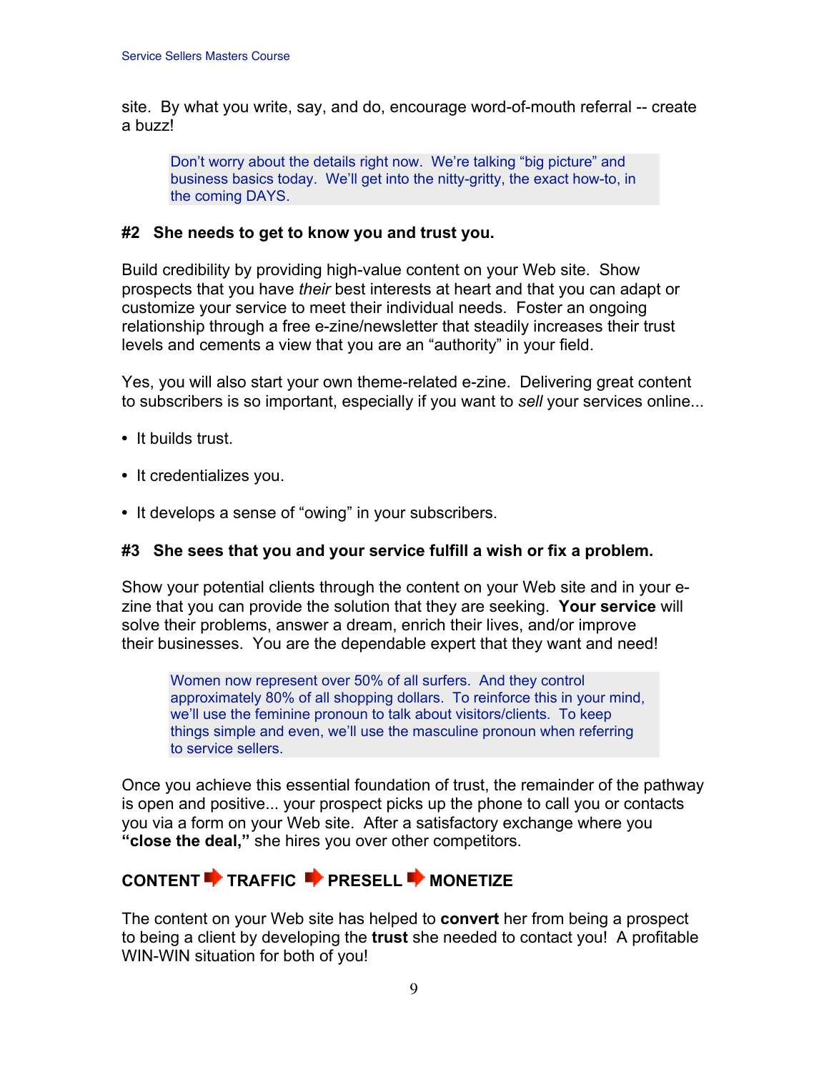site. By what you write, say, and do, encourage word-of-mouth referral -- create a buzz!

> Don't worry about the details right now. We're talking "big picture" and business basics today. We'll get into the nitty-gritty, the exact how-to, in the coming DAYS.

### #2 She needs to get to know you and trust you.

Build credibility by providing high-value content on your Web site. Show prospects that you have *their* best interests at heart and that you can adapt or customize your service to meet their individual needs. Foster an ongoing relationship through a free e-zine/newsletter that steadily increases their trust levels and cements a view that you are an "authority" in your field.

Yes, you will also start your own theme-related e-zine. Delivering great content to subscribers is so important, especially if you want to *sell* your services online...

- It builds trust.
- It credentializes you.
- It develops a sense of "owing" in your subscribers.

### #3 She sees that you and your service fulfill a wish or fix a problem.

Show your potential clients through the content on your Web site and in your e-zine that you can provide the solution that they are seeking. **Your service** will solve their problems, answer a dream, enrich their lives, and/or improve their businesses. You are the dependable expert that they want and need!

> Women now represent over 50% of all surfers. And they control approximately 80% of all shopping dollars. To reinforce this in your mind, we'll use the feminine pronoun to talk about visitors/clients. To keep things simple and even, we'll use the masculine pronoun when referring to service sellers.

Once you achieve this essential foundation of trust, the remainder of the pathway is open and positive... your prospect picks up the phone to call you or contacts you via a form on your Web site. After a satisfactory exchange where you **"close the deal,"** she hires you over other competitors.

**CONTENT ➡ TRAFFIC ➡ PRESELL ➡ MONETIZE**

The content on your Web site has helped to **convert** her from being a prospect to being a client by developing the **trust** she needed to contact you! A profitable WIN-WIN situation for both of you!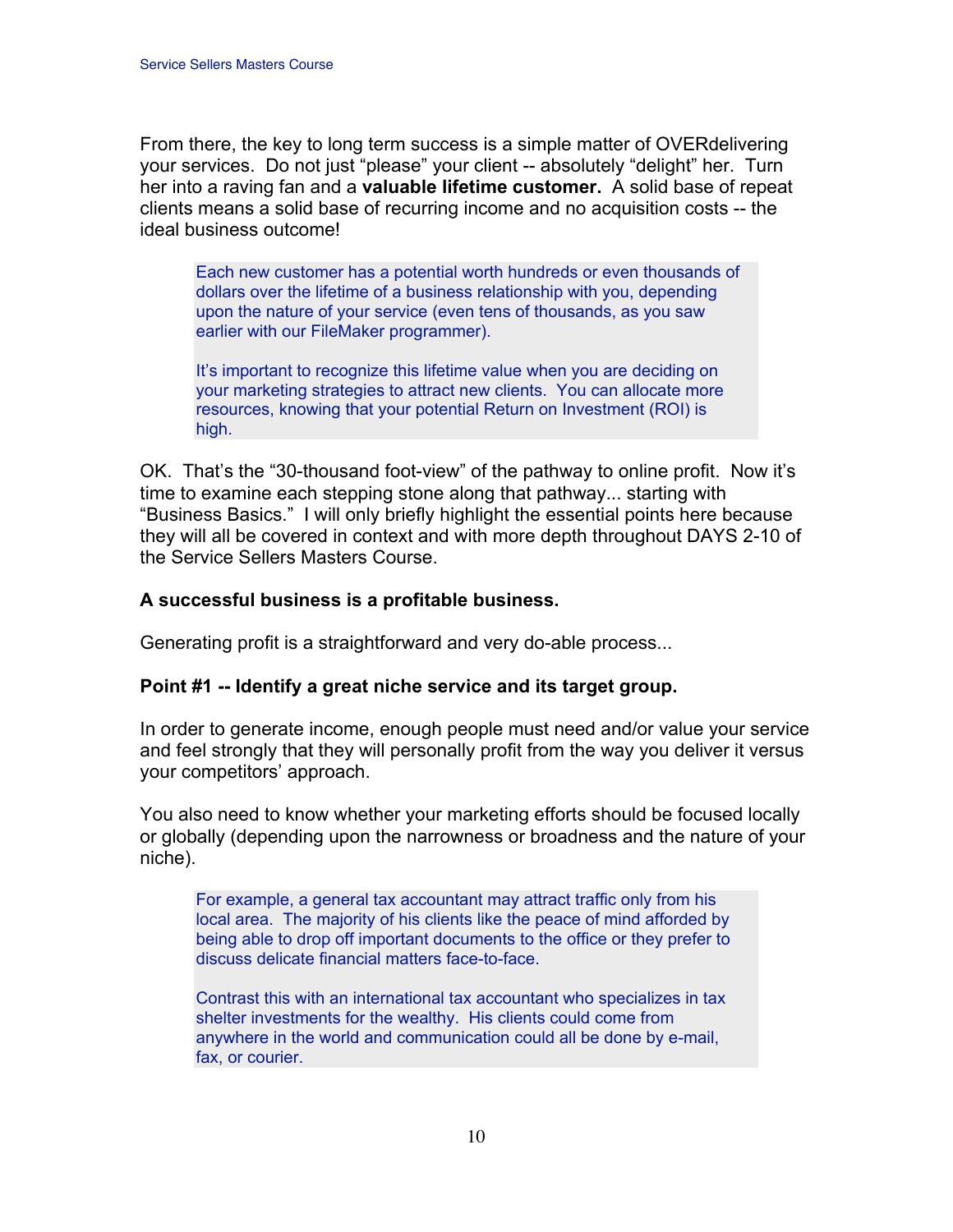From there, the key to long term success is a simple matter of OVERdelivering your services. Do not just "please" your client -- absolutely "delight" her. Turn her into a raving fan and a **valuable lifetime customer.** A solid base of repeat clients means a solid base of recurring income and no acquisition costs -- the ideal business outcome!

> Each new customer has a potential worth hundreds or even thousands of dollars over the lifetime of a business relationship with you, depending upon the nature of your service (even tens of thousands, as you saw earlier with our FileMaker programmer).
>
> It's important to recognize this lifetime value when you are deciding on your marketing strategies to attract new clients. You can allocate more resources, knowing that your potential Return on Investment (ROI) is high.

OK. That's the "30-thousand foot-view" of the pathway to online profit. Now it's time to examine each stepping stone along that pathway... starting with "Business Basics." I will only briefly highlight the essential points here because they will all be covered in context and with more depth throughout DAYS 2-10 of the Service Sellers Masters Course.

**A successful business is a profitable business.**

Generating profit is a straightforward and very do-able process...

**Point #1 -- Identify a great niche service and its target group.**

In order to generate income, enough people must need and/or value your service and feel strongly that they will personally profit from the way you deliver it versus your competitors' approach.

You also need to know whether your marketing efforts should be focused locally or globally (depending upon the narrowness or broadness and the nature of your niche).

> For example, a general tax accountant may attract traffic only from his local area. The majority of his clients like the peace of mind afforded by being able to drop off important documents to the office or they prefer to discuss delicate financial matters face-to-face.
>
> Contrast this with an international tax accountant who specializes in tax shelter investments for the wealthy. His clients could come from anywhere in the world and communication could all be done by e-mail, fax, or courier.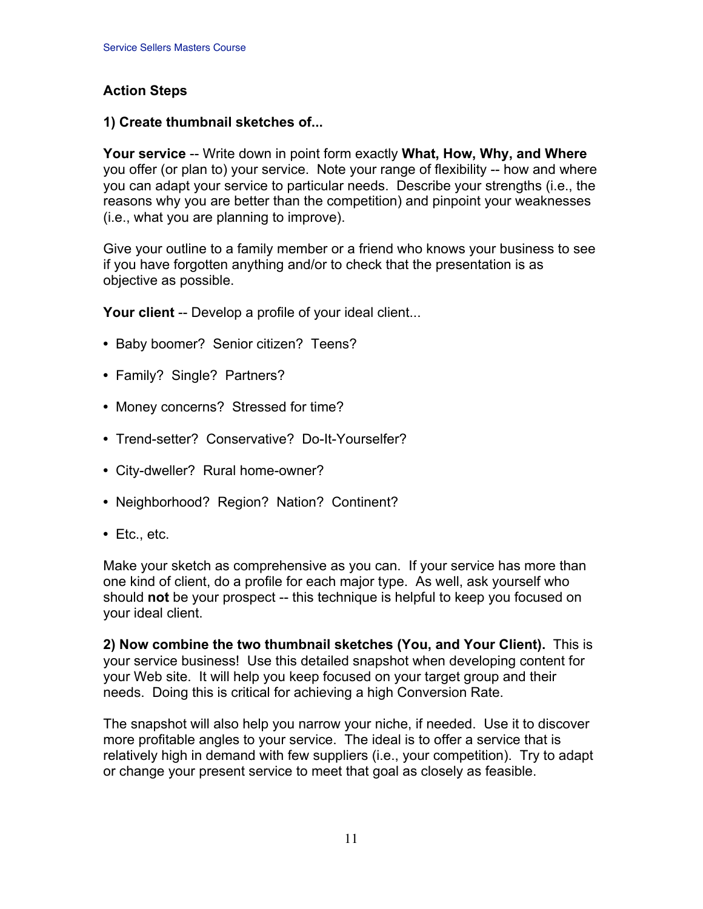## Action Steps

### 1) Create thumbnail sketches of...

**Your service** -- Write down in point form exactly **What, How, Why, and Where** you offer (or plan to) your service. Note your range of flexibility -- how and where you can adapt your service to particular needs. Describe your strengths (i.e., the reasons why you are better than the competition) and pinpoint your weaknesses (i.e., what you are planning to improve).

Give your outline to a family member or a friend who knows your business to see if you have forgotten anything and/or to check that the presentation is as objective as possible.

**Your client** -- Develop a profile of your ideal client...

- Baby boomer? Senior citizen? Teens?
- Family? Single? Partners?
- Money concerns? Stressed for time?
- Trend-setter? Conservative? Do-It-Yourselfer?
- City-dweller? Rural home-owner?
- Neighborhood? Region? Nation? Continent?
- Etc., etc.

Make your sketch as comprehensive as you can. If your service has more than one kind of client, do a profile for each major type. As well, ask yourself who should **not** be your prospect -- this technique is helpful to keep you focused on your ideal client.

**2) Now combine the two thumbnail sketches (You, and Your Client).** This is your service business! Use this detailed snapshot when developing content for your Web site. It will help you keep focused on your target group and their needs. Doing this is critical for achieving a high Conversion Rate.

The snapshot will also help you narrow your niche, if needed. Use it to discover more profitable angles to your service. The ideal is to offer a service that is relatively high in demand with few suppliers (i.e., your competition). Try to adapt or change your present service to meet that goal as closely as feasible.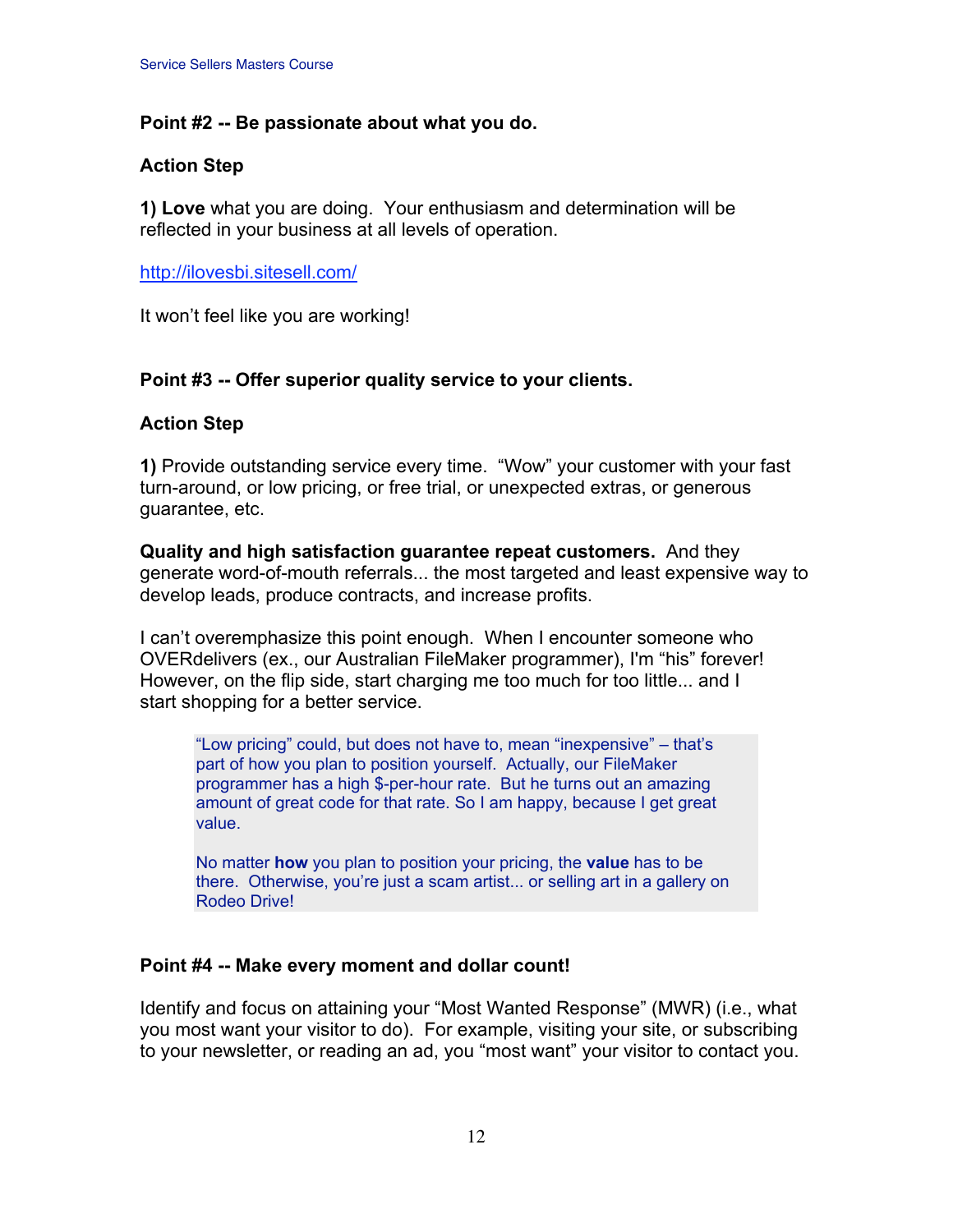**Point #2 -- Be passionate about what you do.**

**Action Step**

**1) Love** what you are doing. Your enthusiasm and determination will be reflected in your business at all levels of operation.

http://ilovesbi.sitesell.com/

It won't feel like you are working!

**Point #3 -- Offer superior quality service to your clients.**

**Action Step**

**1)** Provide outstanding service every time. "Wow" your customer with your fast turn-around, or low pricing, or free trial, or unexpected extras, or generous guarantee, etc.

**Quality and high satisfaction guarantee repeat customers.** And they generate word-of-mouth referrals... the most targeted and least expensive way to develop leads, produce contracts, and increase profits.

I can't overemphasize this point enough. When I encounter someone who OVERdelivers (ex., our Australian FileMaker programmer), I'm "his" forever! However, on the flip side, start charging me too much for too little... and I start shopping for a better service.

> "Low pricing" could, but does not have to, mean "inexpensive" – that's part of how you plan to position yourself. Actually, our FileMaker programmer has a high $-per-hour rate. But he turns out an amazing amount of great code for that rate. So I am happy, because I get great value.
>
> No matter **how** you plan to position your pricing, the **value** has to be there. Otherwise, you're just a scam artist... or selling art in a gallery on Rodeo Drive!

**Point #4 -- Make every moment and dollar count!**

Identify and focus on attaining your "Most Wanted Response" (MWR) (i.e., what you most want your visitor to do). For example, visiting your site, or subscribing to your newsletter, or reading an ad, you "most want" your visitor to contact you.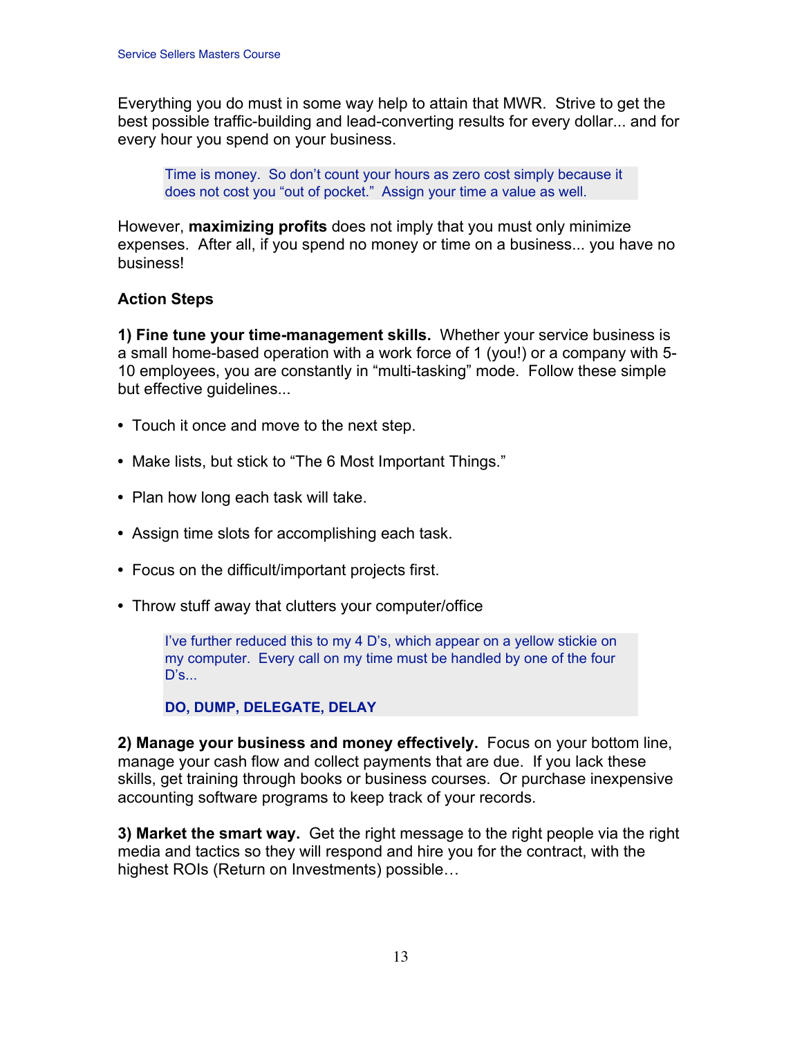Everything you do must in some way help to attain that MWR. Strive to get the best possible traffic-building and lead-converting results for every dollar... and for every hour you spend on your business.

> Time is money. So don't count your hours as zero cost simply because it does not cost you "out of pocket." Assign your time a value as well.

However, **maximizing profits** does not imply that you must only minimize expenses. After all, if you spend no money or time on a business... you have no business!

**Action Steps**

**1) Fine tune your time-management skills.** Whether your service business is a small home-based operation with a work force of 1 (you!) or a company with 5-10 employees, you are constantly in "multi-tasking" mode. Follow these simple but effective guidelines...

- Touch it once and move to the next step.
- Make lists, but stick to "The 6 Most Important Things."
- Plan how long each task will take.
- Assign time slots for accomplishing each task.
- Focus on the difficult/important projects first.
- Throw stuff away that clutters your computer/office

> I've further reduced this to my 4 D's, which appear on a yellow stickie on my computer. Every call on my time must be handled by one of the four D's...
>
> **DO, DUMP, DELEGATE, DELAY**

**2) Manage your business and money effectively.** Focus on your bottom line, manage your cash flow and collect payments that are due. If you lack these skills, get training through books or business courses. Or purchase inexpensive accounting software programs to keep track of your records.

**3) Market the smart way.** Get the right message to the right people via the right media and tactics so they will respond and hire you for the contract, with the highest ROIs (Return on Investments) possible…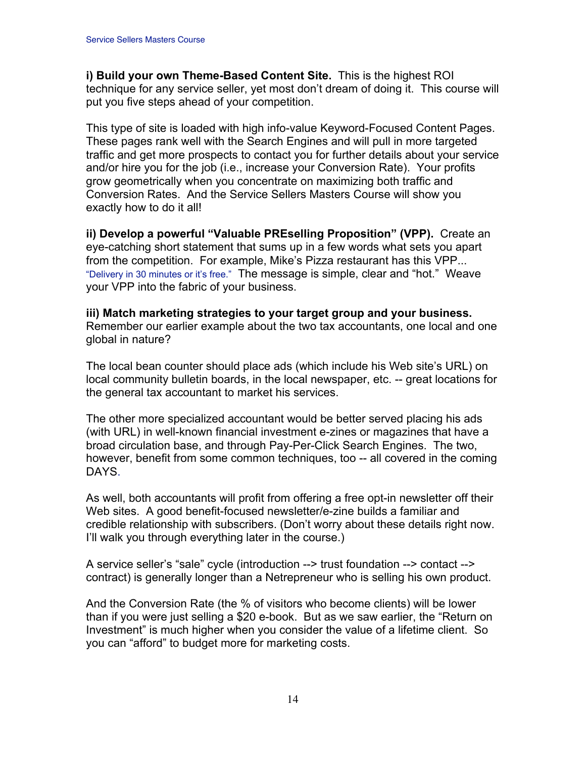**i) Build your own Theme-Based Content Site.** This is the highest ROI technique for any service seller, yet most don't dream of doing it. This course will put you five steps ahead of your competition.

This type of site is loaded with high info-value Keyword-Focused Content Pages. These pages rank well with the Search Engines and will pull in more targeted traffic and get more prospects to contact you for further details about your service and/or hire you for the job (i.e., increase your Conversion Rate). Your profits grow geometrically when you concentrate on maximizing both traffic and Conversion Rates. And the Service Sellers Masters Course will show you exactly how to do it all!

**ii) Develop a powerful "Valuable PREselling Proposition" (VPP).** Create an eye-catching short statement that sums up in a few words what sets you apart from the competition. For example, Mike's Pizza restaurant has this VPP... "Delivery in 30 minutes or it's free." The message is simple, clear and "hot." Weave your VPP into the fabric of your business.

**iii) Match marketing strategies to your target group and your business.** Remember our earlier example about the two tax accountants, one local and one global in nature?

The local bean counter should place ads (which include his Web site's URL) on local community bulletin boards, in the local newspaper, etc. -- great locations for the general tax accountant to market his services.

The other more specialized accountant would be better served placing his ads (with URL) in well-known financial investment e-zines or magazines that have a broad circulation base, and through Pay-Per-Click Search Engines. The two, however, benefit from some common techniques, too -- all covered in the coming DAYS.

As well, both accountants will profit from offering a free opt-in newsletter off their Web sites. A good benefit-focused newsletter/e-zine builds a familiar and credible relationship with subscribers. (Don't worry about these details right now. I'll walk you through everything later in the course.)

A service seller's "sale" cycle (introduction --> trust foundation --> contact --> contract) is generally longer than a Netrepreneur who is selling his own product.

And the Conversion Rate (the % of visitors who become clients) will be lower than if you were just selling a $20 e-book. But as we saw earlier, the "Return on Investment" is much higher when you consider the value of a lifetime client. So you can "afford" to budget more for marketing costs.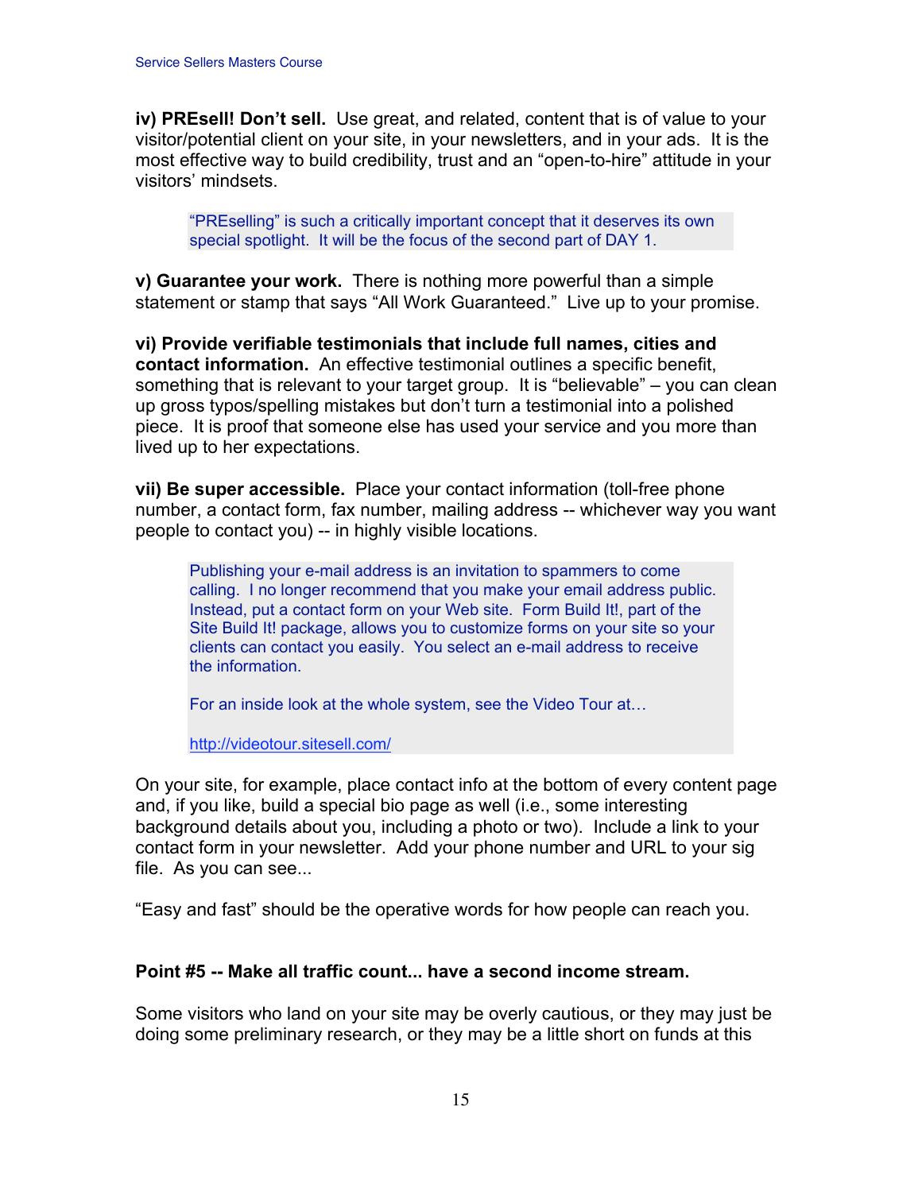**iv) PREsell! Don't sell.** Use great, and related, content that is of value to your visitor/potential client on your site, in your newsletters, and in your ads. It is the most effective way to build credibility, trust and an "open-to-hire" attitude in your visitors' mindsets.

> "PREselling" is such a critically important concept that it deserves its own special spotlight. It will be the focus of the second part of DAY 1.

**v) Guarantee your work.** There is nothing more powerful than a simple statement or stamp that says "All Work Guaranteed." Live up to your promise.

**vi) Provide verifiable testimonials that include full names, cities and contact information.** An effective testimonial outlines a specific benefit, something that is relevant to your target group. It is "believable" – you can clean up gross typos/spelling mistakes but don't turn a testimonial into a polished piece. It is proof that someone else has used your service and you more than lived up to her expectations.

**vii) Be super accessible.** Place your contact information (toll-free phone number, a contact form, fax number, mailing address -- whichever way you want people to contact you) -- in highly visible locations.

> Publishing your e-mail address is an invitation to spammers to come calling. I no longer recommend that you make your email address public. Instead, put a contact form on your Web site. Form Build It!, part of the Site Build It! package, allows you to customize forms on your site so your clients can contact you easily. You select an e-mail address to receive the information.
>
> For an inside look at the whole system, see the Video Tour at…
>
> http://videotour.sitesell.com/

On your site, for example, place contact info at the bottom of every content page and, if you like, build a special bio page as well (i.e., some interesting background details about you, including a photo or two). Include a link to your contact form in your newsletter. Add your phone number and URL to your sig file. As you can see...

"Easy and fast" should be the operative words for how people can reach you.

**Point #5 -- Make all traffic count... have a second income stream.**

Some visitors who land on your site may be overly cautious, or they may just be doing some preliminary research, or they may be a little short on funds at this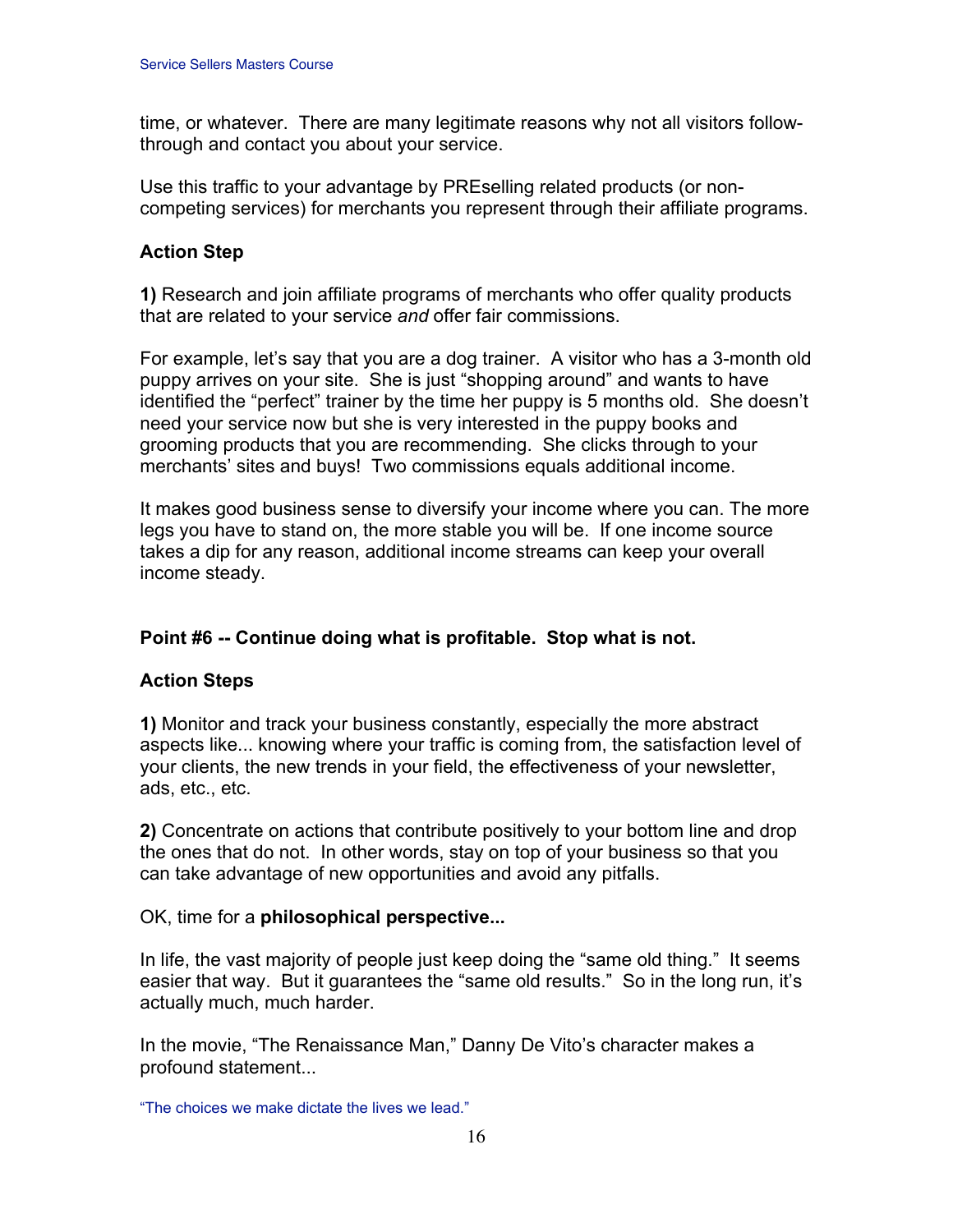time, or whatever. There are many legitimate reasons why not all visitors follow-through and contact you about your service.

Use this traffic to your advantage by PREselling related products (or non-competing services) for merchants you represent through their affiliate programs.

**Action Step**

**1)** Research and join affiliate programs of merchants who offer quality products that are related to your service *and* offer fair commissions.

For example, let's say that you are a dog trainer. A visitor who has a 3-month old puppy arrives on your site. She is just "shopping around" and wants to have identified the "perfect" trainer by the time her puppy is 5 months old. She doesn't need your service now but she is very interested in the puppy books and grooming products that you are recommending. She clicks through to your merchants' sites and buys! Two commissions equals additional income.

It makes good business sense to diversify your income where you can. The more legs you have to stand on, the more stable you will be. If one income source takes a dip for any reason, additional income streams can keep your overall income steady.

**Point #6 -- Continue doing what is profitable. Stop what is not.**

**Action Steps**

**1)** Monitor and track your business constantly, especially the more abstract aspects like... knowing where your traffic is coming from, the satisfaction level of your clients, the new trends in your field, the effectiveness of your newsletter, ads, etc., etc.

**2)** Concentrate on actions that contribute positively to your bottom line and drop the ones that do not. In other words, stay on top of your business so that you can take advantage of new opportunities and avoid any pitfalls.

OK, time for a **philosophical perspective...**

In life, the vast majority of people just keep doing the "same old thing." It seems easier that way. But it guarantees the "same old results." So in the long run, it's actually much, much harder.

In the movie, "The Renaissance Man," Danny De Vito's character makes a profound statement...

"The choices we make dictate the lives we lead."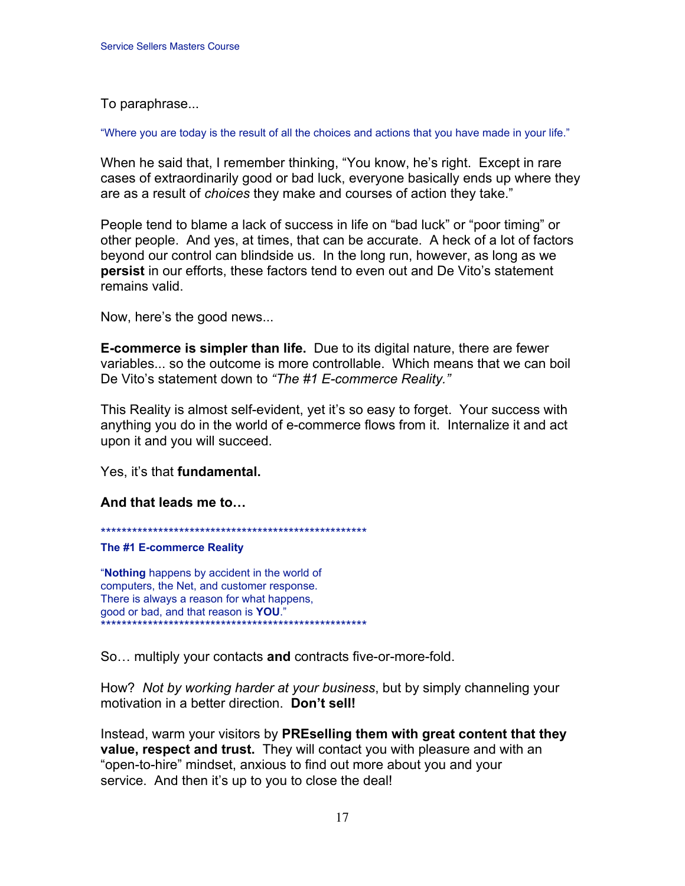To paraphrase...

"Where you are today is the result of all the choices and actions that you have made in your life."

When he said that, I remember thinking, "You know, he's right. Except in rare cases of extraordinarily good or bad luck, everyone basically ends up where they are as a result of *choices* they make and courses of action they take."

People tend to blame a lack of success in life on "bad luck" or "poor timing" or other people. And yes, at times, that can be accurate. A heck of a lot of factors beyond our control can blindside us. In the long run, however, as long as we **persist** in our efforts, these factors tend to even out and De Vito's statement remains valid.

Now, here's the good news...

**E-commerce is simpler than life.** Due to its digital nature, there are fewer variables... so the outcome is more controllable. Which means that we can boil De Vito's statement down to *"The #1 E-commerce Reality."*

This Reality is almost self-evident, yet it's so easy to forget. Your success with anything you do in the world of e-commerce flows from it. Internalize it and act upon it and you will succeed.

Yes, it's that **fundamental.**

**And that leads me to…**

****************************************************

**The #1 E-commerce Reality**

"**Nothing** happens by accident in the world of computers, the Net, and customer response. There is always a reason for what happens, good or bad, and that reason is **YOU**."

****************************************************

So… multiply your contacts **and** contracts five-or-more-fold.

How? *Not by working harder at your business*, but by simply channeling your motivation in a better direction. **Don't sell!**

Instead, warm your visitors by **PREselling them with great content that they value, respect and trust.** They will contact you with pleasure and with an "open-to-hire" mindset, anxious to find out more about you and your service. And then it's up to you to close the deal!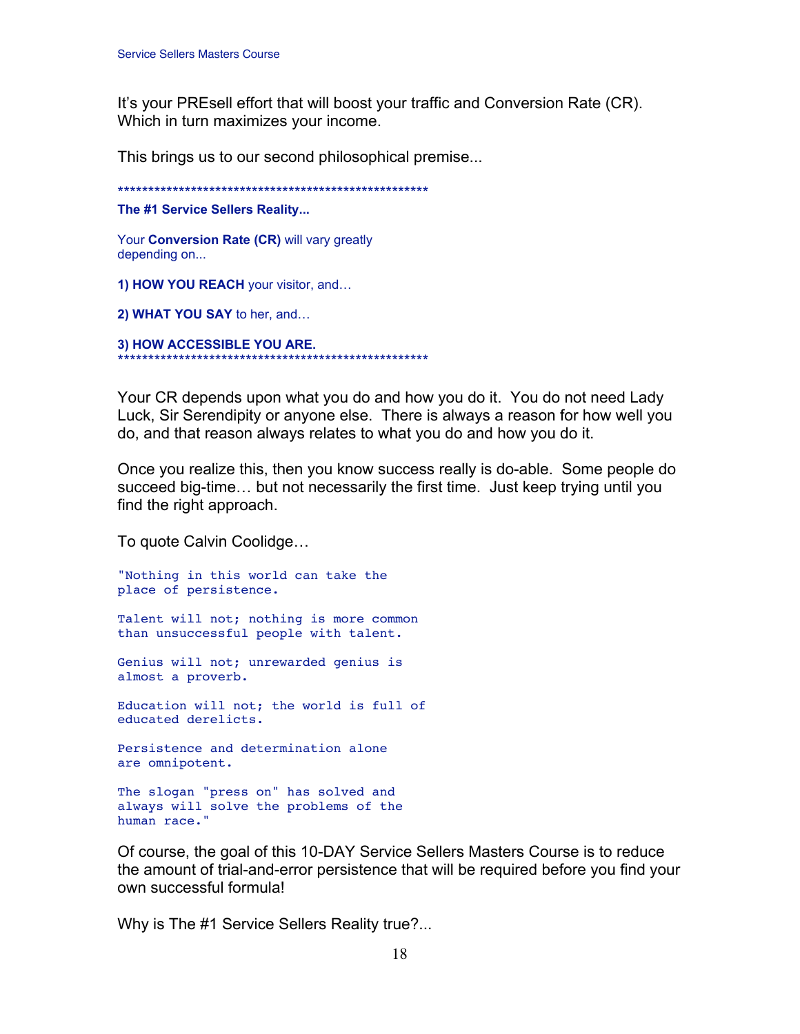It's your PREsell effort that will boost your traffic and Conversion Rate (CR). Which in turn maximizes your income.

This brings us to our second philosophical premise...

***************************************************

**The #1 Service Sellers Reality...**

Your **Conversion Rate (CR)** will vary greatly depending on...

**1) HOW YOU REACH** your visitor, and…

**2) WHAT YOU SAY** to her, and…

**3) HOW ACCESSIBLE YOU ARE.**

***************************************************

Your CR depends upon what you do and how you do it. You do not need Lady Luck, Sir Serendipity or anyone else. There is always a reason for how well you do, and that reason always relates to what you do and how you do it.

Once you realize this, then you know success really is do-able. Some people do succeed big-time… but not necessarily the first time. Just keep trying until you find the right approach.

To quote Calvin Coolidge…

```
"Nothing in this world can take the
place of persistence.

Talent will not; nothing is more common
than unsuccessful people with talent.

Genius will not; unrewarded genius is
almost a proverb.

Education will not; the world is full of
educated derelicts.

Persistence and determination alone
are omnipotent.

The slogan "press on" has solved and
always will solve the problems of the
human race."
```

Of course, the goal of this 10-DAY Service Sellers Masters Course is to reduce the amount of trial-and-error persistence that will be required before you find your own successful formula!

Why is The #1 Service Sellers Reality true?...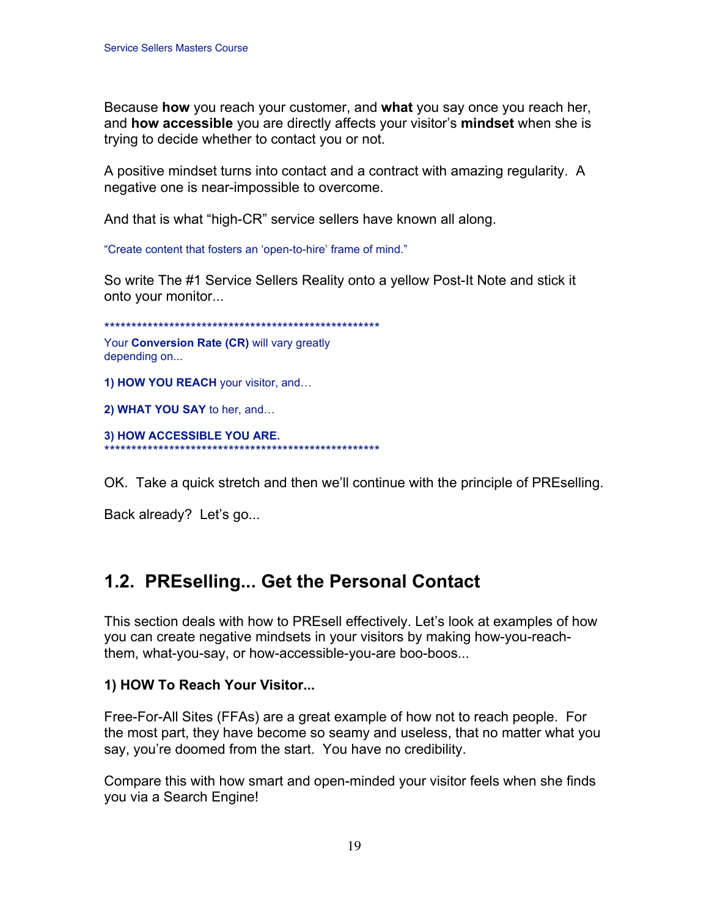Because **how** you reach your customer, and **what** you say once you reach her, and **how accessible** you are directly affects your visitor's **mindset** when she is trying to decide whether to contact you or not.

A positive mindset turns into contact and a contract with amazing regularity. A negative one is near-impossible to overcome.

And that is what "high-CR" service sellers have known all along.

"Create content that fosters an 'open-to-hire' frame of mind."

So write The #1 Service Sellers Reality onto a yellow Post-It Note and stick it onto your monitor...

****************************************************

Your **Conversion Rate (CR)** will vary greatly depending on...

**1) HOW YOU REACH** your visitor, and…

**2) WHAT YOU SAY** to her, and…

**3) HOW ACCESSIBLE YOU ARE.**

****************************************************

OK. Take a quick stretch and then we'll continue with the principle of PREselling.

Back already? Let's go...

## 1.2. PREselling... Get the Personal Contact

This section deals with how to PREsell effectively. Let's look at examples of how you can create negative mindsets in your visitors by making how-you-reach-them, what-you-say, or how-accessible-you-are boo-boos...

### 1) HOW To Reach Your Visitor...

Free-For-All Sites (FFAs) are a great example of how not to reach people. For the most part, they have become so seamy and useless, that no matter what you say, you're doomed from the start. You have no credibility.

Compare this with how smart and open-minded your visitor feels when she finds you via a Search Engine!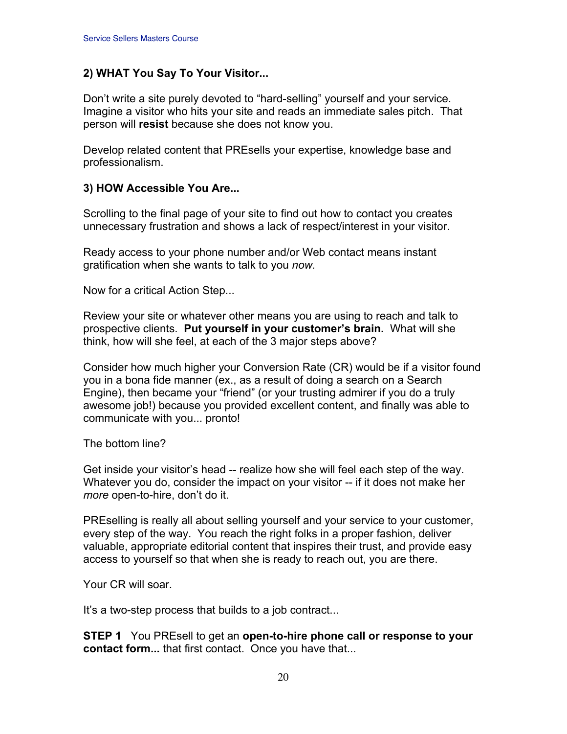**2) WHAT You Say To Your Visitor...**

Don't write a site purely devoted to "hard-selling" yourself and your service. Imagine a visitor who hits your site and reads an immediate sales pitch. That person will **resist** because she does not know you.

Develop related content that PREsells your expertise, knowledge base and professionalism.

**3) HOW Accessible You Are...**

Scrolling to the final page of your site to find out how to contact you creates unnecessary frustration and shows a lack of respect/interest in your visitor.

Ready access to your phone number and/or Web contact means instant gratification when she wants to talk to you *now.*

Now for a critical Action Step...

Review your site or whatever other means you are using to reach and talk to prospective clients. **Put yourself in your customer's brain.** What will she think, how will she feel, at each of the 3 major steps above?

Consider how much higher your Conversion Rate (CR) would be if a visitor found you in a bona fide manner (ex., as a result of doing a search on a Search Engine), then became your "friend" (or your trusting admirer if you do a truly awesome job!) because you provided excellent content, and finally was able to communicate with you... pronto!

The bottom line?

Get inside your visitor's head -- realize how she will feel each step of the way. Whatever you do, consider the impact on your visitor -- if it does not make her *more* open-to-hire, don't do it.

PREselling is really all about selling yourself and your service to your customer, every step of the way. You reach the right folks in a proper fashion, deliver valuable, appropriate editorial content that inspires their trust, and provide easy access to yourself so that when she is ready to reach out, you are there.

Your CR will soar.

It's a two-step process that builds to a job contract...

**STEP 1** You PREsell to get an **open-to-hire phone call or response to your contact form...** that first contact. Once you have that...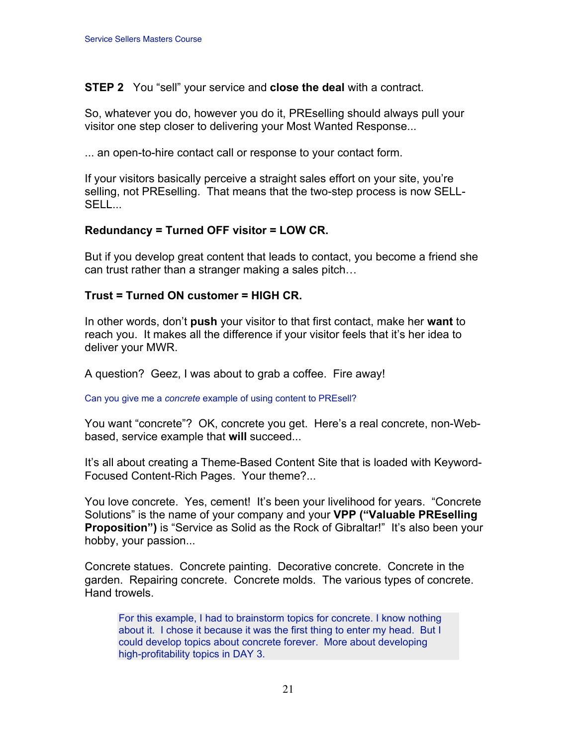**STEP 2** You "sell" your service and **close the deal** with a contract.

So, whatever you do, however you do it, PREselling should always pull your visitor one step closer to delivering your Most Wanted Response...

... an open-to-hire contact call or response to your contact form.

If your visitors basically perceive a straight sales effort on your site, you're selling, not PREselling. That means that the two-step process is now SELL-SELL...

**Redundancy = Turned OFF visitor = LOW CR.**

But if you develop great content that leads to contact, you become a friend she can trust rather than a stranger making a sales pitch…

**Trust = Turned ON customer = HIGH CR.**

In other words, don't **push** your visitor to that first contact, make her **want** to reach you. It makes all the difference if your visitor feels that it's her idea to deliver your MWR.

A question? Geez, I was about to grab a coffee. Fire away!

Can you give me a *concrete* example of using content to PREsell?

You want "concrete"? OK, concrete you get. Here's a real concrete, non-Web-based, service example that **will** succeed...

It's all about creating a Theme-Based Content Site that is loaded with Keyword-Focused Content-Rich Pages. Your theme?...

You love concrete. Yes, cement! It's been your livelihood for years. "Concrete Solutions" is the name of your company and your **VPP ("Valuable PREselling Proposition")** is "Service as Solid as the Rock of Gibraltar!" It's also been your hobby, your passion...

Concrete statues. Concrete painting. Decorative concrete. Concrete in the garden. Repairing concrete. Concrete molds. The various types of concrete. Hand trowels.

> For this example, I had to brainstorm topics for concrete. I know nothing about it. I chose it because it was the first thing to enter my head. But I could develop topics about concrete forever. More about developing high-profitability topics in DAY 3.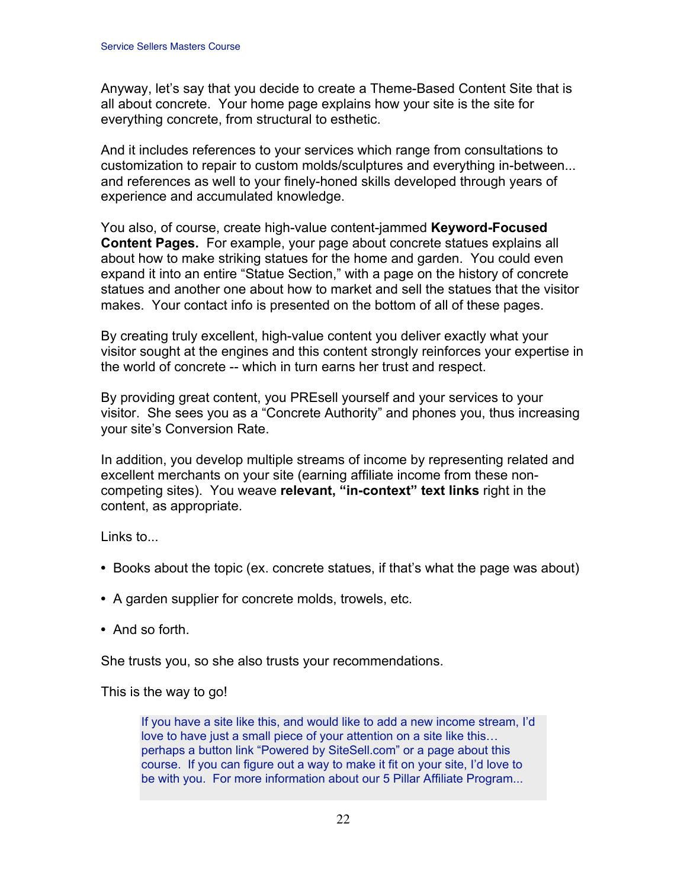Anyway, let's say that you decide to create a Theme-Based Content Site that is all about concrete. Your home page explains how your site is the site for everything concrete, from structural to esthetic.

And it includes references to your services which range from consultations to customization to repair to custom molds/sculptures and everything in-between... and references as well to your finely-honed skills developed through years of experience and accumulated knowledge.

You also, of course, create high-value content-jammed **Keyword-Focused Content Pages.** For example, your page about concrete statues explains all about how to make striking statues for the home and garden. You could even expand it into an entire "Statue Section," with a page on the history of concrete statues and another one about how to market and sell the statues that the visitor makes. Your contact info is presented on the bottom of all of these pages.

By creating truly excellent, high-value content you deliver exactly what your visitor sought at the engines and this content strongly reinforces your expertise in the world of concrete -- which in turn earns her trust and respect.

By providing great content, you PREsell yourself and your services to your visitor. She sees you as a "Concrete Authority" and phones you, thus increasing your site's Conversion Rate.

In addition, you develop multiple streams of income by representing related and excellent merchants on your site (earning affiliate income from these non-competing sites). You weave **relevant, "in-context" text links** right in the content, as appropriate.

Links to...

- Books about the topic (ex. concrete statues, if that's what the page was about)
- A garden supplier for concrete molds, trowels, etc.
- And so forth.

She trusts you, so she also trusts your recommendations.

This is the way to go!

> If you have a site like this, and would like to add a new income stream, I'd love to have just a small piece of your attention on a site like this… perhaps a button link "Powered by SiteSell.com" or a page about this course. If you can figure out a way to make it fit on your site, I'd love to be with you. For more information about our 5 Pillar Affiliate Program...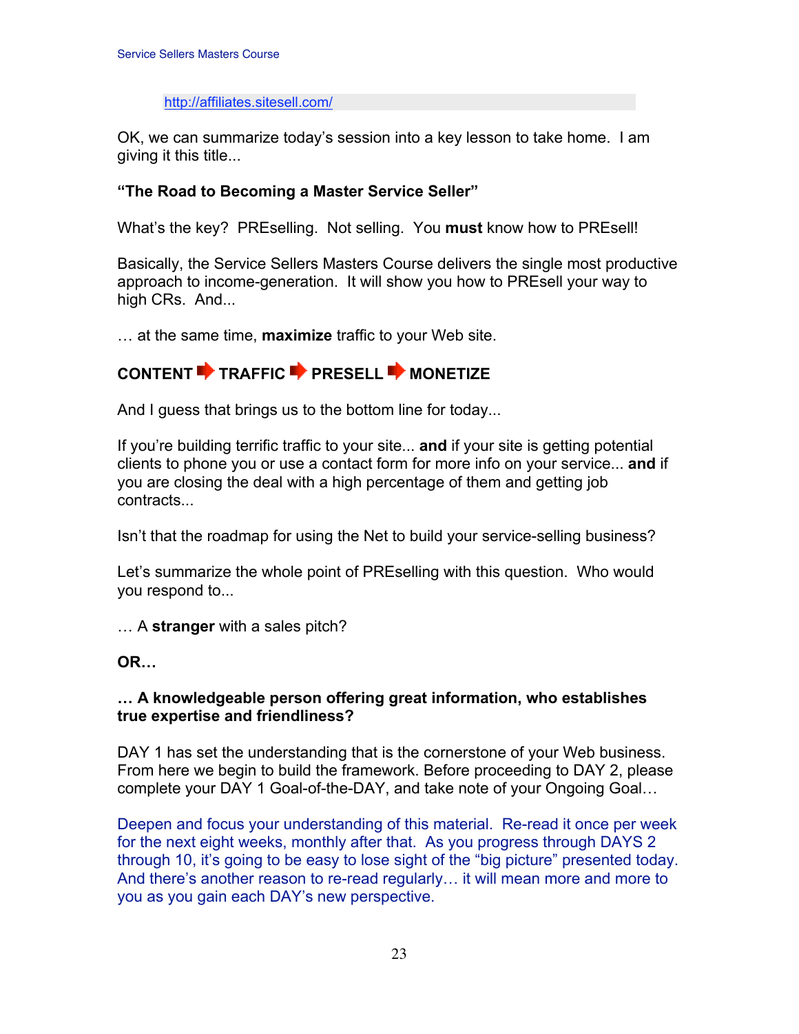http://affiliates.sitesell.com/

OK, we can summarize today's session into a key lesson to take home. I am giving it this title...

**"The Road to Becoming a Master Service Seller"**

What's the key? PREselling. Not selling. You **must** know how to PREsell!

Basically, the Service Sellers Masters Course delivers the single most productive approach to income-generation. It will show you how to PREsell your way to high CRs. And...

… at the same time, **maximize** traffic to your Web site.

**CONTENT ➡ TRAFFIC ➡ PRESELL ➡ MONETIZE**

And I guess that brings us to the bottom line for today...

If you're building terrific traffic to your site... **and** if your site is getting potential clients to phone you or use a contact form for more info on your service... **and** if you are closing the deal with a high percentage of them and getting job contracts...

Isn't that the roadmap for using the Net to build your service-selling business?

Let's summarize the whole point of PREselling with this question. Who would you respond to...

… A **stranger** with a sales pitch?

**OR…**

**… A knowledgeable person offering great information, who establishes true expertise and friendliness?**

DAY 1 has set the understanding that is the cornerstone of your Web business. From here we begin to build the framework. Before proceeding to DAY 2, please complete your DAY 1 Goal-of-the-DAY, and take note of your Ongoing Goal…

Deepen and focus your understanding of this material. Re-read it once per week for the next eight weeks, monthly after that. As you progress through DAYS 2 through 10, it's going to be easy to lose sight of the "big picture" presented today. And there's another reason to re-read regularly… it will mean more and more to you as you gain each DAY's new perspective.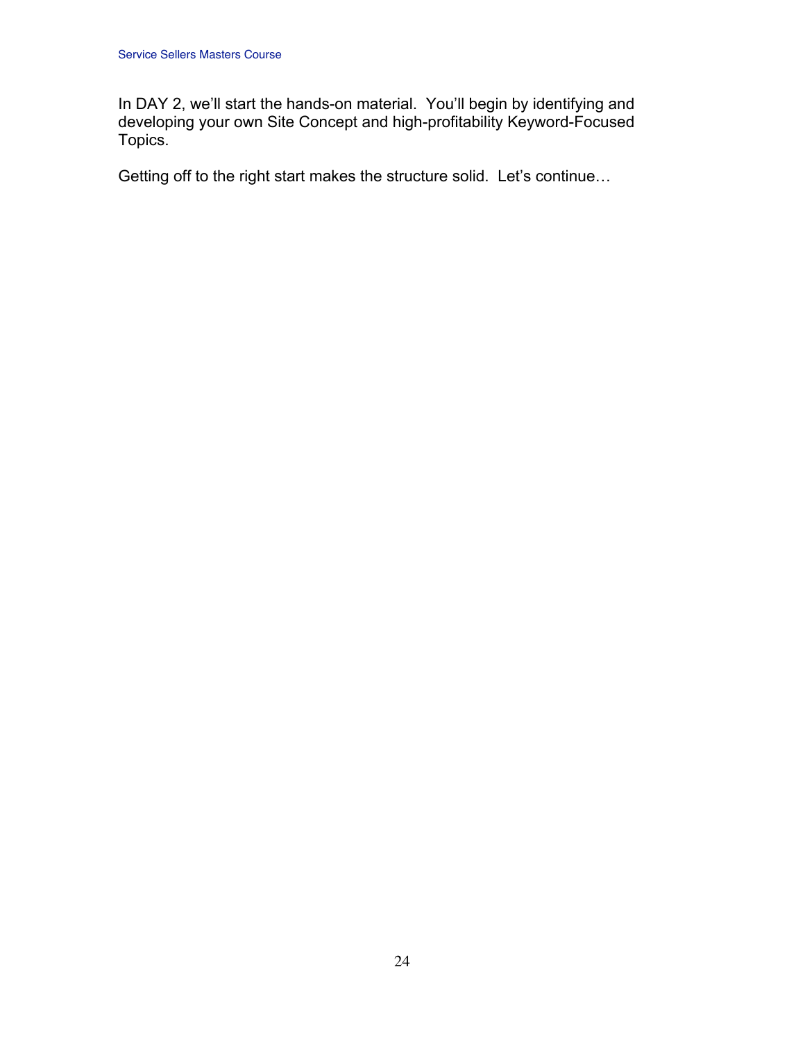In DAY 2, we'll start the hands-on material. You'll begin by identifying and developing your own Site Concept and high-profitability Keyword-Focused Topics.

Getting off to the right start makes the structure solid. Let's continue…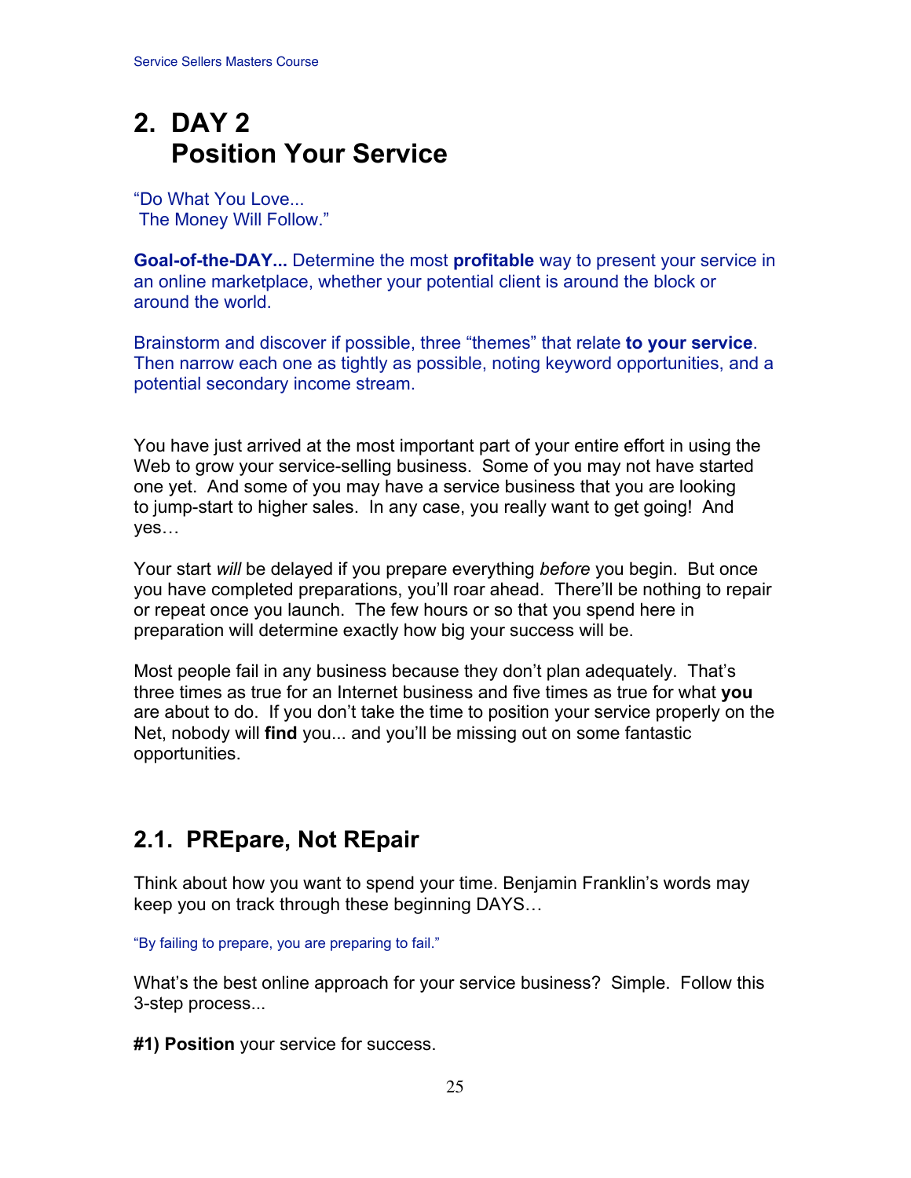# 2. DAY 2
# Position Your Service

"Do What You Love...
The Money Will Follow."

**Goal-of-the-DAY...** Determine the most **profitable** way to present your service in an online marketplace, whether your potential client is around the block or around the world.

Brainstorm and discover if possible, three "themes" that relate **to your service**. Then narrow each one as tightly as possible, noting keyword opportunities, and a potential secondary income stream.

You have just arrived at the most important part of your entire effort in using the Web to grow your service-selling business. Some of you may not have started one yet. And some of you may have a service business that you are looking to jump-start to higher sales. In any case, you really want to get going! And yes…

Your start *will* be delayed if you prepare everything *before* you begin. But once you have completed preparations, you'll roar ahead. There'll be nothing to repair or repeat once you launch. The few hours or so that you spend here in preparation will determine exactly how big your success will be.

Most people fail in any business because they don't plan adequately. That's three times as true for an Internet business and five times as true for what **you** are about to do. If you don't take the time to position your service properly on the Net, nobody will **find** you... and you'll be missing out on some fantastic opportunities.

## 2.1. PREpare, Not REpair

Think about how you want to spend your time. Benjamin Franklin's words may keep you on track through these beginning DAYS…

"By failing to prepare, you are preparing to fail."

What's the best online approach for your service business? Simple. Follow this 3-step process...

**#1) Position** your service for success.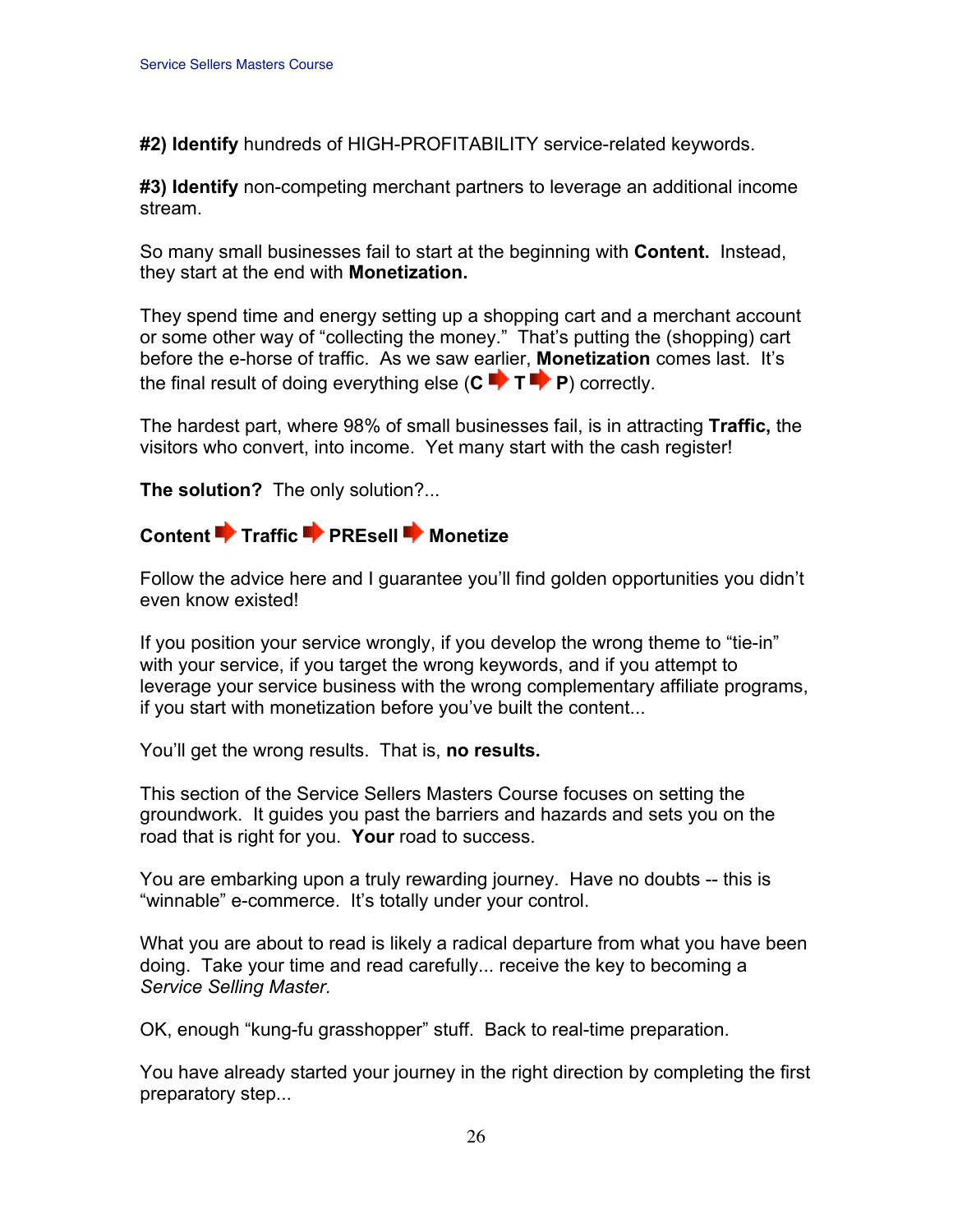**#2) Identify** hundreds of HIGH-PROFITABILITY service-related keywords.

**#3) Identify** non-competing merchant partners to leverage an additional income stream.

So many small businesses fail to start at the beginning with **Content.** Instead, they start at the end with **Monetization.**

They spend time and energy setting up a shopping cart and a merchant account or some other way of "collecting the money." That's putting the (shopping) cart before the e-horse of traffic. As we saw earlier, **Monetization** comes last. It's the final result of doing everything else (**C** ➡ **T** ➡ **P**) correctly.

The hardest part, where 98% of small businesses fail, is in attracting **Traffic,** the visitors who convert, into income. Yet many start with the cash register!

**The solution?** The only solution?...

**Content** ➡ **Traffic** ➡ **PREsell** ➡ **Monetize**

Follow the advice here and I guarantee you'll find golden opportunities you didn't even know existed!

If you position your service wrongly, if you develop the wrong theme to "tie-in" with your service, if you target the wrong keywords, and if you attempt to leverage your service business with the wrong complementary affiliate programs, if you start with monetization before you've built the content...

You'll get the wrong results. That is, **no results.**

This section of the Service Sellers Masters Course focuses on setting the groundwork. It guides you past the barriers and hazards and sets you on the road that is right for you. **Your** road to success.

You are embarking upon a truly rewarding journey. Have no doubts -- this is "winnable" e-commerce. It's totally under your control.

What you are about to read is likely a radical departure from what you have been doing. Take your time and read carefully... receive the key to becoming a *Service Selling Master.*

OK, enough "kung-fu grasshopper" stuff. Back to real-time preparation.

You have already started your journey in the right direction by completing the first preparatory step...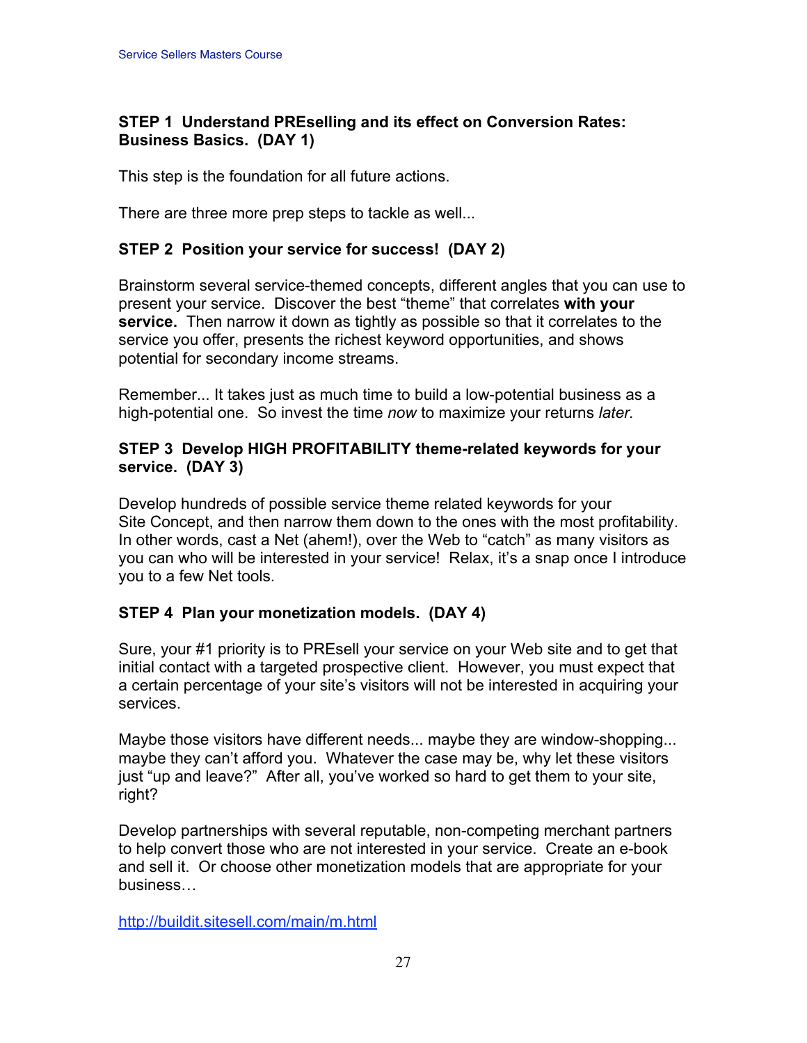**STEP 1 Understand PREselling and its effect on Conversion Rates: Business Basics. (DAY 1)**

This step is the foundation for all future actions.

There are three more prep steps to tackle as well...

**STEP 2 Position your service for success! (DAY 2)**

Brainstorm several service-themed concepts, different angles that you can use to present your service. Discover the best "theme" that correlates **with your service.** Then narrow it down as tightly as possible so that it correlates to the service you offer, presents the richest keyword opportunities, and shows potential for secondary income streams.

Remember... It takes just as much time to build a low-potential business as a high-potential one. So invest the time *now* to maximize your returns *later.*

**STEP 3 Develop HIGH PROFITABILITY theme-related keywords for your service. (DAY 3)**

Develop hundreds of possible service theme related keywords for your Site Concept, and then narrow them down to the ones with the most profitability. In other words, cast a Net (ahem!), over the Web to "catch" as many visitors as you can who will be interested in your service! Relax, it's a snap once I introduce you to a few Net tools.

**STEP 4 Plan your monetization models. (DAY 4)**

Sure, your #1 priority is to PREsell your service on your Web site and to get that initial contact with a targeted prospective client. However, you must expect that a certain percentage of your site's visitors will not be interested in acquiring your services.

Maybe those visitors have different needs... maybe they are window-shopping... maybe they can't afford you. Whatever the case may be, why let these visitors just "up and leave?" After all, you've worked so hard to get them to your site, right?

Develop partnerships with several reputable, non-competing merchant partners to help convert those who are not interested in your service. Create an e-book and sell it. Or choose other monetization models that are appropriate for your business…

http://buildit.sitesell.com/main/m.html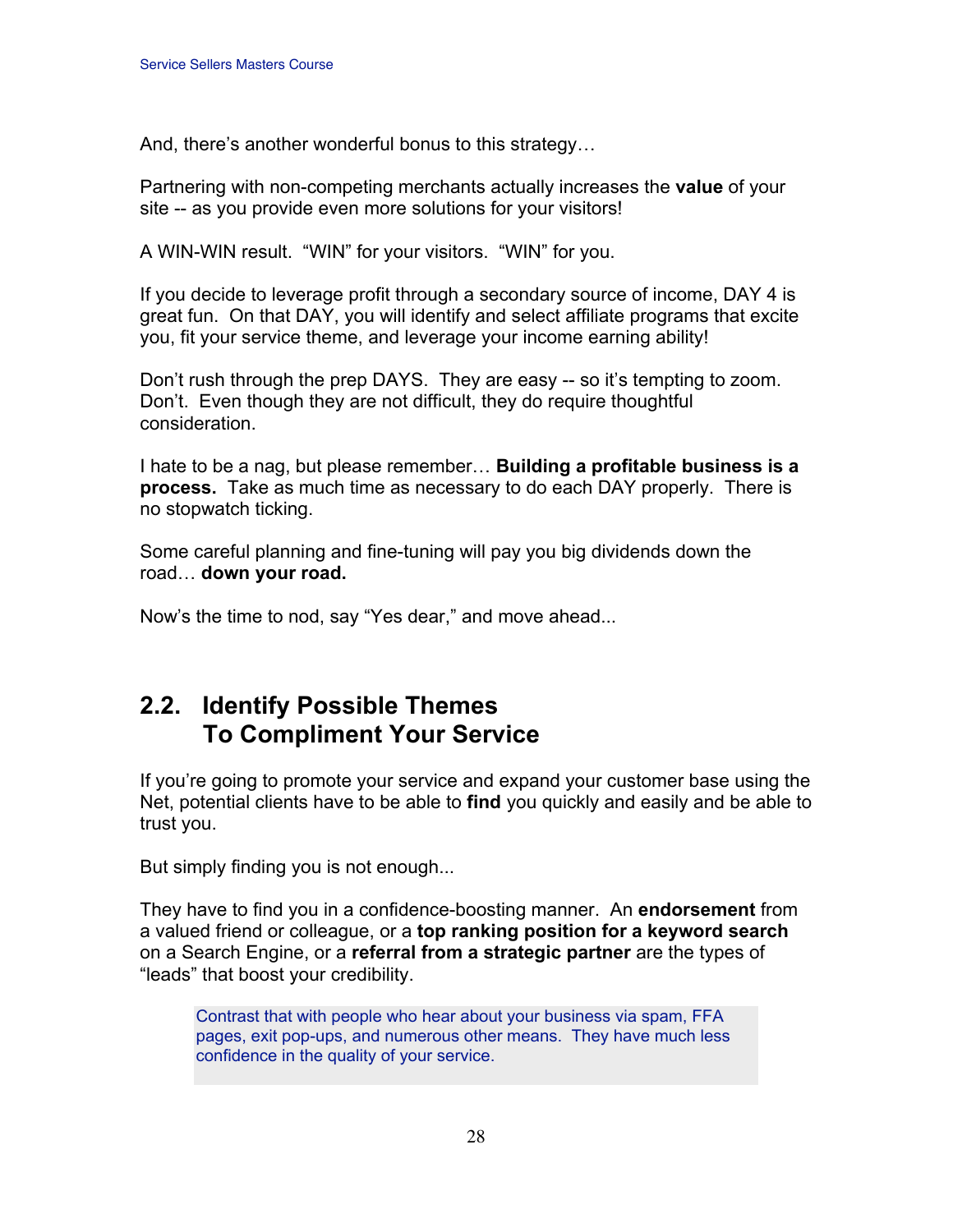And, there's another wonderful bonus to this strategy…

Partnering with non-competing merchants actually increases the **value** of your site -- as you provide even more solutions for your visitors!

A WIN-WIN result. "WIN" for your visitors. "WIN" for you.

If you decide to leverage profit through a secondary source of income, DAY 4 is great fun. On that DAY, you will identify and select affiliate programs that excite you, fit your service theme, and leverage your income earning ability!

Don't rush through the prep DAYS. They are easy -- so it's tempting to zoom. Don't. Even though they are not difficult, they do require thoughtful consideration.

I hate to be a nag, but please remember… **Building a profitable business is a process.** Take as much time as necessary to do each DAY properly. There is no stopwatch ticking.

Some careful planning and fine-tuning will pay you big dividends down the road… **down your road.**

Now's the time to nod, say "Yes dear," and move ahead...

## 2.2. Identify Possible Themes To Compliment Your Service

If you're going to promote your service and expand your customer base using the Net, potential clients have to be able to **find** you quickly and easily and be able to trust you.

But simply finding you is not enough...

They have to find you in a confidence-boosting manner. An **endorsement** from a valued friend or colleague, or a **top ranking position for a keyword search** on a Search Engine, or a **referral from a strategic partner** are the types of "leads" that boost your credibility.

> Contrast that with people who hear about your business via spam, FFA pages, exit pop-ups, and numerous other means. They have much less confidence in the quality of your service.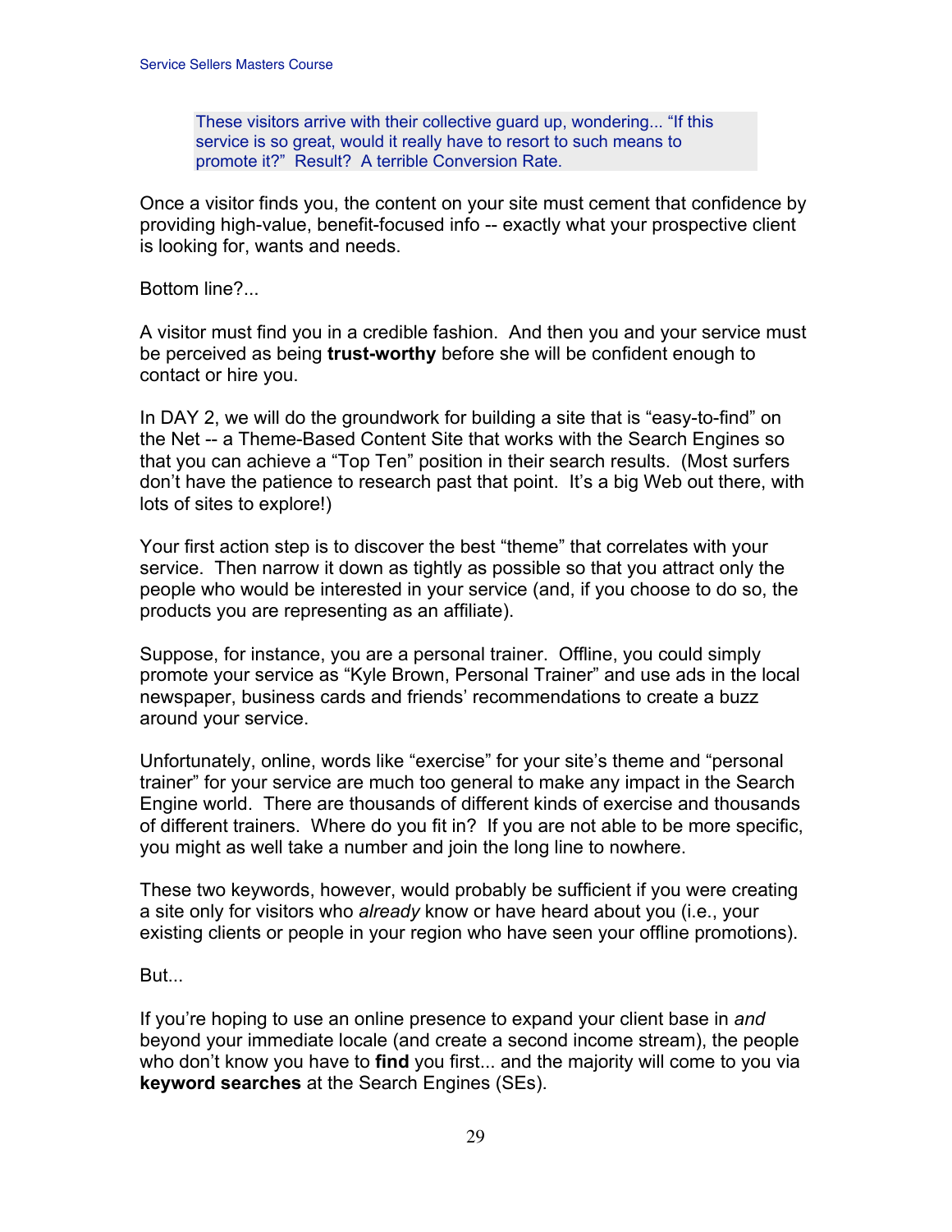> These visitors arrive with their collective guard up, wondering... "If this service is so great, would it really have to resort to such means to promote it?" Result? A terrible Conversion Rate.

Once a visitor finds you, the content on your site must cement that confidence by providing high-value, benefit-focused info -- exactly what your prospective client is looking for, wants and needs.

Bottom line?...

A visitor must find you in a credible fashion. And then you and your service must be perceived as being **trust-worthy** before she will be confident enough to contact or hire you.

In DAY 2, we will do the groundwork for building a site that is "easy-to-find" on the Net -- a Theme-Based Content Site that works with the Search Engines so that you can achieve a "Top Ten" position in their search results. (Most surfers don't have the patience to research past that point. It's a big Web out there, with lots of sites to explore!)

Your first action step is to discover the best "theme" that correlates with your service. Then narrow it down as tightly as possible so that you attract only the people who would be interested in your service (and, if you choose to do so, the products you are representing as an affiliate).

Suppose, for instance, you are a personal trainer. Offline, you could simply promote your service as "Kyle Brown, Personal Trainer" and use ads in the local newspaper, business cards and friends' recommendations to create a buzz around your service.

Unfortunately, online, words like "exercise" for your site's theme and "personal trainer" for your service are much too general to make any impact in the Search Engine world. There are thousands of different kinds of exercise and thousands of different trainers. Where do you fit in? If you are not able to be more specific, you might as well take a number and join the long line to nowhere.

These two keywords, however, would probably be sufficient if you were creating a site only for visitors who *already* know or have heard about you (i.e., your existing clients or people in your region who have seen your offline promotions).

But...

If you're hoping to use an online presence to expand your client base in *and* beyond your immediate locale (and create a second income stream), the people who don't know you have to **find** you first... and the majority will come to you via **keyword searches** at the Search Engines (SEs).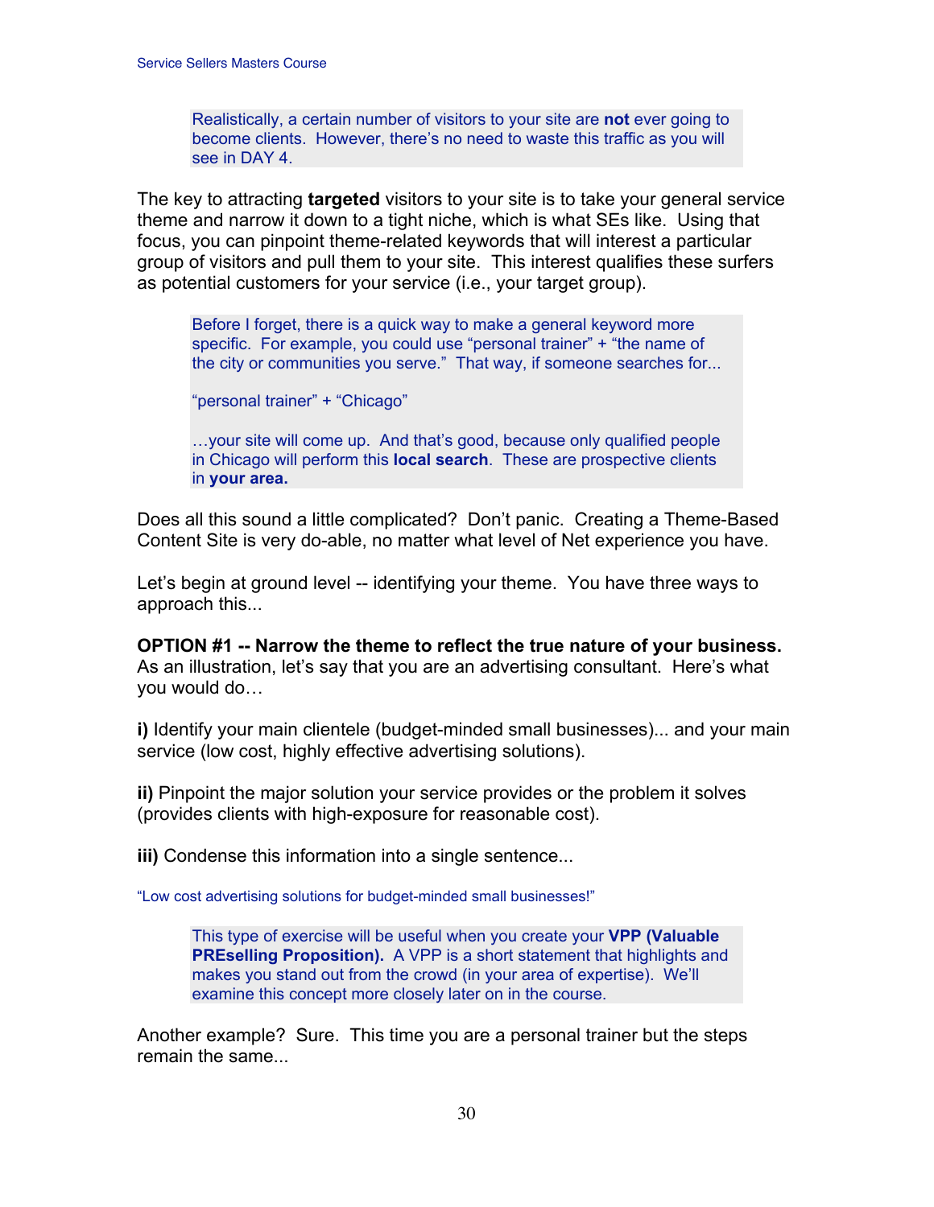> Realistically, a certain number of visitors to your site are **not** ever going to become clients. However, there's no need to waste this traffic as you will see in DAY 4.

The key to attracting **targeted** visitors to your site is to take your general service theme and narrow it down to a tight niche, which is what SEs like. Using that focus, you can pinpoint theme-related keywords that will interest a particular group of visitors and pull them to your site. This interest qualifies these surfers as potential customers for your service (i.e., your target group).

> Before I forget, there is a quick way to make a general keyword more specific. For example, you could use "personal trainer" + "the name of the city or communities you serve." That way, if someone searches for...
>
> "personal trainer" + "Chicago"
>
> …your site will come up. And that's good, because only qualified people in Chicago will perform this **local search**. These are prospective clients in **your area.**

Does all this sound a little complicated? Don't panic. Creating a Theme-Based Content Site is very do-able, no matter what level of Net experience you have.

Let's begin at ground level -- identifying your theme. You have three ways to approach this...

**OPTION #1 -- Narrow the theme to reflect the true nature of your business.** As an illustration, let's say that you are an advertising consultant. Here's what you would do…

**i)** Identify your main clientele (budget-minded small businesses)... and your main service (low cost, highly effective advertising solutions).

**ii)** Pinpoint the major solution your service provides or the problem it solves (provides clients with high-exposure for reasonable cost).

**iii)** Condense this information into a single sentence...

"Low cost advertising solutions for budget-minded small businesses!"

> This type of exercise will be useful when you create your **VPP (Valuable PREselling Proposition).** A VPP is a short statement that highlights and makes you stand out from the crowd (in your area of expertise). We'll examine this concept more closely later on in the course.

Another example? Sure. This time you are a personal trainer but the steps remain the same...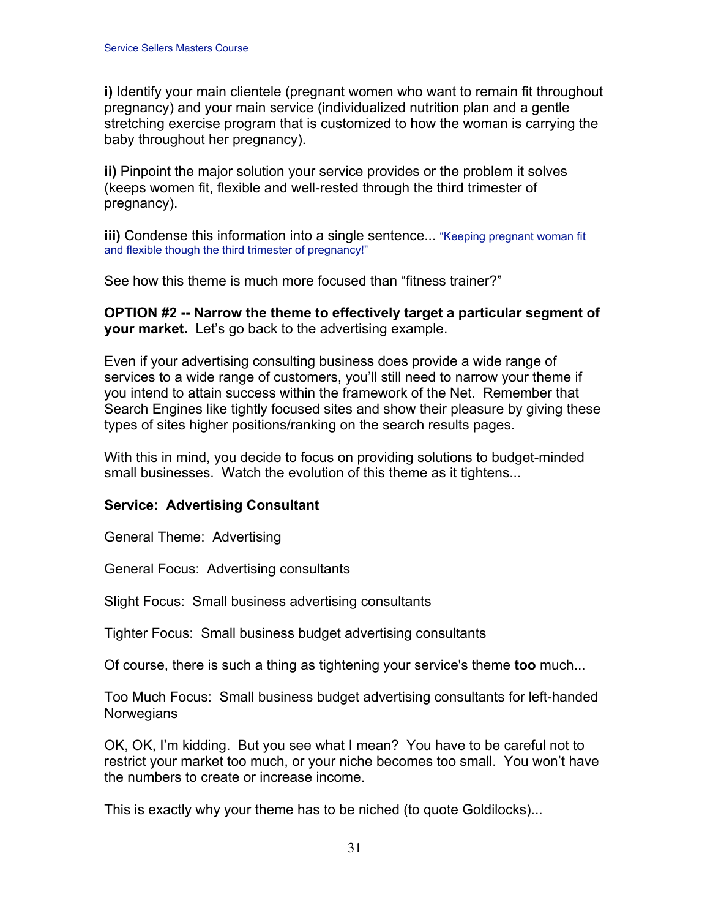**i)** Identify your main clientele (pregnant women who want to remain fit throughout pregnancy) and your main service (individualized nutrition plan and a gentle stretching exercise program that is customized to how the woman is carrying the baby throughout her pregnancy).

**ii)** Pinpoint the major solution your service provides or the problem it solves (keeps women fit, flexible and well-rested through the third trimester of pregnancy).

**iii)** Condense this information into a single sentence... "Keeping pregnant woman fit and flexible though the third trimester of pregnancy!"

See how this theme is much more focused than "fitness trainer?"

**OPTION #2 -- Narrow the theme to effectively target a particular segment of your market.** Let's go back to the advertising example.

Even if your advertising consulting business does provide a wide range of services to a wide range of customers, you'll still need to narrow your theme if you intend to attain success within the framework of the Net. Remember that Search Engines like tightly focused sites and show their pleasure by giving these types of sites higher positions/ranking on the search results pages.

With this in mind, you decide to focus on providing solutions to budget-minded small businesses. Watch the evolution of this theme as it tightens...

**Service: Advertising Consultant**

General Theme: Advertising

General Focus: Advertising consultants

Slight Focus: Small business advertising consultants

Tighter Focus: Small business budget advertising consultants

Of course, there is such a thing as tightening your service's theme **too** much...

Too Much Focus: Small business budget advertising consultants for left-handed Norwegians

OK, OK, I'm kidding. But you see what I mean? You have to be careful not to restrict your market too much, or your niche becomes too small. You won't have the numbers to create or increase income.

This is exactly why your theme has to be niched (to quote Goldilocks)...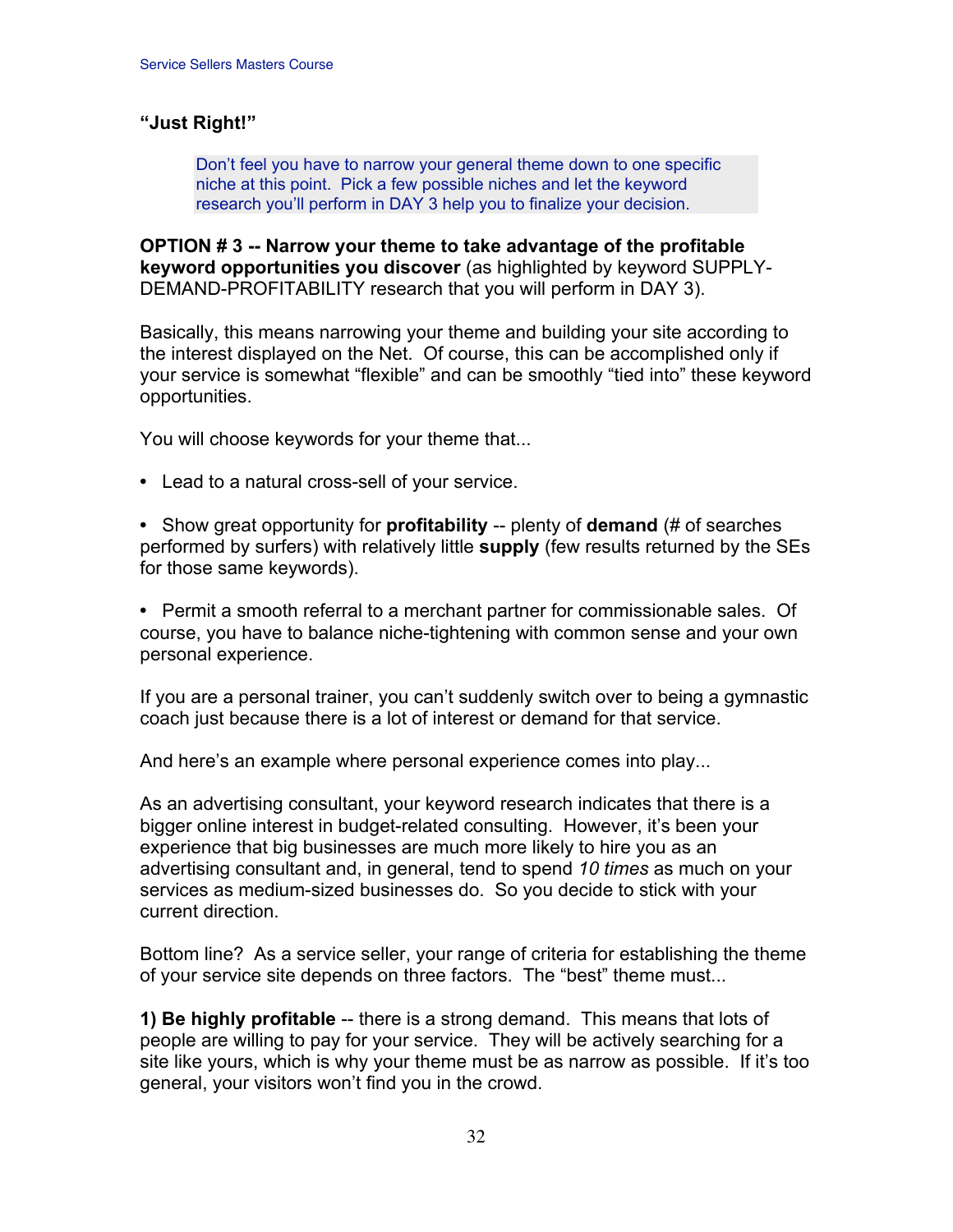**“Just Right!”**

> Don’t feel you have to narrow your general theme down to one specific niche at this point. Pick a few possible niches and let the keyword research you’ll perform in DAY 3 help you to finalize your decision.

**OPTION # 3 -- Narrow your theme to take advantage of the profitable keyword opportunities you discover** (as highlighted by keyword SUPPLY-DEMAND-PROFITABILITY research that you will perform in DAY 3).

Basically, this means narrowing your theme and building your site according to the interest displayed on the Net. Of course, this can be accomplished only if your service is somewhat “flexible” and can be smoothly “tied into” these keyword opportunities.

You will choose keywords for your theme that...

- Lead to a natural cross-sell of your service.

- Show great opportunity for **profitability** -- plenty of **demand** (# of searches performed by surfers) with relatively little **supply** (few results returned by the SEs for those same keywords).

- Permit a smooth referral to a merchant partner for commissionable sales. Of course, you have to balance niche-tightening with common sense and your own personal experience.

If you are a personal trainer, you can’t suddenly switch over to being a gymnastic coach just because there is a lot of interest or demand for that service.

And here’s an example where personal experience comes into play...

As an advertising consultant, your keyword research indicates that there is a bigger online interest in budget-related consulting. However, it’s been your experience that big businesses are much more likely to hire you as an advertising consultant and, in general, tend to spend *10 times* as much on your services as medium-sized businesses do. So you decide to stick with your current direction.

Bottom line? As a service seller, your range of criteria for establishing the theme of your service site depends on three factors. The “best” theme must...

**1) Be highly profitable** -- there is a strong demand. This means that lots of people are willing to pay for your service. They will be actively searching for a site like yours, which is why your theme must be as narrow as possible. If it’s too general, your visitors won’t find you in the crowd.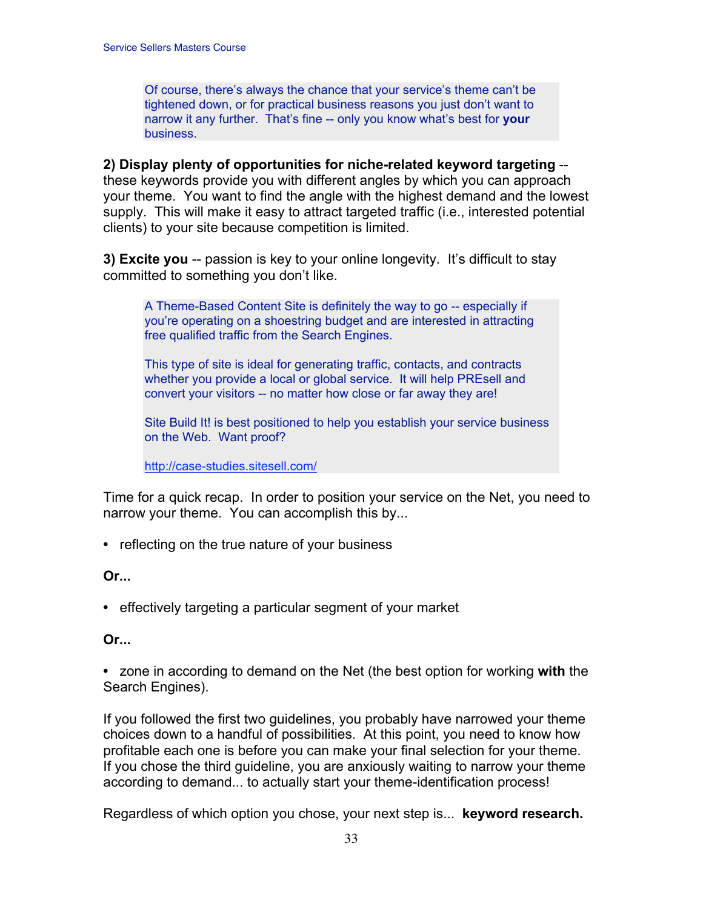Of course, there's always the chance that your service's theme can't be tightened down, or for practical business reasons you just don't want to narrow it any further. That's fine -- only you know what's best for **your** business.

**2) Display plenty of opportunities for niche-related keyword targeting** -- these keywords provide you with different angles by which you can approach your theme. You want to find the angle with the highest demand and the lowest supply. This will make it easy to attract targeted traffic (i.e., interested potential clients) to your site because competition is limited.

**3) Excite you** -- passion is key to your online longevity. It's difficult to stay committed to something you don't like.

A Theme-Based Content Site is definitely the way to go -- especially if you're operating on a shoestring budget and are interested in attracting free qualified traffic from the Search Engines.

This type of site is ideal for generating traffic, contacts, and contracts whether you provide a local or global service. It will help PREsell and convert your visitors -- no matter how close or far away they are!

Site Build It! is best positioned to help you establish your service business on the Web. Want proof?

http://case-studies.sitesell.com/

Time for a quick recap. In order to position your service on the Net, you need to narrow your theme. You can accomplish this by...

- reflecting on the true nature of your business

**Or...**

- effectively targeting a particular segment of your market

**Or...**

- zone in according to demand on the Net (the best option for working **with** the Search Engines).

If you followed the first two guidelines, you probably have narrowed your theme choices down to a handful of possibilities. At this point, you need to know how profitable each one is before you can make your final selection for your theme. If you chose the third guideline, you are anxiously waiting to narrow your theme according to demand... to actually start your theme-identification process!

Regardless of which option you chose, your next step is... **keyword research.**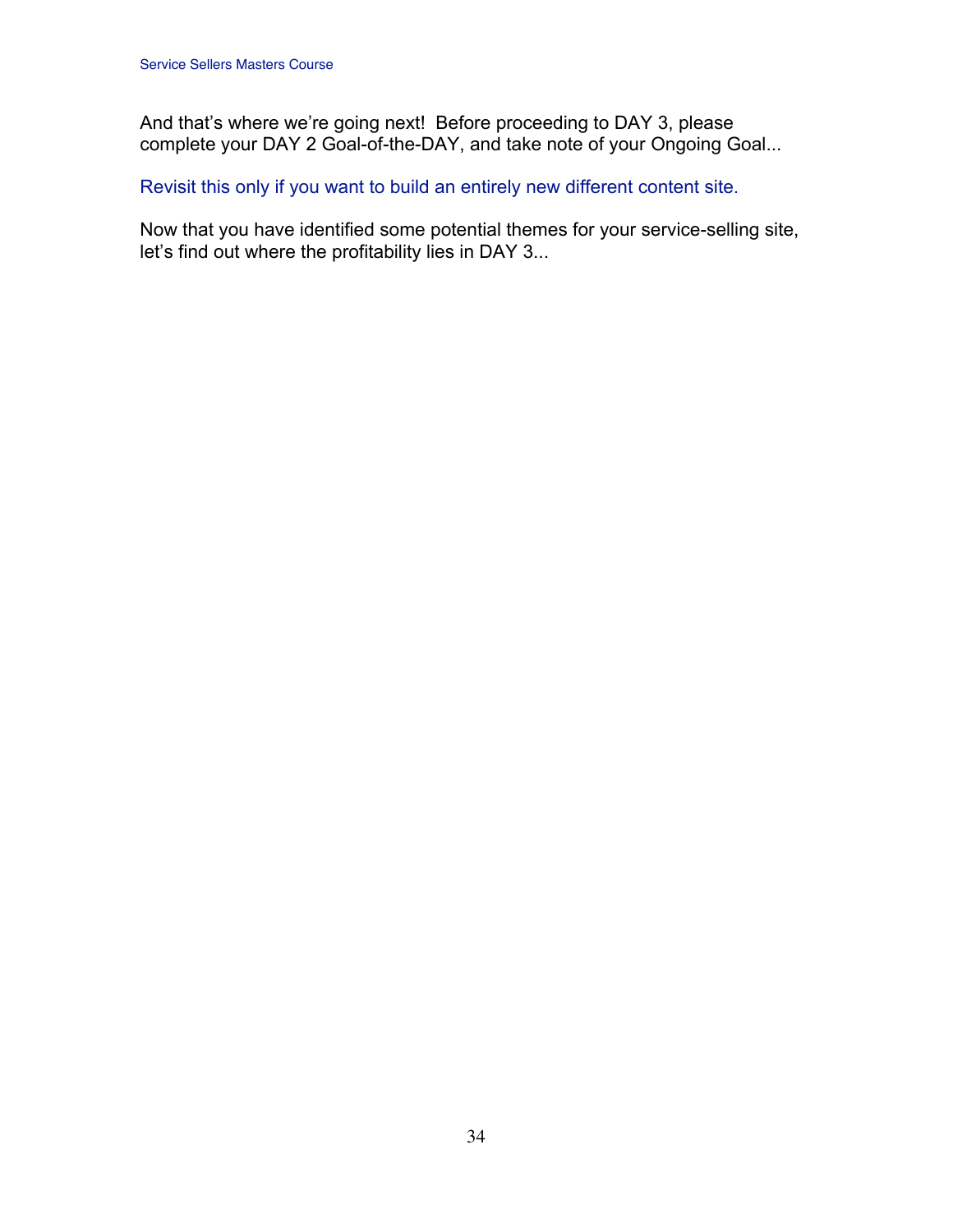And that's where we're going next! Before proceeding to DAY 3, please complete your DAY 2 Goal-of-the-DAY, and take note of your Ongoing Goal...

Revisit this only if you want to build an entirely new different content site.

Now that you have identified some potential themes for your service-selling site, let's find out where the profitability lies in DAY 3...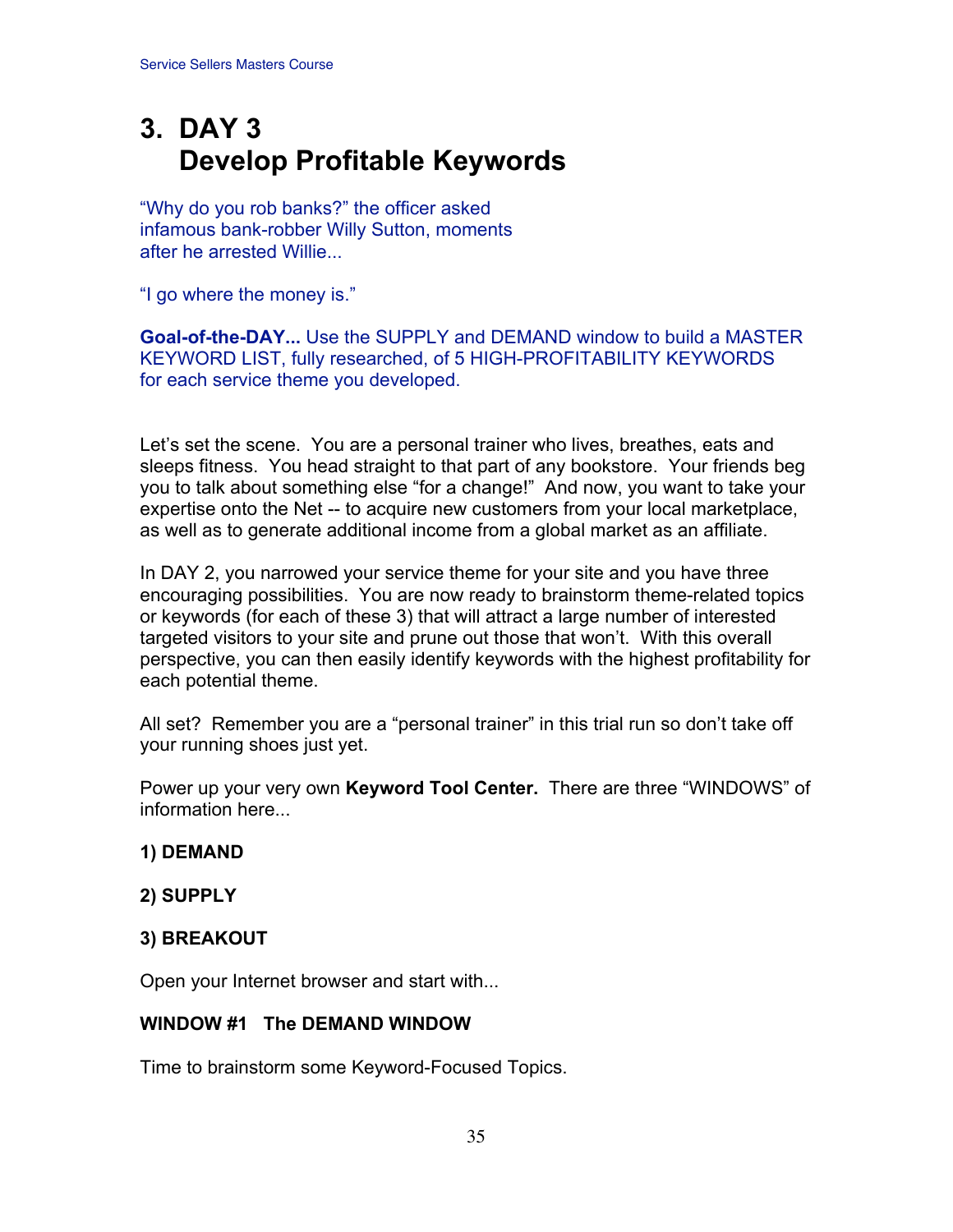# 3. DAY 3 Develop Profitable Keywords

"Why do you rob banks?" the officer asked infamous bank-robber Willy Sutton, moments after he arrested Willie...

"I go where the money is."

**Goal-of-the-DAY...** Use the SUPPLY and DEMAND window to build a MASTER KEYWORD LIST, fully researched, of 5 HIGH-PROFITABILITY KEYWORDS for each service theme you developed.

Let's set the scene. You are a personal trainer who lives, breathes, eats and sleeps fitness. You head straight to that part of any bookstore. Your friends beg you to talk about something else "for a change!" And now, you want to take your expertise onto the Net -- to acquire new customers from your local marketplace, as well as to generate additional income from a global market as an affiliate.

In DAY 2, you narrowed your service theme for your site and you have three encouraging possibilities. You are now ready to brainstorm theme-related topics or keywords (for each of these 3) that will attract a large number of interested targeted visitors to your site and prune out those that won't. With this overall perspective, you can then easily identify keywords with the highest profitability for each potential theme.

All set? Remember you are a "personal trainer" in this trial run so don't take off your running shoes just yet.

Power up your very own **Keyword Tool Center.** There are three "WINDOWS" of information here...

**1) DEMAND**

**2) SUPPLY**

**3) BREAKOUT**

Open your Internet browser and start with...

**WINDOW #1 The DEMAND WINDOW**

Time to brainstorm some Keyword-Focused Topics.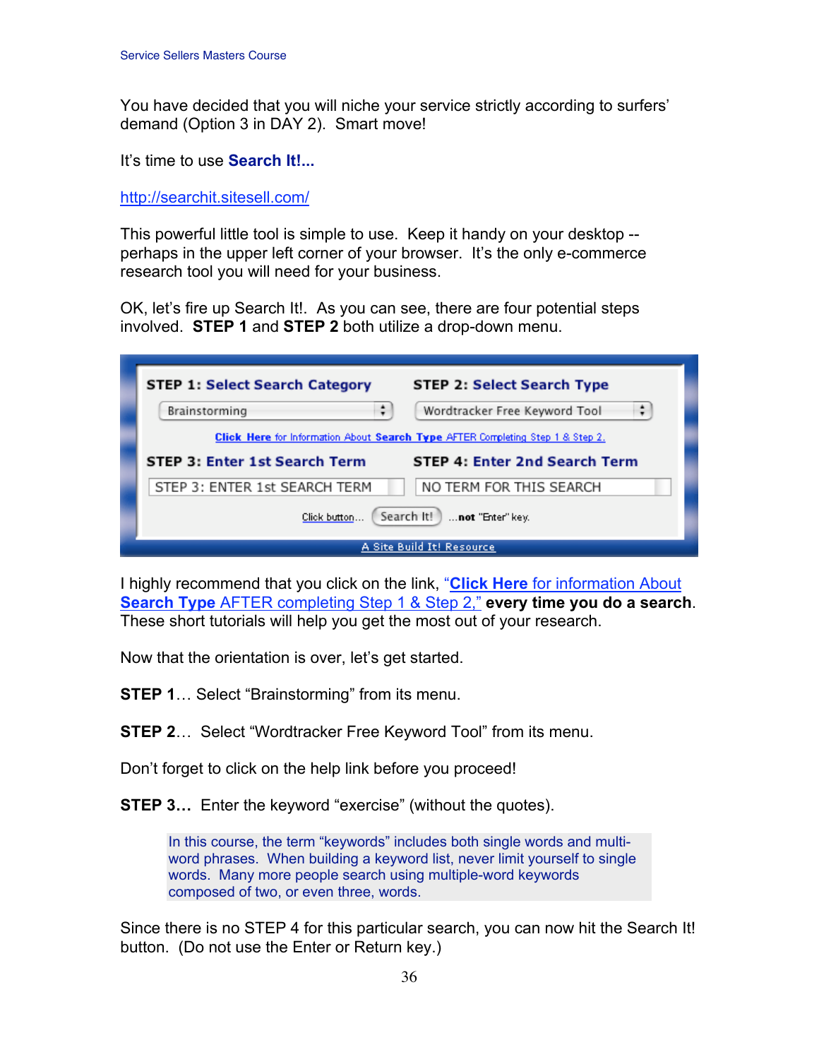You have decided that you will niche your service strictly according to surfers' demand (Option 3 in DAY 2). Smart move!

It's time to use **Search It!...**

http://searchit.sitesell.com/

This powerful little tool is simple to use. Keep it handy on your desktop -- perhaps in the upper left corner of your browser. It's the only e-commerce research tool you will need for your business.

OK, let's fire up Search It!. As you can see, there are four potential steps involved. **STEP 1** and **STEP 2** both utilize a drop-down menu.

**STEP 1: Select Search Category** — Brainstorming

**STEP 2: Select Search Type** — Wordtracker Free Keyword Tool

**Click Here** for Information About **Search Type** AFTER Completing Step 1 & Step 2.

**STEP 3: Enter 1st Search Term** — STEP 3: ENTER 1st SEARCH TERM

**STEP 4: Enter 2nd Search Term** — NO TERM FOR THIS SEARCH

Click button... Search It! ...**not** "Enter" key.

A Site Build It! Resource

I highly recommend that you click on the link, "**Click Here** for information About **Search Type** AFTER completing Step 1 & Step 2," **every time you do a search**. These short tutorials will help you get the most out of your research.

Now that the orientation is over, let's get started.

**STEP 1**… Select "Brainstorming" from its menu.

**STEP 2**… Select "Wordtracker Free Keyword Tool" from its menu.

Don't forget to click on the help link before you proceed!

**STEP 3…** Enter the keyword "exercise" (without the quotes).

> In this course, the term "keywords" includes both single words and multi-word phrases. When building a keyword list, never limit yourself to single words. Many more people search using multiple-word keywords composed of two, or even three, words.

Since there is no STEP 4 for this particular search, you can now hit the Search It! button. (Do not use the Enter or Return key.)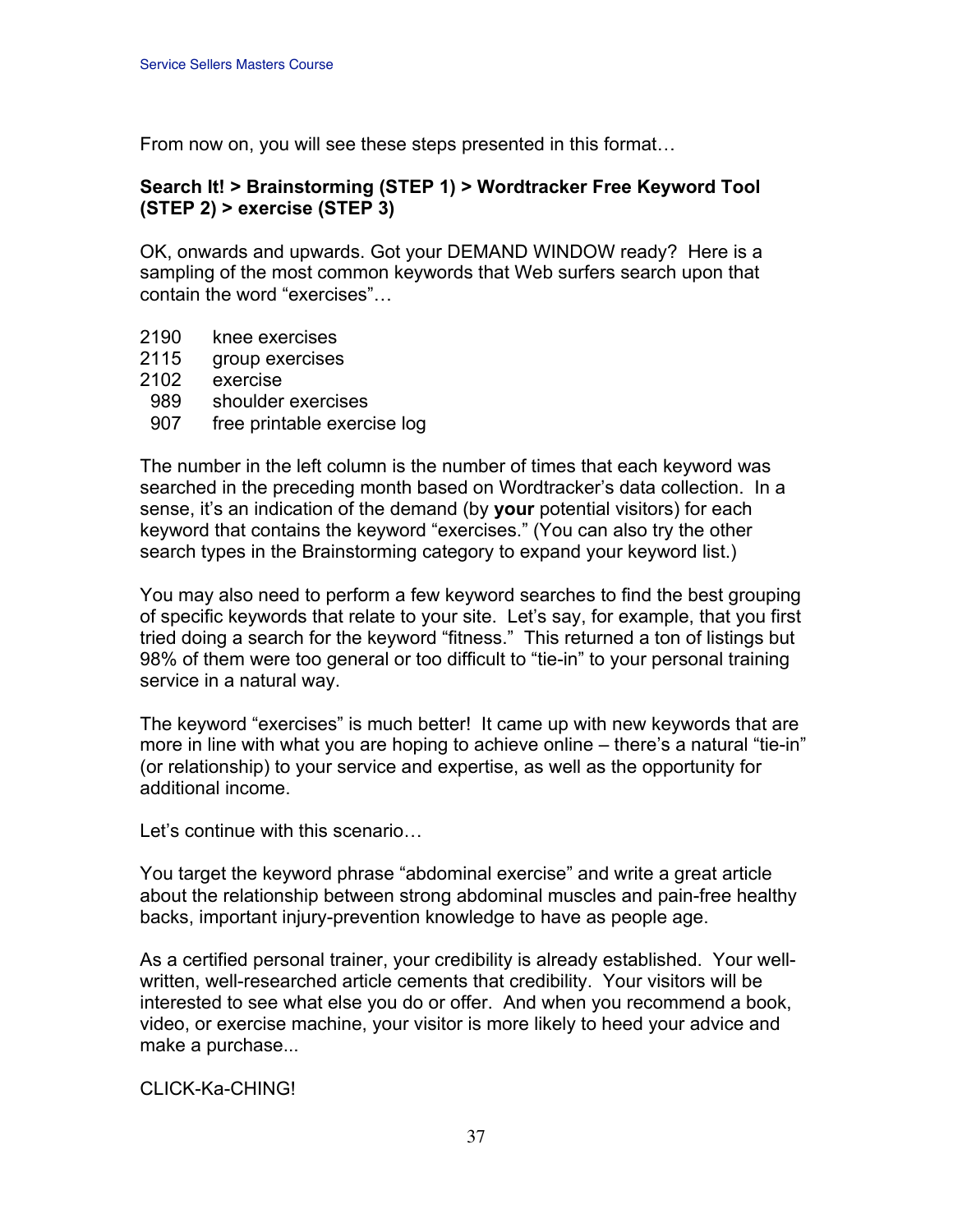From now on, you will see these steps presented in this format…

**Search It! > Brainstorming (STEP 1) > Wordtracker Free Keyword Tool (STEP 2) > exercise (STEP 3)**

OK, onwards and upwards. Got your DEMAND WINDOW ready? Here is a sampling of the most common keywords that Web surfers search upon that contain the word “exercises”…

2190 knee exercises
2115 group exercises
2102 exercise
989 shoulder exercises
907 free printable exercise log

The number in the left column is the number of times that each keyword was searched in the preceding month based on Wordtracker’s data collection. In a sense, it’s an indication of the demand (by **your** potential visitors) for each keyword that contains the keyword “exercises.” (You can also try the other search types in the Brainstorming category to expand your keyword list.)

You may also need to perform a few keyword searches to find the best grouping of specific keywords that relate to your site. Let’s say, for example, that you first tried doing a search for the keyword “fitness.” This returned a ton of listings but 98% of them were too general or too difficult to “tie-in” to your personal training service in a natural way.

The keyword “exercises” is much better! It came up with new keywords that are more in line with what you are hoping to achieve online – there’s a natural “tie-in” (or relationship) to your service and expertise, as well as the opportunity for additional income.

Let’s continue with this scenario…

You target the keyword phrase “abdominal exercise” and write a great article about the relationship between strong abdominal muscles and pain-free healthy backs, important injury-prevention knowledge to have as people age.

As a certified personal trainer, your credibility is already established. Your well-written, well-researched article cements that credibility. Your visitors will be interested to see what else you do or offer. And when you recommend a book, video, or exercise machine, your visitor is more likely to heed your advice and make a purchase...

CLICK-Ka-CHING!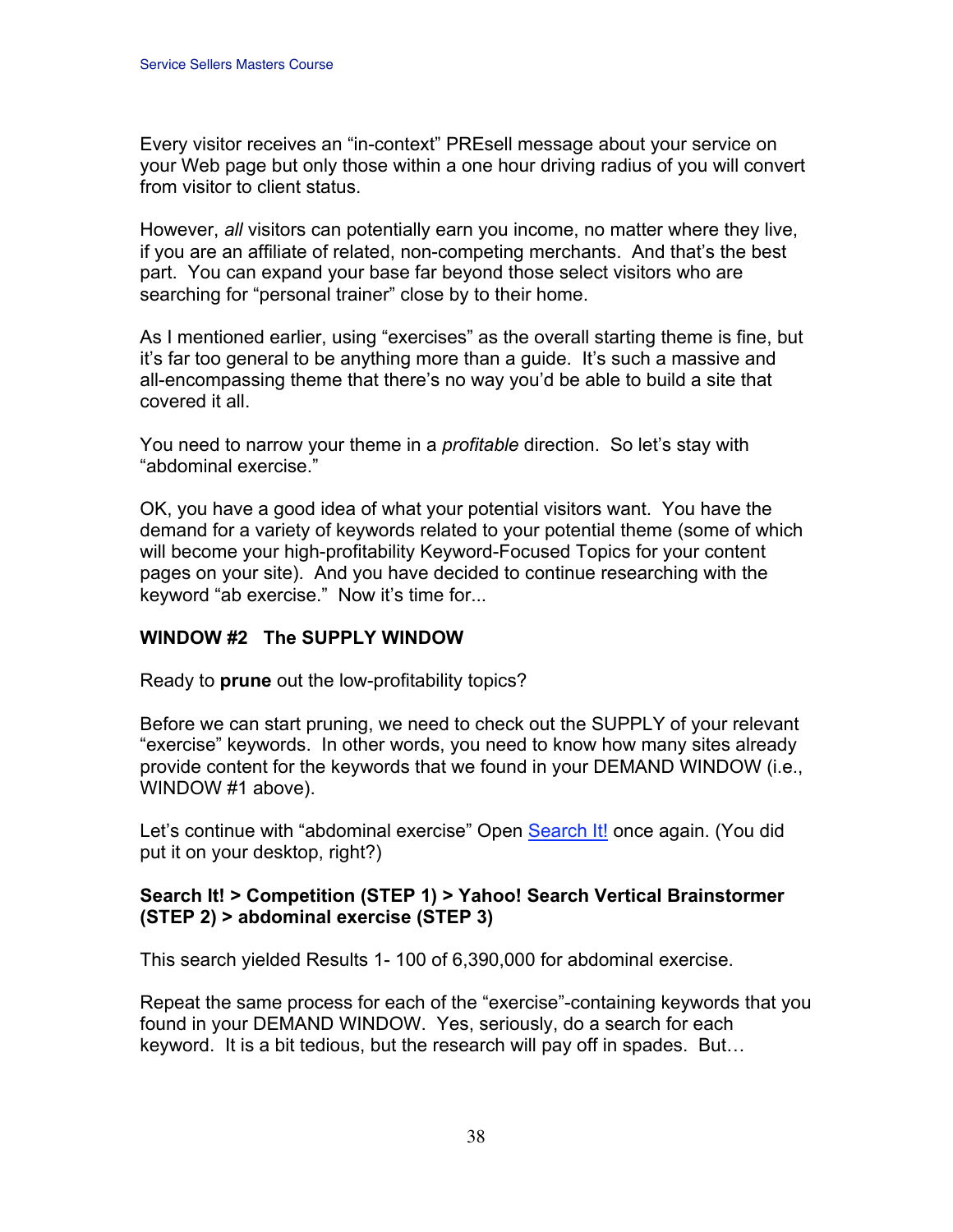Every visitor receives an "in-context" PREsell message about your service on your Web page but only those within a one hour driving radius of you will convert from visitor to client status.

However, *all* visitors can potentially earn you income, no matter where they live, if you are an affiliate of related, non-competing merchants. And that's the best part. You can expand your base far beyond those select visitors who are searching for "personal trainer" close by to their home.

As I mentioned earlier, using "exercises" as the overall starting theme is fine, but it's far too general to be anything more than a guide. It's such a massive and all-encompassing theme that there's no way you'd be able to build a site that covered it all.

You need to narrow your theme in a *profitable* direction. So let's stay with "abdominal exercise."

OK, you have a good idea of what your potential visitors want. You have the demand for a variety of keywords related to your potential theme (some of which will become your high-profitability Keyword-Focused Topics for your content pages on your site). And you have decided to continue researching with the keyword "ab exercise." Now it's time for...

**WINDOW #2 The SUPPLY WINDOW**

Ready to **prune** out the low-profitability topics?

Before we can start pruning, we need to check out the SUPPLY of your relevant "exercise" keywords. In other words, you need to know how many sites already provide content for the keywords that we found in your DEMAND WINDOW (i.e., WINDOW #1 above).

Let's continue with "abdominal exercise" Open [Search It!]() once again. (You did put it on your desktop, right?)

**Search It! > Competition (STEP 1) > Yahoo! Search Vertical Brainstormer (STEP 2) > abdominal exercise (STEP 3)**

This search yielded Results 1- 100 of 6,390,000 for abdominal exercise.

Repeat the same process for each of the "exercise"-containing keywords that you found in your DEMAND WINDOW. Yes, seriously, do a search for each keyword. It is a bit tedious, but the research will pay off in spades. But…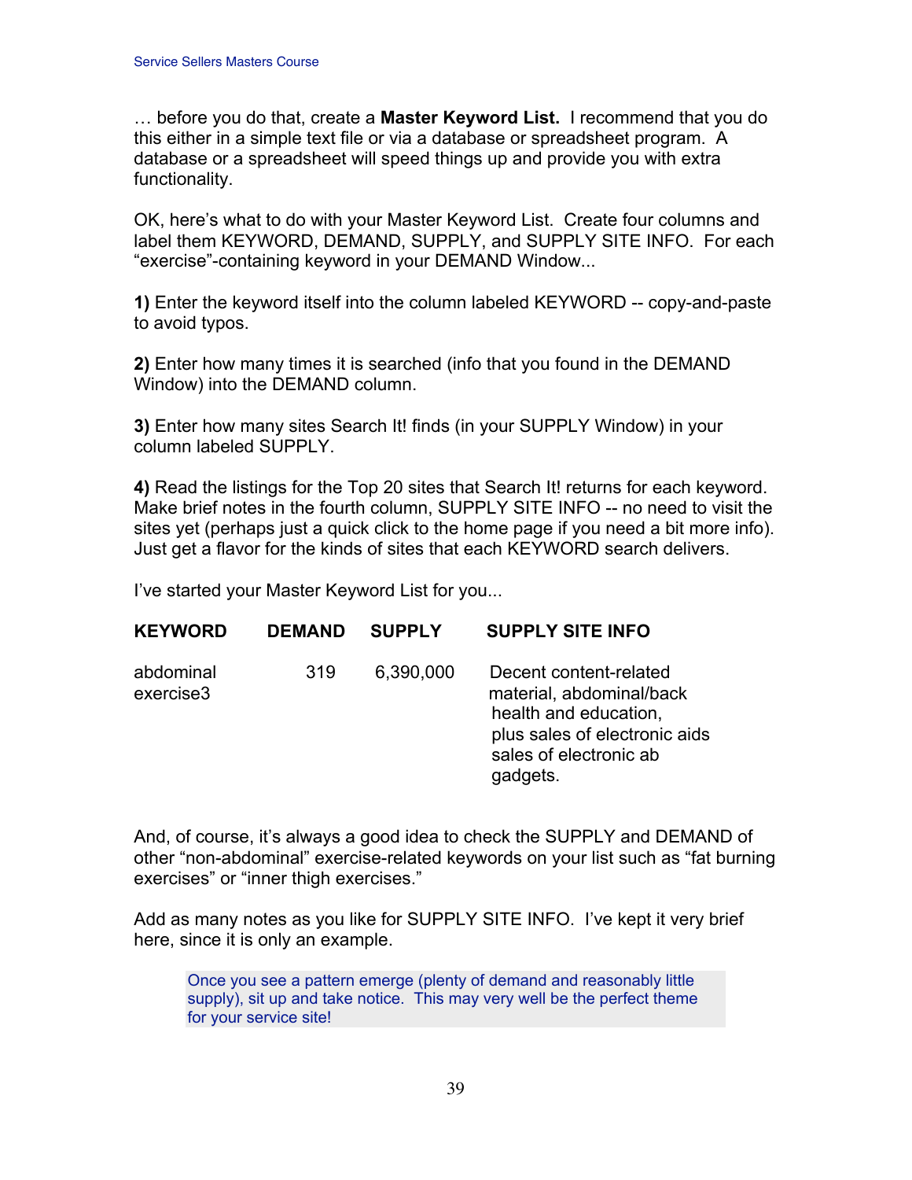… before you do that, create a **Master Keyword List.** I recommend that you do this either in a simple text file or via a database or spreadsheet program. A database or a spreadsheet will speed things up and provide you with extra functionality.

OK, here's what to do with your Master Keyword List. Create four columns and label them KEYWORD, DEMAND, SUPPLY, and SUPPLY SITE INFO. For each "exercise"-containing keyword in your DEMAND Window...

**1)** Enter the keyword itself into the column labeled KEYWORD -- copy-and-paste to avoid typos.

**2)** Enter how many times it is searched (info that you found in the DEMAND Window) into the DEMAND column.

**3)** Enter how many sites Search It! finds (in your SUPPLY Window) in your column labeled SUPPLY.

**4)** Read the listings for the Top 20 sites that Search It! returns for each keyword. Make brief notes in the fourth column, SUPPLY SITE INFO -- no need to visit the sites yet (perhaps just a quick click to the home page if you need a bit more info). Just get a flavor for the kinds of sites that each KEYWORD search delivers.

I've started your Master Keyword List for you...

| KEYWORD | DEMAND | SUPPLY | SUPPLY SITE INFO |
|---|---|---|---|
| abdominal exercise3 | 319 | 6,390,000 | Decent content-related material, abdominal/back health and education, plus sales of electronic aids sales of electronic ab gadgets. |

And, of course, it's always a good idea to check the SUPPLY and DEMAND of other "non-abdominal" exercise-related keywords on your list such as "fat burning exercises" or "inner thigh exercises."

Add as many notes as you like for SUPPLY SITE INFO. I've kept it very brief here, since it is only an example.

> Once you see a pattern emerge (plenty of demand and reasonably little supply), sit up and take notice. This may very well be the perfect theme for your service site!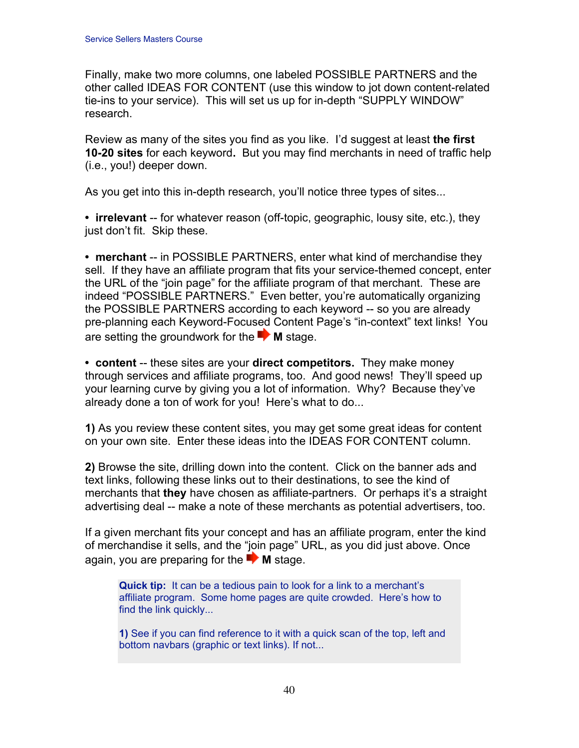Finally, make two more columns, one labeled POSSIBLE PARTNERS and the other called IDEAS FOR CONTENT (use this window to jot down content-related tie-ins to your service). This will set us up for in-depth "SUPPLY WINDOW" research.

Review as many of the sites you find as you like. I'd suggest at least **the first 10-20 sites** for each keyword**.** But you may find merchants in need of traffic help (i.e., you!) deeper down.

As you get into this in-depth research, you'll notice three types of sites...

• **irrelevant** -- for whatever reason (off-topic, geographic, lousy site, etc.), they just don't fit. Skip these.

• **merchant** -- in POSSIBLE PARTNERS, enter what kind of merchandise they sell. If they have an affiliate program that fits your service-themed concept, enter the URL of the "join page" for the affiliate program of that merchant. These are indeed "POSSIBLE PARTNERS." Even better, you're automatically organizing the POSSIBLE PARTNERS according to each keyword -- so you are already pre-planning each Keyword-Focused Content Page's "in-context" text links! You are setting the groundwork for the ➡ **M** stage.

• **content** -- these sites are your **direct competitors.** They make money through services and affiliate programs, too. And good news! They'll speed up your learning curve by giving you a lot of information. Why? Because they've already done a ton of work for you! Here's what to do...

**1)** As you review these content sites, you may get some great ideas for content on your own site. Enter these ideas into the IDEAS FOR CONTENT column.

**2)** Browse the site, drilling down into the content. Click on the banner ads and text links, following these links out to their destinations, to see the kind of merchants that **they** have chosen as affiliate-partners. Or perhaps it's a straight advertising deal -- make a note of these merchants as potential advertisers, too.

If a given merchant fits your concept and has an affiliate program, enter the kind of merchandise it sells, and the "join page" URL, as you did just above. Once again, you are preparing for the ➡ **M** stage.

> **Quick tip:** It can be a tedious pain to look for a link to a merchant's affiliate program. Some home pages are quite crowded. Here's how to find the link quickly...
>
> **1)** See if you can find reference to it with a quick scan of the top, left and bottom navbars (graphic or text links). If not...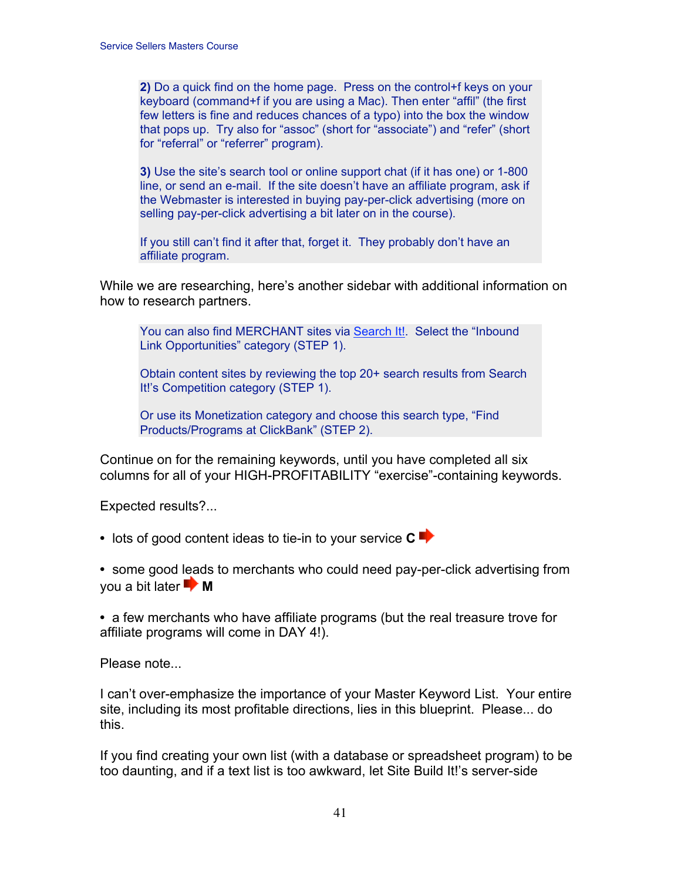**2)** Do a quick find on the home page. Press on the control+f keys on your keyboard (command+f if you are using a Mac). Then enter "affil" (the first few letters is fine and reduces chances of a typo) into the box the window that pops up. Try also for "assoc" (short for "associate") and "refer" (short for "referral" or "referrer" program).

**3)** Use the site's search tool or online support chat (if it has one) or 1-800 line, or send an e-mail. If the site doesn't have an affiliate program, ask if the Webmaster is interested in buying pay-per-click advertising (more on selling pay-per-click advertising a bit later on in the course).

If you still can't find it after that, forget it. They probably don't have an affiliate program.

While we are researching, here's another sidebar with additional information on how to research partners.

You can also find MERCHANT sites via Search It!. Select the "Inbound Link Opportunities" category (STEP 1).

Obtain content sites by reviewing the top 20+ search results from Search It!'s Competition category (STEP 1).

Or use its Monetization category and choose this search type, "Find Products/Programs at ClickBank" (STEP 2).

Continue on for the remaining keywords, until you have completed all six columns for all of your HIGH-PROFITABILITY "exercise"-containing keywords.

Expected results?...

- lots of good content ideas to tie-in to your service **C** ➡

- some good leads to merchants who could need pay-per-click advertising from you a bit later ➡ **M**

- a few merchants who have affiliate programs (but the real treasure trove for affiliate programs will come in DAY 4!).

Please note...

I can't over-emphasize the importance of your Master Keyword List. Your entire site, including its most profitable directions, lies in this blueprint. Please... do this.

If you find creating your own list (with a database or spreadsheet program) to be too daunting, and if a text list is too awkward, let Site Build It!'s server-side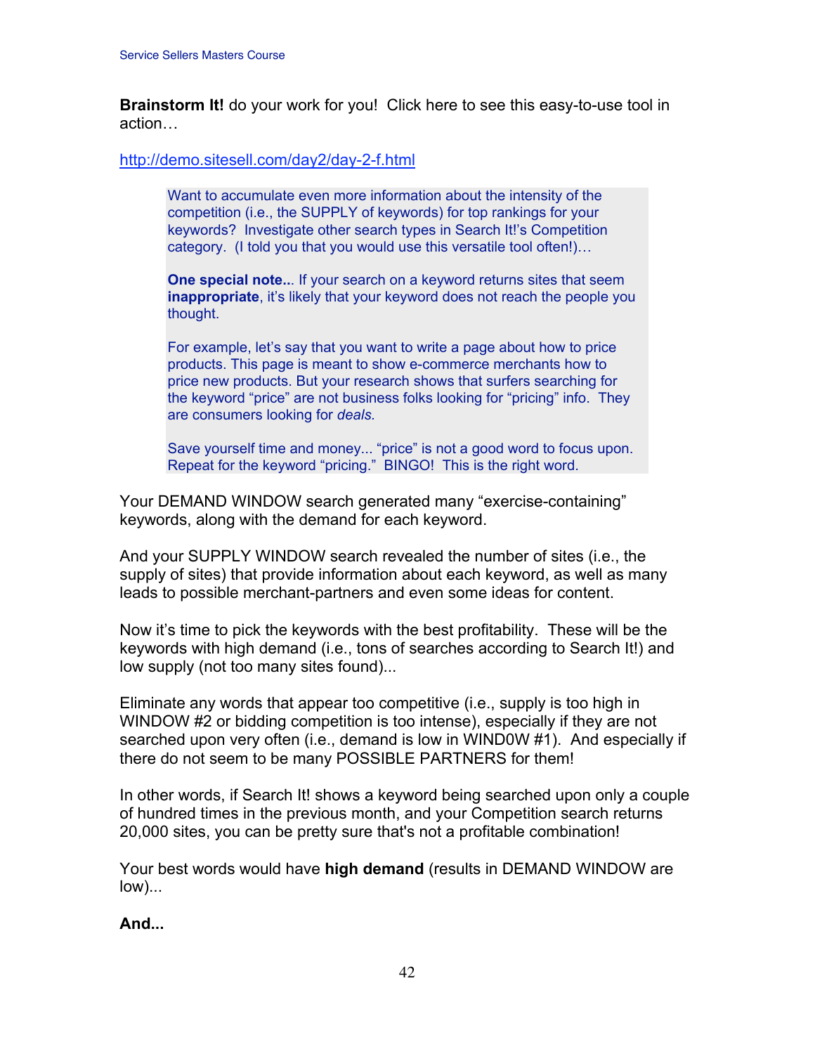**Brainstorm It!** do your work for you! Click here to see this easy-to-use tool in action…

http://demo.sitesell.com/day2/day-2-f.html

> Want to accumulate even more information about the intensity of the competition (i.e., the SUPPLY of keywords) for top rankings for your keywords? Investigate other search types in Search It!'s Competition category. (I told you that you would use this versatile tool often!)…
>
> **One special note..**. If your search on a keyword returns sites that seem **inappropriate**, it's likely that your keyword does not reach the people you thought.
>
> For example, let's say that you want to write a page about how to price products. This page is meant to show e-commerce merchants how to price new products. But your research shows that surfers searching for the keyword "price" are not business folks looking for "pricing" info. They are consumers looking for *deals.*
>
> Save yourself time and money... "price" is not a good word to focus upon. Repeat for the keyword "pricing." BINGO! This is the right word.

Your DEMAND WINDOW search generated many "exercise-containing" keywords, along with the demand for each keyword.

And your SUPPLY WINDOW search revealed the number of sites (i.e., the supply of sites) that provide information about each keyword, as well as many leads to possible merchant-partners and even some ideas for content.

Now it's time to pick the keywords with the best profitability. These will be the keywords with high demand (i.e., tons of searches according to Search It!) and low supply (not too many sites found)...

Eliminate any words that appear too competitive (i.e., supply is too high in WINDOW #2 or bidding competition is too intense), especially if they are not searched upon very often (i.e., demand is low in WIND0W #1). And especially if there do not seem to be many POSSIBLE PARTNERS for them!

In other words, if Search It! shows a keyword being searched upon only a couple of hundred times in the previous month, and your Competition search returns 20,000 sites, you can be pretty sure that's not a profitable combination!

Your best words would have **high demand** (results in DEMAND WINDOW are low)...

**And...**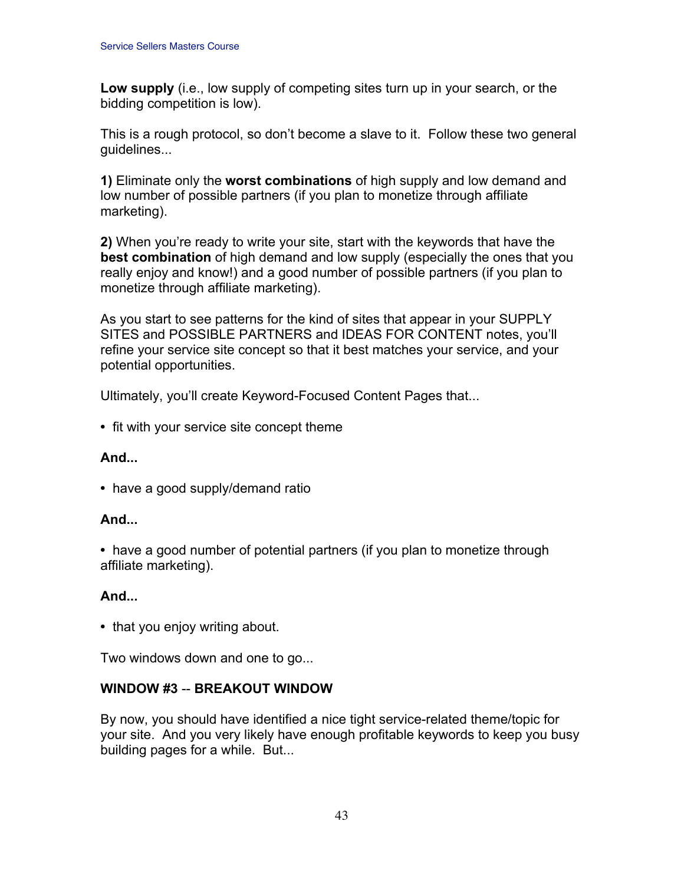**Low supply** (i.e., low supply of competing sites turn up in your search, or the bidding competition is low).

This is a rough protocol, so don't become a slave to it. Follow these two general guidelines...

**1)** Eliminate only the **worst combinations** of high supply and low demand and low number of possible partners (if you plan to monetize through affiliate marketing).

**2)** When you're ready to write your site, start with the keywords that have the **best combination** of high demand and low supply (especially the ones that you really enjoy and know!) and a good number of possible partners (if you plan to monetize through affiliate marketing).

As you start to see patterns for the kind of sites that appear in your SUPPLY SITES and POSSIBLE PARTNERS and IDEAS FOR CONTENT notes, you'll refine your service site concept so that it best matches your service, and your potential opportunities.

Ultimately, you'll create Keyword-Focused Content Pages that...

- fit with your service site concept theme

**And...**

- have a good supply/demand ratio

**And...**

- have a good number of potential partners (if you plan to monetize through affiliate marketing).

**And...**

- that you enjoy writing about.

Two windows down and one to go...

**WINDOW #3 -- BREAKOUT WINDOW**

By now, you should have identified a nice tight service-related theme/topic for your site. And you very likely have enough profitable keywords to keep you busy building pages for a while. But...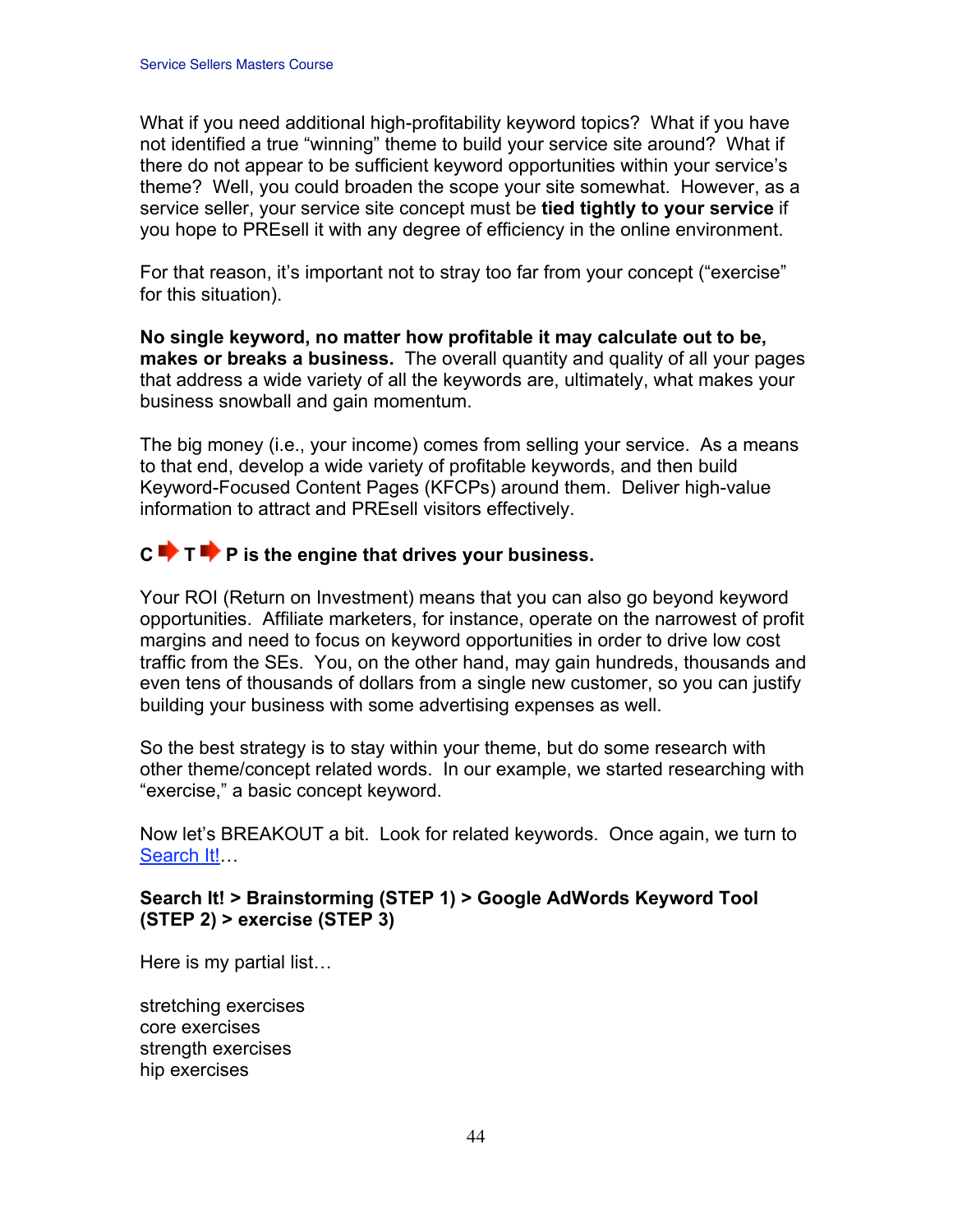What if you need additional high-profitability keyword topics? What if you have not identified a true "winning" theme to build your service site around? What if there do not appear to be sufficient keyword opportunities within your service's theme? Well, you could broaden the scope your site somewhat. However, as a service seller, your service site concept must be **tied tightly to your service** if you hope to PREsell it with any degree of efficiency in the online environment.

For that reason, it's important not to stray too far from your concept ("exercise" for this situation).

**No single keyword, no matter how profitable it may calculate out to be, makes or breaks a business.** The overall quantity and quality of all your pages that address a wide variety of all the keywords are, ultimately, what makes your business snowball and gain momentum.

The big money (i.e., your income) comes from selling your service. As a means to that end, develop a wide variety of profitable keywords, and then build Keyword-Focused Content Pages (KFCPs) around them. Deliver high-value information to attract and PREsell visitors effectively.

**C ➡ T ➡ P is the engine that drives your business.**

Your ROI (Return on Investment) means that you can also go beyond keyword opportunities. Affiliate marketers, for instance, operate on the narrowest of profit margins and need to focus on keyword opportunities in order to drive low cost traffic from the SEs. You, on the other hand, may gain hundreds, thousands and even tens of thousands of dollars from a single new customer, so you can justify building your business with some advertising expenses as well.

So the best strategy is to stay within your theme, but do some research with other theme/concept related words. In our example, we started researching with "exercise," a basic concept keyword.

Now let's BREAKOUT a bit. Look for related keywords. Once again, we turn to Search It!…

**Search It! > Brainstorming (STEP 1) > Google AdWords Keyword Tool (STEP 2) > exercise (STEP 3)**

Here is my partial list…

stretching exercises
core exercises
strength exercises
hip exercises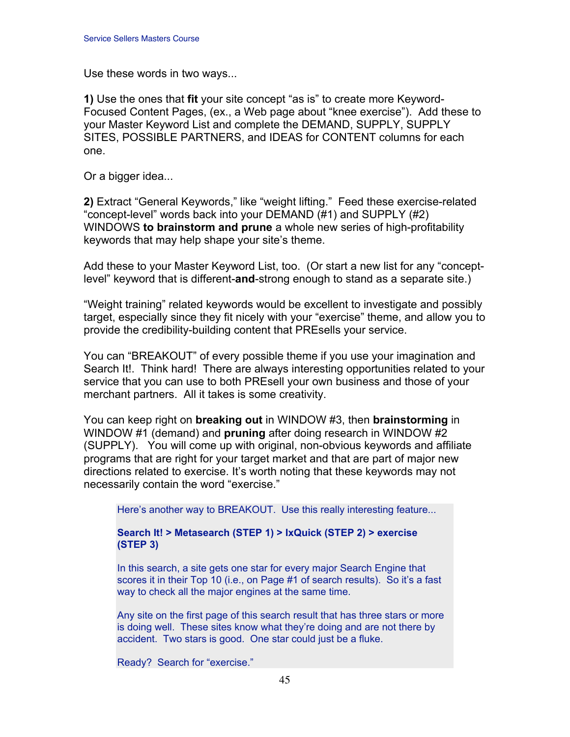Use these words in two ways...

**1)** Use the ones that **fit** your site concept "as is" to create more Keyword-Focused Content Pages, (ex., a Web page about "knee exercise"). Add these to your Master Keyword List and complete the DEMAND, SUPPLY, SUPPLY SITES, POSSIBLE PARTNERS, and IDEAS for CONTENT columns for each one.

Or a bigger idea...

**2)** Extract "General Keywords," like "weight lifting." Feed these exercise-related "concept-level" words back into your DEMAND (#1) and SUPPLY (#2) WINDOWS **to brainstorm and prune** a whole new series of high-profitability keywords that may help shape your site's theme.

Add these to your Master Keyword List, too. (Or start a new list for any "concept-level" keyword that is different-**and**-strong enough to stand as a separate site.)

"Weight training" related keywords would be excellent to investigate and possibly target, especially since they fit nicely with your "exercise" theme, and allow you to provide the credibility-building content that PREsells your service.

You can "BREAKOUT" of every possible theme if you use your imagination and Search It!. Think hard! There are always interesting opportunities related to your service that you can use to both PREsell your own business and those of your merchant partners. All it takes is some creativity.

You can keep right on **breaking out** in WINDOW #3, then **brainstorming** in WINDOW #1 (demand) and **pruning** after doing research in WINDOW #2 (SUPPLY). You will come up with original, non-obvious keywords and affiliate programs that are right for your target market and that are part of major new directions related to exercise. It's worth noting that these keywords may not necessarily contain the word "exercise."

> Here's another way to BREAKOUT. Use this really interesting feature...
>
> **Search It! > Metasearch (STEP 1) > IxQuick (STEP 2) > exercise (STEP 3)**
>
> In this search, a site gets one star for every major Search Engine that scores it in their Top 10 (i.e., on Page #1 of search results). So it's a fast way to check all the major engines at the same time.
>
> Any site on the first page of this search result that has three stars or more is doing well. These sites know what they're doing and are not there by accident. Two stars is good. One star could just be a fluke.
>
> Ready? Search for "exercise."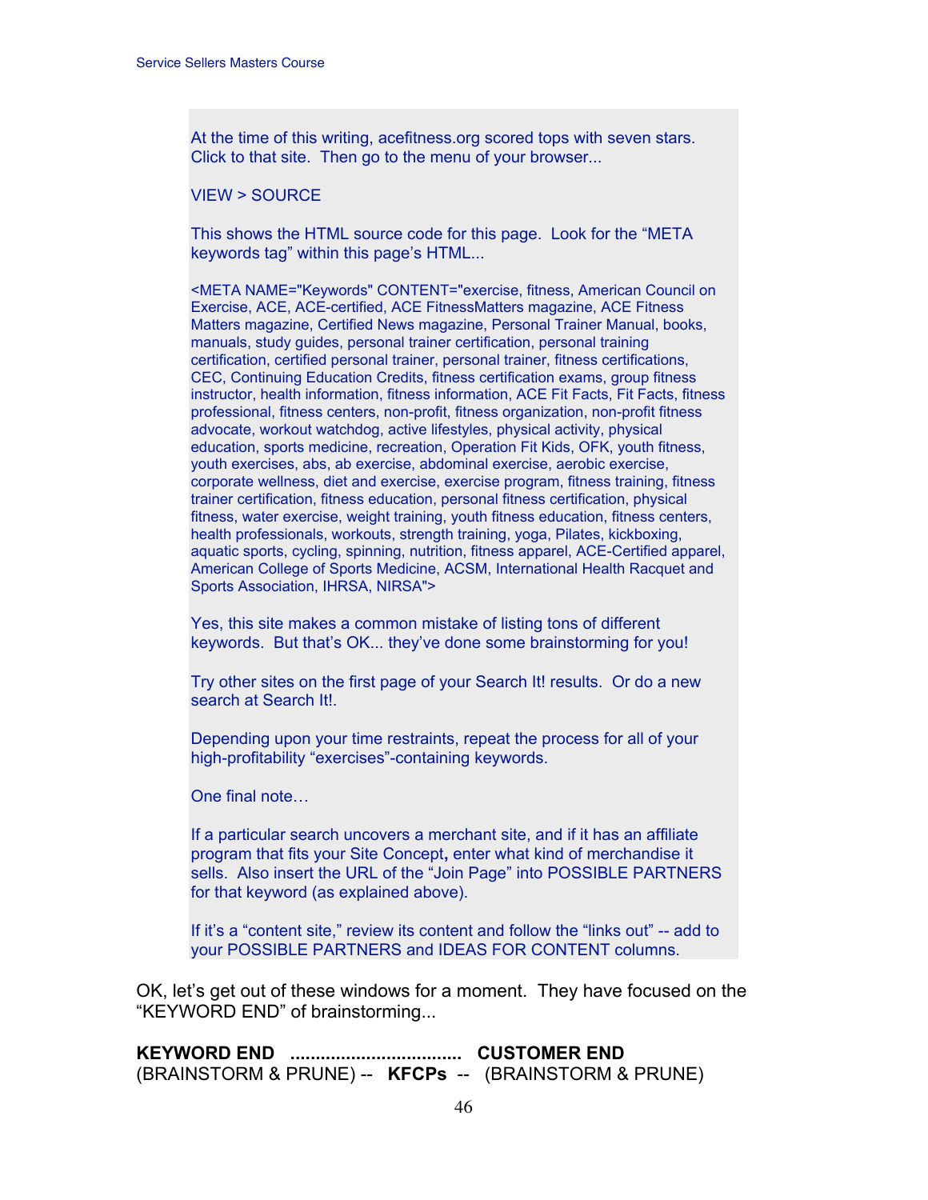At the time of this writing, acefitness.org scored tops with seven stars. Click to that site. Then go to the menu of your browser...

VIEW > SOURCE

This shows the HTML source code for this page. Look for the "META keywords tag" within this page's HTML...

<META NAME="Keywords" CONTENT="exercise, fitness, American Council on Exercise, ACE, ACE-certified, ACE FitnessMatters magazine, ACE Fitness Matters magazine, Certified News magazine, Personal Trainer Manual, books, manuals, study guides, personal trainer certification, personal training certification, certified personal trainer, personal trainer, fitness certifications, CEC, Continuing Education Credits, fitness certification exams, group fitness instructor, health information, fitness information, ACE Fit Facts, Fit Facts, fitness professional, fitness centers, non-profit, fitness organization, non-profit fitness advocate, workout watchdog, active lifestyles, physical activity, physical education, sports medicine, recreation, Operation Fit Kids, OFK, youth fitness, youth exercises, abs, ab exercise, abdominal exercise, aerobic exercise, corporate wellness, diet and exercise, exercise program, fitness training, fitness trainer certification, fitness education, personal fitness certification, physical fitness, water exercise, weight training, youth fitness education, fitness centers, health professionals, workouts, strength training, yoga, Pilates, kickboxing, aquatic sports, cycling, spinning, nutrition, fitness apparel, ACE-Certified apparel, American College of Sports Medicine, ACSM, International Health Racquet and Sports Association, IHRSA, NIRSA">

Yes, this site makes a common mistake of listing tons of different keywords. But that's OK... they've done some brainstorming for you!

Try other sites on the first page of your Search It! results. Or do a new search at Search It!.

Depending upon your time restraints, repeat the process for all of your high-profitability "exercises"-containing keywords.

One final note…

If a particular search uncovers a merchant site, and if it has an affiliate program that fits your Site Concept**,** enter what kind of merchandise it sells. Also insert the URL of the "Join Page" into POSSIBLE PARTNERS for that keyword (as explained above).

If it's a "content site," review its content and follow the "links out" -- add to your POSSIBLE PARTNERS and IDEAS FOR CONTENT columns.

OK, let's get out of these windows for a moment. They have focused on the "KEYWORD END" of brainstorming...

**KEYWORD END .................................. CUSTOMER END**
(BRAINSTORM & PRUNE) -- **KFCPs** -- (BRAINSTORM & PRUNE)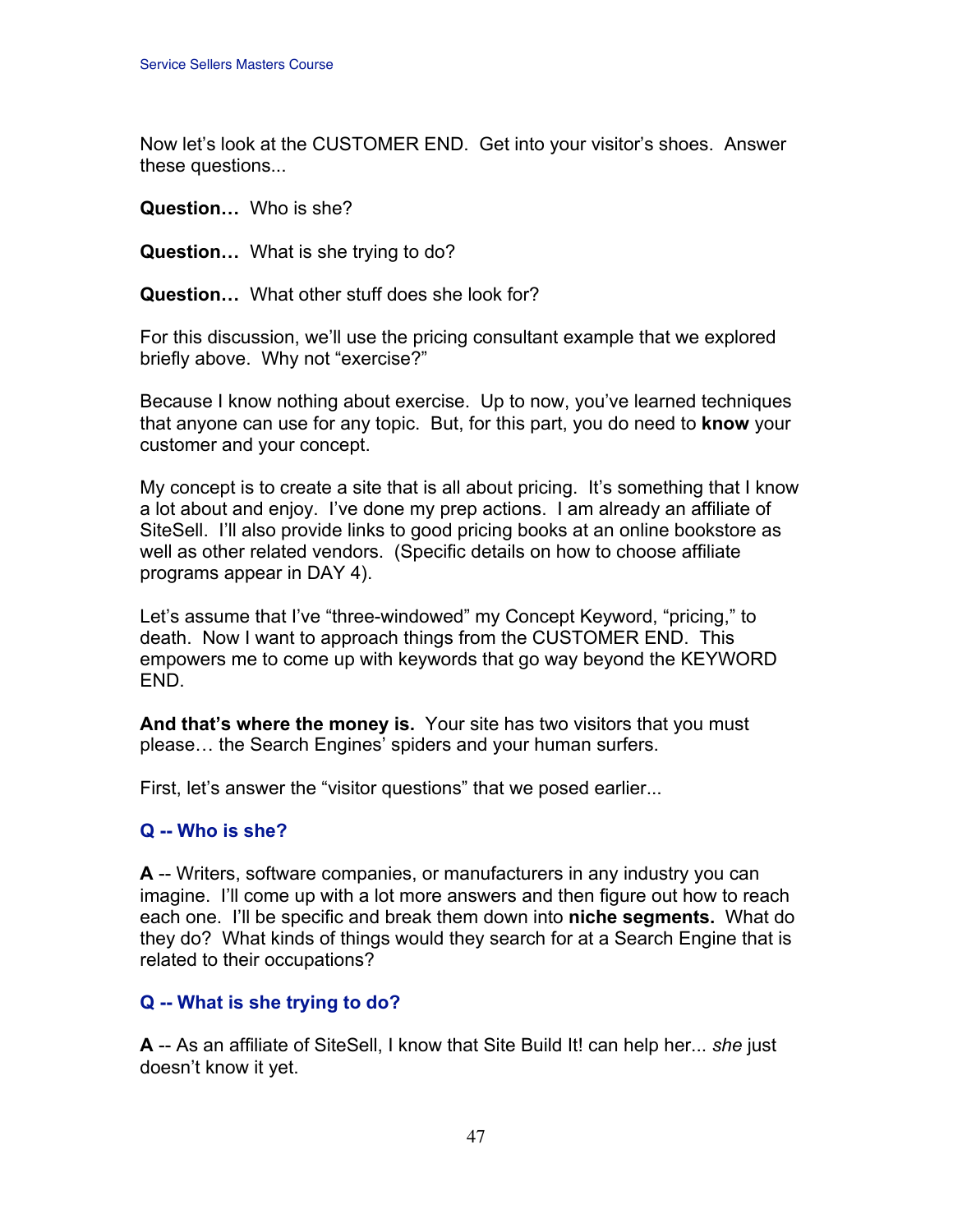Now let's look at the CUSTOMER END. Get into your visitor's shoes. Answer these questions...

**Question…** Who is she?

**Question…** What is she trying to do?

**Question…** What other stuff does she look for?

For this discussion, we'll use the pricing consultant example that we explored briefly above. Why not "exercise?"

Because I know nothing about exercise. Up to now, you've learned techniques that anyone can use for any topic. But, for this part, you do need to **know** your customer and your concept.

My concept is to create a site that is all about pricing. It's something that I know a lot about and enjoy. I've done my prep actions. I am already an affiliate of SiteSell. I'll also provide links to good pricing books at an online bookstore as well as other related vendors. (Specific details on how to choose affiliate programs appear in DAY 4).

Let's assume that I've "three-windowed" my Concept Keyword, "pricing," to death. Now I want to approach things from the CUSTOMER END. This empowers me to come up with keywords that go way beyond the KEYWORD END.

**And that's where the money is.** Your site has two visitors that you must please… the Search Engines' spiders and your human surfers.

First, let's answer the "visitor questions" that we posed earlier...

### Q -- Who is she?

**A** -- Writers, software companies, or manufacturers in any industry you can imagine. I'll come up with a lot more answers and then figure out how to reach each one. I'll be specific and break them down into **niche segments.** What do they do? What kinds of things would they search for at a Search Engine that is related to their occupations?

### Q -- What is she trying to do?

**A** -- As an affiliate of SiteSell, I know that Site Build It! can help her... *she* just doesn't know it yet.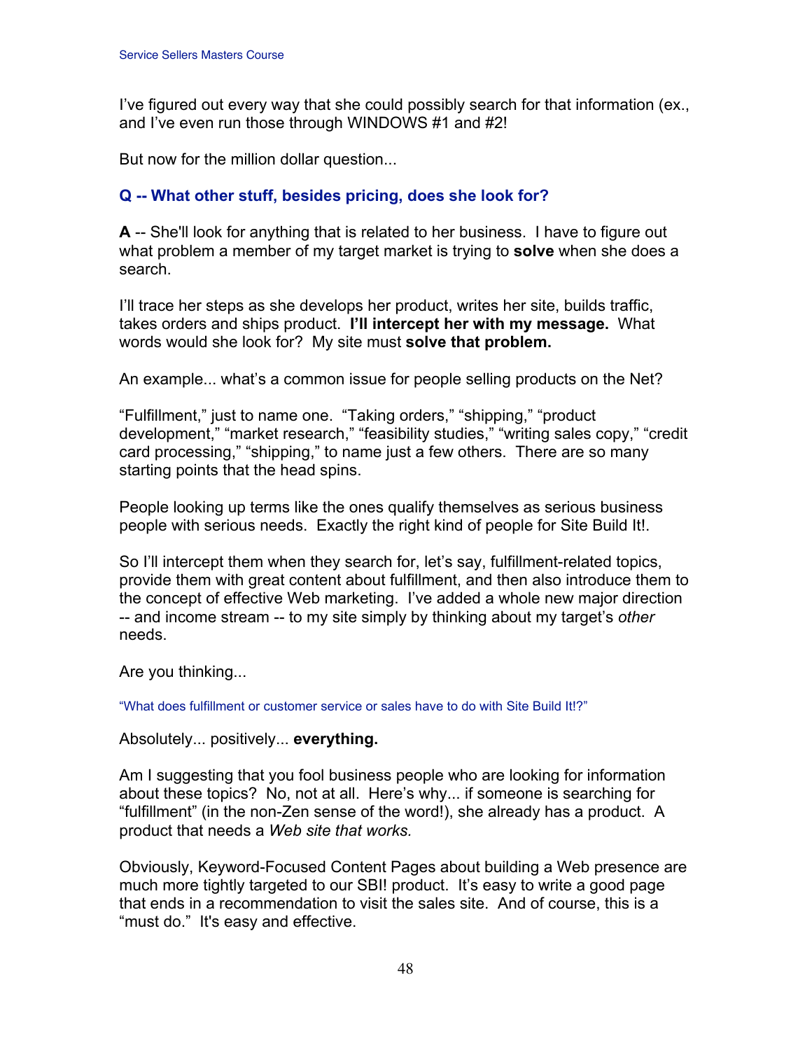I've figured out every way that she could possibly search for that information (ex., and I've even run those through WINDOWS #1 and #2!

But now for the million dollar question...

### Q -- What other stuff, besides pricing, does she look for?

**A** -- She'll look for anything that is related to her business. I have to figure out what problem a member of my target market is trying to **solve** when she does a search.

I'll trace her steps as she develops her product, writes her site, builds traffic, takes orders and ships product. **I'll intercept her with my message.** What words would she look for? My site must **solve that problem.**

An example... what's a common issue for people selling products on the Net?

"Fulfillment," just to name one. "Taking orders," "shipping," "product development," "market research," "feasibility studies," "writing sales copy," "credit card processing," "shipping," to name just a few others. There are so many starting points that the head spins.

People looking up terms like the ones qualify themselves as serious business people with serious needs. Exactly the right kind of people for Site Build It!.

So I'll intercept them when they search for, let's say, fulfillment-related topics, provide them with great content about fulfillment, and then also introduce them to the concept of effective Web marketing. I've added a whole new major direction -- and income stream -- to my site simply by thinking about my target's *other* needs.

Are you thinking...

"What does fulfillment or customer service or sales have to do with Site Build It!?"

Absolutely... positively... **everything.**

Am I suggesting that you fool business people who are looking for information about these topics? No, not at all. Here's why... if someone is searching for "fulfillment" (in the non-Zen sense of the word!), she already has a product. A product that needs a *Web site that works.*

Obviously, Keyword-Focused Content Pages about building a Web presence are much more tightly targeted to our SBI! product. It's easy to write a good page that ends in a recommendation to visit the sales site. And of course, this is a "must do." It's easy and effective.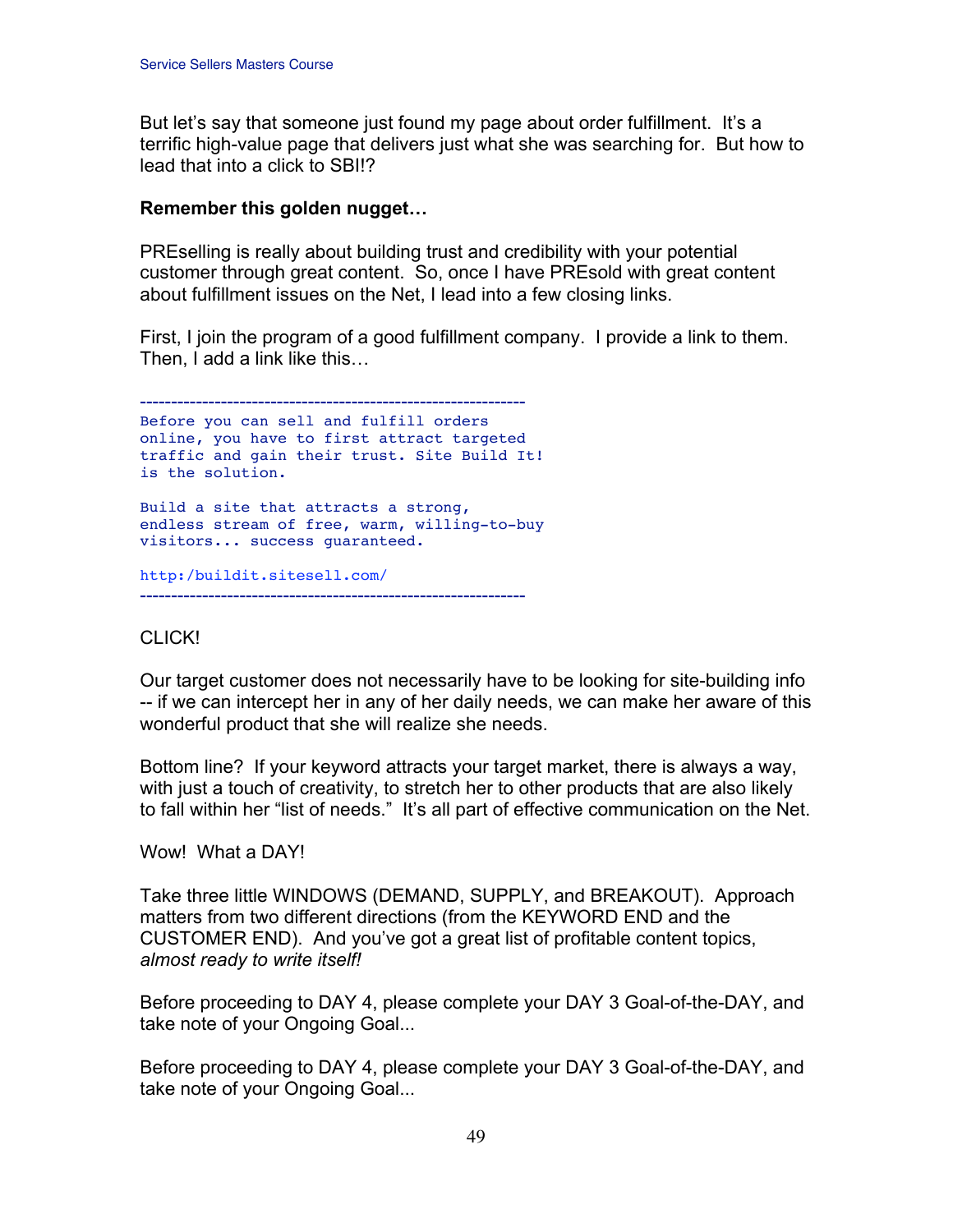But let's say that someone just found my page about order fulfillment. It's a terrific high-value page that delivers just what she was searching for. But how to lead that into a click to SBI!?

**Remember this golden nugget…**

PREselling is really about building trust and credibility with your potential customer through great content. So, once I have PREsold with great content about fulfillment issues on the Net, I lead into a few closing links.

First, I join the program of a good fulfillment company. I provide a link to them. Then, I add a link like this…

```
------------------------------------------------------------
Before you can sell and fulfill orders
online, you have to first attract targeted
traffic and gain their trust. Site Build It!
is the solution.

Build a site that attracts a strong,
endless stream of free, warm, willing-to-buy
visitors... success guaranteed.

http:/buildit.sitesell.com/
------------------------------------------------------------
```

CLICK!

Our target customer does not necessarily have to be looking for site-building info -- if we can intercept her in any of her daily needs, we can make her aware of this wonderful product that she will realize she needs.

Bottom line? If your keyword attracts your target market, there is always a way, with just a touch of creativity, to stretch her to other products that are also likely to fall within her "list of needs." It's all part of effective communication on the Net.

Wow! What a DAY!

Take three little WINDOWS (DEMAND, SUPPLY, and BREAKOUT). Approach matters from two different directions (from the KEYWORD END and the CUSTOMER END). And you've got a great list of profitable content topics, *almost ready to write itself!*

Before proceeding to DAY 4, please complete your DAY 3 Goal-of-the-DAY, and take note of your Ongoing Goal...

Before proceeding to DAY 4, please complete your DAY 3 Goal-of-the-DAY, and take note of your Ongoing Goal...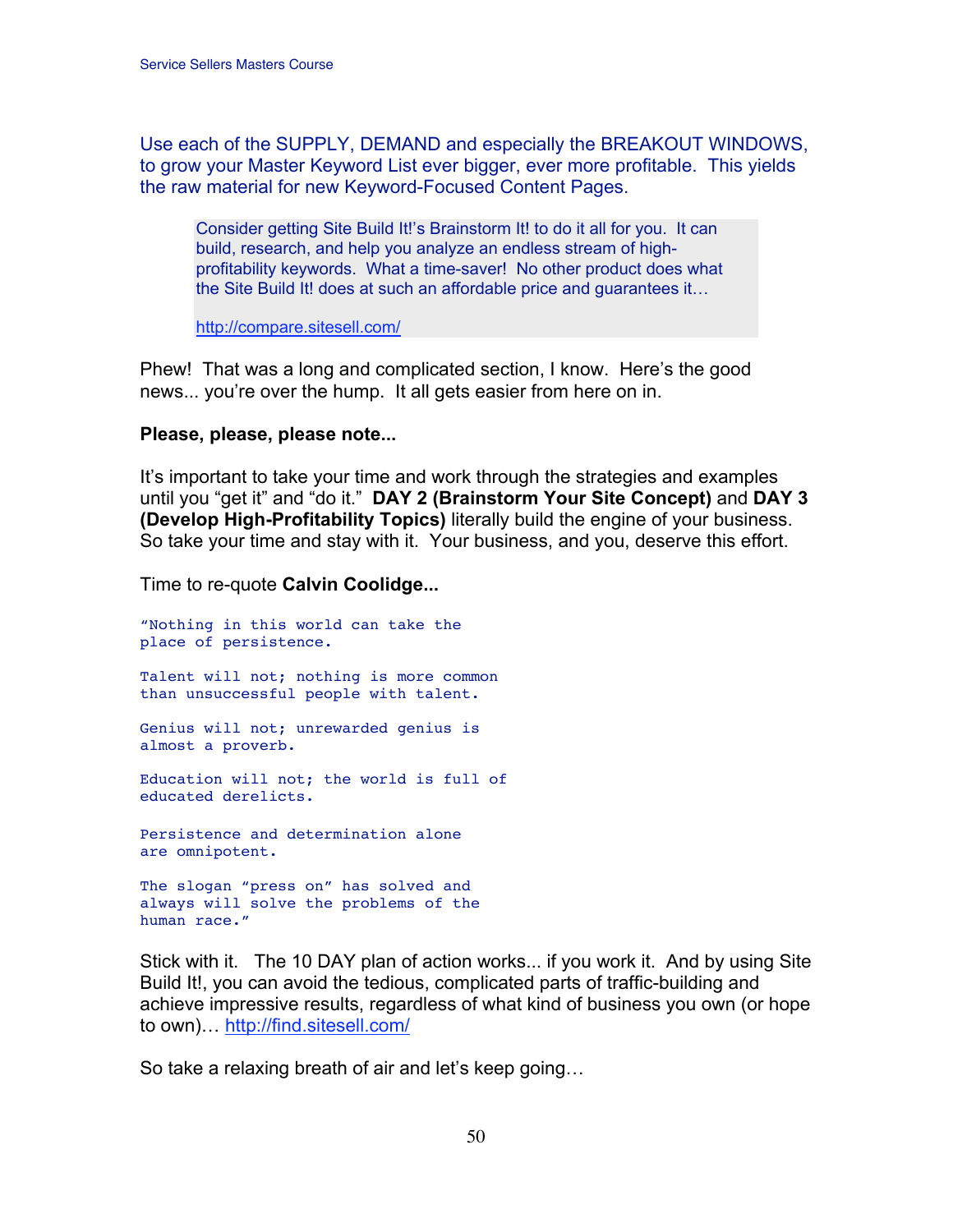Use each of the SUPPLY, DEMAND and especially the BREAKOUT WINDOWS, to grow your Master Keyword List ever bigger, ever more profitable. This yields the raw material for new Keyword-Focused Content Pages.

> Consider getting Site Build It!'s Brainstorm It! to do it all for you. It can build, research, and help you analyze an endless stream of high-profitability keywords. What a time-saver! No other product does what the Site Build It! does at such an affordable price and guarantees it…
>
> http://compare.sitesell.com/

Phew! That was a long and complicated section, I know. Here's the good news... you're over the hump. It all gets easier from here on in.

**Please, please, please note...**

It's important to take your time and work through the strategies and examples until you "get it" and "do it." **DAY 2 (Brainstorm Your Site Concept)** and **DAY 3 (Develop High-Profitability Topics)** literally build the engine of your business. So take your time and stay with it. Your business, and you, deserve this effort.

Time to re-quote **Calvin Coolidge...**

```
"Nothing in this world can take the
place of persistence.

Talent will not; nothing is more common
than unsuccessful people with talent.

Genius will not; unrewarded genius is
almost a proverb.

Education will not; the world is full of
educated derelicts.

Persistence and determination alone
are omnipotent.

The slogan "press on" has solved and
always will solve the problems of the
human race."
```

Stick with it. The 10 DAY plan of action works... if you work it. And by using Site Build It!, you can avoid the tedious, complicated parts of traffic-building and achieve impressive results, regardless of what kind of business you own (or hope to own)… http://find.sitesell.com/

So take a relaxing breath of air and let's keep going…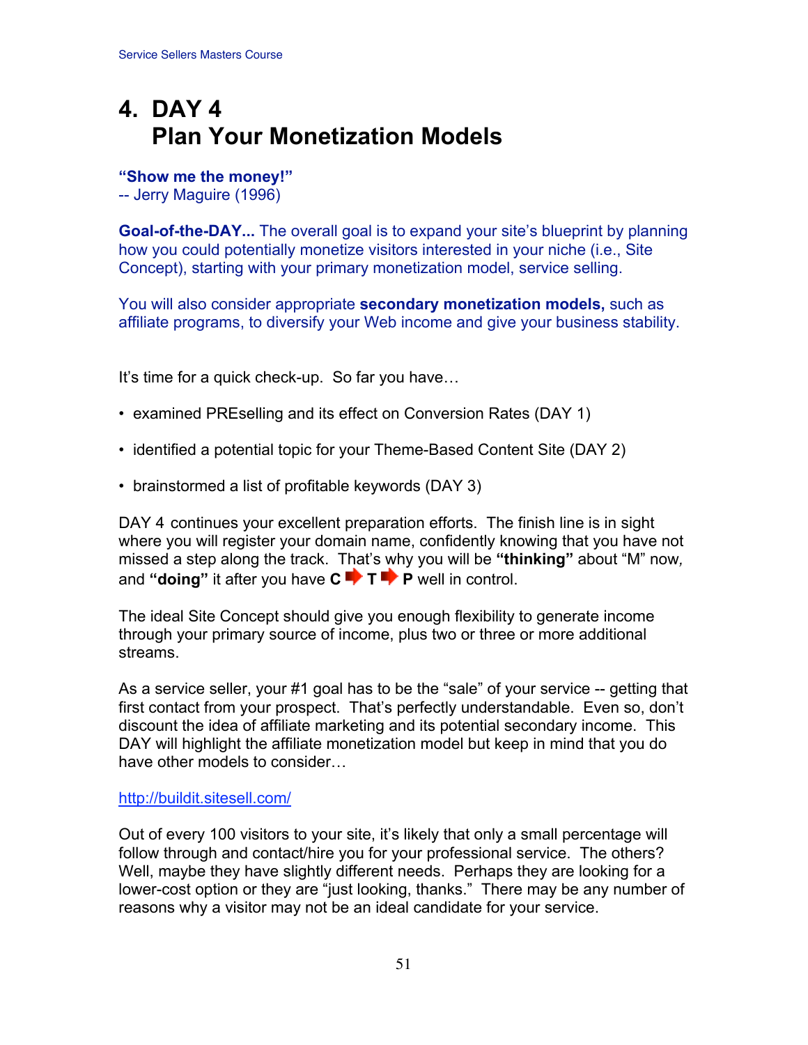# 4. DAY 4 Plan Your Monetization Models

**"Show me the money!"**
-- Jerry Maguire (1996)

**Goal-of-the-DAY...** The overall goal is to expand your site's blueprint by planning how you could potentially monetize visitors interested in your niche (i.e., Site Concept), starting with your primary monetization model, service selling.

You will also consider appropriate **secondary monetization models,** such as affiliate programs, to diversify your Web income and give your business stability.

It's time for a quick check-up. So far you have…

- examined PREselling and its effect on Conversion Rates (DAY 1)
- identified a potential topic for your Theme-Based Content Site (DAY 2)
- brainstormed a list of profitable keywords (DAY 3)

DAY 4 continues your excellent preparation efforts. The finish line is in sight where you will register your domain name, confidently knowing that you have not missed a step along the track. That's why you will be **"thinking"** about "M" now, and **"doing"** it after you have **C** ➡ **T** ➡ **P** well in control.

The ideal Site Concept should give you enough flexibility to generate income through your primary source of income, plus two or three or more additional streams.

As a service seller, your #1 goal has to be the "sale" of your service -- getting that first contact from your prospect. That's perfectly understandable. Even so, don't discount the idea of affiliate marketing and its potential secondary income. This DAY will highlight the affiliate monetization model but keep in mind that you do have other models to consider…

http://buildit.sitesell.com/

Out of every 100 visitors to your site, it's likely that only a small percentage will follow through and contact/hire you for your professional service. The others? Well, maybe they have slightly different needs. Perhaps they are looking for a lower-cost option or they are "just looking, thanks." There may be any number of reasons why a visitor may not be an ideal candidate for your service.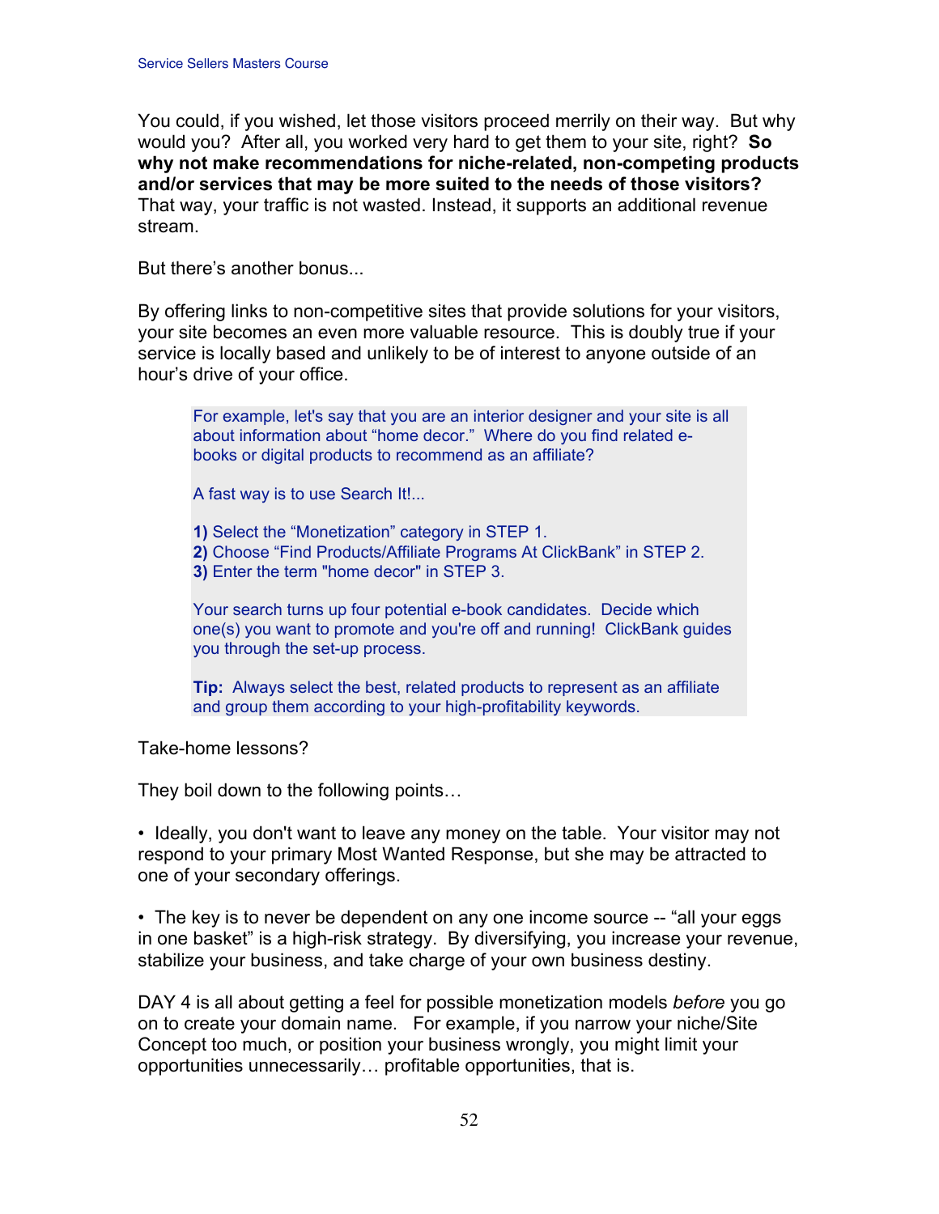You could, if you wished, let those visitors proceed merrily on their way. But why would you? After all, you worked very hard to get them to your site, right? **So why not make recommendations for niche-related, non-competing products and/or services that may be more suited to the needs of those visitors?** That way, your traffic is not wasted. Instead, it supports an additional revenue stream.

But there's another bonus...

By offering links to non-competitive sites that provide solutions for your visitors, your site becomes an even more valuable resource. This is doubly true if your service is locally based and unlikely to be of interest to anyone outside of an hour's drive of your office.

> For example, let's say that you are an interior designer and your site is all about information about "home decor." Where do you find related e-books or digital products to recommend as an affiliate?
>
> A fast way is to use Search It!...
>
> **1)** Select the "Monetization" category in STEP 1.
> **2)** Choose "Find Products/Affiliate Programs At ClickBank" in STEP 2.
> **3)** Enter the term "home decor" in STEP 3.
>
> Your search turns up four potential e-book candidates. Decide which one(s) you want to promote and you're off and running! ClickBank guides you through the set-up process.
>
> **Tip:** Always select the best, related products to represent as an affiliate and group them according to your high-profitability keywords.

Take-home lessons?

They boil down to the following points…

• Ideally, you don't want to leave any money on the table. Your visitor may not respond to your primary Most Wanted Response, but she may be attracted to one of your secondary offerings.

• The key is to never be dependent on any one income source -- "all your eggs in one basket" is a high-risk strategy. By diversifying, you increase your revenue, stabilize your business, and take charge of your own business destiny.

DAY 4 is all about getting a feel for possible monetization models *before* you go on to create your domain name. For example, if you narrow your niche/Site Concept too much, or position your business wrongly, you might limit your opportunities unnecessarily… profitable opportunities, that is.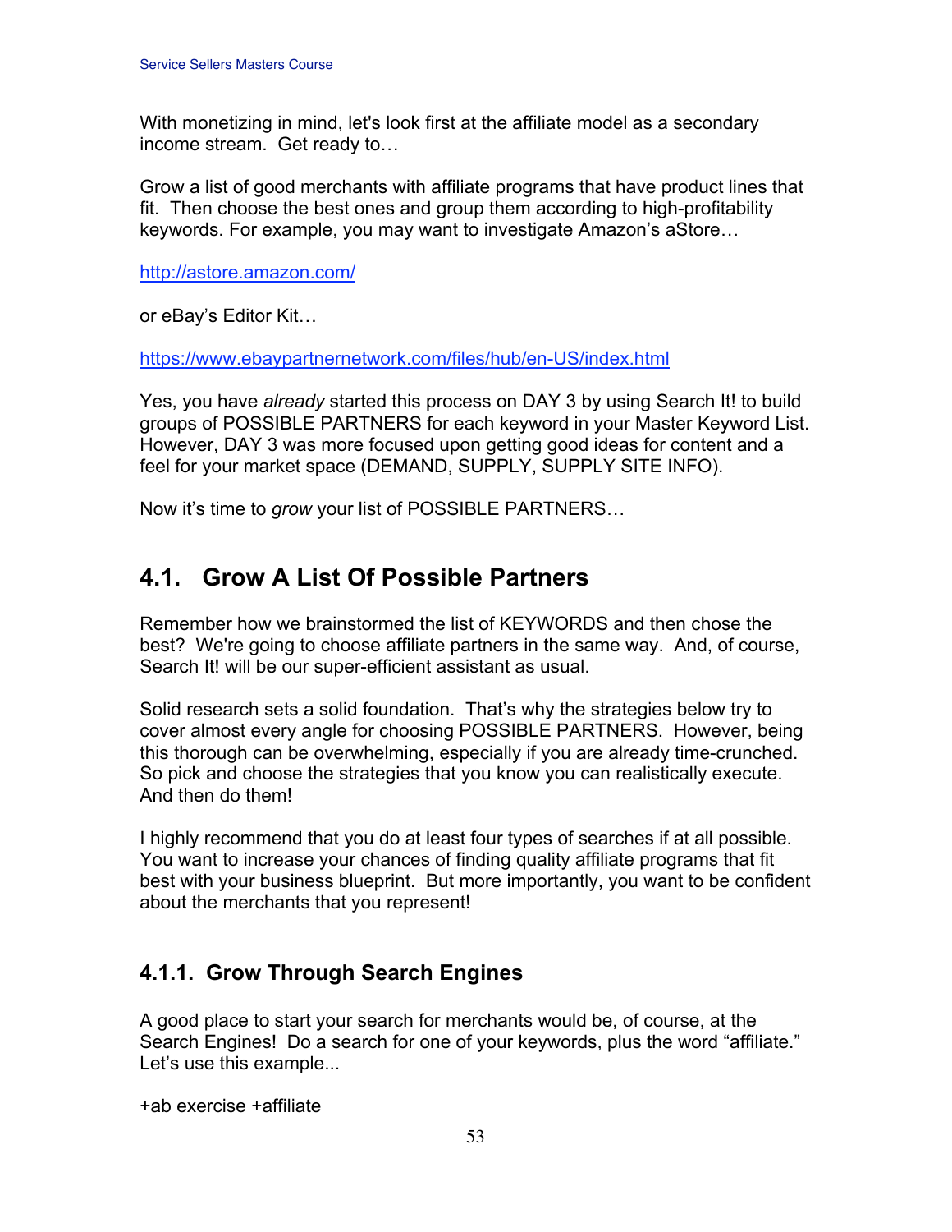With monetizing in mind, let's look first at the affiliate model as a secondary income stream. Get ready to…

Grow a list of good merchants with affiliate programs that have product lines that fit. Then choose the best ones and group them according to high-profitability keywords. For example, you may want to investigate Amazon's aStore…

http://astore.amazon.com/

or eBay's Editor Kit…

https://www.ebaypartnernetwork.com/files/hub/en-US/index.html

Yes, you have *already* started this process on DAY 3 by using Search It! to build groups of POSSIBLE PARTNERS for each keyword in your Master Keyword List. However, DAY 3 was more focused upon getting good ideas for content and a feel for your market space (DEMAND, SUPPLY, SUPPLY SITE INFO).

Now it's time to *grow* your list of POSSIBLE PARTNERS…

## 4.1. Grow A List Of Possible Partners

Remember how we brainstormed the list of KEYWORDS and then chose the best? We're going to choose affiliate partners in the same way. And, of course, Search It! will be our super-efficient assistant as usual.

Solid research sets a solid foundation. That's why the strategies below try to cover almost every angle for choosing POSSIBLE PARTNERS. However, being this thorough can be overwhelming, especially if you are already time-crunched. So pick and choose the strategies that you know you can realistically execute. And then do them!

I highly recommend that you do at least four types of searches if at all possible. You want to increase your chances of finding quality affiliate programs that fit best with your business blueprint. But more importantly, you want to be confident about the merchants that you represent!

### 4.1.1. Grow Through Search Engines

A good place to start your search for merchants would be, of course, at the Search Engines! Do a search for one of your keywords, plus the word "affiliate." Let's use this example...

+ab exercise +affiliate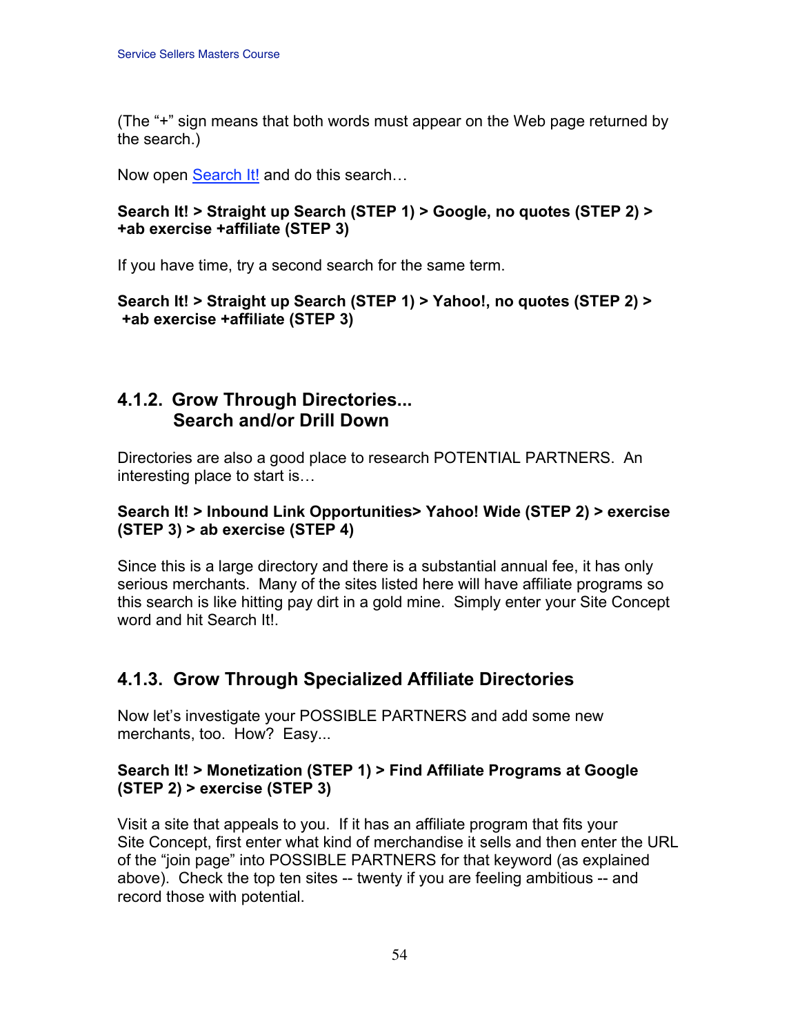(The "+" sign means that both words must appear on the Web page returned by the search.)

Now open Search It! and do this search…

**Search It! > Straight up Search (STEP 1) > Google, no quotes (STEP 2) > +ab exercise +affiliate (STEP 3)**

If you have time, try a second search for the same term.

**Search It! > Straight up Search (STEP 1) > Yahoo!, no quotes (STEP 2) > +ab exercise +affiliate (STEP 3)**

### 4.1.2. Grow Through Directories... Search and/or Drill Down

Directories are also a good place to research POTENTIAL PARTNERS. An interesting place to start is…

**Search It! > Inbound Link Opportunities> Yahoo! Wide (STEP 2) > exercise (STEP 3) > ab exercise (STEP 4)**

Since this is a large directory and there is a substantial annual fee, it has only serious merchants. Many of the sites listed here will have affiliate programs so this search is like hitting pay dirt in a gold mine. Simply enter your Site Concept word and hit Search It!.

### 4.1.3. Grow Through Specialized Affiliate Directories

Now let's investigate your POSSIBLE PARTNERS and add some new merchants, too. How? Easy...

**Search It! > Monetization (STEP 1) > Find Affiliate Programs at Google (STEP 2) > exercise (STEP 3)**

Visit a site that appeals to you. If it has an affiliate program that fits your Site Concept, first enter what kind of merchandise it sells and then enter the URL of the "join page" into POSSIBLE PARTNERS for that keyword (as explained above). Check the top ten sites -- twenty if you are feeling ambitious -- and record those with potential.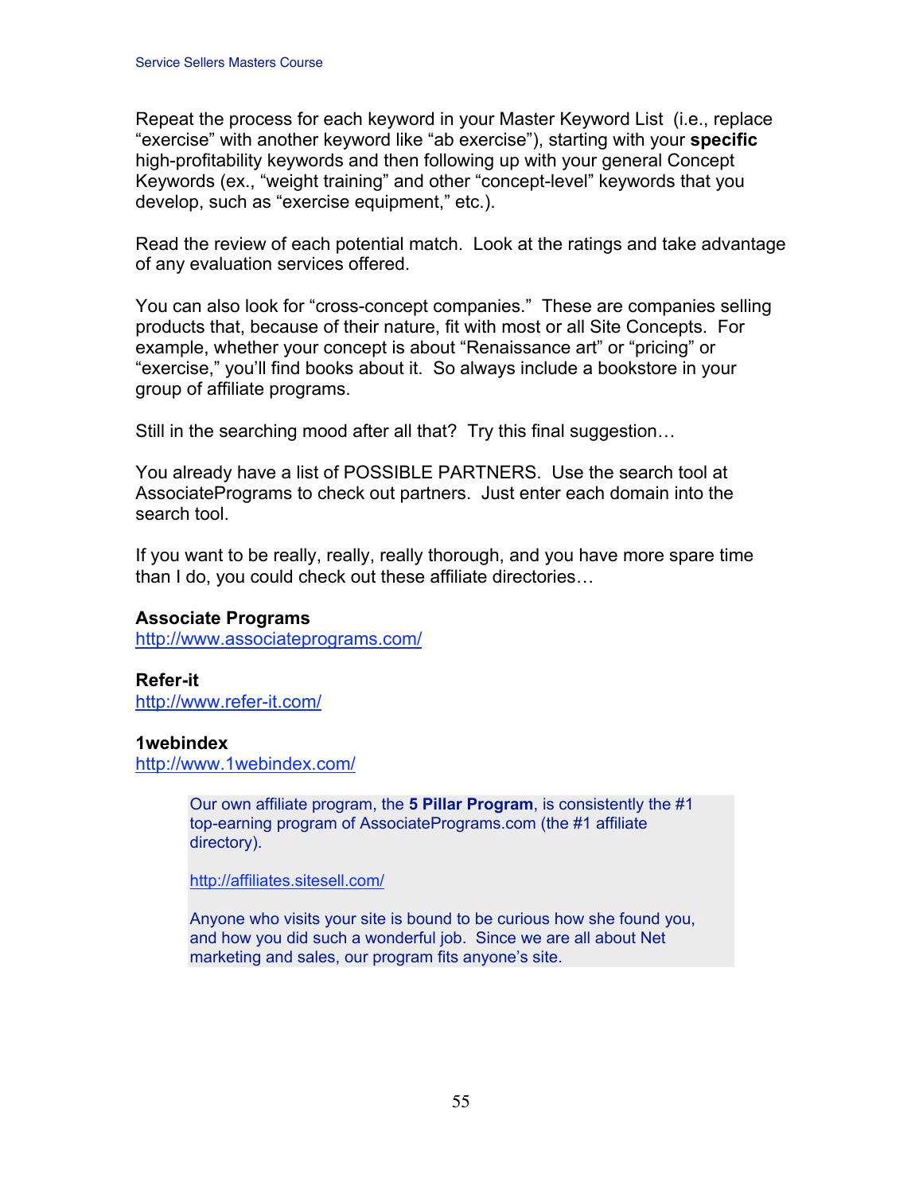Repeat the process for each keyword in your Master Keyword List (i.e., replace "exercise" with another keyword like "ab exercise"), starting with your **specific** high-profitability keywords and then following up with your general Concept Keywords (ex., "weight training" and other "concept-level" keywords that you develop, such as "exercise equipment," etc.).

Read the review of each potential match. Look at the ratings and take advantage of any evaluation services offered.

You can also look for "cross-concept companies." These are companies selling products that, because of their nature, fit with most or all Site Concepts. For example, whether your concept is about "Renaissance art" or "pricing" or "exercise," you'll find books about it. So always include a bookstore in your group of affiliate programs.

Still in the searching mood after all that? Try this final suggestion…

You already have a list of POSSIBLE PARTNERS. Use the search tool at AssociatePrograms to check out partners. Just enter each domain into the search tool.

If you want to be really, really, really thorough, and you have more spare time than I do, you could check out these affiliate directories…

**Associate Programs**
http://www.associateprograms.com/

**Refer-it**
http://www.refer-it.com/

**1webindex**
http://www.1webindex.com/

> Our own affiliate program, the **5 Pillar Program**, is consistently the #1 top-earning program of AssociatePrograms.com (the #1 affiliate directory).
>
> http://affiliates.sitesell.com/
>
> Anyone who visits your site is bound to be curious how she found you, and how you did such a wonderful job. Since we are all about Net marketing and sales, our program fits anyone's site.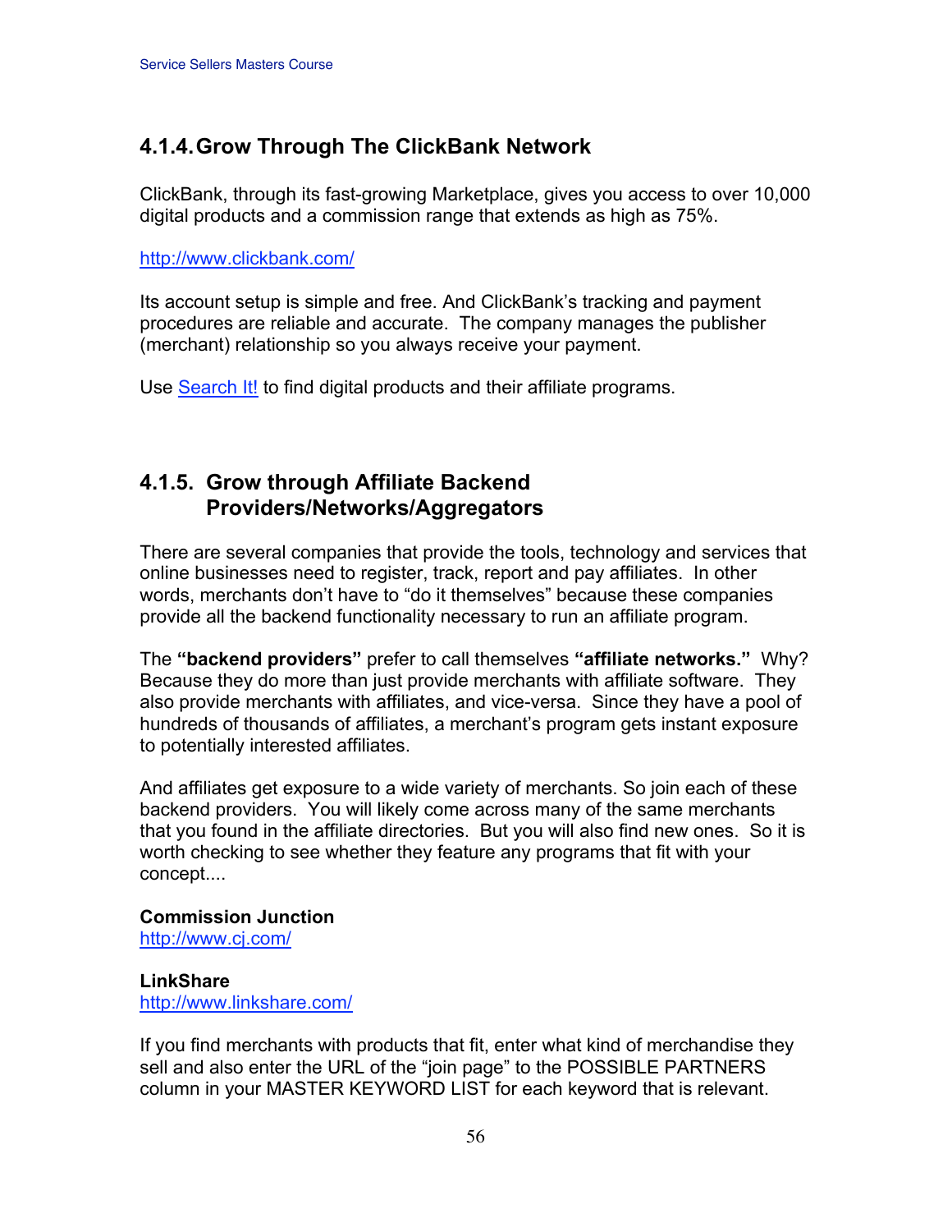### 4.1.4. Grow Through The ClickBank Network

ClickBank, through its fast-growing Marketplace, gives you access to over 10,000 digital products and a commission range that extends as high as 75%.

http://www.clickbank.com/

Its account setup is simple and free. And ClickBank's tracking and payment procedures are reliable and accurate. The company manages the publisher (merchant) relationship so you always receive your payment.

Use Search It! to find digital products and their affiliate programs.

### 4.1.5. Grow through Affiliate Backend Providers/Networks/Aggregators

There are several companies that provide the tools, technology and services that online businesses need to register, track, report and pay affiliates. In other words, merchants don't have to "do it themselves" because these companies provide all the backend functionality necessary to run an affiliate program.

The **"backend providers"** prefer to call themselves **"affiliate networks."** Why? Because they do more than just provide merchants with affiliate software. They also provide merchants with affiliates, and vice-versa. Since they have a pool of hundreds of thousands of affiliates, a merchant's program gets instant exposure to potentially interested affiliates.

And affiliates get exposure to a wide variety of merchants. So join each of these backend providers. You will likely come across many of the same merchants that you found in the affiliate directories. But you will also find new ones. So it is worth checking to see whether they feature any programs that fit with your concept....

**Commission Junction**
http://www.cj.com/

**LinkShare**
http://www.linkshare.com/

If you find merchants with products that fit, enter what kind of merchandise they sell and also enter the URL of the "join page" to the POSSIBLE PARTNERS column in your MASTER KEYWORD LIST for each keyword that is relevant.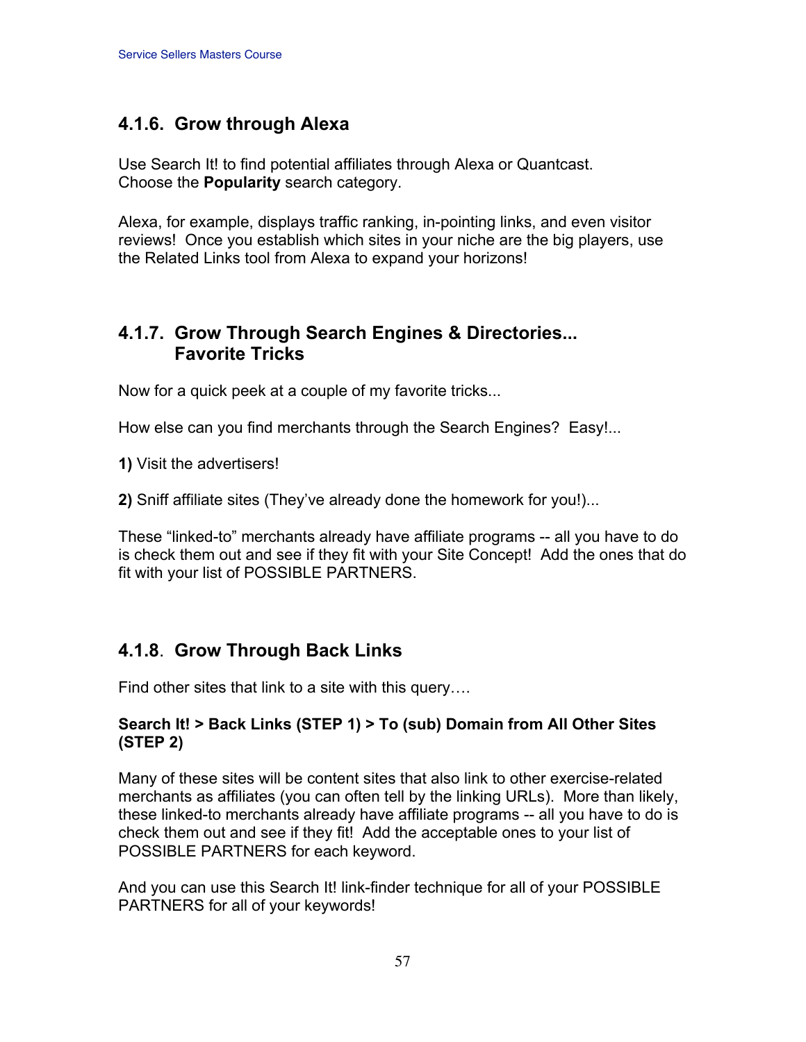### 4.1.6. Grow through Alexa

Use Search It! to find potential affiliates through Alexa or Quantcast. Choose the **Popularity** search category.

Alexa, for example, displays traffic ranking, in-pointing links, and even visitor reviews! Once you establish which sites in your niche are the big players, use the Related Links tool from Alexa to expand your horizons!

### 4.1.7. Grow Through Search Engines & Directories... Favorite Tricks

Now for a quick peek at a couple of my favorite tricks...

How else can you find merchants through the Search Engines? Easy!...

**1)** Visit the advertisers!

**2)** Sniff affiliate sites (They've already done the homework for you!)...

These "linked-to" merchants already have affiliate programs -- all you have to do is check them out and see if they fit with your Site Concept! Add the ones that do fit with your list of POSSIBLE PARTNERS.

### 4.1.8. Grow Through Back Links

Find other sites that link to a site with this query….

**Search It! > Back Links (STEP 1) > To (sub) Domain from All Other Sites (STEP 2)**

Many of these sites will be content sites that also link to other exercise-related merchants as affiliates (you can often tell by the linking URLs). More than likely, these linked-to merchants already have affiliate programs -- all you have to do is check them out and see if they fit! Add the acceptable ones to your list of POSSIBLE PARTNERS for each keyword.

And you can use this Search It! link-finder technique for all of your POSSIBLE PARTNERS for all of your keywords!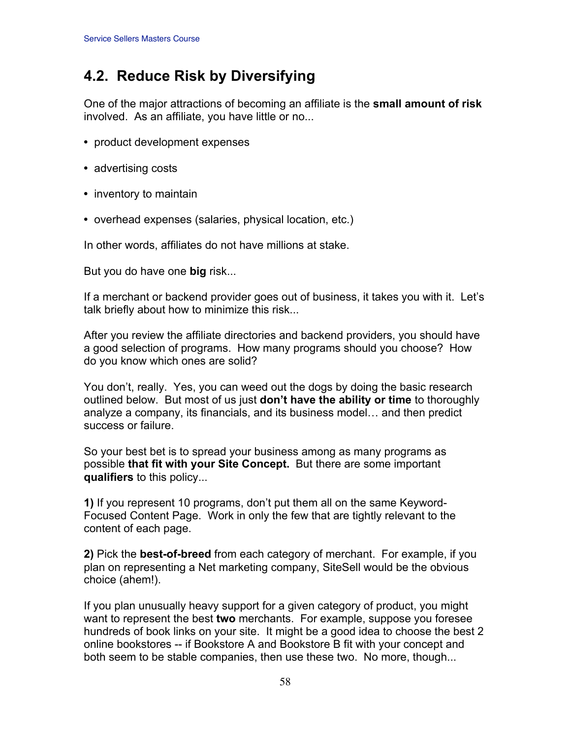## 4.2. Reduce Risk by Diversifying

One of the major attractions of becoming an affiliate is the **small amount of risk** involved. As an affiliate, you have little or no...

- product development expenses
- advertising costs
- inventory to maintain
- overhead expenses (salaries, physical location, etc.)

In other words, affiliates do not have millions at stake.

But you do have one **big** risk...

If a merchant or backend provider goes out of business, it takes you with it. Let's talk briefly about how to minimize this risk...

After you review the affiliate directories and backend providers, you should have a good selection of programs. How many programs should you choose? How do you know which ones are solid?

You don't, really. Yes, you can weed out the dogs by doing the basic research outlined below. But most of us just **don't have the ability or time** to thoroughly analyze a company, its financials, and its business model… and then predict success or failure.

So your best bet is to spread your business among as many programs as possible **that fit with your Site Concept.** But there are some important **qualifiers** to this policy...

**1)** If you represent 10 programs, don't put them all on the same Keyword-Focused Content Page. Work in only the few that are tightly relevant to the content of each page.

**2)** Pick the **best-of-breed** from each category of merchant. For example, if you plan on representing a Net marketing company, SiteSell would be the obvious choice (ahem!).

If you plan unusually heavy support for a given category of product, you might want to represent the best **two** merchants. For example, suppose you foresee hundreds of book links on your site. It might be a good idea to choose the best 2 online bookstores -- if Bookstore A and Bookstore B fit with your concept and both seem to be stable companies, then use these two. No more, though...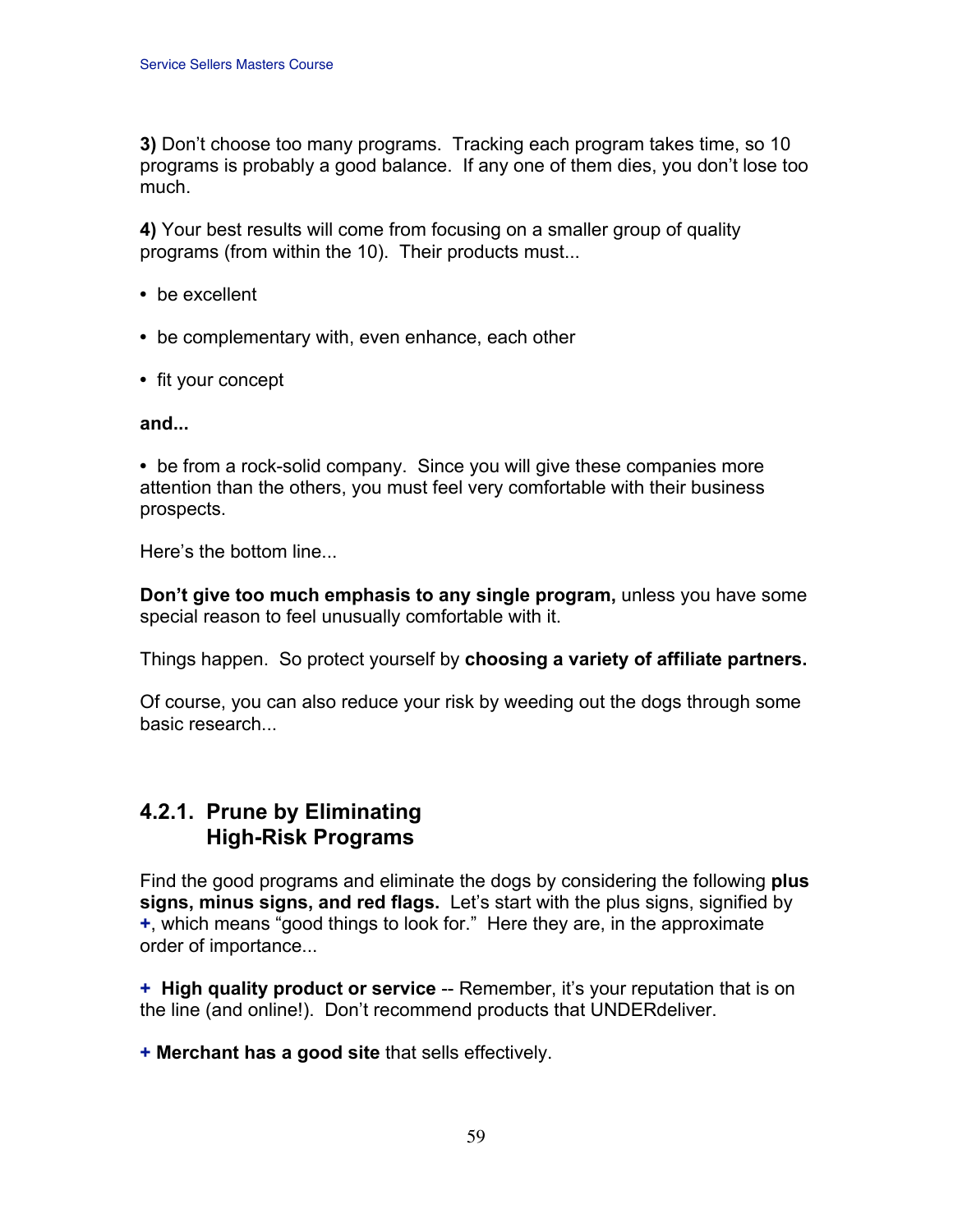**3)** Don't choose too many programs. Tracking each program takes time, so 10 programs is probably a good balance. If any one of them dies, you don't lose too much.

**4)** Your best results will come from focusing on a smaller group of quality programs (from within the 10). Their products must...

- be excellent
- be complementary with, even enhance, each other
- fit your concept

**and...**

- be from a rock-solid company. Since you will give these companies more attention than the others, you must feel very comfortable with their business prospects.

Here's the bottom line...

**Don't give too much emphasis to any single program,** unless you have some special reason to feel unusually comfortable with it.

Things happen. So protect yourself by **choosing a variety of affiliate partners.**

Of course, you can also reduce your risk by weeding out the dogs through some basic research...

## 4.2.1. Prune by Eliminating High-Risk Programs

Find the good programs and eliminate the dogs by considering the following **plus signs, minus signs, and red flags.** Let's start with the plus signs, signified by **+**, which means "good things to look for." Here they are, in the approximate order of importance...

**+ High quality product or service** -- Remember, it's your reputation that is on the line (and online!). Don't recommend products that UNDERdeliver.

**+ Merchant has a good site** that sells effectively.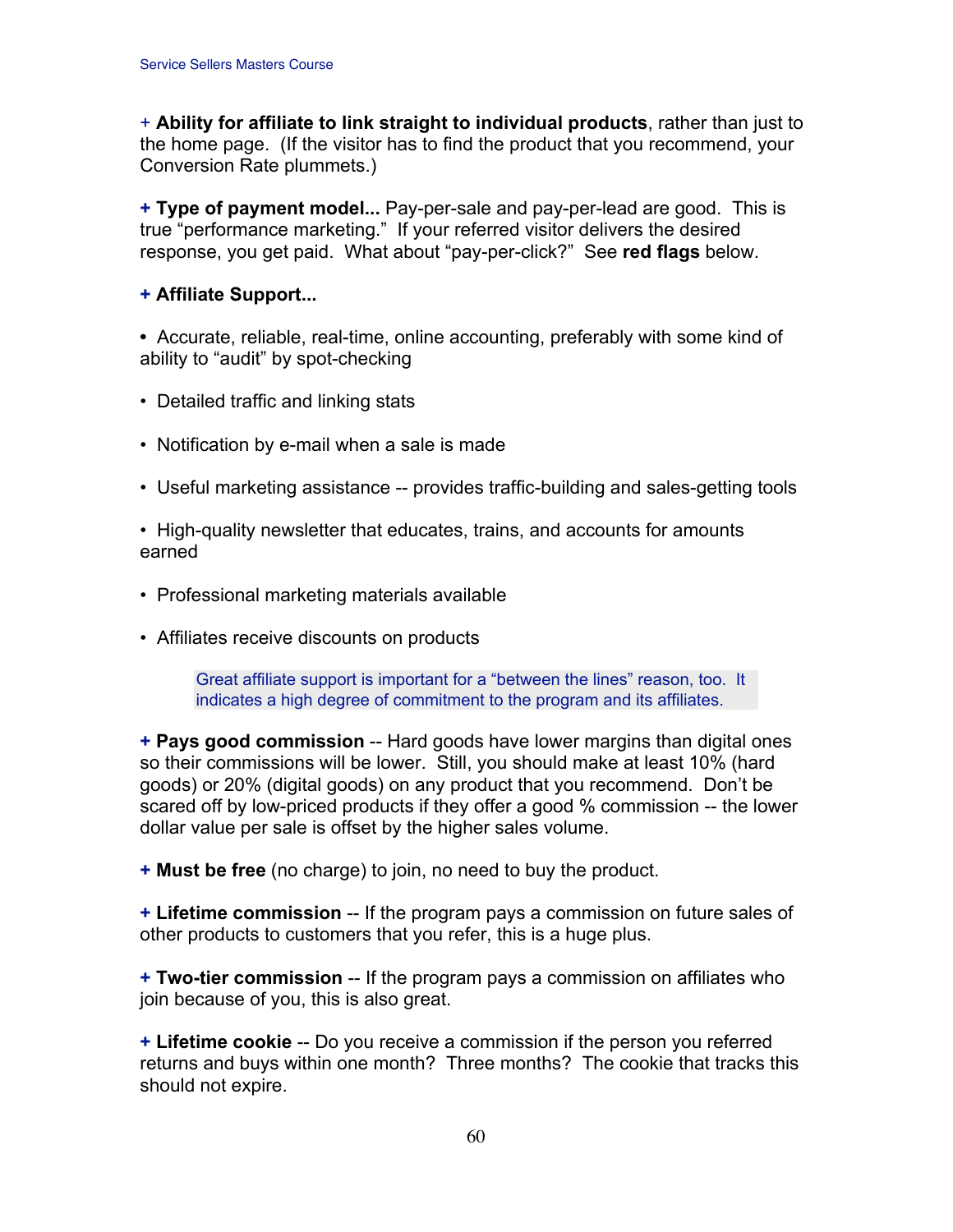+ **Ability for affiliate to link straight to individual products**, rather than just to the home page. (If the visitor has to find the product that you recommend, your Conversion Rate plummets.)

+ **Type of payment model...** Pay-per-sale and pay-per-lead are good. This is true "performance marketing." If your referred visitor delivers the desired response, you get paid. What about "pay-per-click?" See **red flags** below.

+ **Affiliate Support...**

- Accurate, reliable, real-time, online accounting, preferably with some kind of ability to "audit" by spot-checking

- Detailed traffic and linking stats

- Notification by e-mail when a sale is made

- Useful marketing assistance -- provides traffic-building and sales-getting tools

- High-quality newsletter that educates, trains, and accounts for amounts earned

- Professional marketing materials available

- Affiliates receive discounts on products

> Great affiliate support is important for a "between the lines" reason, too. It indicates a high degree of commitment to the program and its affiliates.

+ **Pays good commission** -- Hard goods have lower margins than digital ones so their commissions will be lower. Still, you should make at least 10% (hard goods) or 20% (digital goods) on any product that you recommend. Don't be scared off by low-priced products if they offer a good % commission -- the lower dollar value per sale is offset by the higher sales volume.

+ **Must be free** (no charge) to join, no need to buy the product.

+ **Lifetime commission** -- If the program pays a commission on future sales of other products to customers that you refer, this is a huge plus.

+ **Two-tier commission** -- If the program pays a commission on affiliates who join because of you, this is also great.

+ **Lifetime cookie** -- Do you receive a commission if the person you referred returns and buys within one month? Three months? The cookie that tracks this should not expire.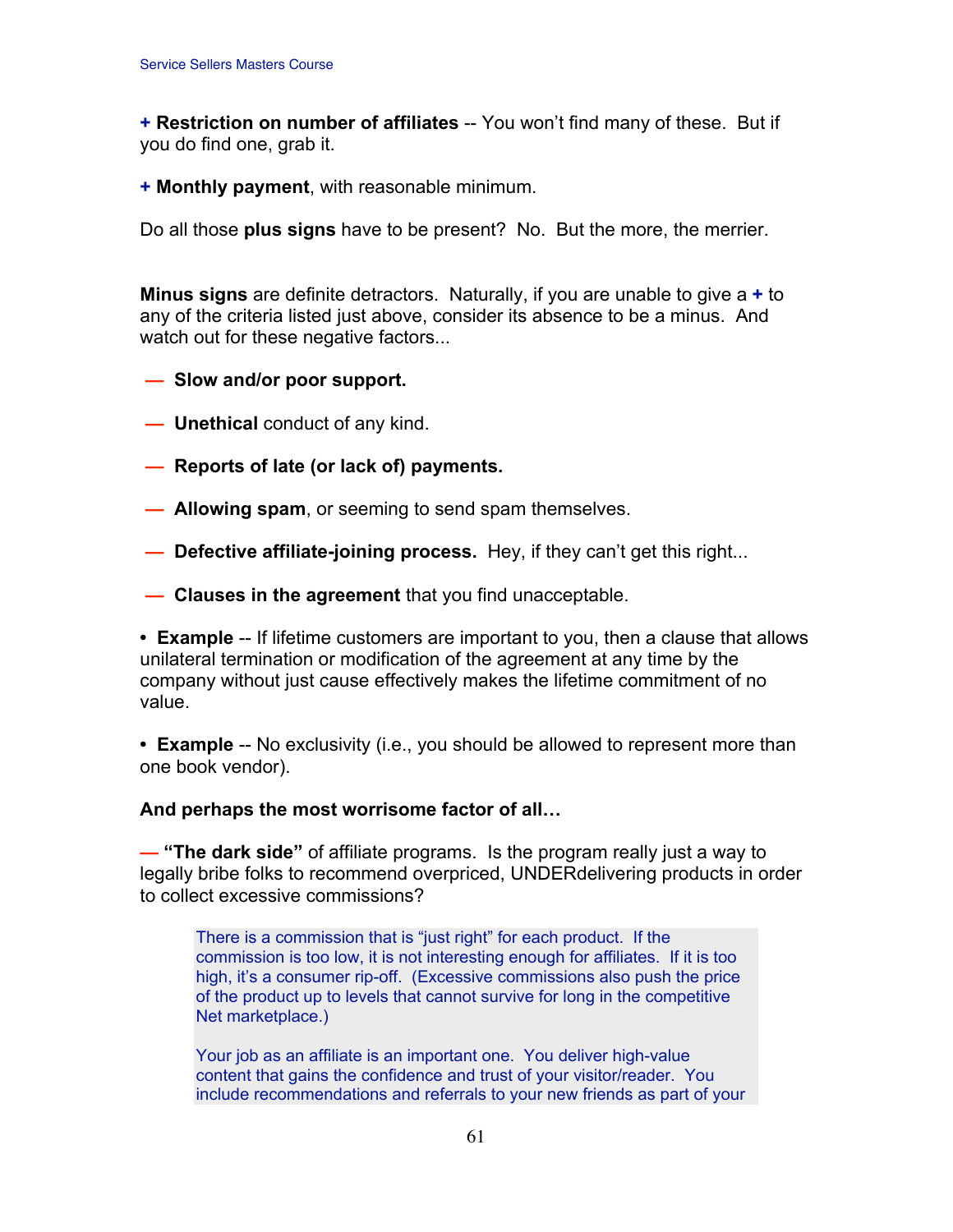**+ Restriction on number of affiliates** -- You won't find many of these. But if you do find one, grab it.

**+ Monthly payment**, with reasonable minimum.

Do all those **plus signs** have to be present? No. But the more, the merrier.

**Minus signs** are definite detractors. Naturally, if you are unable to give a **+** to any of the criteria listed just above, consider its absence to be a minus. And watch out for these negative factors...

**—** **Slow and/or poor support.**

**—** **Unethical** conduct of any kind.

**—** **Reports of late (or lack of) payments.**

**—** **Allowing spam**, or seeming to send spam themselves.

**—** **Defective affiliate-joining process.** Hey, if they can't get this right...

**—** **Clauses in the agreement** that you find unacceptable.

• **Example** -- If lifetime customers are important to you, then a clause that allows unilateral termination or modification of the agreement at any time by the company without just cause effectively makes the lifetime commitment of no value.

• **Example** -- No exclusivity (i.e., you should be allowed to represent more than one book vendor).

**And perhaps the most worrisome factor of all…**

**— "The dark side"** of affiliate programs. Is the program really just a way to legally bribe folks to recommend overpriced, UNDERdelivering products in order to collect excessive commissions?

> There is a commission that is "just right" for each product. If the commission is too low, it is not interesting enough for affiliates. If it is too high, it's a consumer rip-off. (Excessive commissions also push the price of the product up to levels that cannot survive for long in the competitive Net marketplace.)
>
> Your job as an affiliate is an important one. You deliver high-value content that gains the confidence and trust of your visitor/reader. You include recommendations and referrals to your new friends as part of your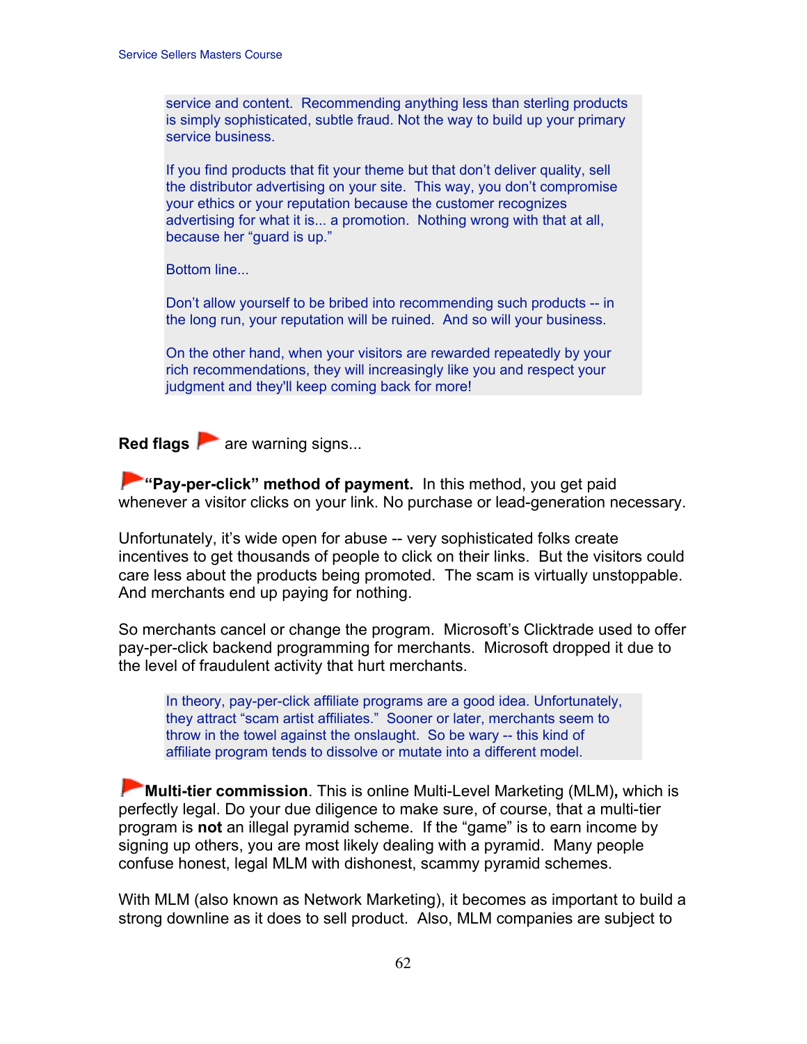service and content. Recommending anything less than sterling products is simply sophisticated, subtle fraud. Not the way to build up your primary service business.

If you find products that fit your theme but that don't deliver quality, sell the distributor advertising on your site. This way, you don't compromise your ethics or your reputation because the customer recognizes advertising for what it is... a promotion. Nothing wrong with that at all, because her "guard is up."

Bottom line...

Don't allow yourself to be bribed into recommending such products -- in the long run, your reputation will be ruined. And so will your business.

On the other hand, when your visitors are rewarded repeatedly by your rich recommendations, they will increasingly like you and respect your judgment and they'll keep coming back for more!

**Red flags** are warning signs...

**"Pay-per-click" method of payment.** In this method, you get paid whenever a visitor clicks on your link. No purchase or lead-generation necessary.

Unfortunately, it's wide open for abuse -- very sophisticated folks create incentives to get thousands of people to click on their links. But the visitors could care less about the products being promoted. The scam is virtually unstoppable. And merchants end up paying for nothing.

So merchants cancel or change the program. Microsoft's Clicktrade used to offer pay-per-click backend programming for merchants. Microsoft dropped it due to the level of fraudulent activity that hurt merchants.

In theory, pay-per-click affiliate programs are a good idea. Unfortunately, they attract "scam artist affiliates." Sooner or later, merchants seem to throw in the towel against the onslaught. So be wary -- this kind of affiliate program tends to dissolve or mutate into a different model.

**Multi-tier commission**. This is online Multi-Level Marketing (MLM)**,** which is perfectly legal. Do your due diligence to make sure, of course, that a multi-tier program is **not** an illegal pyramid scheme. If the "game" is to earn income by signing up others, you are most likely dealing with a pyramid. Many people confuse honest, legal MLM with dishonest, scammy pyramid schemes.

With MLM (also known as Network Marketing), it becomes as important to build a strong downline as it does to sell product. Also, MLM companies are subject to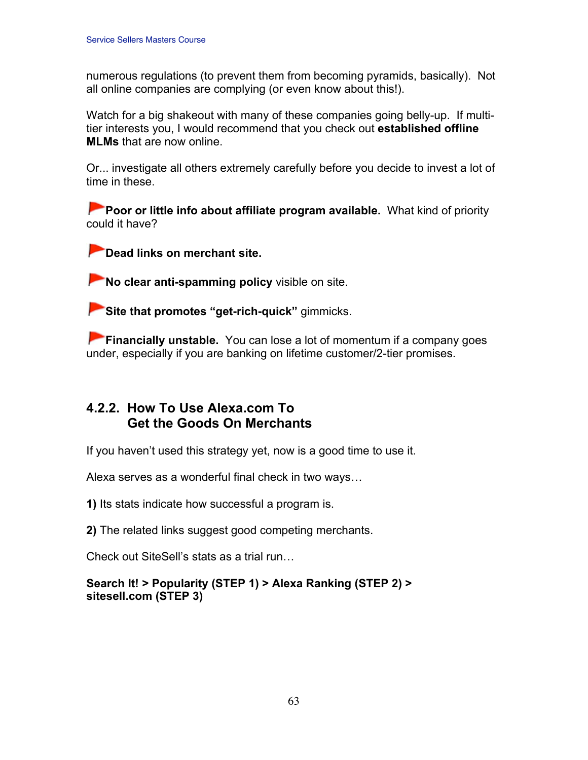numerous regulations (to prevent them from becoming pyramids, basically). Not all online companies are complying (or even know about this!).

Watch for a big shakeout with many of these companies going belly-up. If multi-tier interests you, I would recommend that you check out **established offline MLMs** that are now online.

Or... investigate all others extremely carefully before you decide to invest a lot of time in these.

**Poor or little info about affiliate program available.** What kind of priority could it have?

**Dead links on merchant site.**

**No clear anti-spamming policy** visible on site.

**Site that promotes "get-rich-quick"** gimmicks.

**Financially unstable.** You can lose a lot of momentum if a company goes under, especially if you are banking on lifetime customer/2-tier promises.

### 4.2.2. How To Use Alexa.com To Get the Goods On Merchants

If you haven't used this strategy yet, now is a good time to use it.

Alexa serves as a wonderful final check in two ways…

**1)** Its stats indicate how successful a program is.

**2)** The related links suggest good competing merchants.

Check out SiteSell's stats as a trial run…

**Search It! > Popularity (STEP 1) > Alexa Ranking (STEP 2) > sitesell.com (STEP 3)**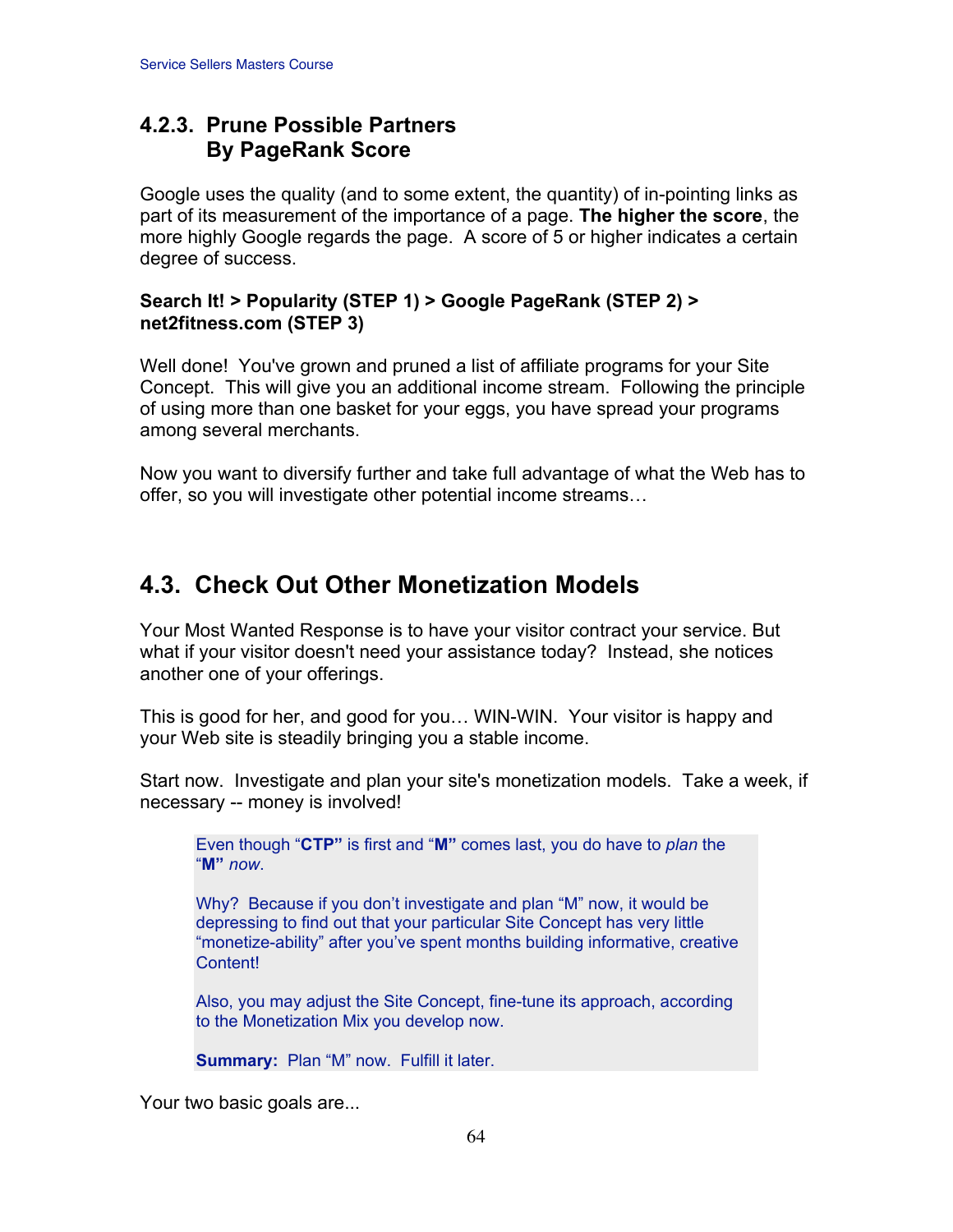### 4.2.3. Prune Possible Partners By PageRank Score

Google uses the quality (and to some extent, the quantity) of in-pointing links as part of its measurement of the importance of a page. **The higher the score**, the more highly Google regards the page. A score of 5 or higher indicates a certain degree of success.

**Search It! > Popularity (STEP 1) > Google PageRank (STEP 2) > net2fitness.com (STEP 3)**

Well done! You've grown and pruned a list of affiliate programs for your Site Concept. This will give you an additional income stream. Following the principle of using more than one basket for your eggs, you have spread your programs among several merchants.

Now you want to diversify further and take full advantage of what the Web has to offer, so you will investigate other potential income streams…

## 4.3. Check Out Other Monetization Models

Your Most Wanted Response is to have your visitor contract your service. But what if your visitor doesn't need your assistance today? Instead, she notices another one of your offerings.

This is good for her, and good for you… WIN-WIN. Your visitor is happy and your Web site is steadily bringing you a stable income.

Start now. Investigate and plan your site's monetization models. Take a week, if necessary -- money is involved!

> Even though "**CTP**" is first and "**M**" comes last, you do have to *plan* the "**M**" *now*.
>
> Why? Because if you don't investigate and plan "M" now, it would be depressing to find out that your particular Site Concept has very little "monetize-ability" after you've spent months building informative, creative Content!
>
> Also, you may adjust the Site Concept, fine-tune its approach, according to the Monetization Mix you develop now.
>
> **Summary:** Plan "M" now. Fulfill it later.

Your two basic goals are...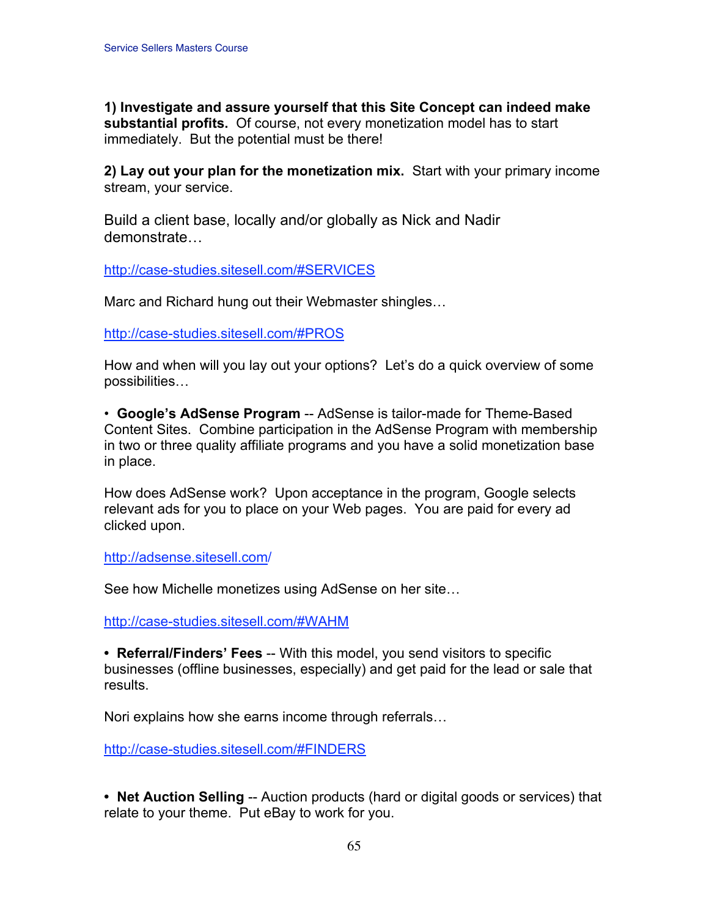**1) Investigate and assure yourself that this Site Concept can indeed make substantial profits.** Of course, not every monetization model has to start immediately. But the potential must be there!

**2) Lay out your plan for the monetization mix.** Start with your primary income stream, your service.

Build a client base, locally and/or globally as Nick and Nadir demonstrate…

http://case-studies.sitesell.com/#SERVICES

Marc and Richard hung out their Webmaster shingles…

http://case-studies.sitesell.com/#PROS

How and when will you lay out your options? Let's do a quick overview of some possibilities…

• **Google's AdSense Program** -- AdSense is tailor-made for Theme-Based Content Sites. Combine participation in the AdSense Program with membership in two or three quality affiliate programs and you have a solid monetization base in place.

How does AdSense work? Upon acceptance in the program, Google selects relevant ads for you to place on your Web pages. You are paid for every ad clicked upon.

http://adsense.sitesell.com/

See how Michelle monetizes using AdSense on her site…

http://case-studies.sitesell.com/#WAHM

• **Referral/Finders' Fees** -- With this model, you send visitors to specific businesses (offline businesses, especially) and get paid for the lead or sale that results.

Nori explains how she earns income through referrals…

http://case-studies.sitesell.com/#FINDERS

• **Net Auction Selling** -- Auction products (hard or digital goods or services) that relate to your theme. Put eBay to work for you.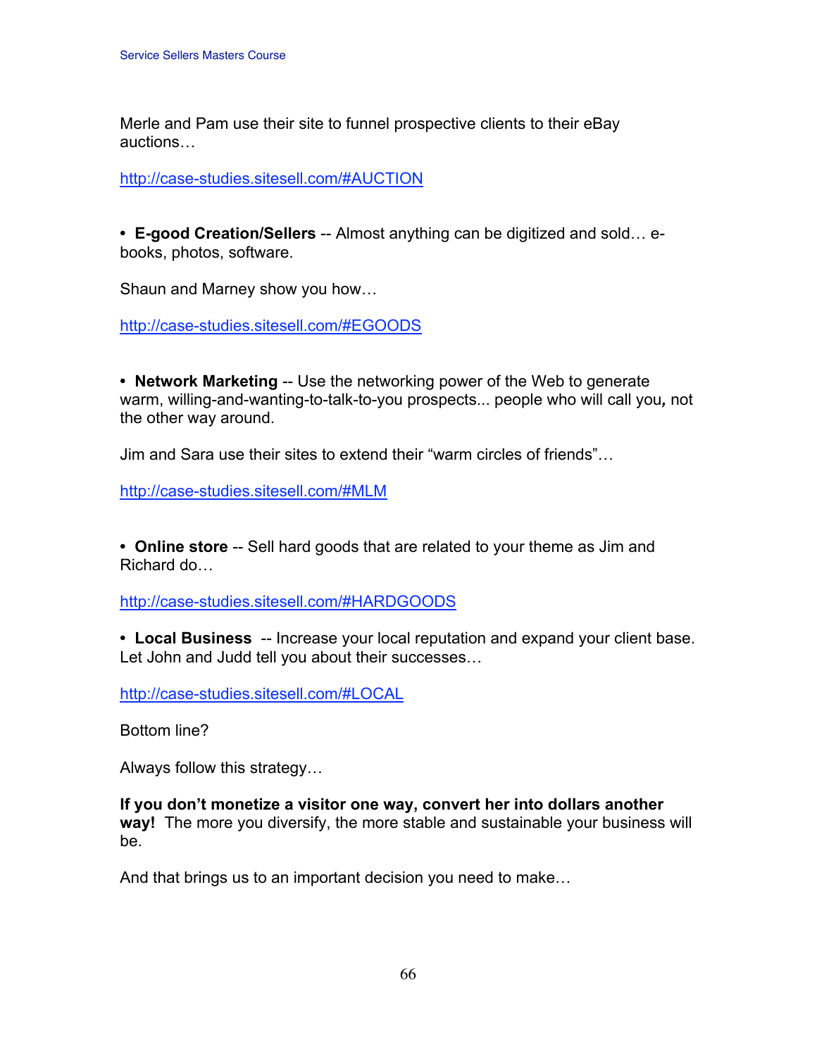Merle and Pam use their site to funnel prospective clients to their eBay auctions…

http://case-studies.sitesell.com/#AUCTION

• **E-good Creation/Sellers** -- Almost anything can be digitized and sold… e-books, photos, software.

Shaun and Marney show you how…

http://case-studies.sitesell.com/#EGOODS

• **Network Marketing** -- Use the networking power of the Web to generate warm, willing-and-wanting-to-talk-to-you prospects... people who will call you*,* not the other way around.

Jim and Sara use their sites to extend their "warm circles of friends"…

http://case-studies.sitesell.com/#MLM

• **Online store** -- Sell hard goods that are related to your theme as Jim and Richard do…

http://case-studies.sitesell.com/#HARDGOODS

• **Local Business** -- Increase your local reputation and expand your client base. Let John and Judd tell you about their successes…

http://case-studies.sitesell.com/#LOCAL

Bottom line?

Always follow this strategy…

**If you don't monetize a visitor one way, convert her into dollars another way!** The more you diversify, the more stable and sustainable your business will be.

And that brings us to an important decision you need to make…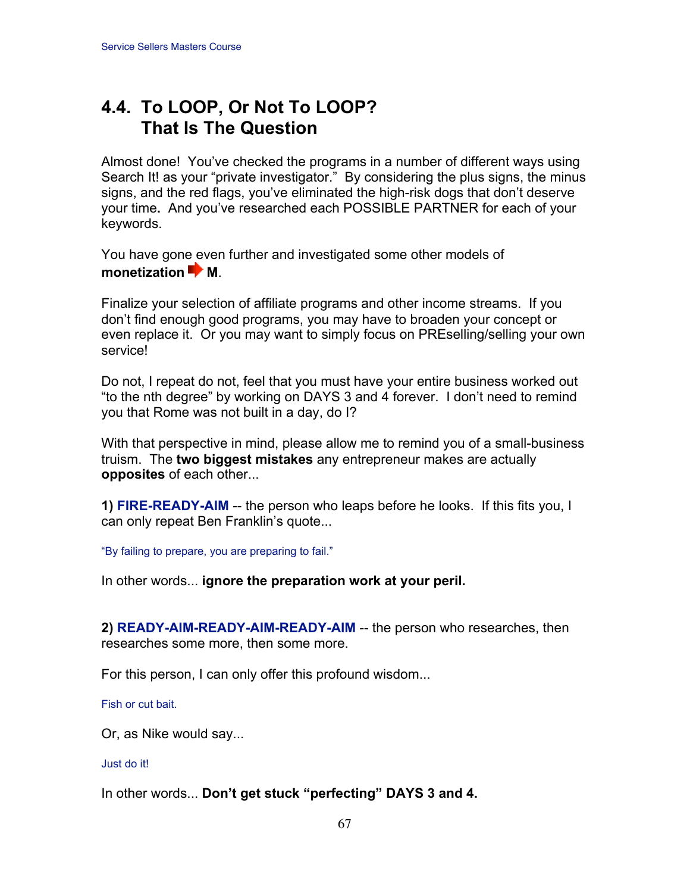## 4.4. To LOOP, Or Not To LOOP? That Is The Question

Almost done! You've checked the programs in a number of different ways using Search It! as your "private investigator." By considering the plus signs, the minus signs, and the red flags, you've eliminated the high-risk dogs that don't deserve your time**.** And you've researched each POSSIBLE PARTNER for each of your keywords.

You have gone even further and investigated some other models of **monetization** ➡ **M**.

Finalize your selection of affiliate programs and other income streams. If you don't find enough good programs, you may have to broaden your concept or even replace it. Or you may want to simply focus on PREselling/selling your own service!

Do not, I repeat do not, feel that you must have your entire business worked out "to the nth degree" by working on DAYS 3 and 4 forever. I don't need to remind you that Rome was not built in a day, do I?

With that perspective in mind, please allow me to remind you of a small-business truism. The **two biggest mistakes** any entrepreneur makes are actually **opposites** of each other...

**1) FIRE-READY-AIM** -- the person who leaps before he looks. If this fits you, I can only repeat Ben Franklin's quote...

"By failing to prepare, you are preparing to fail."

In other words... **ignore the preparation work at your peril.**

**2) READY-AIM-READY-AIM-READY-AIM** -- the person who researches, then researches some more, then some more.

For this person, I can only offer this profound wisdom...

Fish or cut bait.

Or, as Nike would say...

Just do it!

In other words... **Don't get stuck "perfecting" DAYS 3 and 4.**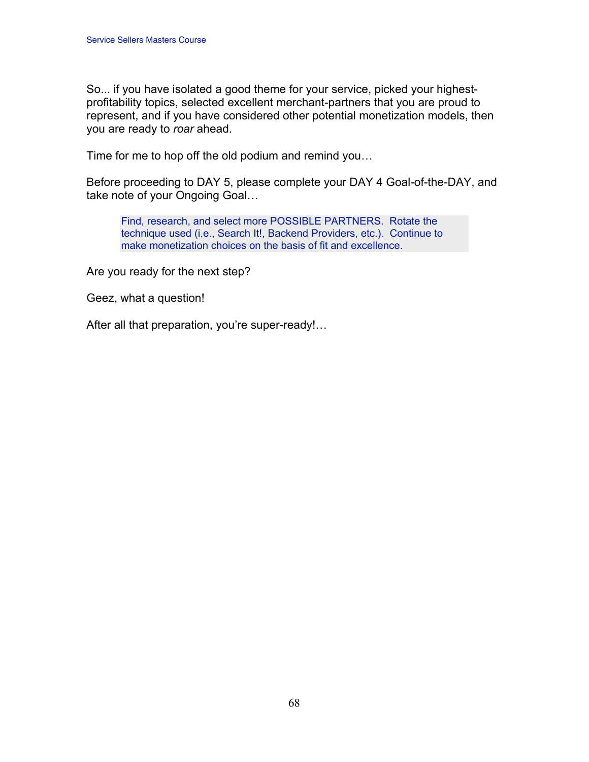So... if you have isolated a good theme for your service, picked your highest-profitability topics, selected excellent merchant-partners that you are proud to represent, and if you have considered other potential monetization models, then you are ready to *roar* ahead.

Time for me to hop off the old podium and remind you…

Before proceeding to DAY 5, please complete your DAY 4 Goal-of-the-DAY, and take note of your Ongoing Goal…

> Find, research, and select more POSSIBLE PARTNERS. Rotate the technique used (i.e., Search It!, Backend Providers, etc.). Continue to make monetization choices on the basis of fit and excellence.

Are you ready for the next step?

Geez, what a question!

After all that preparation, you're super-ready!…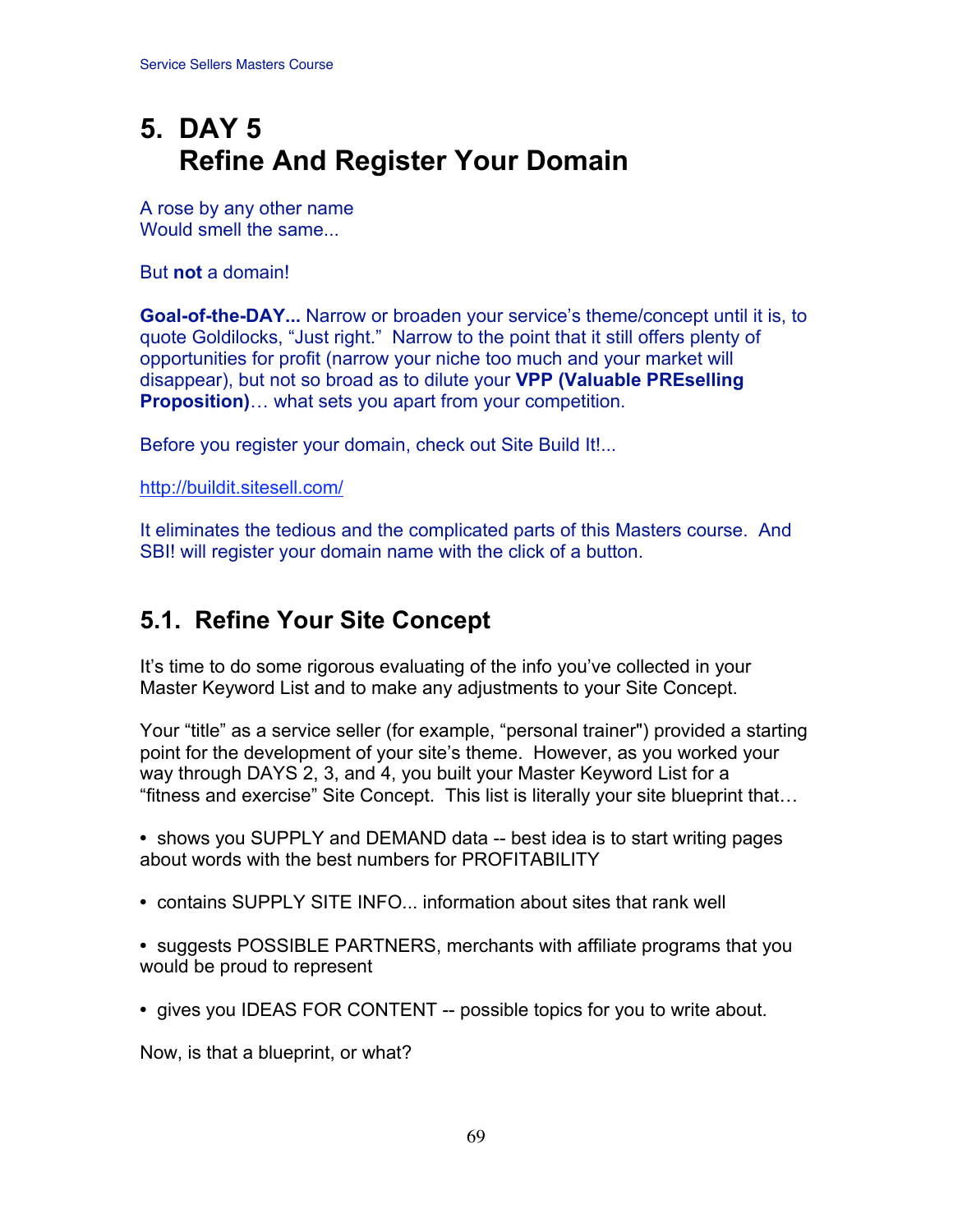# 5. DAY 5 Refine And Register Your Domain

A rose by any other name
Would smell the same...

But **not** a domain!

**Goal-of-the-DAY...** Narrow or broaden your service's theme/concept until it is, to quote Goldilocks, "Just right." Narrow to the point that it still offers plenty of opportunities for profit (narrow your niche too much and your market will disappear), but not so broad as to dilute your **VPP (Valuable PREselling Proposition)**… what sets you apart from your competition.

Before you register your domain, check out Site Build It!...

http://buildit.sitesell.com/

It eliminates the tedious and the complicated parts of this Masters course. And SBI! will register your domain name with the click of a button.

## 5.1. Refine Your Site Concept

It's time to do some rigorous evaluating of the info you've collected in your Master Keyword List and to make any adjustments to your Site Concept.

Your "title" as a service seller (for example, "personal trainer") provided a starting point for the development of your site's theme. However, as you worked your way through DAYS 2, 3, and 4, you built your Master Keyword List for a "fitness and exercise" Site Concept. This list is literally your site blueprint that…

- shows you SUPPLY and DEMAND data -- best idea is to start writing pages about words with the best numbers for PROFITABILITY
- contains SUPPLY SITE INFO... information about sites that rank well
- suggests POSSIBLE PARTNERS, merchants with affiliate programs that you would be proud to represent
- gives you IDEAS FOR CONTENT -- possible topics for you to write about.

Now, is that a blueprint, or what?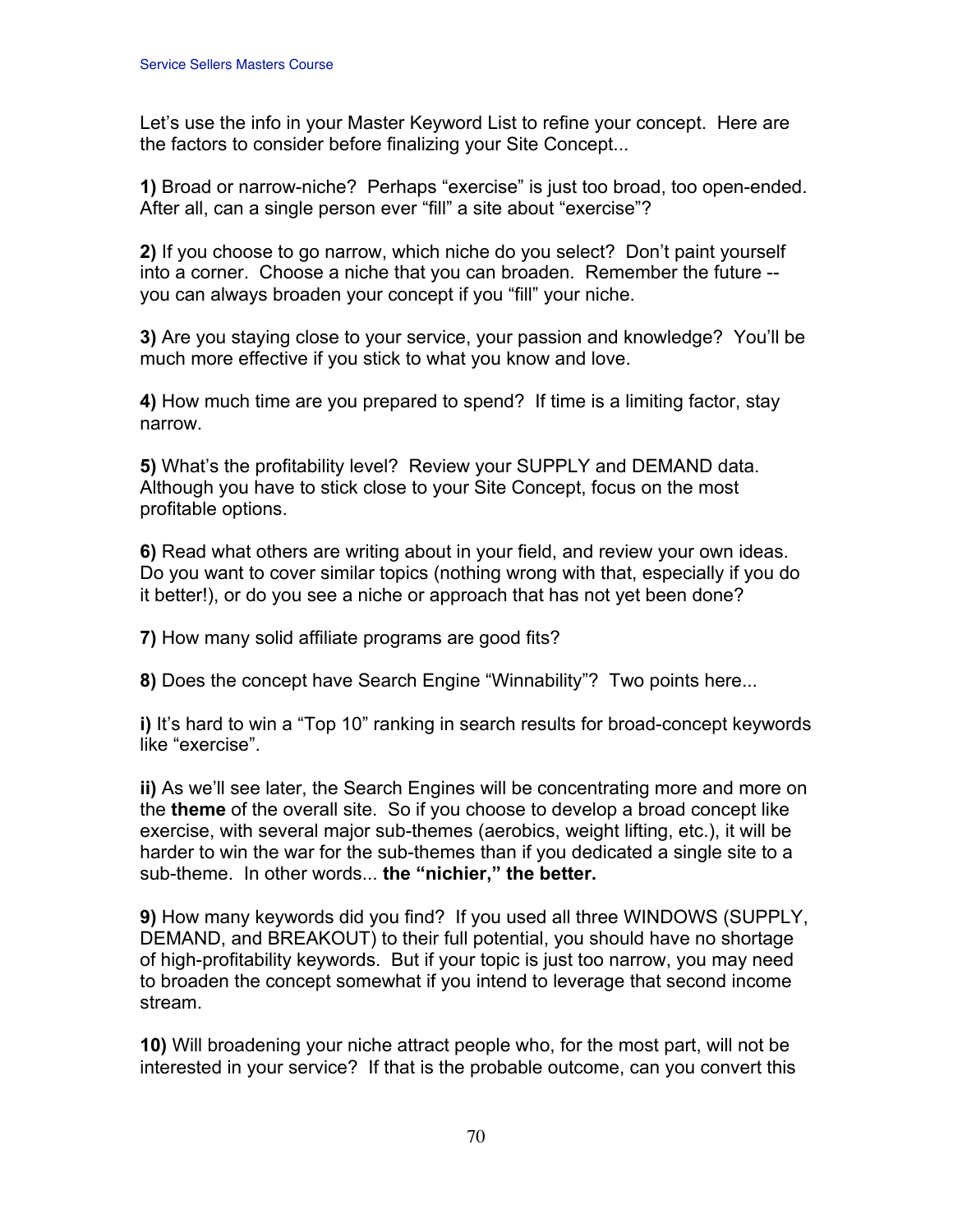Let's use the info in your Master Keyword List to refine your concept. Here are the factors to consider before finalizing your Site Concept...

**1)** Broad or narrow-niche? Perhaps "exercise" is just too broad, too open-ended. After all, can a single person ever "fill" a site about "exercise"?

**2)** If you choose to go narrow, which niche do you select? Don't paint yourself into a corner. Choose a niche that you can broaden. Remember the future -- you can always broaden your concept if you "fill" your niche.

**3)** Are you staying close to your service, your passion and knowledge? You'll be much more effective if you stick to what you know and love.

**4)** How much time are you prepared to spend? If time is a limiting factor, stay narrow.

**5)** What's the profitability level? Review your SUPPLY and DEMAND data. Although you have to stick close to your Site Concept, focus on the most profitable options.

**6)** Read what others are writing about in your field, and review your own ideas. Do you want to cover similar topics (nothing wrong with that, especially if you do it better!), or do you see a niche or approach that has not yet been done?

**7)** How many solid affiliate programs are good fits?

**8)** Does the concept have Search Engine "Winnability"? Two points here...

**i)** It's hard to win a "Top 10" ranking in search results for broad-concept keywords like "exercise".

**ii)** As we'll see later, the Search Engines will be concentrating more and more on the **theme** of the overall site. So if you choose to develop a broad concept like exercise, with several major sub-themes (aerobics, weight lifting, etc.), it will be harder to win the war for the sub-themes than if you dedicated a single site to a sub-theme. In other words... **the "nichier," the better.**

**9)** How many keywords did you find? If you used all three WINDOWS (SUPPLY, DEMAND, and BREAKOUT) to their full potential, you should have no shortage of high-profitability keywords. But if your topic is just too narrow, you may need to broaden the concept somewhat if you intend to leverage that second income stream.

**10)** Will broadening your niche attract people who, for the most part, will not be interested in your service? If that is the probable outcome, can you convert this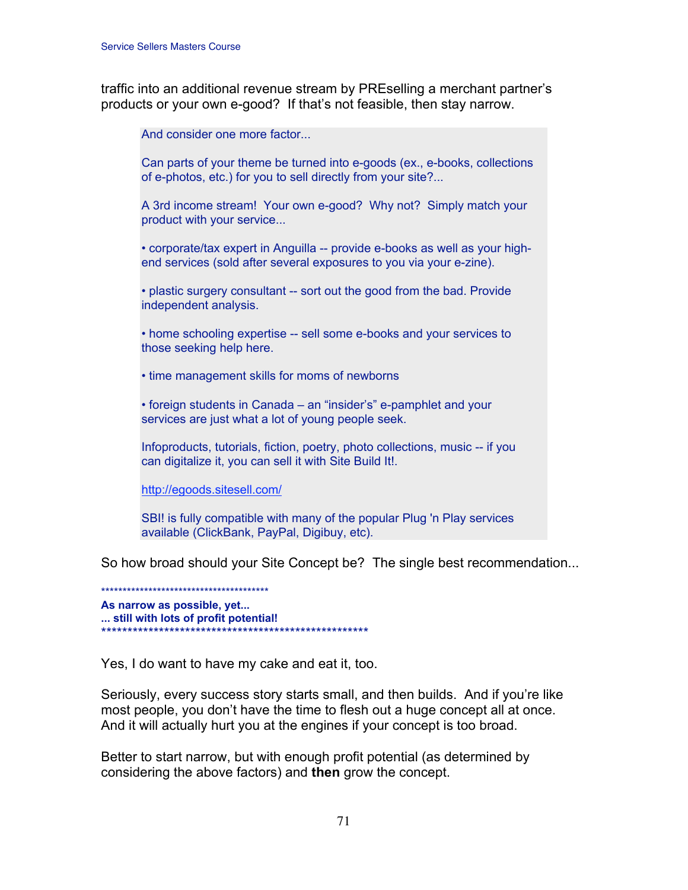traffic into an additional revenue stream by PREselling a merchant partner's products or your own e-good? If that's not feasible, then stay narrow.

> And consider one more factor...
>
> Can parts of your theme be turned into e-goods (ex., e-books, collections of e-photos, etc.) for you to sell directly from your site?...
>
> A 3rd income stream! Your own e-good? Why not? Simply match your product with your service...
>
> • corporate/tax expert in Anguilla -- provide e-books as well as your high-end services (sold after several exposures to you via your e-zine).
>
> • plastic surgery consultant -- sort out the good from the bad. Provide independent analysis.
>
> • home schooling expertise -- sell some e-books and your services to those seeking help here.
>
> • time management skills for moms of newborns
>
> • foreign students in Canada – an "insider's" e-pamphlet and your services are just what a lot of young people seek.
>
> Infoproducts, tutorials, fiction, poetry, photo collections, music -- if you can digitalize it, you can sell it with Site Build It!.
>
> http://egoods.sitesell.com/
>
> SBI! is fully compatible with many of the popular Plug 'n Play services available (ClickBank, PayPal, Digibuy, etc).

So how broad should your Site Concept be? The single best recommendation...

****************************************
**As narrow as possible, yet...**
**... still with lots of profit potential!**
****************************************************

Yes, I do want to have my cake and eat it, too.

Seriously, every success story starts small, and then builds. And if you're like most people, you don't have the time to flesh out a huge concept all at once. And it will actually hurt you at the engines if your concept is too broad.

Better to start narrow, but with enough profit potential (as determined by considering the above factors) and **then** grow the concept.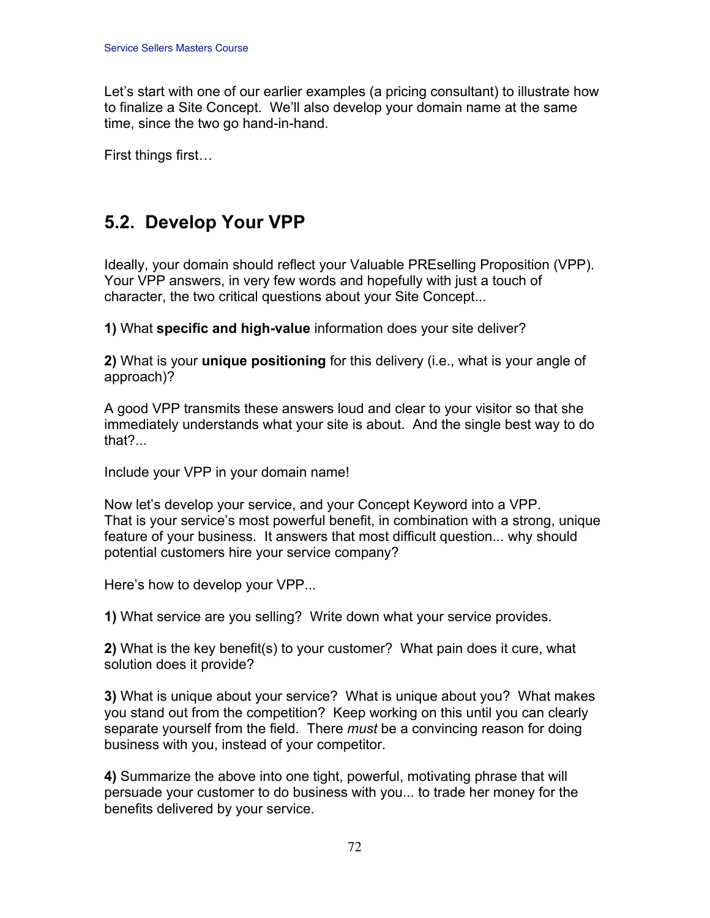Let's start with one of our earlier examples (a pricing consultant) to illustrate how to finalize a Site Concept. We'll also develop your domain name at the same time, since the two go hand-in-hand.

First things first…

## 5.2. Develop Your VPP

Ideally, your domain should reflect your Valuable PREselling Proposition (VPP). Your VPP answers, in very few words and hopefully with just a touch of character, the two critical questions about your Site Concept...

**1)** What **specific and high-value** information does your site deliver?

**2)** What is your **unique positioning** for this delivery (i.e., what is your angle of approach)?

A good VPP transmits these answers loud and clear to your visitor so that she immediately understands what your site is about. And the single best way to do that?...

Include your VPP in your domain name!

Now let's develop your service, and your Concept Keyword into a VPP. That is your service's most powerful benefit, in combination with a strong, unique feature of your business. It answers that most difficult question... why should potential customers hire your service company?

Here's how to develop your VPP...

**1)** What service are you selling? Write down what your service provides.

**2)** What is the key benefit(s) to your customer? What pain does it cure, what solution does it provide?

**3)** What is unique about your service? What is unique about you? What makes you stand out from the competition? Keep working on this until you can clearly separate yourself from the field. There *must* be a convincing reason for doing business with you, instead of your competitor.

**4)** Summarize the above into one tight, powerful, motivating phrase that will persuade your customer to do business with you... to trade her money for the benefits delivered by your service.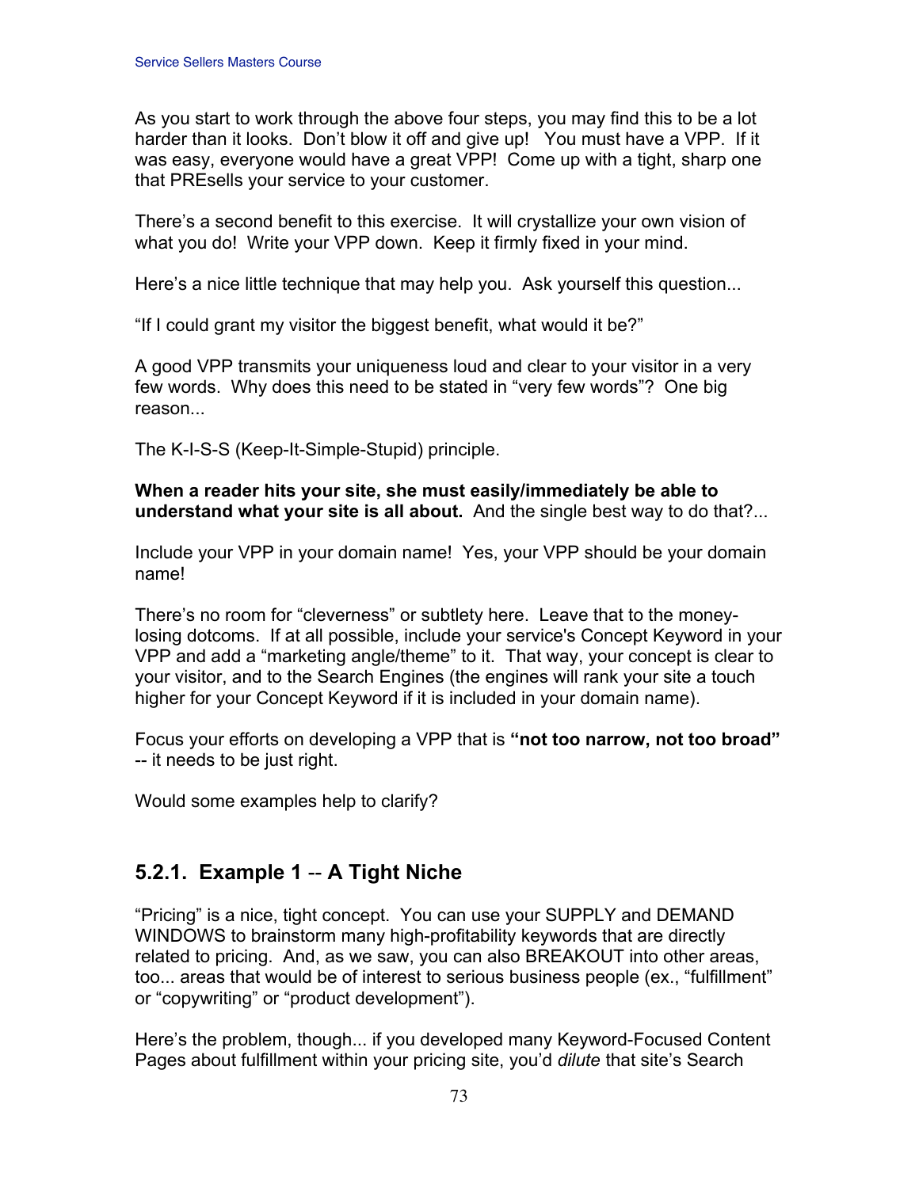As you start to work through the above four steps, you may find this to be a lot harder than it looks. Don't blow it off and give up! You must have a VPP. If it was easy, everyone would have a great VPP! Come up with a tight, sharp one that PREsells your service to your customer.

There's a second benefit to this exercise. It will crystallize your own vision of what you do! Write your VPP down. Keep it firmly fixed in your mind.

Here's a nice little technique that may help you. Ask yourself this question...

"If I could grant my visitor the biggest benefit, what would it be?"

A good VPP transmits your uniqueness loud and clear to your visitor in a very few words. Why does this need to be stated in "very few words"? One big reason...

The K-I-S-S (Keep-It-Simple-Stupid) principle.

**When a reader hits your site, she must easily/immediately be able to understand what your site is all about.** And the single best way to do that?...

Include your VPP in your domain name! Yes, your VPP should be your domain name!

There's no room for "cleverness" or subtlety here. Leave that to the money-losing dotcoms. If at all possible, include your service's Concept Keyword in your VPP and add a "marketing angle/theme" to it. That way, your concept is clear to your visitor, and to the Search Engines (the engines will rank your site a touch higher for your Concept Keyword if it is included in your domain name).

Focus your efforts on developing a VPP that is **"not too narrow, not too broad"** -- it needs to be just right.

Would some examples help to clarify?

## 5.2.1. Example 1 -- A Tight Niche

"Pricing" is a nice, tight concept. You can use your SUPPLY and DEMAND WINDOWS to brainstorm many high-profitability keywords that are directly related to pricing. And, as we saw, you can also BREAKOUT into other areas, too... areas that would be of interest to serious business people (ex., "fulfillment" or "copywriting" or "product development").

Here's the problem, though... if you developed many Keyword-Focused Content Pages about fulfillment within your pricing site, you'd *dilute* that site's Search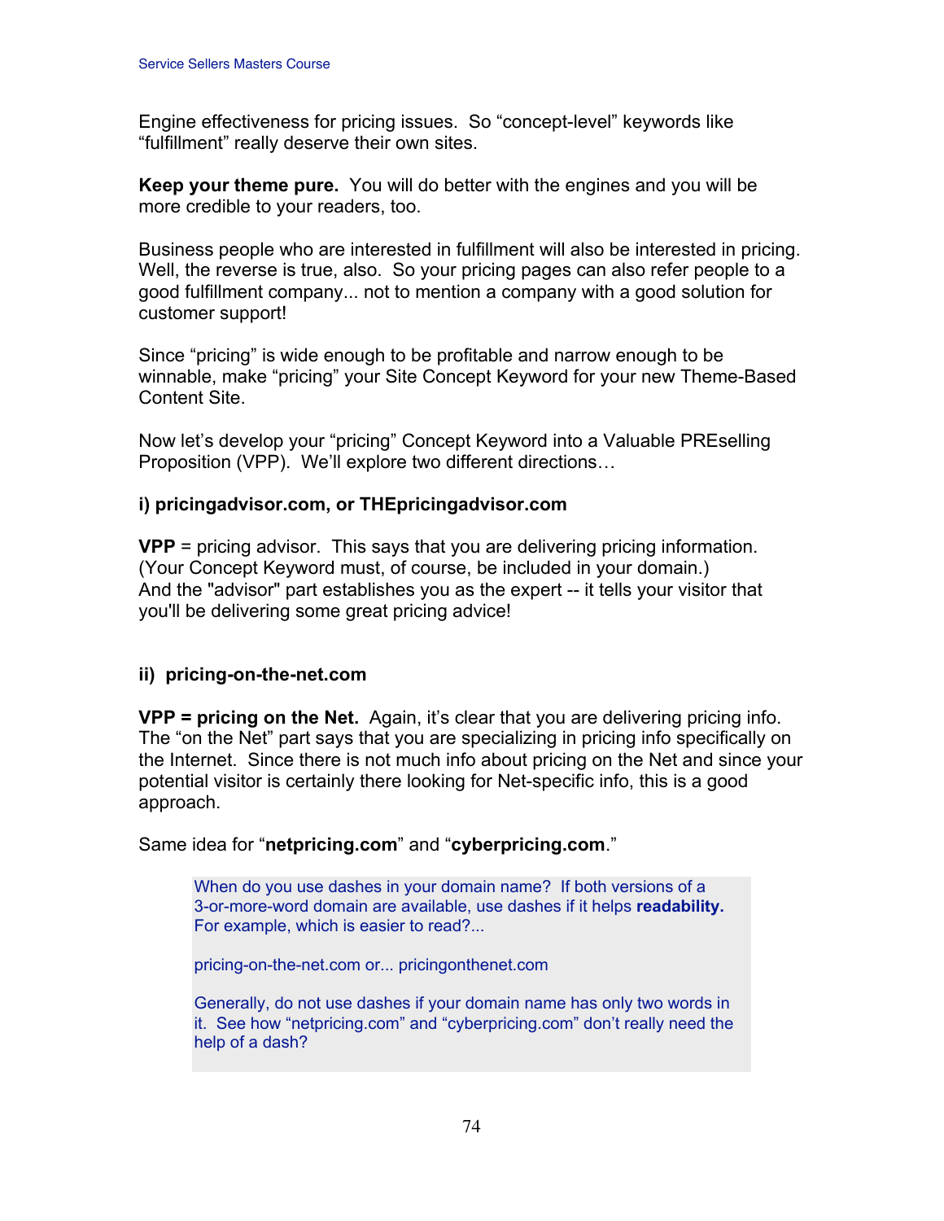Engine effectiveness for pricing issues. So "concept-level" keywords like "fulfillment" really deserve their own sites.

**Keep your theme pure.** You will do better with the engines and you will be more credible to your readers, too.

Business people who are interested in fulfillment will also be interested in pricing. Well, the reverse is true, also. So your pricing pages can also refer people to a good fulfillment company... not to mention a company with a good solution for customer support!

Since "pricing" is wide enough to be profitable and narrow enough to be winnable, make "pricing" your Site Concept Keyword for your new Theme-Based Content Site.

Now let's develop your "pricing" Concept Keyword into a Valuable PREselling Proposition (VPP). We'll explore two different directions…

**i) pricingadvisor.com, or THEpricingadvisor.com**

**VPP** = pricing advisor. This says that you are delivering pricing information. (Your Concept Keyword must, of course, be included in your domain.) And the "advisor" part establishes you as the expert -- it tells your visitor that you'll be delivering some great pricing advice!

**ii) pricing-on-the-net.com**

**VPP = pricing on the Net.** Again, it's clear that you are delivering pricing info. The "on the Net" part says that you are specializing in pricing info specifically on the Internet. Since there is not much info about pricing on the Net and since your potential visitor is certainly there looking for Net-specific info, this is a good approach.

Same idea for "**netpricing.com**" and "**cyberpricing.com**."

> When do you use dashes in your domain name? If both versions of a 3-or-more-word domain are available, use dashes if it helps **readability.** For example, which is easier to read?...
>
> pricing-on-the-net.com or... pricingonthenet.com
>
> Generally, do not use dashes if your domain name has only two words in it. See how "netpricing.com" and "cyberpricing.com" don't really need the help of a dash?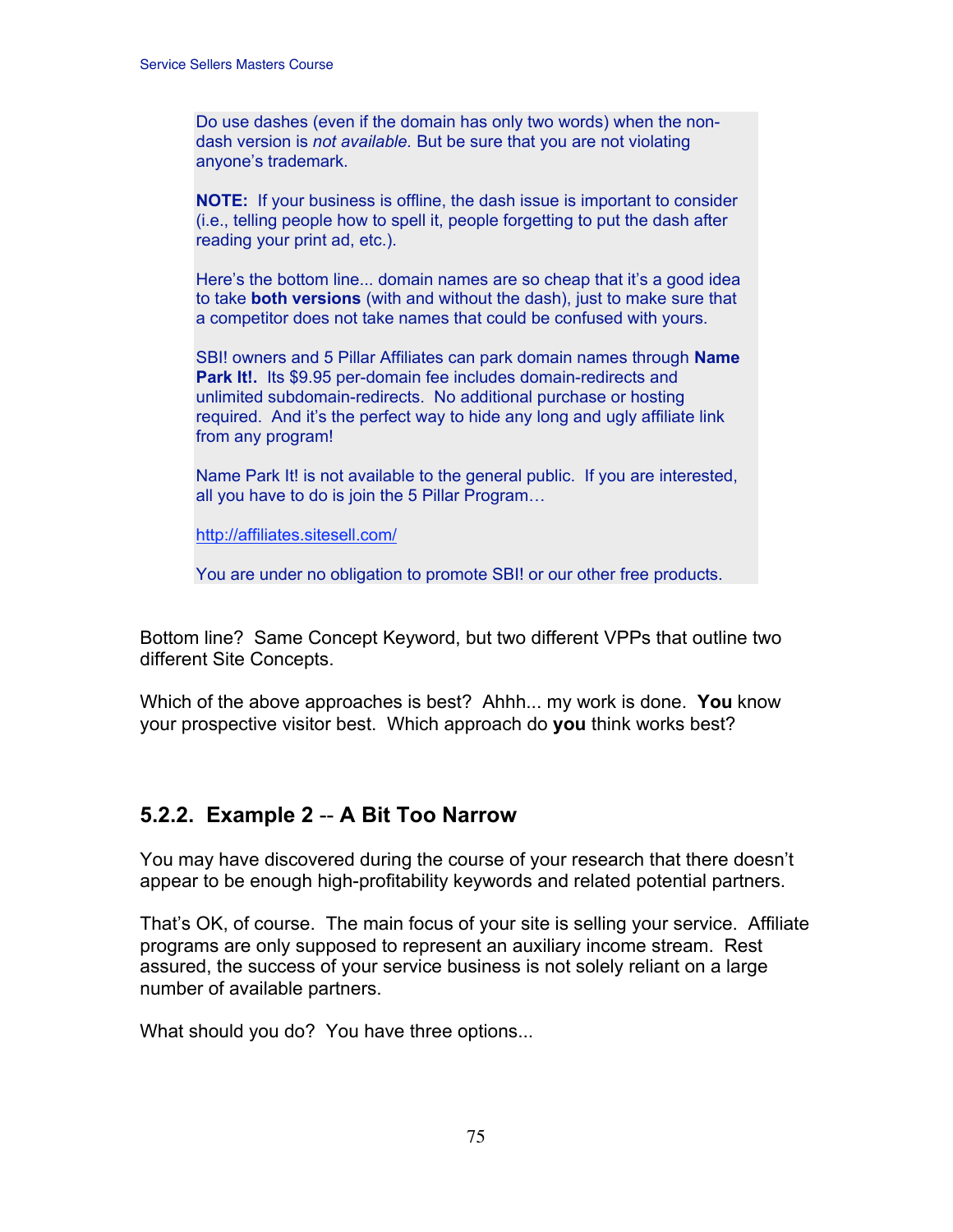Do use dashes (even if the domain has only two words) when the non-dash version is *not available.* But be sure that you are not violating anyone's trademark.

**NOTE:** If your business is offline, the dash issue is important to consider (i.e., telling people how to spell it, people forgetting to put the dash after reading your print ad, etc.).

Here's the bottom line... domain names are so cheap that it's a good idea to take **both versions** (with and without the dash), just to make sure that a competitor does not take names that could be confused with yours.

SBI! owners and 5 Pillar Affiliates can park domain names through **Name Park It!.** Its $9.95 per-domain fee includes domain-redirects and unlimited subdomain-redirects. No additional purchase or hosting required. And it's the perfect way to hide any long and ugly affiliate link from any program!

Name Park It! is not available to the general public. If you are interested, all you have to do is join the 5 Pillar Program…

http://affiliates.sitesell.com/

You are under no obligation to promote SBI! or our other free products.

Bottom line? Same Concept Keyword, but two different VPPs that outline two different Site Concepts.

Which of the above approaches is best? Ahhh... my work is done. **You** know your prospective visitor best. Which approach do **you** think works best?

## 5.2.2. Example 2 -- A Bit Too Narrow

You may have discovered during the course of your research that there doesn't appear to be enough high-profitability keywords and related potential partners.

That's OK, of course. The main focus of your site is selling your service. Affiliate programs are only supposed to represent an auxiliary income stream. Rest assured, the success of your service business is not solely reliant on a large number of available partners.

What should you do? You have three options...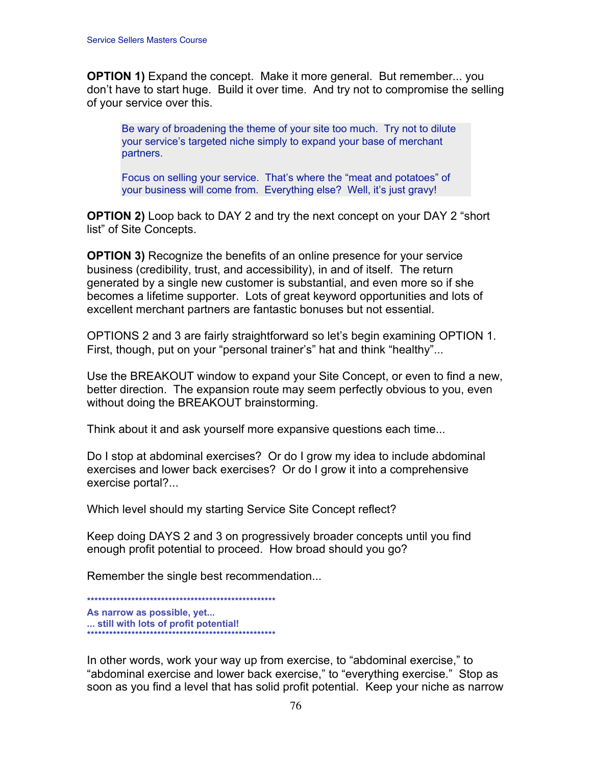**OPTION 1)** Expand the concept. Make it more general. But remember... you don't have to start huge. Build it over time. And try not to compromise the selling of your service over this.

> Be wary of broadening the theme of your site too much. Try not to dilute your service's targeted niche simply to expand your base of merchant partners.
>
> Focus on selling your service. That's where the "meat and potatoes" of your business will come from. Everything else? Well, it's just gravy!

**OPTION 2)** Loop back to DAY 2 and try the next concept on your DAY 2 "short list" of Site Concepts.

**OPTION 3)** Recognize the benefits of an online presence for your service business (credibility, trust, and accessibility), in and of itself. The return generated by a single new customer is substantial, and even more so if she becomes a lifetime supporter. Lots of great keyword opportunities and lots of excellent merchant partners are fantastic bonuses but not essential.

OPTIONS 2 and 3 are fairly straightforward so let's begin examining OPTION 1. First, though, put on your "personal trainer's" hat and think "healthy"...

Use the BREAKOUT window to expand your Site Concept, or even to find a new, better direction. The expansion route may seem perfectly obvious to you, even without doing the BREAKOUT brainstorming.

Think about it and ask yourself more expansive questions each time...

Do I stop at abdominal exercises? Or do I grow my idea to include abdominal exercises and lower back exercises? Or do I grow it into a comprehensive exercise portal?...

Which level should my starting Service Site Concept reflect?

Keep doing DAYS 2 and 3 on progressively broader concepts until you find enough profit potential to proceed. How broad should you go?

Remember the single best recommendation...

****************************************************

**As narrow as possible, yet...**
**... still with lots of profit potential!**

****************************************************

In other words, work your way up from exercise, to "abdominal exercise," to "abdominal exercise and lower back exercise," to "everything exercise." Stop as soon as you find a level that has solid profit potential. Keep your niche as narrow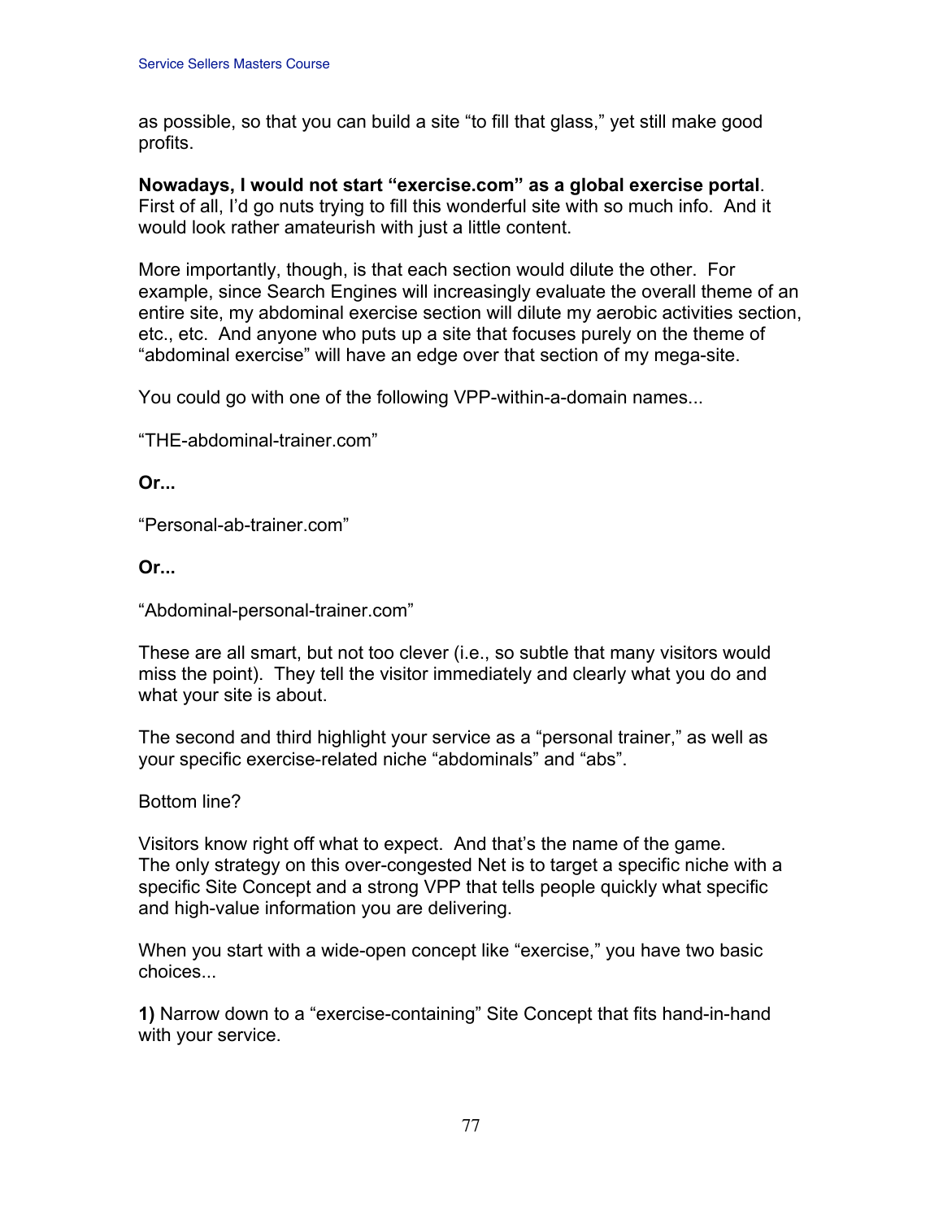as possible, so that you can build a site "to fill that glass," yet still make good profits.

**Nowadays, I would not start "exercise.com" as a global exercise portal**. First of all, I'd go nuts trying to fill this wonderful site with so much info. And it would look rather amateurish with just a little content.

More importantly, though, is that each section would dilute the other. For example, since Search Engines will increasingly evaluate the overall theme of an entire site, my abdominal exercise section will dilute my aerobic activities section, etc., etc. And anyone who puts up a site that focuses purely on the theme of "abdominal exercise" will have an edge over that section of my mega-site.

You could go with one of the following VPP-within-a-domain names...

"THE-abdominal-trainer.com"

**Or...**

"Personal-ab-trainer.com"

**Or...**

"Abdominal-personal-trainer.com"

These are all smart, but not too clever (i.e., so subtle that many visitors would miss the point). They tell the visitor immediately and clearly what you do and what your site is about.

The second and third highlight your service as a "personal trainer," as well as your specific exercise-related niche "abdominals" and "abs".

Bottom line?

Visitors know right off what to expect. And that's the name of the game. The only strategy on this over-congested Net is to target a specific niche with a specific Site Concept and a strong VPP that tells people quickly what specific and high-value information you are delivering.

When you start with a wide-open concept like "exercise," you have two basic choices...

**1)** Narrow down to a "exercise-containing" Site Concept that fits hand-in-hand with your service.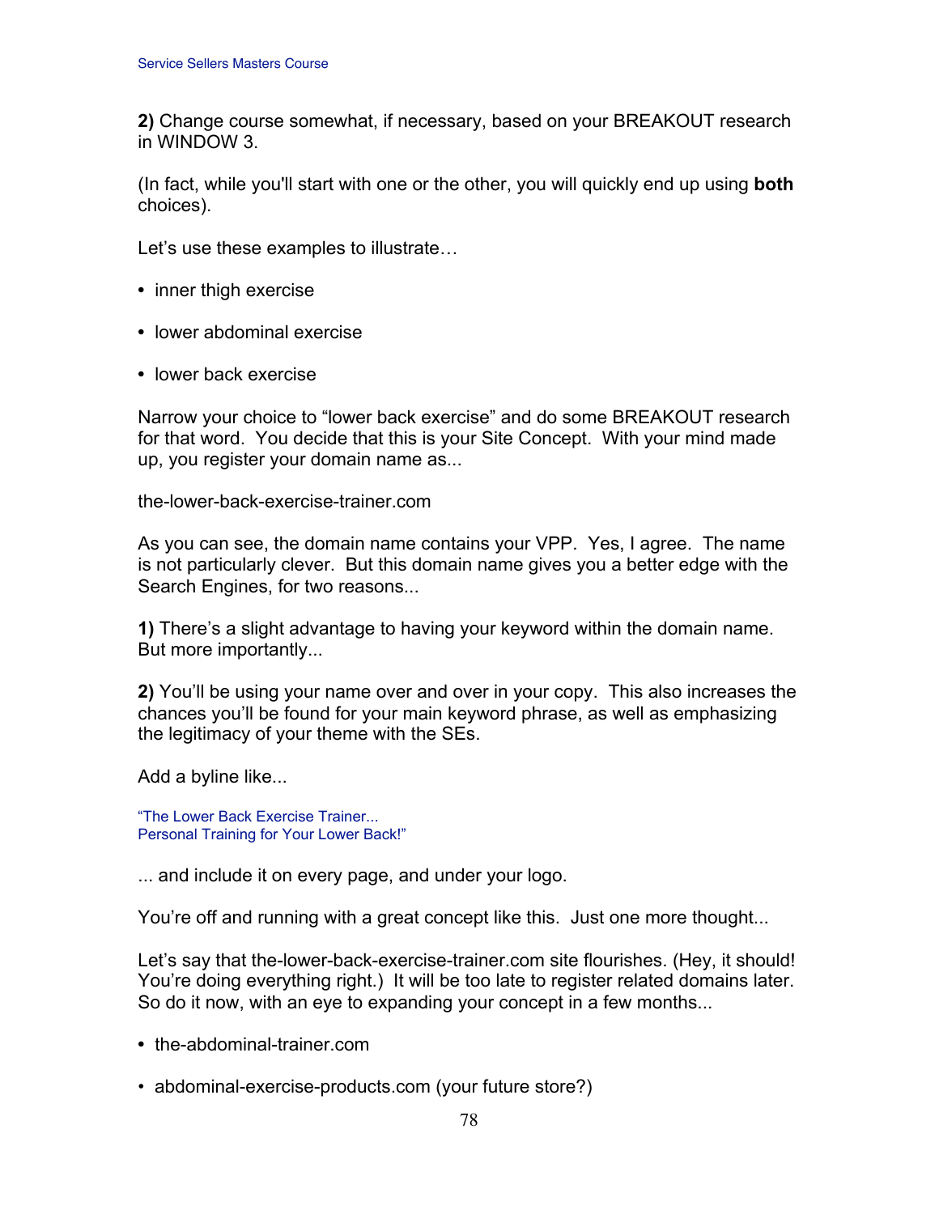**2)** Change course somewhat, if necessary, based on your BREAKOUT research in WINDOW 3.

(In fact, while you'll start with one or the other, you will quickly end up using **both** choices).

Let's use these examples to illustrate…

- inner thigh exercise
- lower abdominal exercise
- lower back exercise

Narrow your choice to "lower back exercise" and do some BREAKOUT research for that word. You decide that this is your Site Concept. With your mind made up, you register your domain name as...

the-lower-back-exercise-trainer.com

As you can see, the domain name contains your VPP. Yes, I agree. The name is not particularly clever. But this domain name gives you a better edge with the Search Engines, for two reasons...

**1)** There's a slight advantage to having your keyword within the domain name. But more importantly...

**2)** You'll be using your name over and over in your copy. This also increases the chances you'll be found for your main keyword phrase, as well as emphasizing the legitimacy of your theme with the SEs.

Add a byline like...

"The Lower Back Exercise Trainer...
Personal Training for Your Lower Back!"

... and include it on every page, and under your logo.

You're off and running with a great concept like this. Just one more thought...

Let's say that the-lower-back-exercise-trainer.com site flourishes. (Hey, it should! You're doing everything right.) It will be too late to register related domains later. So do it now, with an eye to expanding your concept in a few months...

- the-abdominal-trainer.com
- abdominal-exercise-products.com (your future store?)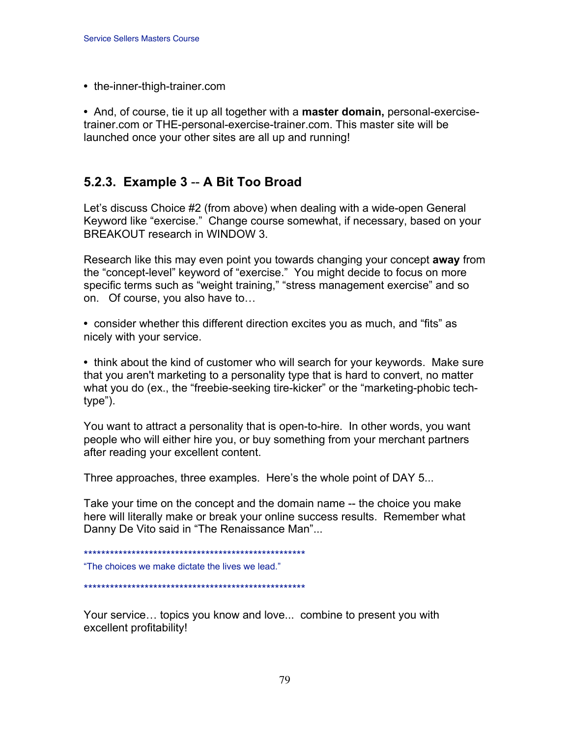- the-inner-thigh-trainer.com

- And, of course, tie it up all together with a **master domain,** personal-exercise-trainer.com or THE-personal-exercise-trainer.com. This master site will be launched once your other sites are all up and running!

### 5.2.3. Example 3 -- A Bit Too Broad

Let's discuss Choice #2 (from above) when dealing with a wide-open General Keyword like "exercise." Change course somewhat, if necessary, based on your BREAKOUT research in WINDOW 3.

Research like this may even point you towards changing your concept **away** from the "concept-level" keyword of "exercise." You might decide to focus on more specific terms such as "weight training," "stress management exercise" and so on. Of course, you also have to…

- consider whether this different direction excites you as much, and "fits" as nicely with your service.

- think about the kind of customer who will search for your keywords. Make sure that you aren't marketing to a personality type that is hard to convert, no matter what you do (ex., the "freebie-seeking tire-kicker" or the "marketing-phobic tech-type").

You want to attract a personality that is open-to-hire. In other words, you want people who will either hire you, or buy something from your merchant partners after reading your excellent content.

Three approaches, three examples. Here's the whole point of DAY 5...

Take your time on the concept and the domain name -- the choice you make here will literally make or break your online success results. Remember what Danny De Vito said in "The Renaissance Man"...

****************************************************

"The choices we make dictate the lives we lead."

****************************************************

Your service… topics you know and love... combine to present you with excellent profitability!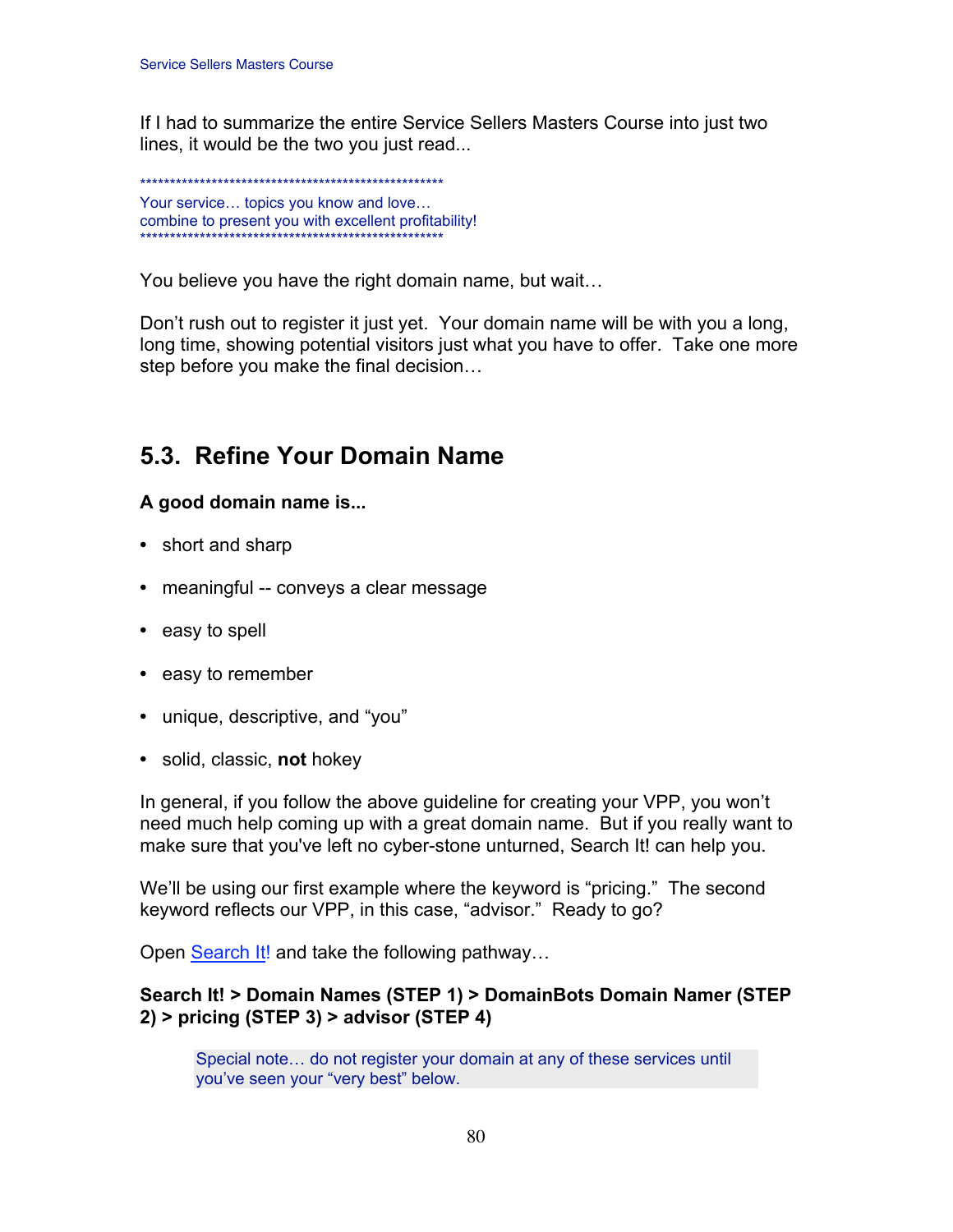If I had to summarize the entire Service Sellers Masters Course into just two lines, it would be the two you just read...

****************************************************

Your service… topics you know and love…
combine to present you with excellent profitability!

****************************************************

You believe you have the right domain name, but wait…

Don't rush out to register it just yet. Your domain name will be with you a long, long time, showing potential visitors just what you have to offer. Take one more step before you make the final decision…

## 5.3. Refine Your Domain Name

**A good domain name is...**

- short and sharp
- meaningful -- conveys a clear message
- easy to spell
- easy to remember
- unique, descriptive, and "you"
- solid, classic, **not** hokey

In general, if you follow the above guideline for creating your VPP, you won't need much help coming up with a great domain name. But if you really want to make sure that you've left no cyber-stone unturned, Search It! can help you.

We'll be using our first example where the keyword is "pricing." The second keyword reflects our VPP, in this case, "advisor." Ready to go?

Open Search It! and take the following pathway…

**Search It! > Domain Names (STEP 1) > DomainBots Domain Namer (STEP 2) > pricing (STEP 3) > advisor (STEP 4)**

> Special note… do not register your domain at any of these services until you've seen your "very best" below.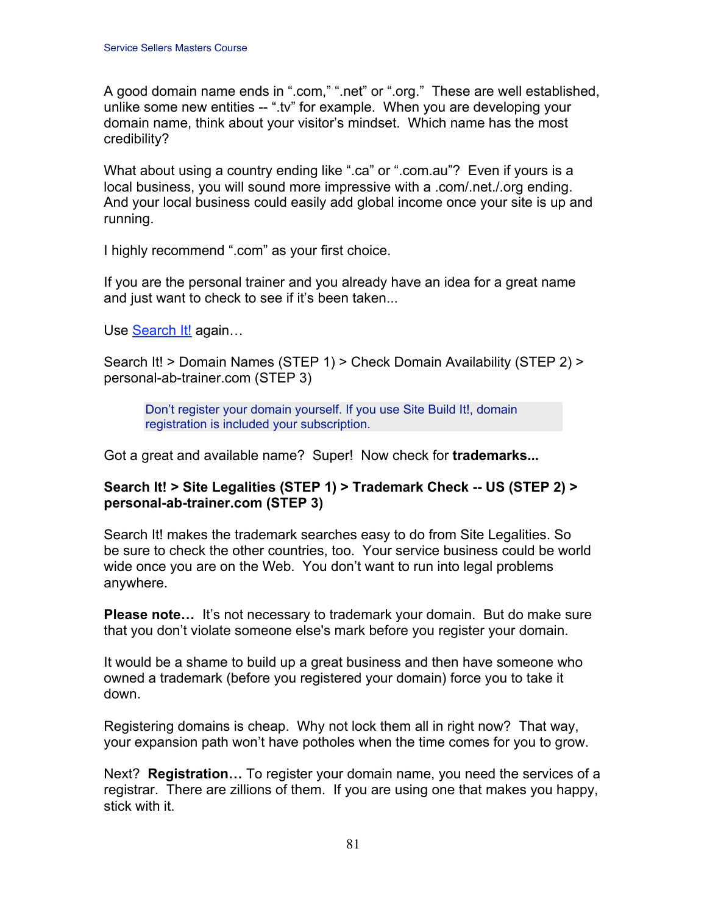A good domain name ends in “.com,” “.net” or “.org.” These are well established, unlike some new entities -- “.tv” for example. When you are developing your domain name, think about your visitor’s mindset. Which name has the most credibility?

What about using a country ending like “.ca” or “.com.au”? Even if yours is a local business, you will sound more impressive with a .com/.net./.org ending. And your local business could easily add global income once your site is up and running.

I highly recommend “.com” as your first choice.

If you are the personal trainer and you already have an idea for a great name and just want to check to see if it’s been taken...

Use Search It! again…

Search It! > Domain Names (STEP 1) > Check Domain Availability (STEP 2) > personal-ab-trainer.com (STEP 3)

> Don’t register your domain yourself. If you use Site Build It!, domain registration is included your subscription.

Got a great and available name? Super! Now check for **trademarks...**

**Search It! > Site Legalities (STEP 1) > Trademark Check -- US (STEP 2) > personal-ab-trainer.com (STEP 3)**

Search It! makes the trademark searches easy to do from Site Legalities. So be sure to check the other countries, too. Your service business could be world wide once you are on the Web. You don’t want to run into legal problems anywhere.

**Please note…** It’s not necessary to trademark your domain. But do make sure that you don’t violate someone else's mark before you register your domain.

It would be a shame to build up a great business and then have someone who owned a trademark (before you registered your domain) force you to take it down.

Registering domains is cheap. Why not lock them all in right now? That way, your expansion path won’t have potholes when the time comes for you to grow.

Next? **Registration…** To register your domain name, you need the services of a registrar. There are zillions of them. If you are using one that makes you happy, stick with it.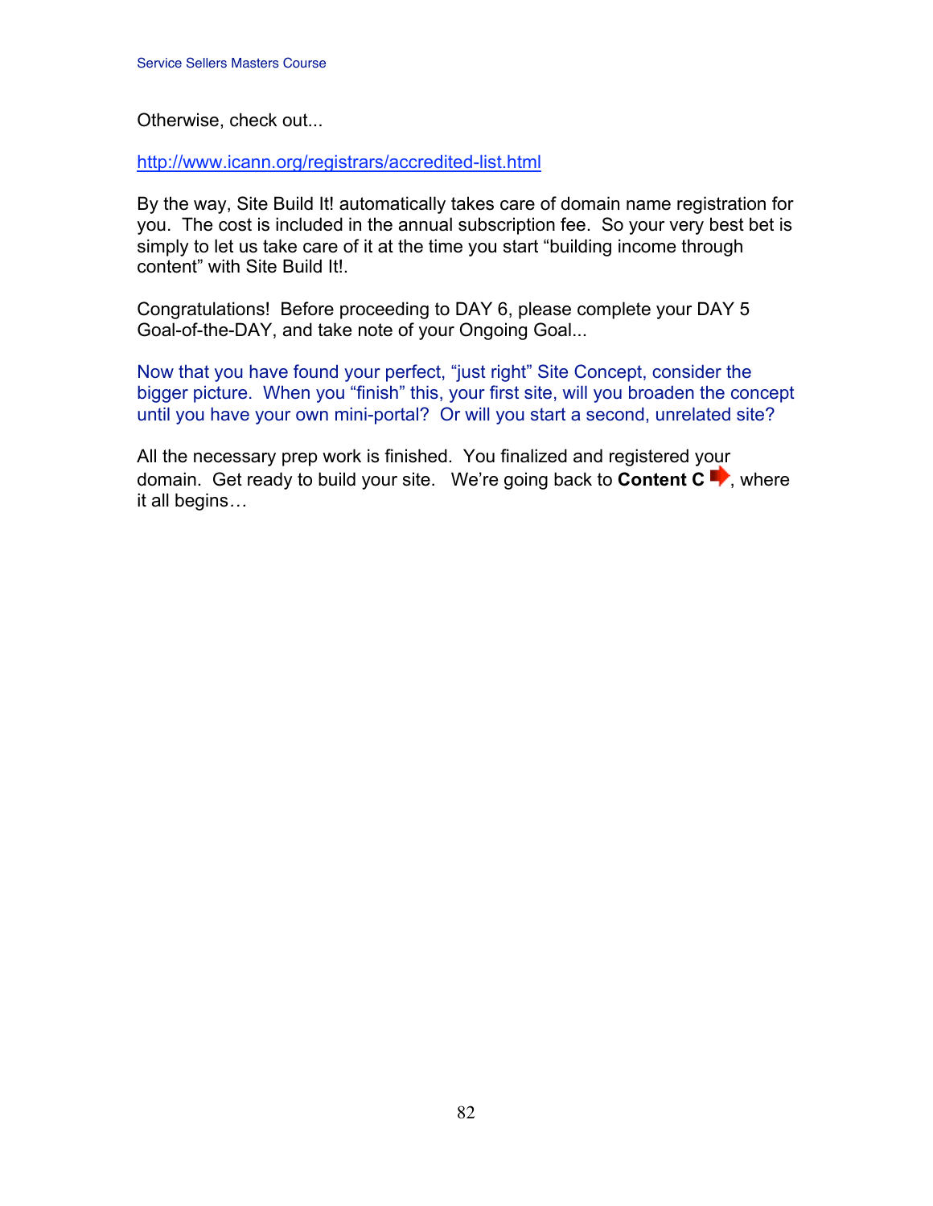Otherwise, check out...

http://www.icann.org/registrars/accredited-list.html

By the way, Site Build It! automatically takes care of domain name registration for you. The cost is included in the annual subscription fee. So your very best bet is simply to let us take care of it at the time you start "building income through content" with Site Build It!.

Congratulations! Before proceeding to DAY 6, please complete your DAY 5 Goal-of-the-DAY, and take note of your Ongoing Goal...

Now that you have found your perfect, "just right" Site Concept, consider the bigger picture. When you "finish" this, your first site, will you broaden the concept until you have your own mini-portal? Or will you start a second, unrelated site?

All the necessary prep work is finished. You finalized and registered your domain. Get ready to build your site. We're going back to **Content C**, where it all begins*…*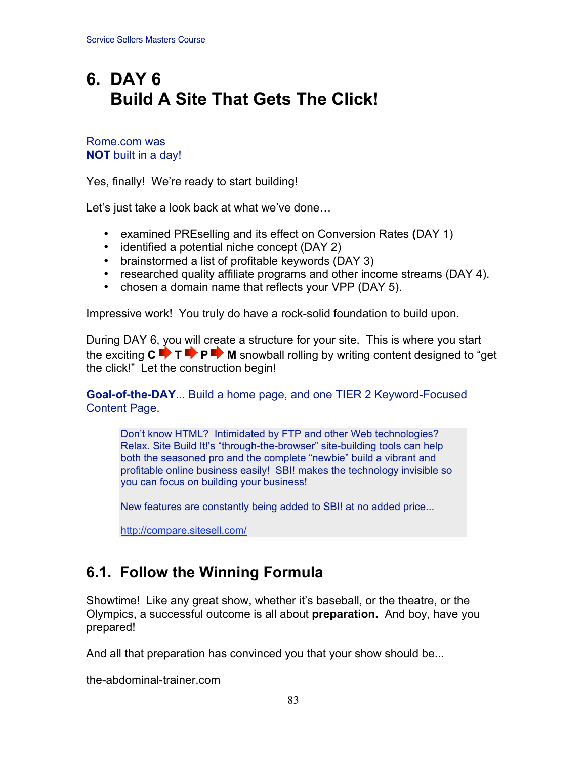# 6. DAY 6 Build A Site That Gets The Click!

Rome.com was
**NOT** built in a day!

Yes, finally! We're ready to start building!

Let's just take a look back at what we've done…

- examined PREselling and its effect on Conversion Rates **(**DAY 1)
- identified a potential niche concept (DAY 2)
- brainstormed a list of profitable keywords (DAY 3)
- researched quality affiliate programs and other income streams (DAY 4).
- chosen a domain name that reflects your VPP (DAY 5).

Impressive work! You truly do have a rock-solid foundation to build upon.

During DAY 6, you will create a structure for your site. This is where you start the exciting **C** ➡ **T** ➡ **P** ➡ **M** snowball rolling by writing content designed to "get the click!" Let the construction begin!

**Goal-of-the-DAY**... Build a home page, and one TIER 2 Keyword-Focused Content Page.

> Don't know HTML? Intimidated by FTP and other Web technologies? Relax. Site Build It!'s "through-the-browser" site-building tools can help both the seasoned pro and the complete "newbie" build a vibrant and profitable online business easily! SBI! makes the technology invisible so you can focus on building your business!
>
> New features are constantly being added to SBI! at no added price...
>
> http://compare.sitesell.com/

## 6.1. Follow the Winning Formula

Showtime! Like any great show, whether it's baseball, or the theatre, or the Olympics, a successful outcome is all about **preparation.** And boy, have you prepared!

And all that preparation has convinced you that your show should be...

the-abdominal-trainer.com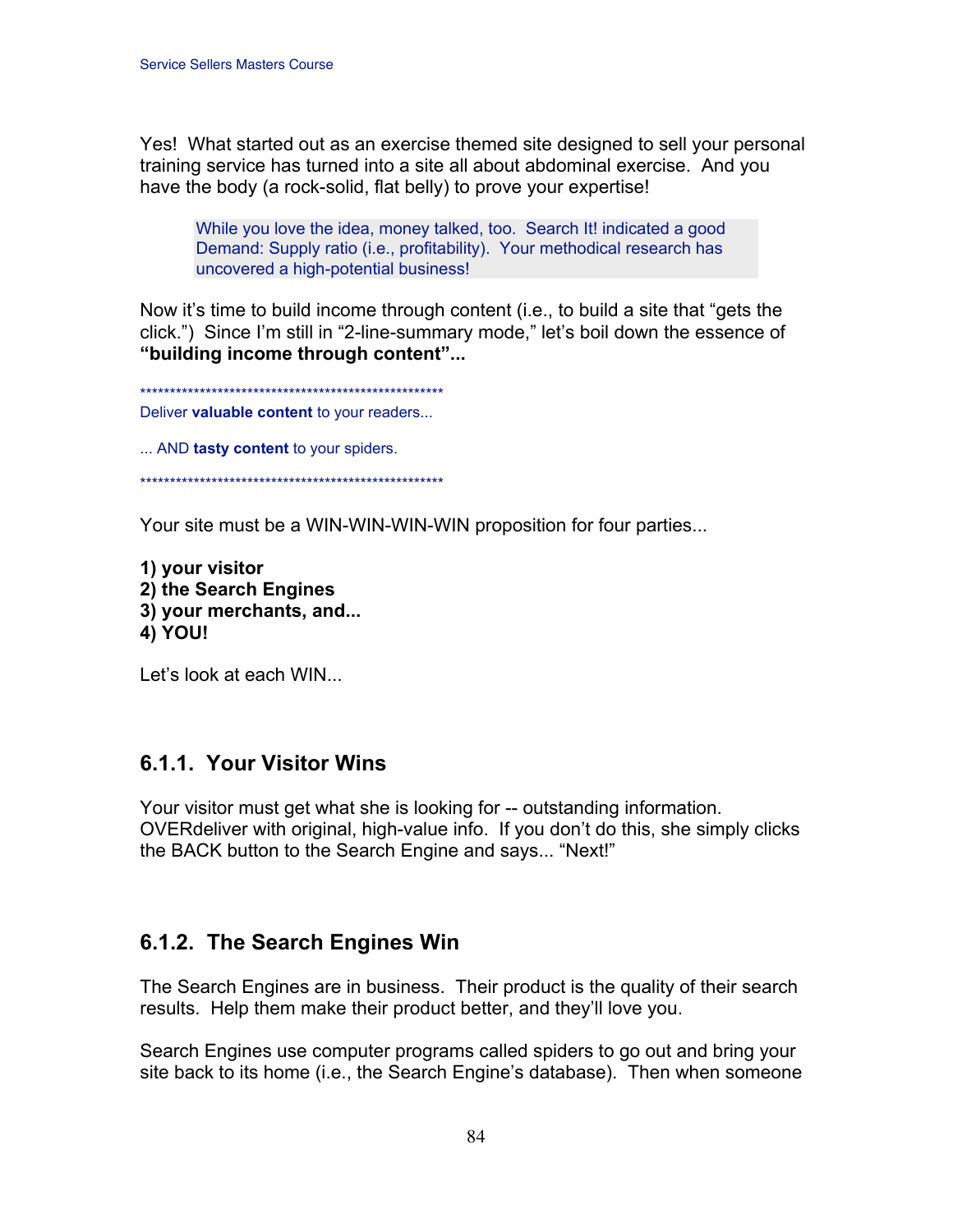Yes! What started out as an exercise themed site designed to sell your personal training service has turned into a site all about abdominal exercise. And you have the body (a rock-solid, flat belly) to prove your expertise!

> While you love the idea, money talked, too. Search It! indicated a good Demand: Supply ratio (i.e., profitability). Your methodical research has uncovered a high-potential business!

Now it's time to build income through content (i.e., to build a site that "gets the click.") Since I'm still in "2-line-summary mode," let's boil down the essence of **"building income through content"...**

****************************************************

Deliver **valuable content** to your readers...

... AND **tasty content** to your spiders.

****************************************************

Your site must be a WIN-WIN-WIN-WIN proposition for four parties...

**1) your visitor**
**2) the Search Engines**
**3) your merchants, and...**
**4) YOU!**

Let's look at each WIN...

### 6.1.1. Your Visitor Wins

Your visitor must get what she is looking for -- outstanding information. OVERdeliver with original, high-value info. If you don't do this, she simply clicks the BACK button to the Search Engine and says... "Next!"

### 6.1.2. The Search Engines Win

The Search Engines are in business. Their product is the quality of their search results. Help them make their product better, and they'll love you.

Search Engines use computer programs called spiders to go out and bring your site back to its home (i.e., the Search Engine's database). Then when someone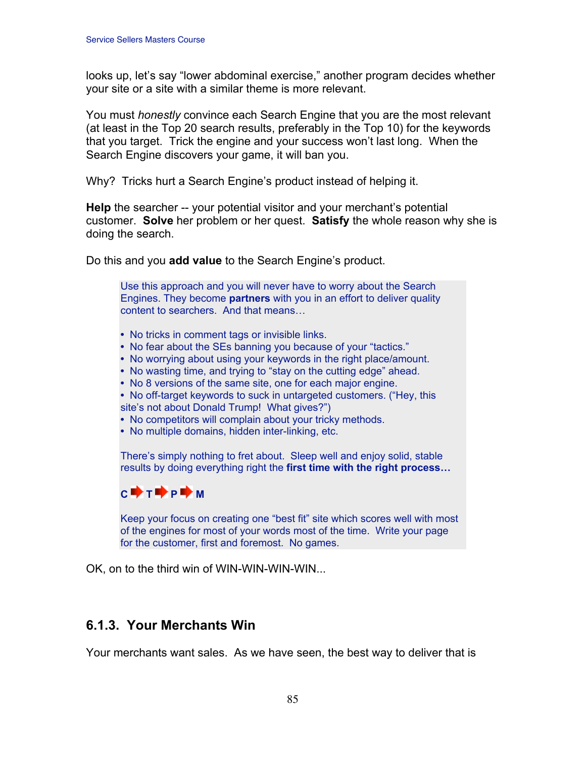looks up, let's say "lower abdominal exercise," another program decides whether your site or a site with a similar theme is more relevant.

You must *honestly* convince each Search Engine that you are the most relevant (at least in the Top 20 search results, preferably in the Top 10) for the keywords that you target. Trick the engine and your success won't last long. When the Search Engine discovers your game, it will ban you.

Why? Tricks hurt a Search Engine's product instead of helping it.

**Help** the searcher -- your potential visitor and your merchant's potential customer. **Solve** her problem or her quest. **Satisfy** the whole reason why she is doing the search.

Do this and you **add value** to the Search Engine's product.

> Use this approach and you will never have to worry about the Search Engines. They become **partners** with you in an effort to deliver quality content to searchers. And that means…
>
> - No tricks in comment tags or invisible links.
> - No fear about the SEs banning you because of your "tactics."
> - No worrying about using your keywords in the right place/amount.
> - No wasting time, and trying to "stay on the cutting edge" ahead.
> - No 8 versions of the same site, one for each major engine.
> - No off-target keywords to suck in untargeted customers. ("Hey, this site's not about Donald Trump! What gives?")
> - No competitors will complain about your tricky methods.
> - No multiple domains, hidden inter-linking, etc.
>
> There's simply nothing to fret about. Sleep well and enjoy solid, stable results by doing everything right the **first time with the right process…**
>
> **C ➡ T ➡ P ➡ M**
>
> Keep your focus on creating one "best fit" site which scores well with most of the engines for most of your words most of the time. Write your page for the customer, first and foremost. No games.

OK, on to the third win of WIN-WIN-WIN-WIN...

### 6.1.3. Your Merchants Win

Your merchants want sales. As we have seen, the best way to deliver that is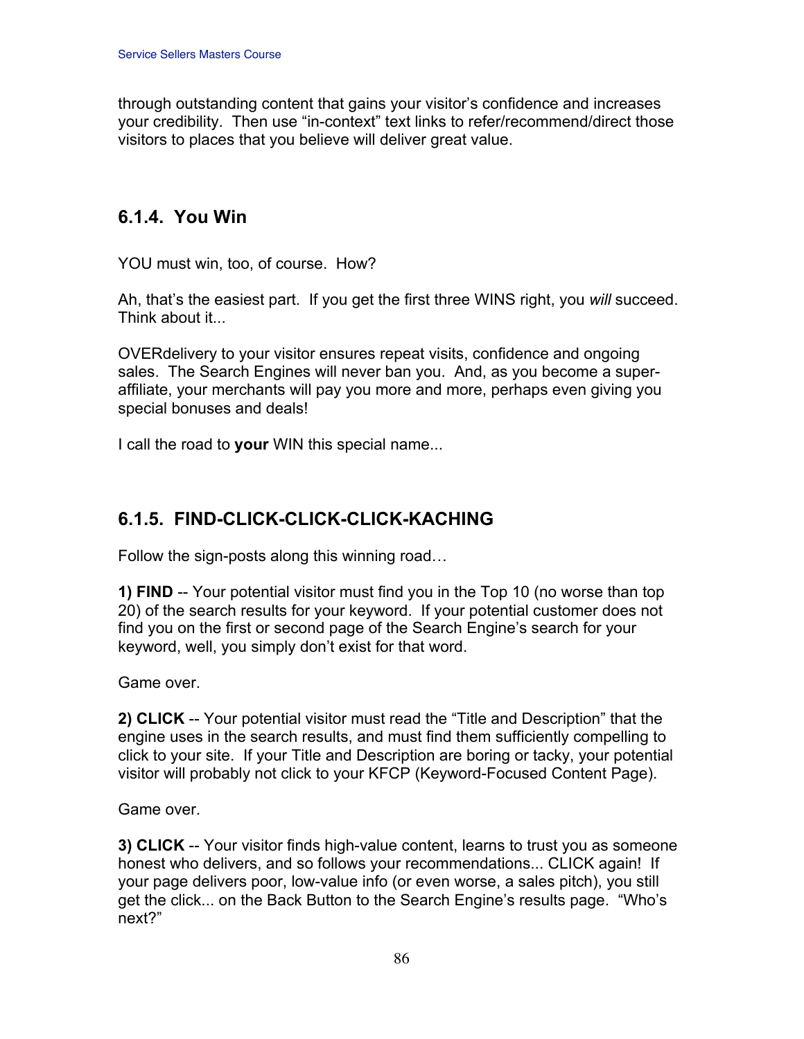through outstanding content that gains your visitor's confidence and increases your credibility. Then use "in-context" text links to refer/recommend/direct those visitors to places that you believe will deliver great value.

### 6.1.4. You Win

YOU must win, too, of course. How?

Ah, that's the easiest part. If you get the first three WINS right, you *will* succeed. Think about it...

OVERdelivery to your visitor ensures repeat visits, confidence and ongoing sales. The Search Engines will never ban you. And, as you become a super-affiliate, your merchants will pay you more and more, perhaps even giving you special bonuses and deals!

I call the road to **your** WIN this special name...

### 6.1.5. FIND-CLICK-CLICK-CLICK-KACHING

Follow the sign-posts along this winning road…

**1) FIND** -- Your potential visitor must find you in the Top 10 (no worse than top 20) of the search results for your keyword. If your potential customer does not find you on the first or second page of the Search Engine's search for your keyword, well, you simply don't exist for that word.

Game over.

**2) CLICK** -- Your potential visitor must read the "Title and Description" that the engine uses in the search results, and must find them sufficiently compelling to click to your site. If your Title and Description are boring or tacky, your potential visitor will probably not click to your KFCP (Keyword-Focused Content Page).

Game over.

**3) CLICK** -- Your visitor finds high-value content, learns to trust you as someone honest who delivers, and so follows your recommendations... CLICK again! If your page delivers poor, low-value info (or even worse, a sales pitch), you still get the click... on the Back Button to the Search Engine's results page. "Who's next?"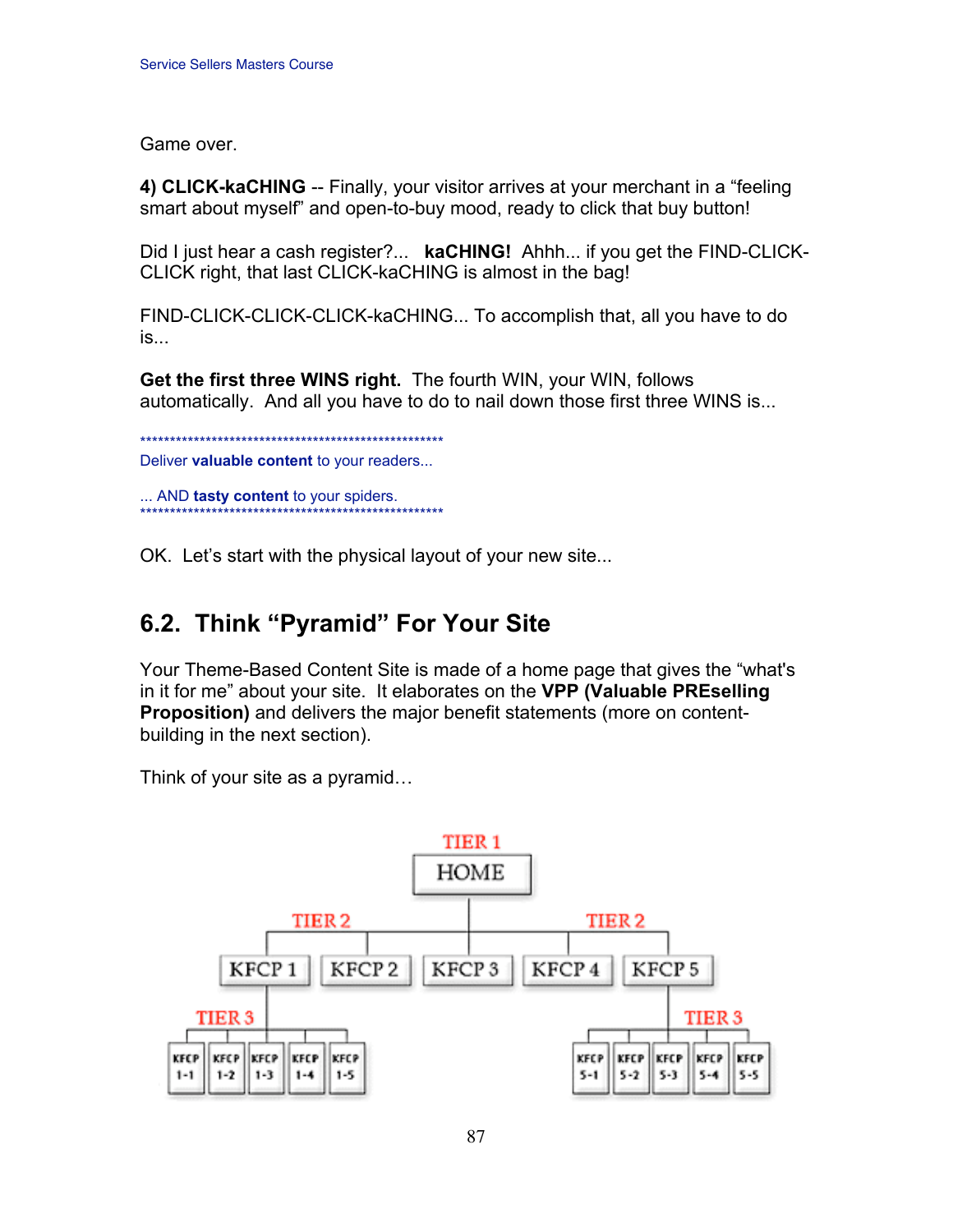Game over.

**4) CLICK-kaCHING** -- Finally, your visitor arrives at your merchant in a "feeling smart about myself" and open-to-buy mood, ready to click that buy button!

Did I just hear a cash register?... **kaCHING!** Ahhh... if you get the FIND-CLICK-CLICK right, that last CLICK-kaCHING is almost in the bag!

FIND-CLICK-CLICK-CLICK-kaCHING... To accomplish that, all you have to do is...

**Get the first three WINS right.** The fourth WIN, your WIN, follows automatically. And all you have to do to nail down those first three WINS is...

****************************************************

Deliver **valuable content** to your readers...

... AND **tasty content** to your spiders.

****************************************************

OK. Let's start with the physical layout of your new site...

## 6.2. Think "Pyramid" For Your Site

Your Theme-Based Content Site is made of a home page that gives the "what's in it for me" about your site. It elaborates on the **VPP (Valuable PREselling Proposition)** and delivers the major benefit statements (more on content-building in the next section).

Think of your site as a pyramid…

TIER 1: HOME

TIER 2: KFCP 1, KFCP 2, KFCP 3, KFCP 4, KFCP 5

TIER 3: KFCP 1-1, KFCP 1-2, KFCP 1-3, KFCP 1-4, KFCP 1-5 … KFCP 5-1, KFCP 5-2, KFCP 5-3, KFCP 5-4, KFCP 5-5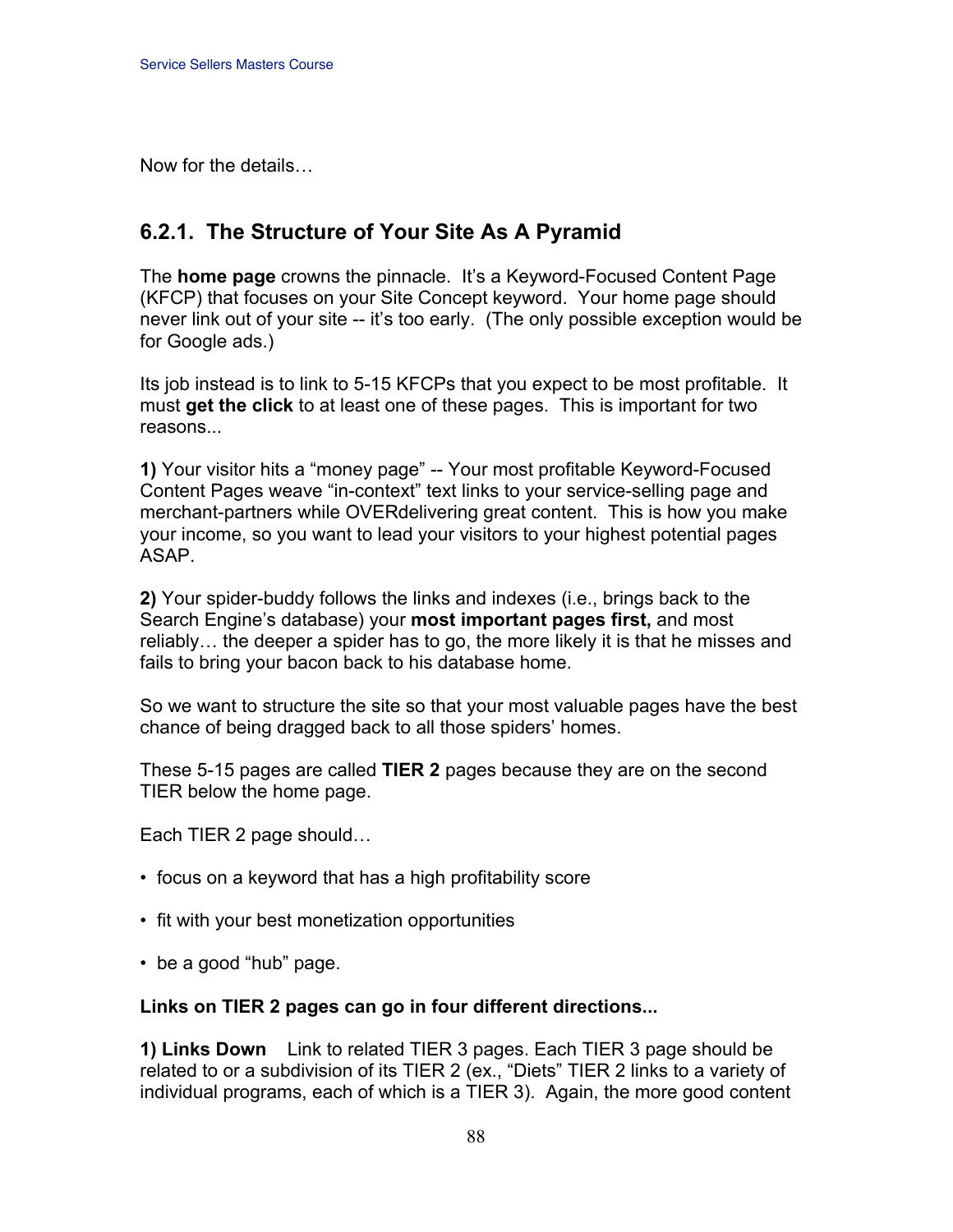Now for the details…

## 6.2.1. The Structure of Your Site As A Pyramid

The **home page** crowns the pinnacle. It's a Keyword-Focused Content Page (KFCP) that focuses on your Site Concept keyword. Your home page should never link out of your site -- it's too early. (The only possible exception would be for Google ads.)

Its job instead is to link to 5-15 KFCPs that you expect to be most profitable. It must **get the click** to at least one of these pages. This is important for two reasons...

**1)** Your visitor hits a "money page" -- Your most profitable Keyword-Focused Content Pages weave "in-context" text links to your service-selling page and merchant-partners while OVERdelivering great content. This is how you make your income, so you want to lead your visitors to your highest potential pages ASAP.

**2)** Your spider-buddy follows the links and indexes (i.e., brings back to the Search Engine's database) your **most important pages first,** and most reliably… the deeper a spider has to go, the more likely it is that he misses and fails to bring your bacon back to his database home.

So we want to structure the site so that your most valuable pages have the best chance of being dragged back to all those spiders' homes.

These 5-15 pages are called **TIER 2** pages because they are on the second TIER below the home page.

Each TIER 2 page should…

- focus on a keyword that has a high profitability score
- fit with your best monetization opportunities
- be a good "hub" page.

**Links on TIER 2 pages can go in four different directions...**

**1) Links Down** Link to related TIER 3 pages. Each TIER 3 page should be related to or a subdivision of its TIER 2 (ex., "Diets" TIER 2 links to a variety of individual programs, each of which is a TIER 3). Again, the more good content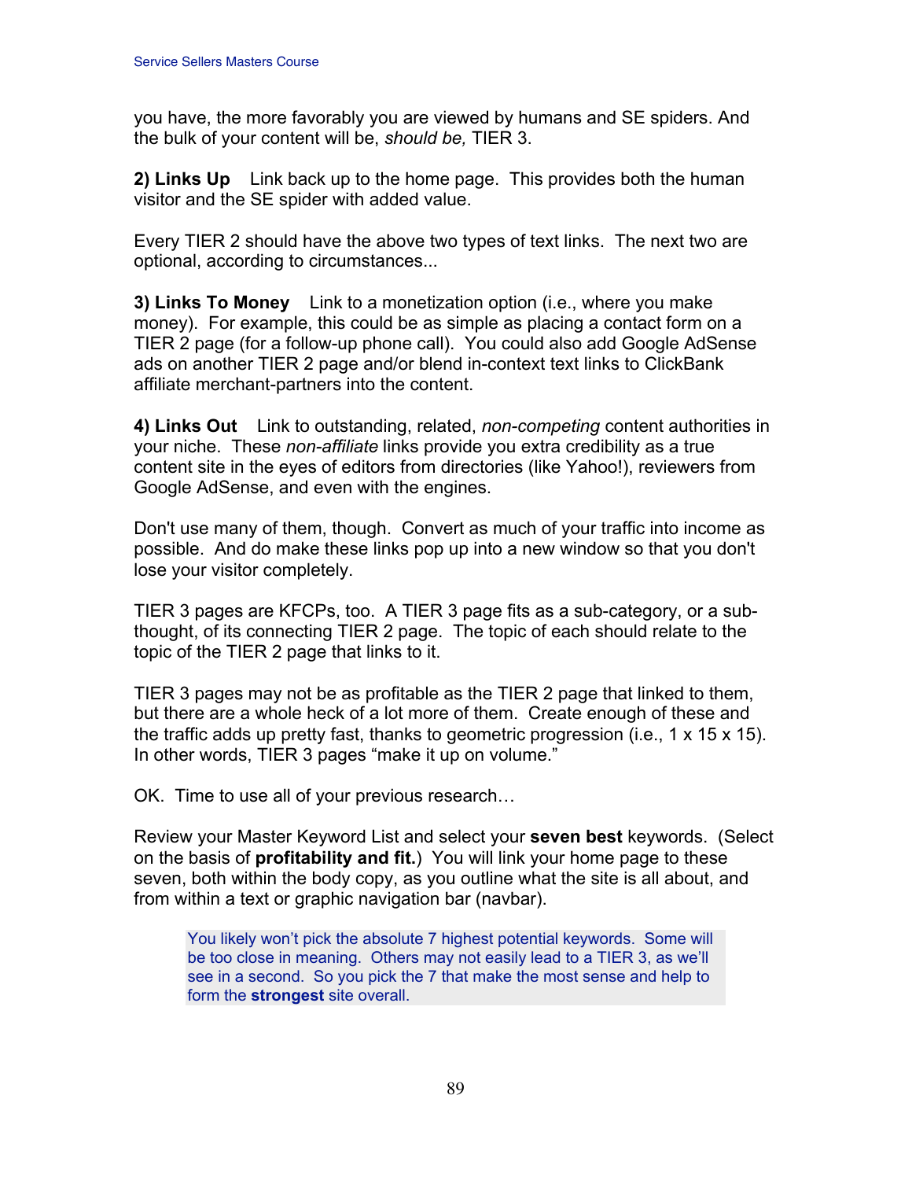you have, the more favorably you are viewed by humans and SE spiders. And the bulk of your content will be, *should be,* TIER 3.

**2) Links Up** Link back up to the home page. This provides both the human visitor and the SE spider with added value.

Every TIER 2 should have the above two types of text links. The next two are optional, according to circumstances...

**3) Links To Money** Link to a monetization option (i.e., where you make money). For example, this could be as simple as placing a contact form on a TIER 2 page (for a follow-up phone call). You could also add Google AdSense ads on another TIER 2 page and/or blend in-context text links to ClickBank affiliate merchant-partners into the content.

**4) Links Out** Link to outstanding, related, *non-competing* content authorities in your niche. These *non-affiliate* links provide you extra credibility as a true content site in the eyes of editors from directories (like Yahoo!), reviewers from Google AdSense, and even with the engines.

Don't use many of them, though. Convert as much of your traffic into income as possible. And do make these links pop up into a new window so that you don't lose your visitor completely.

TIER 3 pages are KFCPs, too. A TIER 3 page fits as a sub-category, or a sub-thought, of its connecting TIER 2 page. The topic of each should relate to the topic of the TIER 2 page that links to it.

TIER 3 pages may not be as profitable as the TIER 2 page that linked to them, but there are a whole heck of a lot more of them. Create enough of these and the traffic adds up pretty fast, thanks to geometric progression (i.e., 1 x 15 x 15). In other words, TIER 3 pages "make it up on volume."

OK. Time to use all of your previous research…

Review your Master Keyword List and select your **seven best** keywords. (Select on the basis of **profitability and fit.**) You will link your home page to these seven, both within the body copy, as you outline what the site is all about, and from within a text or graphic navigation bar (navbar).

> You likely won't pick the absolute 7 highest potential keywords. Some will be too close in meaning. Others may not easily lead to a TIER 3, as we'll see in a second. So you pick the 7 that make the most sense and help to form the **strongest** site overall.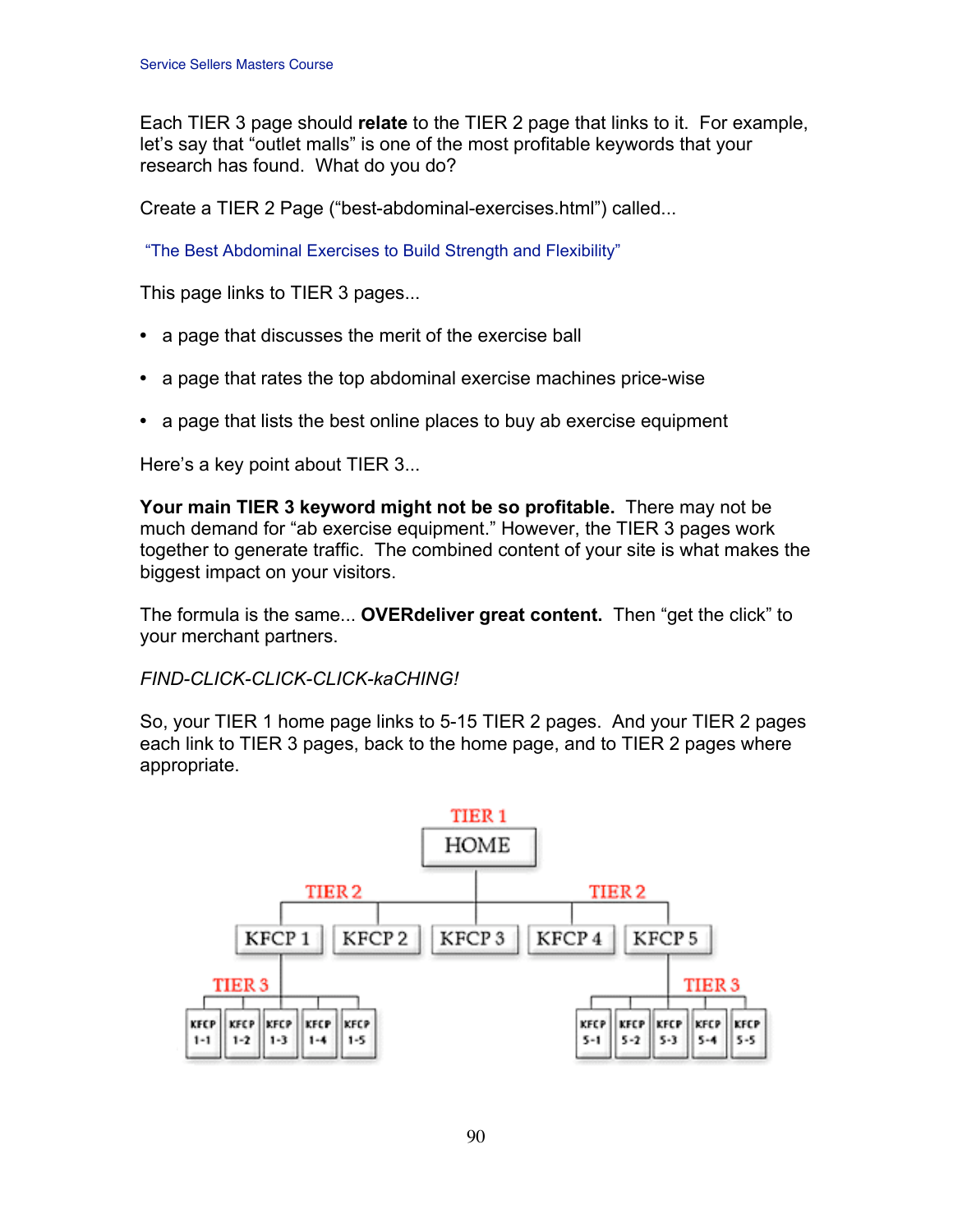Each TIER 3 page should **relate** to the TIER 2 page that links to it. For example, let's say that "outlet malls" is one of the most profitable keywords that your research has found. What do you do?

Create a TIER 2 Page ("best-abdominal-exercises.html") called...

"The Best Abdominal Exercises to Build Strength and Flexibility"

This page links to TIER 3 pages...

- a page that discusses the merit of the exercise ball
- a page that rates the top abdominal exercise machines price-wise
- a page that lists the best online places to buy ab exercise equipment

Here's a key point about TIER 3...

**Your main TIER 3 keyword might not be so profitable.** There may not be much demand for "ab exercise equipment." However, the TIER 3 pages work together to generate traffic. The combined content of your site is what makes the biggest impact on your visitors.

The formula is the same... **OVERdeliver great content.** Then "get the click" to your merchant partners.

*FIND-CLICK-CLICK-CLICK-kaCHING!*

So, your TIER 1 home page links to 5-15 TIER 2 pages. And your TIER 2 pages each link to TIER 3 pages, back to the home page, and to TIER 2 pages where appropriate.

TIER 1
HOME

TIER 2 TIER 2
KFCP 1 KFCP 2 KFCP 3 KFCP 4 KFCP 5

TIER 3 TIER 3
KFCP 1-1 KFCP 1-2 KFCP 1-3 KFCP 1-4 KFCP 1-5 KFCP 5-1 KFCP 5-2 KFCP 5-3 KFCP 5-4 KFCP 5-5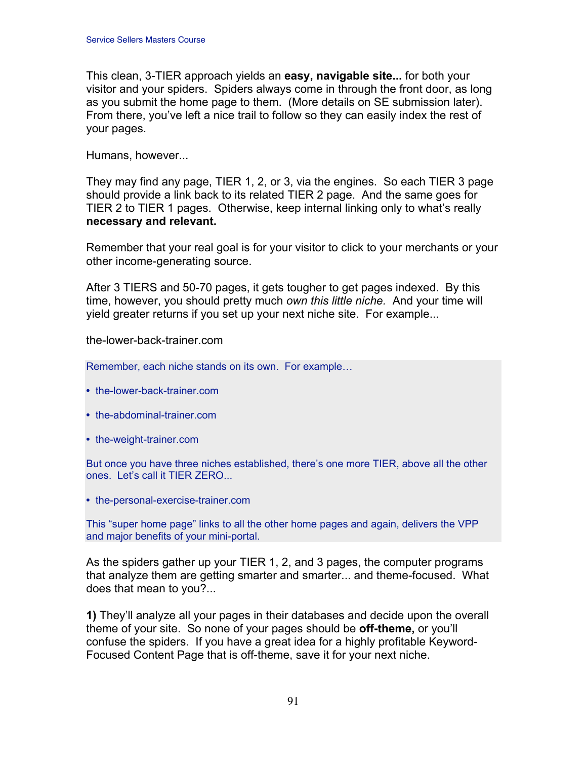This clean, 3-TIER approach yields an **easy, navigable site...** for both your visitor and your spiders. Spiders always come in through the front door, as long as you submit the home page to them. (More details on SE submission later). From there, you've left a nice trail to follow so they can easily index the rest of your pages.

Humans, however...

They may find any page, TIER 1, 2, or 3, via the engines. So each TIER 3 page should provide a link back to its related TIER 2 page. And the same goes for TIER 2 to TIER 1 pages. Otherwise, keep internal linking only to what's really **necessary and relevant.**

Remember that your real goal is for your visitor to click to your merchants or your other income-generating source.

After 3 TIERS and 50-70 pages, it gets tougher to get pages indexed. By this time, however, you should pretty much *own this little niche.* And your time will yield greater returns if you set up your next niche site. For example...

the-lower-back-trainer.com

Remember, each niche stands on its own. For example…

- the-lower-back-trainer.com
- the-abdominal-trainer.com
- the-weight-trainer.com

But once you have three niches established, there's one more TIER, above all the other ones. Let's call it TIER ZERO...

- the-personal-exercise-trainer.com

This "super home page" links to all the other home pages and again, delivers the VPP and major benefits of your mini-portal.

As the spiders gather up your TIER 1, 2, and 3 pages, the computer programs that analyze them are getting smarter and smarter... and theme-focused. What does that mean to you?...

**1)** They'll analyze all your pages in their databases and decide upon the overall theme of your site. So none of your pages should be **off-theme,** or you'll confuse the spiders. If you have a great idea for a highly profitable Keyword-Focused Content Page that is off-theme, save it for your next niche.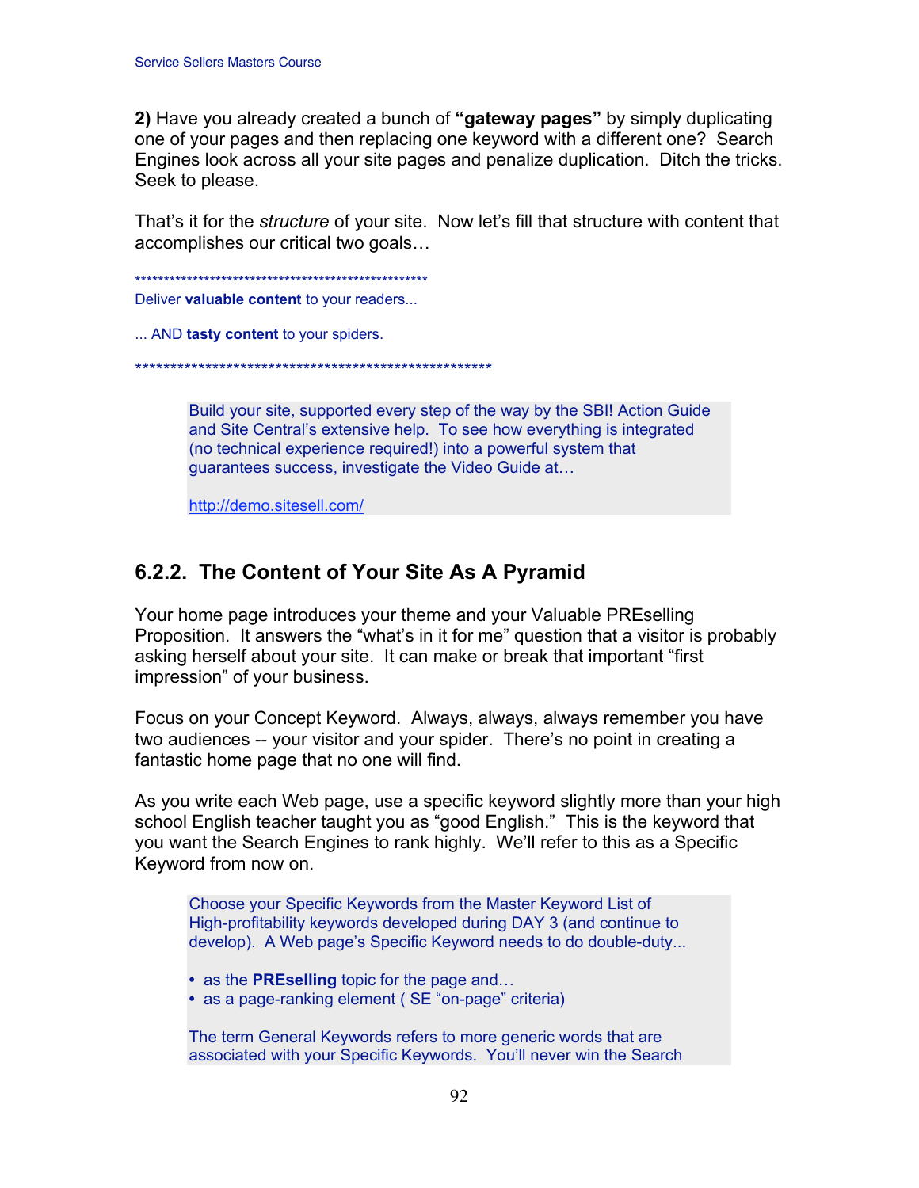**2)** Have you already created a bunch of **"gateway pages"** by simply duplicating one of your pages and then replacing one keyword with a different one? Search Engines look across all your site pages and penalize duplication. Ditch the tricks. Seek to please.

That's it for the *structure* of your site. Now let's fill that structure with content that accomplishes our critical two goals…

***************************************************

Deliver **valuable content** to your readers...

... AND **tasty content** to your spiders.

***************************************************

> Build your site, supported every step of the way by the SBI! Action Guide and Site Central's extensive help. To see how everything is integrated (no technical experience required!) into a powerful system that guarantees success, investigate the Video Guide at…
>
> http://demo.sitesell.com/

## 6.2.2. The Content of Your Site As A Pyramid

Your home page introduces your theme and your Valuable PREselling Proposition. It answers the "what's in it for me" question that a visitor is probably asking herself about your site. It can make or break that important "first impression" of your business.

Focus on your Concept Keyword. Always, always, always remember you have two audiences -- your visitor and your spider. There's no point in creating a fantastic home page that no one will find.

As you write each Web page, use a specific keyword slightly more than your high school English teacher taught you as "good English." This is the keyword that you want the Search Engines to rank highly. We'll refer to this as a Specific Keyword from now on.

> Choose your Specific Keywords from the Master Keyword List of High-profitability keywords developed during DAY 3 (and continue to develop). A Web page's Specific Keyword needs to do double-duty...
>
> - as the **PREselling** topic for the page and…
> - as a page-ranking element ( SE "on-page" criteria)
>
> The term General Keywords refers to more generic words that are associated with your Specific Keywords. You'll never win the Search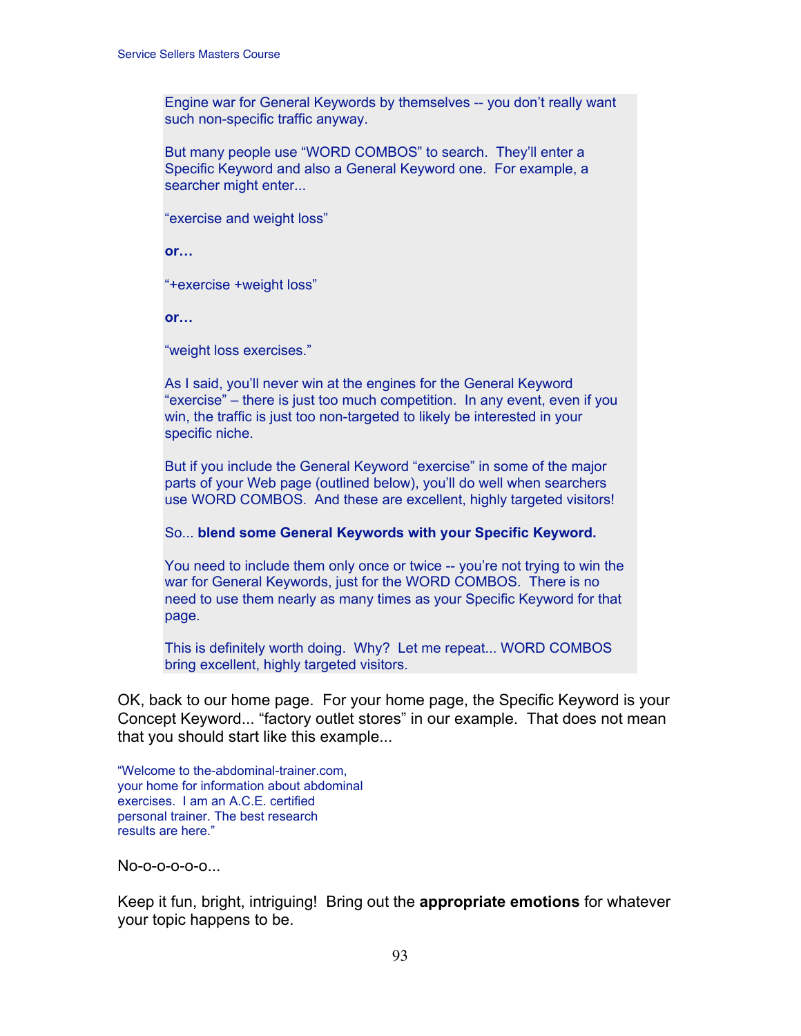Engine war for General Keywords by themselves -- you don't really want such non-specific traffic anyway.

But many people use "WORD COMBOS" to search. They'll enter a Specific Keyword and also a General Keyword one. For example, a searcher might enter...

"exercise and weight loss"

**or…**

"+exercise +weight loss"

**or…**

"weight loss exercises."

As I said, you'll never win at the engines for the General Keyword "exercise" – there is just too much competition. In any event, even if you win, the traffic is just too non-targeted to likely be interested in your specific niche.

But if you include the General Keyword "exercise" in some of the major parts of your Web page (outlined below), you'll do well when searchers use WORD COMBOS. And these are excellent, highly targeted visitors!

So... **blend some General Keywords with your Specific Keyword.**

You need to include them only once or twice -- you're not trying to win the war for General Keywords, just for the WORD COMBOS. There is no need to use them nearly as many times as your Specific Keyword for that page.

This is definitely worth doing. Why? Let me repeat... WORD COMBOS bring excellent, highly targeted visitors.

OK, back to our home page. For your home page, the Specific Keyword is your Concept Keyword... "factory outlet stores" in our example. That does not mean that you should start like this example...

"Welcome to the-abdominal-trainer.com, your home for information about abdominal exercises. I am an A.C.E. certified personal trainer. The best research results are here."

No-o-o-o-o-o...

Keep it fun, bright, intriguing! Bring out the **appropriate emotions** for whatever your topic happens to be.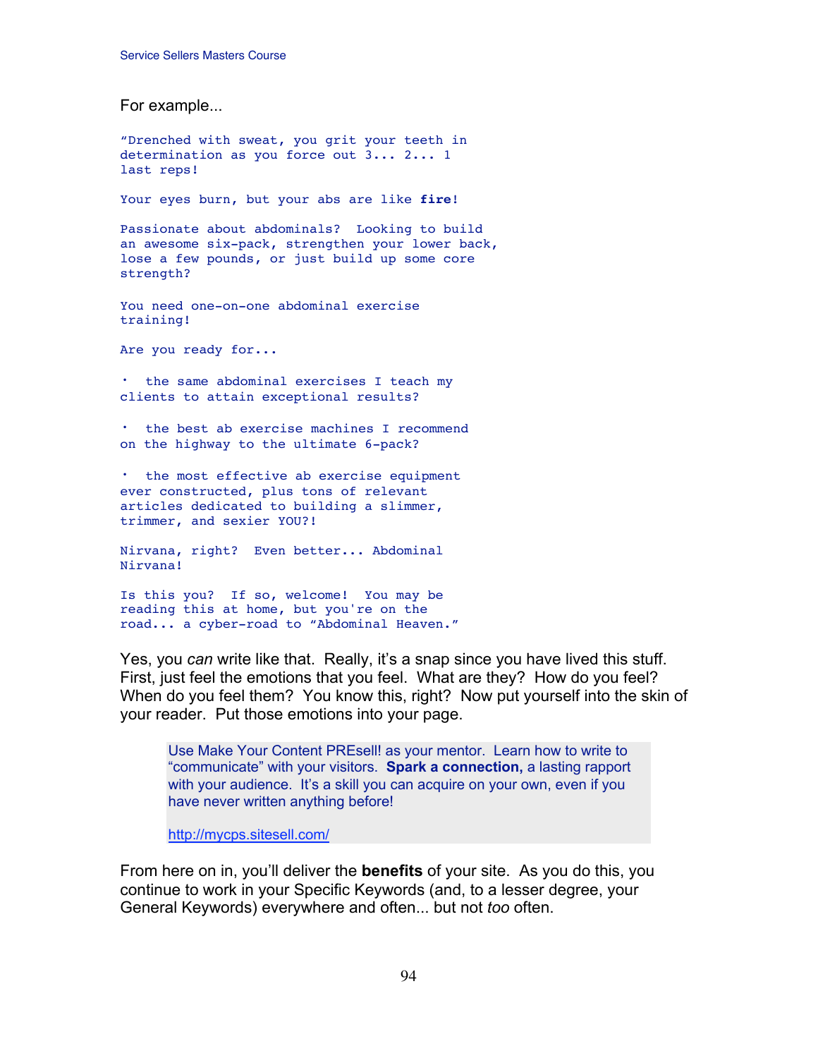For example...

"Drenched with sweat, you grit your teeth in determination as you force out 3... 2... 1 last reps!

Your eyes burn, but your abs are like **fire**!

Passionate about abdominals? Looking to build an awesome six-pack, strengthen your lower back, lose a few pounds, or just build up some core strength?

You need one-on-one abdominal exercise training!

Are you ready for...

- the same abdominal exercises I teach my clients to attain exceptional results?

- the best ab exercise machines I recommend on the highway to the ultimate 6-pack?

- the most effective ab exercise equipment ever constructed, plus tons of relevant articles dedicated to building a slimmer, trimmer, and sexier YOU?!

Nirvana, right? Even better... Abdominal Nirvana!

Is this you? If so, welcome! You may be reading this at home, but you're on the road... a cyber-road to "Abdominal Heaven."

Yes, you *can* write like that. Really, it's a snap since you have lived this stuff. First, just feel the emotions that you feel. What are they? How do you feel? When do you feel them? You know this, right? Now put yourself into the skin of your reader. Put those emotions into your page.

> Use Make Your Content PREsell! as your mentor. Learn how to write to "communicate" with your visitors. **Spark a connection,** a lasting rapport with your audience. It's a skill you can acquire on your own, even if you have never written anything before!
>
> http://mycps.sitesell.com/

From here on in, you'll deliver the **benefits** of your site. As you do this, you continue to work in your Specific Keywords (and, to a lesser degree, your General Keywords) everywhere and often... but not *too* often.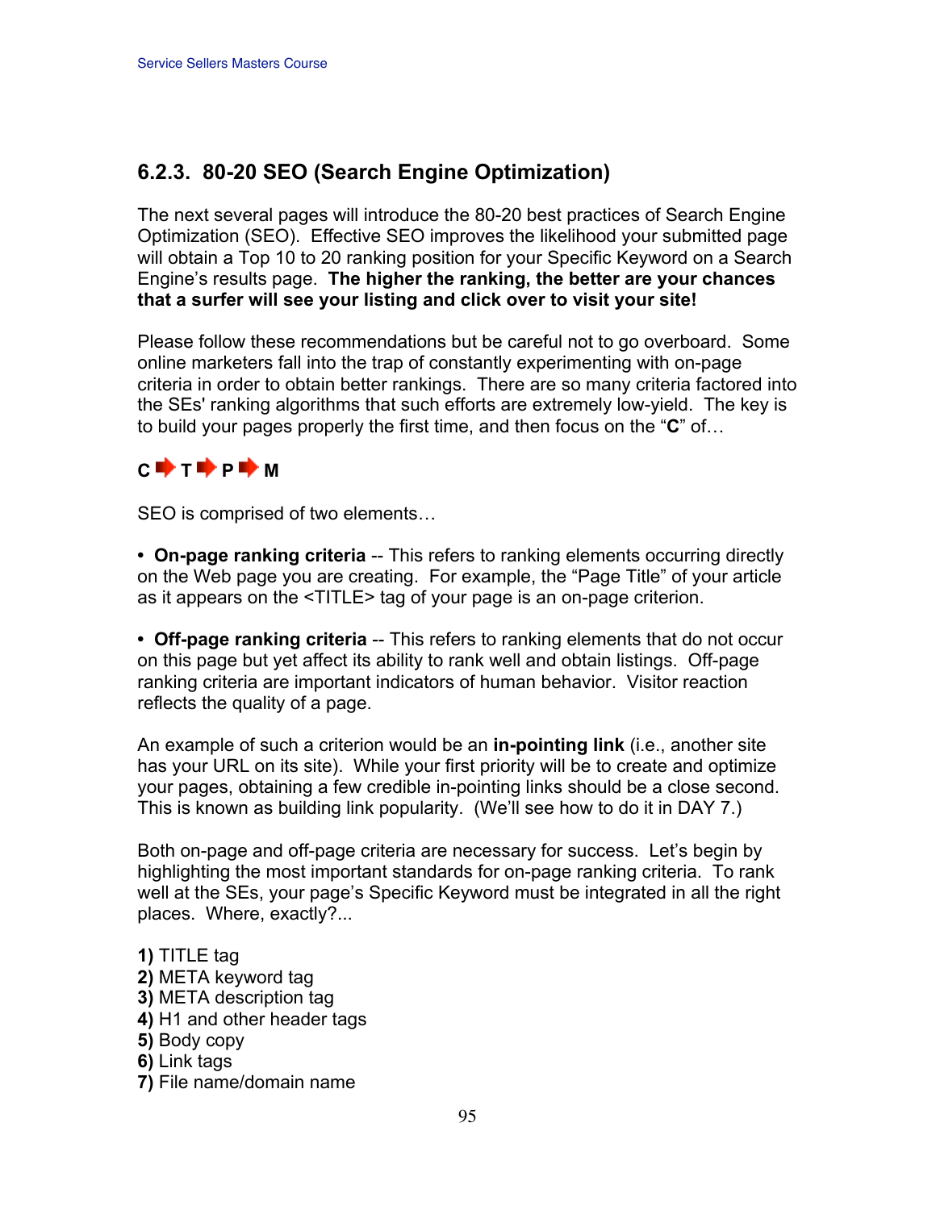## 6.2.3. 80-20 SEO (Search Engine Optimization)

The next several pages will introduce the 80-20 best practices of Search Engine Optimization (SEO). Effective SEO improves the likelihood your submitted page will obtain a Top 10 to 20 ranking position for your Specific Keyword on a Search Engine's results page. **The higher the ranking, the better are your chances that a surfer will see your listing and click over to visit your site!**

Please follow these recommendations but be careful not to go overboard. Some online marketers fall into the trap of constantly experimenting with on-page criteria in order to obtain better rankings. There are so many criteria factored into the SEs' ranking algorithms that such efforts are extremely low-yield. The key is to build your pages properly the first time, and then focus on the "**C**" of…

**C ➡ T ➡ P ➡ M**

SEO is comprised of two elements…

- **On-page ranking criteria** -- This refers to ranking elements occurring directly on the Web page you are creating. For example, the "Page Title" of your article as it appears on the <TITLE> tag of your page is an on-page criterion.

- **Off-page ranking criteria** -- This refers to ranking elements that do not occur on this page but yet affect its ability to rank well and obtain listings. Off-page ranking criteria are important indicators of human behavior. Visitor reaction reflects the quality of a page.

An example of such a criterion would be an **in-pointing link** (i.e., another site has your URL on its site). While your first priority will be to create and optimize your pages, obtaining a few credible in-pointing links should be a close second. This is known as building link popularity. (We'll see how to do it in DAY 7.)

Both on-page and off-page criteria are necessary for success. Let's begin by highlighting the most important standards for on-page ranking criteria. To rank well at the SEs, your page's Specific Keyword must be integrated in all the right places. Where, exactly?...

**1)** TITLE tag
**2)** META keyword tag
**3)** META description tag
**4)** H1 and other header tags
**5)** Body copy
**6)** Link tags
**7)** File name/domain name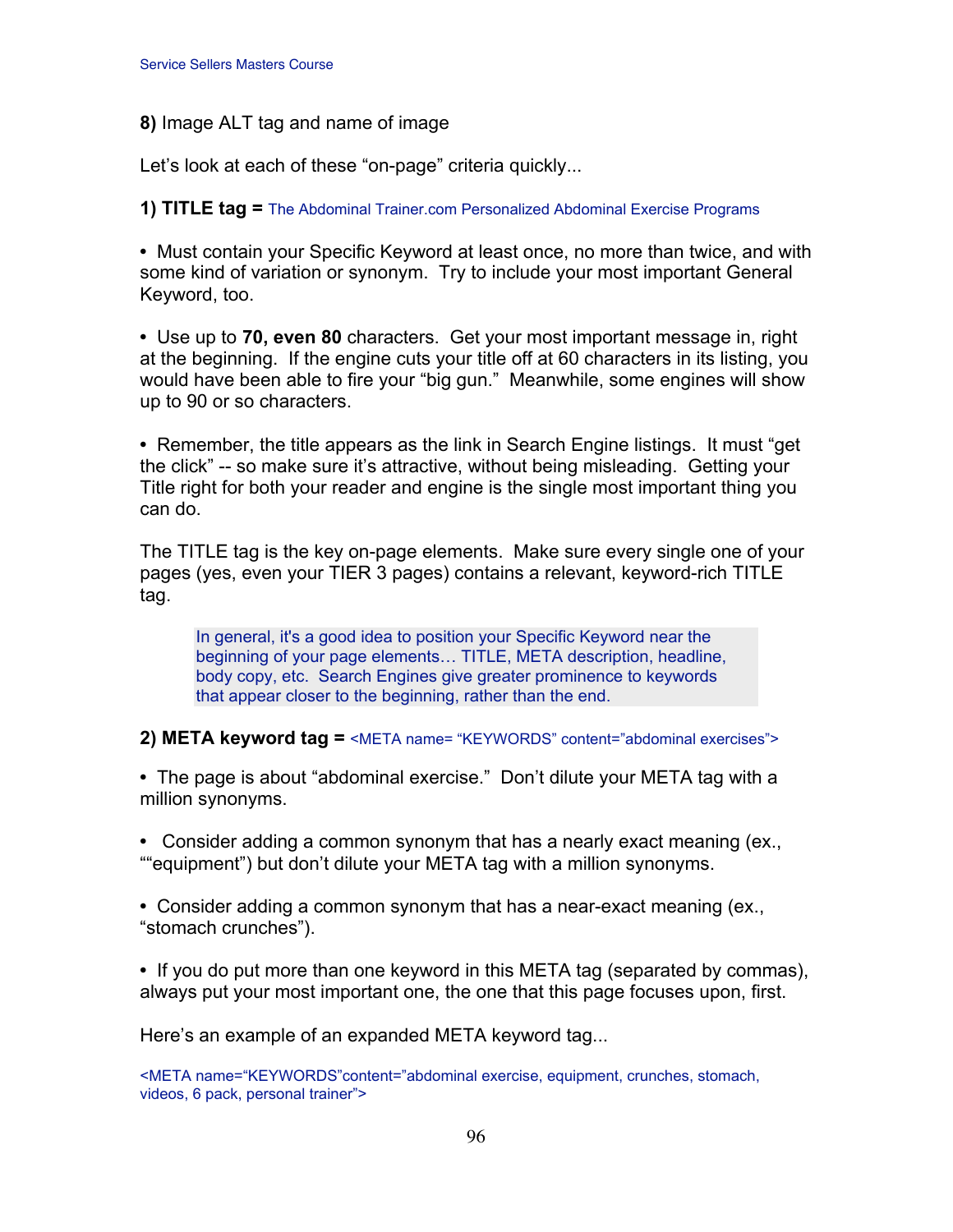**8)** Image ALT tag and name of image

Let's look at each of these "on-page" criteria quickly...

**1) TITLE tag =** The Abdominal Trainer.com Personalized Abdominal Exercise Programs

- Must contain your Specific Keyword at least once, no more than twice, and with some kind of variation or synonym. Try to include your most important General Keyword, too.

- Use up to **70, even 80** characters. Get your most important message in, right at the beginning. If the engine cuts your title off at 60 characters in its listing, you would have been able to fire your "big gun." Meanwhile, some engines will show up to 90 or so characters.

- Remember, the title appears as the link in Search Engine listings. It must "get the click" -- so make sure it's attractive, without being misleading. Getting your Title right for both your reader and engine is the single most important thing you can do.

The TITLE tag is the key on-page elements. Make sure every single one of your pages (yes, even your TIER 3 pages) contains a relevant, keyword-rich TITLE tag.

> In general, it's a good idea to position your Specific Keyword near the beginning of your page elements… TITLE, META description, headline, body copy, etc. Search Engines give greater prominence to keywords that appear closer to the beginning, rather than the end.

**2) META keyword tag =** <META name= "KEYWORDS" content="abdominal exercises">

- The page is about "abdominal exercise." Don't dilute your META tag with a million synonyms.

- Consider adding a common synonym that has a nearly exact meaning (ex., ""equipment") but don't dilute your META tag with a million synonyms.

- Consider adding a common synonym that has a near-exact meaning (ex., "stomach crunches").

- If you do put more than one keyword in this META tag (separated by commas), always put your most important one, the one that this page focuses upon, first.

Here's an example of an expanded META keyword tag...

<META name="KEYWORDS"content="abdominal exercise, equipment, crunches, stomach, videos, 6 pack, personal trainer">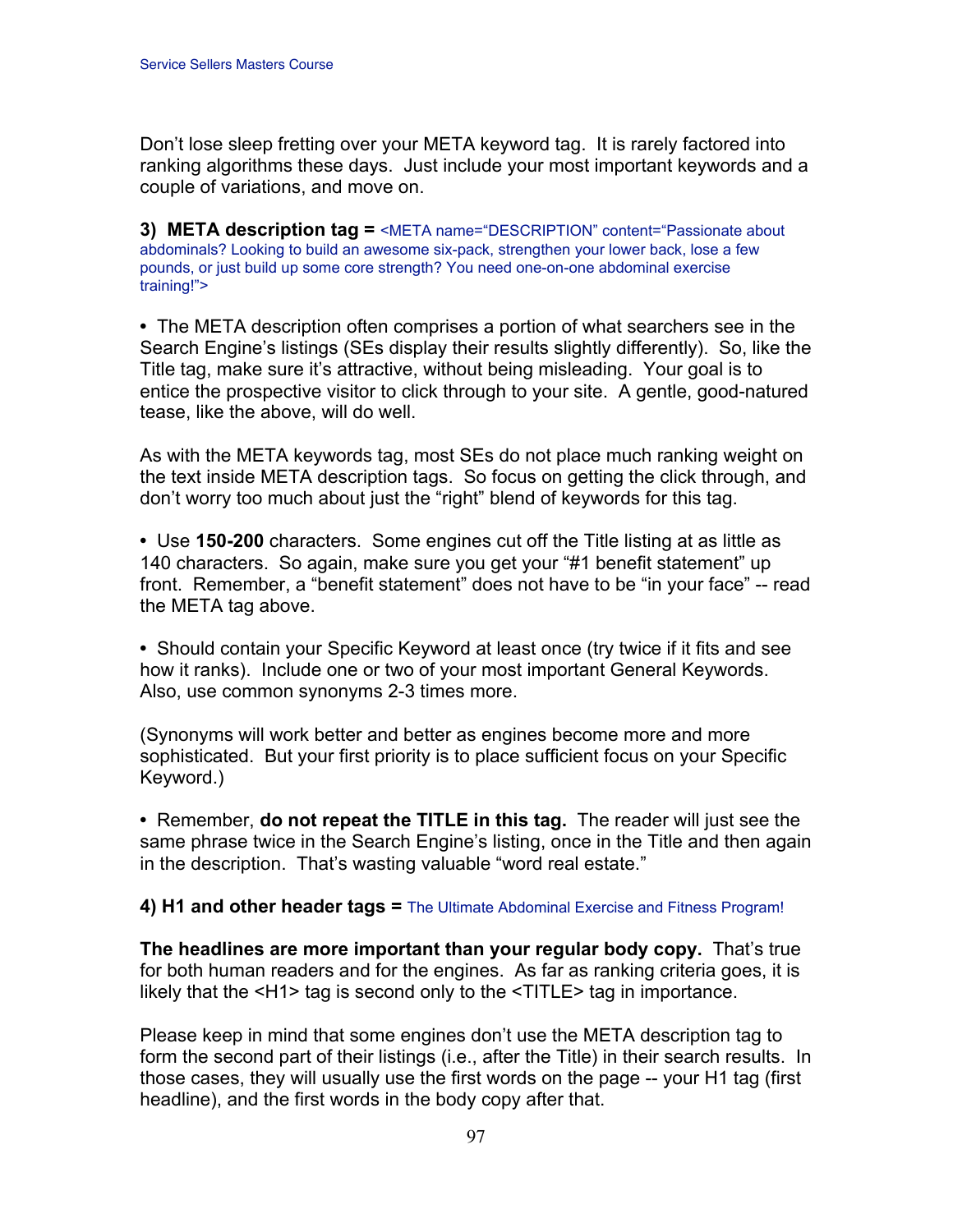Don't lose sleep fretting over your META keyword tag. It is rarely factored into ranking algorithms these days. Just include your most important keywords and a couple of variations, and move on.

**3) META description tag =** <META name="DESCRIPTION" content="Passionate about abdominals? Looking to build an awesome six-pack, strengthen your lower back, lose a few pounds, or just build up some core strength? You need one-on-one abdominal exercise training!">

- The META description often comprises a portion of what searchers see in the Search Engine's listings (SEs display their results slightly differently). So, like the Title tag, make sure it's attractive, without being misleading. Your goal is to entice the prospective visitor to click through to your site. A gentle, good-natured tease, like the above, will do well.

As with the META keywords tag, most SEs do not place much ranking weight on the text inside META description tags. So focus on getting the click through, and don't worry too much about just the "right" blend of keywords for this tag.

- Use **150-200** characters. Some engines cut off the Title listing at as little as 140 characters. So again, make sure you get your "#1 benefit statement" up front. Remember, a "benefit statement" does not have to be "in your face" -- read the META tag above.

- Should contain your Specific Keyword at least once (try twice if it fits and see how it ranks). Include one or two of your most important General Keywords. Also, use common synonyms 2-3 times more.

(Synonyms will work better and better as engines become more and more sophisticated. But your first priority is to place sufficient focus on your Specific Keyword.)

- Remember, **do not repeat the TITLE in this tag.** The reader will just see the same phrase twice in the Search Engine's listing, once in the Title and then again in the description. That's wasting valuable "word real estate."

**4) H1 and other header tags =** The Ultimate Abdominal Exercise and Fitness Program!

**The headlines are more important than your regular body copy.** That's true for both human readers and for the engines. As far as ranking criteria goes, it is likely that the <H1> tag is second only to the <TITLE> tag in importance.

Please keep in mind that some engines don't use the META description tag to form the second part of their listings (i.e., after the Title) in their search results. In those cases, they will usually use the first words on the page -- your H1 tag (first headline), and the first words in the body copy after that.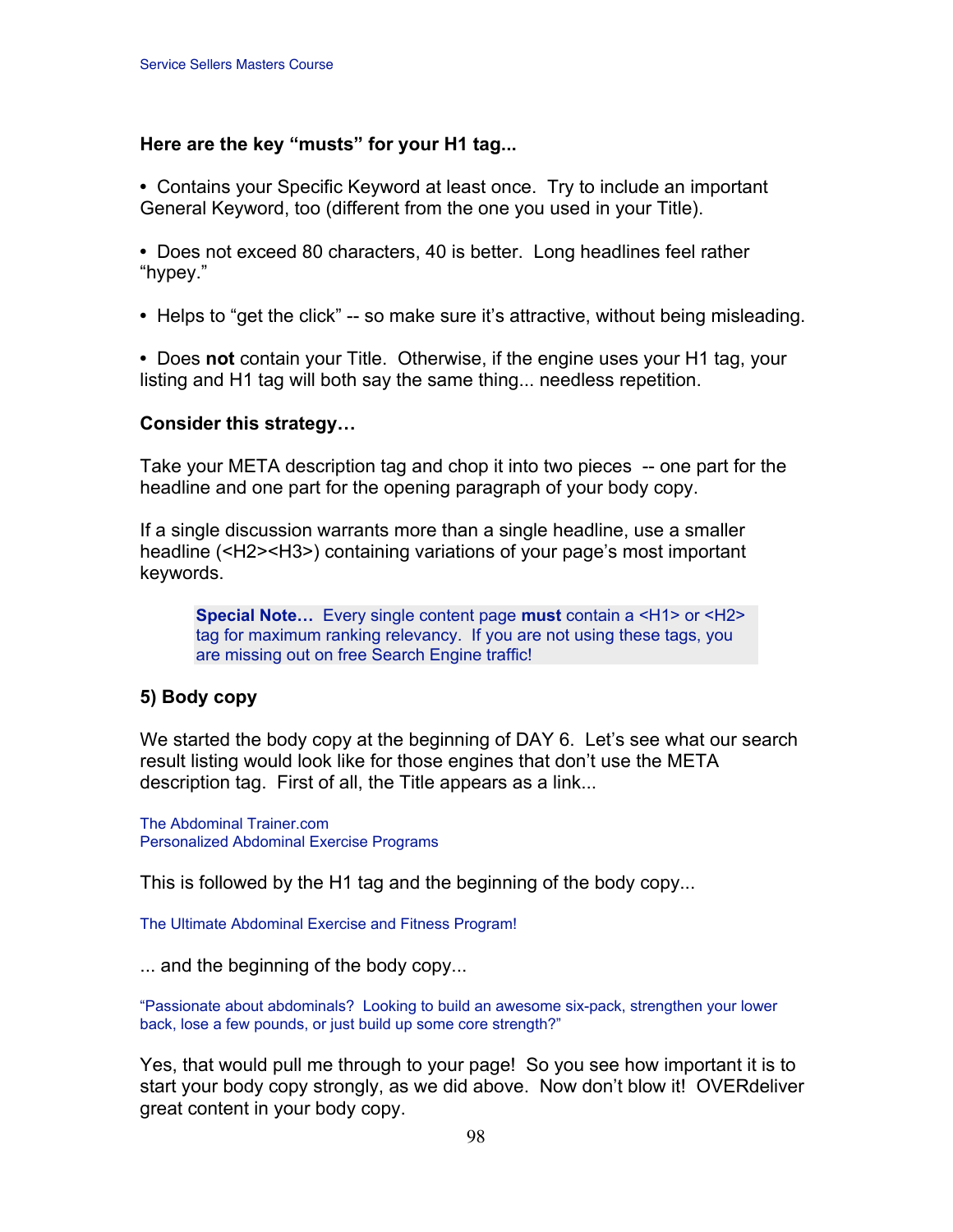**Here are the key "musts" for your H1 tag...**

- Contains your Specific Keyword at least once. Try to include an important General Keyword, too (different from the one you used in your Title).

- Does not exceed 80 characters, 40 is better. Long headlines feel rather "hypey."

- Helps to "get the click" -- so make sure it's attractive, without being misleading.

- Does **not** contain your Title. Otherwise, if the engine uses your H1 tag, your listing and H1 tag will both say the same thing... needless repetition.

**Consider this strategy…**

Take your META description tag and chop it into two pieces -- one part for the headline and one part for the opening paragraph of your body copy.

If a single discussion warrants more than a single headline, use a smaller headline (<H2><H3>) containing variations of your page's most important keywords.

> **Special Note…** Every single content page **must** contain a <H1> or <H2> tag for maximum ranking relevancy. If you are not using these tags, you are missing out on free Search Engine traffic!

**5) Body copy**

We started the body copy at the beginning of DAY 6. Let's see what our search result listing would look like for those engines that don't use the META description tag. First of all, the Title appears as a link...

The Abdominal Trainer.com
Personalized Abdominal Exercise Programs

This is followed by the H1 tag and the beginning of the body copy...

The Ultimate Abdominal Exercise and Fitness Program!

... and the beginning of the body copy...

"Passionate about abdominals? Looking to build an awesome six-pack, strengthen your lower back, lose a few pounds, or just build up some core strength?"

Yes, that would pull me through to your page! So you see how important it is to start your body copy strongly, as we did above. Now don't blow it! OVERdeliver great content in your body copy.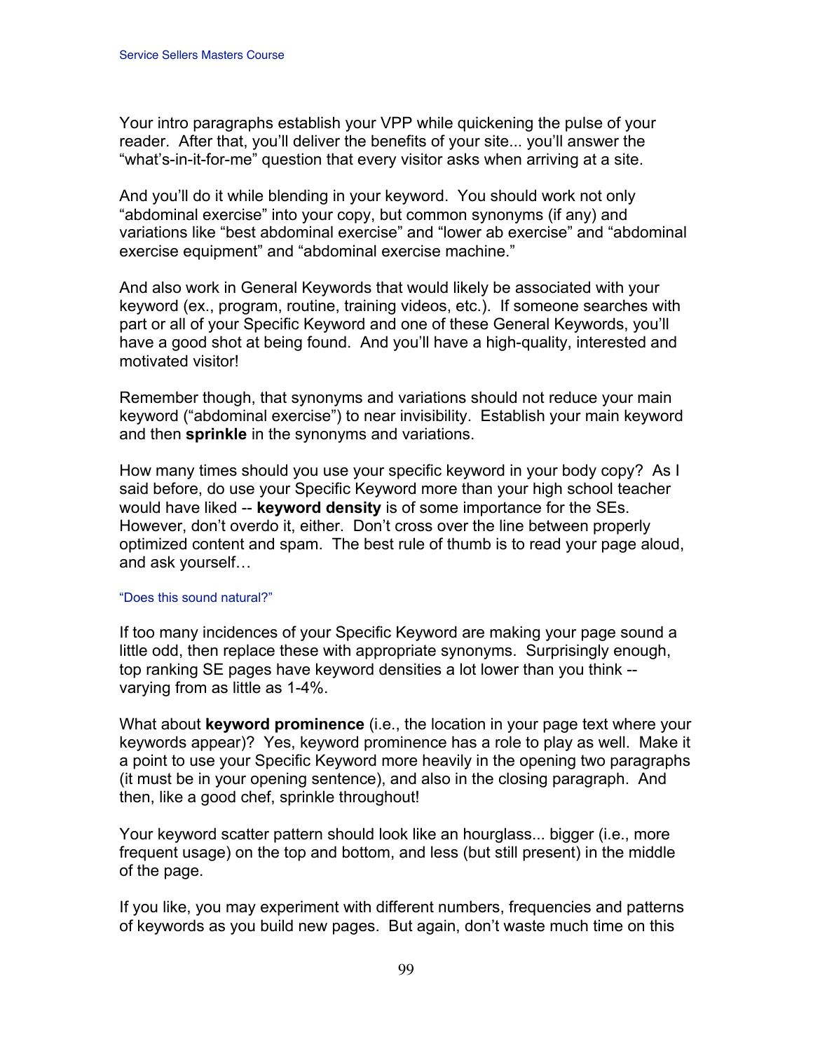Your intro paragraphs establish your VPP while quickening the pulse of your reader. After that, you'll deliver the benefits of your site... you'll answer the "what's-in-it-for-me" question that every visitor asks when arriving at a site.

And you'll do it while blending in your keyword. You should work not only "abdominal exercise" into your copy, but common synonyms (if any) and variations like "best abdominal exercise" and "lower ab exercise" and "abdominal exercise equipment" and "abdominal exercise machine."

And also work in General Keywords that would likely be associated with your keyword (ex., program, routine, training videos, etc.). If someone searches with part or all of your Specific Keyword and one of these General Keywords, you'll have a good shot at being found. And you'll have a high-quality, interested and motivated visitor!

Remember though, that synonyms and variations should not reduce your main keyword ("abdominal exercise") to near invisibility. Establish your main keyword and then **sprinkle** in the synonyms and variations.

How many times should you use your specific keyword in your body copy? As I said before, do use your Specific Keyword more than your high school teacher would have liked -- **keyword density** is of some importance for the SEs. However, don't overdo it, either. Don't cross over the line between properly optimized content and spam. The best rule of thumb is to read your page aloud, and ask yourself…

"Does this sound natural?"

If too many incidences of your Specific Keyword are making your page sound a little odd, then replace these with appropriate synonyms. Surprisingly enough, top ranking SE pages have keyword densities a lot lower than you think -- varying from as little as 1-4%.

What about **keyword prominence** (i.e., the location in your page text where your keywords appear)? Yes, keyword prominence has a role to play as well. Make it a point to use your Specific Keyword more heavily in the opening two paragraphs (it must be in your opening sentence), and also in the closing paragraph. And then, like a good chef, sprinkle throughout!

Your keyword scatter pattern should look like an hourglass... bigger (i.e., more frequent usage) on the top and bottom, and less (but still present) in the middle of the page.

If you like, you may experiment with different numbers, frequencies and patterns of keywords as you build new pages. But again, don't waste much time on this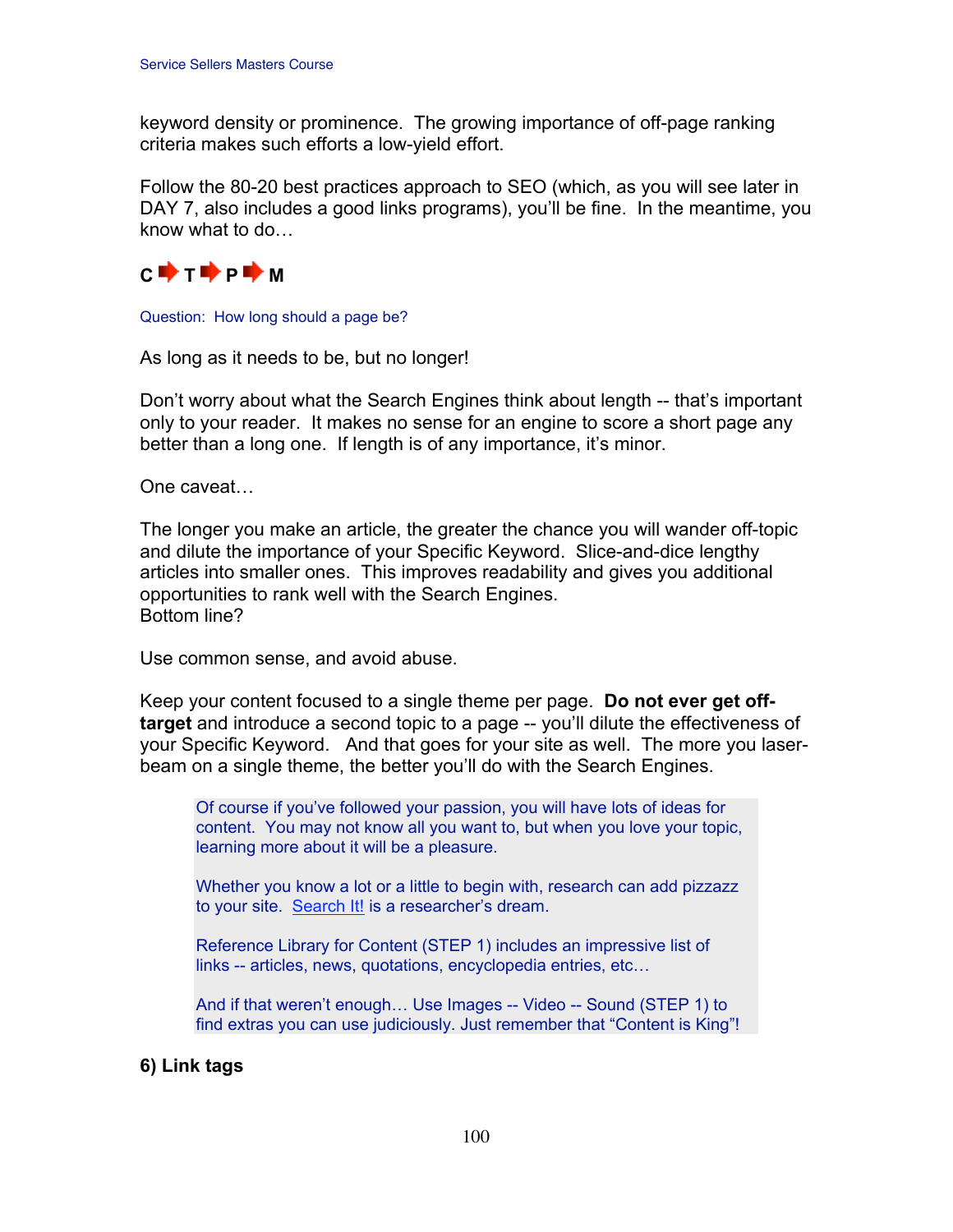keyword density or prominence. The growing importance of off-page ranking criteria makes such efforts a low-yield effort.

Follow the 80-20 best practices approach to SEO (which, as you will see later in DAY 7, also includes a good links programs), you'll be fine. In the meantime, you know what to do…

**C ➡ T ➡ P ➡ M**

Question: How long should a page be?

As long as it needs to be, but no longer!

Don't worry about what the Search Engines think about length -- that's important only to your reader. It makes no sense for an engine to score a short page any better than a long one. If length is of any importance, it's minor.

One caveat…

The longer you make an article, the greater the chance you will wander off-topic and dilute the importance of your Specific Keyword. Slice-and-dice lengthy articles into smaller ones. This improves readability and gives you additional opportunities to rank well with the Search Engines.
Bottom line?

Use common sense, and avoid abuse.

Keep your content focused to a single theme per page. **Do not ever get off-target** and introduce a second topic to a page -- you'll dilute the effectiveness of your Specific Keyword. And that goes for your site as well. The more you laser-beam on a single theme, the better you'll do with the Search Engines.

> Of course if you've followed your passion, you will have lots of ideas for content. You may not know all you want to, but when you love your topic, learning more about it will be a pleasure.
>
> Whether you know a lot or a little to begin with, research can add pizzazz to your site. Search It! is a researcher's dream.
>
> Reference Library for Content (STEP 1) includes an impressive list of links -- articles, news, quotations, encyclopedia entries, etc…
>
> And if that weren't enough… Use Images -- Video -- Sound (STEP 1) to find extras you can use judiciously. Just remember that "Content is King"!

**6) Link tags**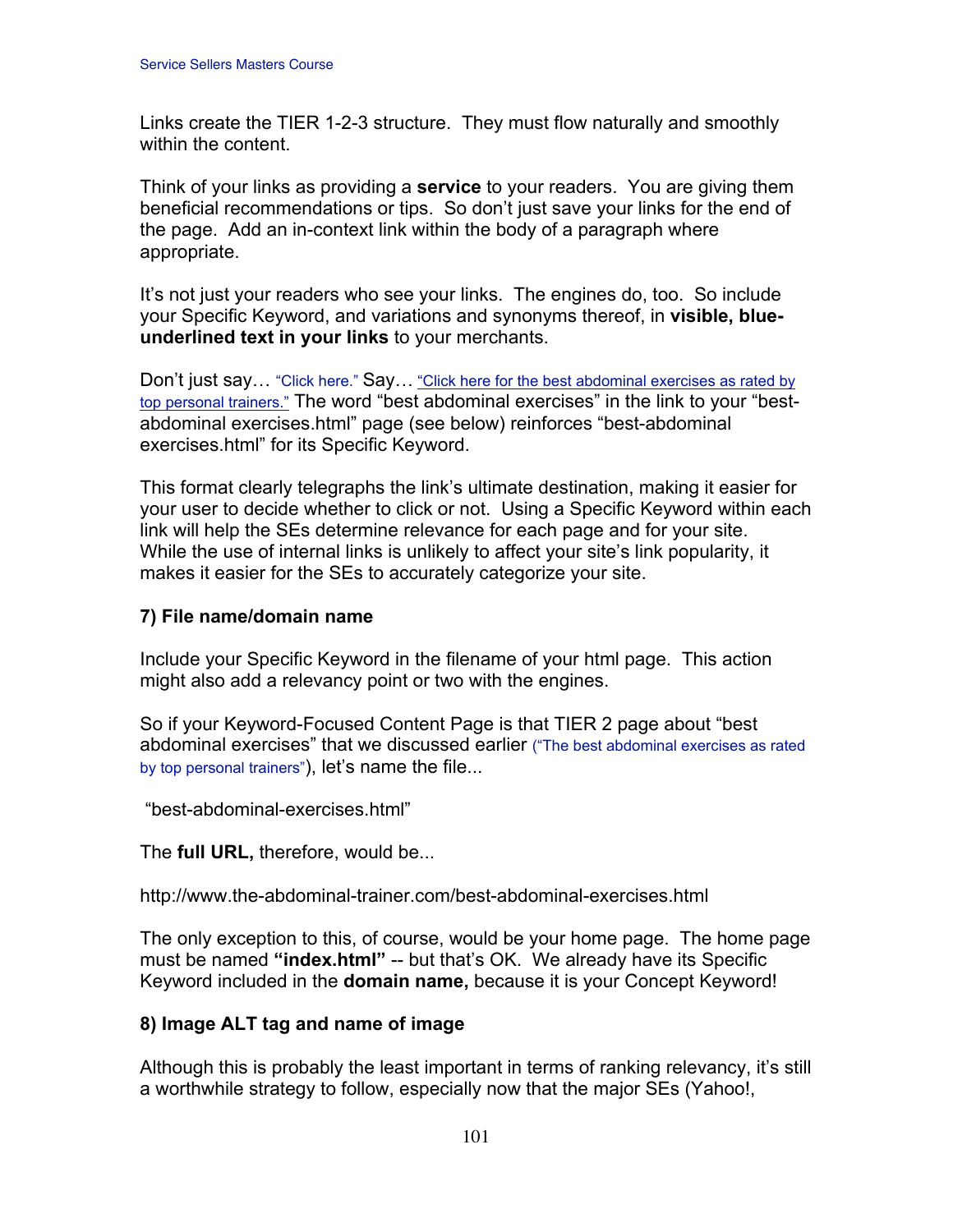Links create the TIER 1-2-3 structure. They must flow naturally and smoothly within the content.

Think of your links as providing a **service** to your readers. You are giving them beneficial recommendations or tips. So don't just save your links for the end of the page. Add an in-context link within the body of a paragraph where appropriate.

It's not just your readers who see your links. The engines do, too. So include your Specific Keyword, and variations and synonyms thereof, in **visible, blue-underlined text in your links** to your merchants.

Don't just say… "Click here." Say… "Click here for the best abdominal exercises as rated by top personal trainers." The word "best abdominal exercises" in the link to your "best-abdominal exercises.html" page (see below) reinforces "best-abdominal exercises.html" for its Specific Keyword.

This format clearly telegraphs the link's ultimate destination, making it easier for your user to decide whether to click or not. Using a Specific Keyword within each link will help the SEs determine relevance for each page and for your site. While the use of internal links is unlikely to affect your site's link popularity, it makes it easier for the SEs to accurately categorize your site.

**7) File name/domain name**

Include your Specific Keyword in the filename of your html page. This action might also add a relevancy point or two with the engines.

So if your Keyword-Focused Content Page is that TIER 2 page about "best abdominal exercises" that we discussed earlier ("The best abdominal exercises as rated by top personal trainers"), let's name the file...

"best-abdominal-exercises.html"

The **full URL,** therefore, would be...

http://www.the-abdominal-trainer.com/best-abdominal-exercises.html

The only exception to this, of course, would be your home page. The home page must be named **"index.html"** -- but that's OK. We already have its Specific Keyword included in the **domain name,** because it is your Concept Keyword!

**8) Image ALT tag and name of image**

Although this is probably the least important in terms of ranking relevancy, it's still a worthwhile strategy to follow, especially now that the major SEs (Yahoo!,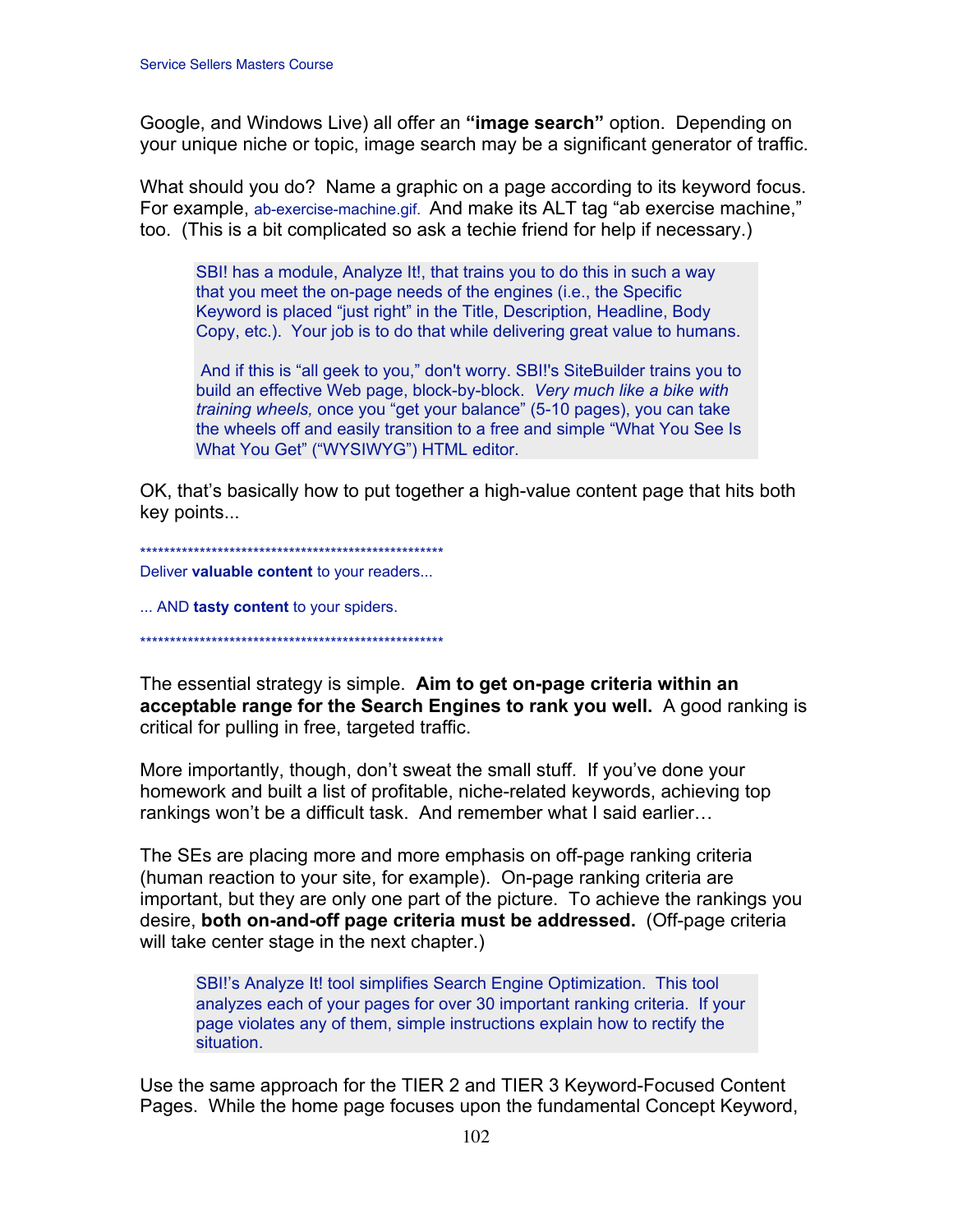Google, and Windows Live) all offer an **"image search"** option. Depending on your unique niche or topic, image search may be a significant generator of traffic.

What should you do? Name a graphic on a page according to its keyword focus. For example, ab-exercise-machine.gif. And make its ALT tag "ab exercise machine," too. (This is a bit complicated so ask a techie friend for help if necessary.)

> SBI! has a module, Analyze It!, that trains you to do this in such a way that you meet the on-page needs of the engines (i.e., the Specific Keyword is placed "just right" in the Title, Description, Headline, Body Copy, etc.). Your job is to do that while delivering great value to humans.
>
> And if this is "all geek to you," don't worry. SBI!'s SiteBuilder trains you to build an effective Web page, block-by-block. *Very much like a bike with training wheels,* once you "get your balance" (5-10 pages), you can take the wheels off and easily transition to a free and simple "What You See Is What You Get" ("WYSIWYG") HTML editor.

OK, that's basically how to put together a high-value content page that hits both key points...

****************************************************

Deliver **valuable content** to your readers...

... AND **tasty content** to your spiders.

****************************************************

The essential strategy is simple. **Aim to get on-page criteria within an acceptable range for the Search Engines to rank you well.** A good ranking is critical for pulling in free, targeted traffic.

More importantly, though, don't sweat the small stuff. If you've done your homework and built a list of profitable, niche-related keywords, achieving top rankings won't be a difficult task. And remember what I said earlier…

The SEs are placing more and more emphasis on off-page ranking criteria (human reaction to your site, for example). On-page ranking criteria are important, but they are only one part of the picture. To achieve the rankings you desire, **both on-and-off page criteria must be addressed.** (Off-page criteria will take center stage in the next chapter.)

> SBI!'s Analyze It! tool simplifies Search Engine Optimization. This tool analyzes each of your pages for over 30 important ranking criteria. If your page violates any of them, simple instructions explain how to rectify the situation.

Use the same approach for the TIER 2 and TIER 3 Keyword-Focused Content Pages. While the home page focuses upon the fundamental Concept Keyword,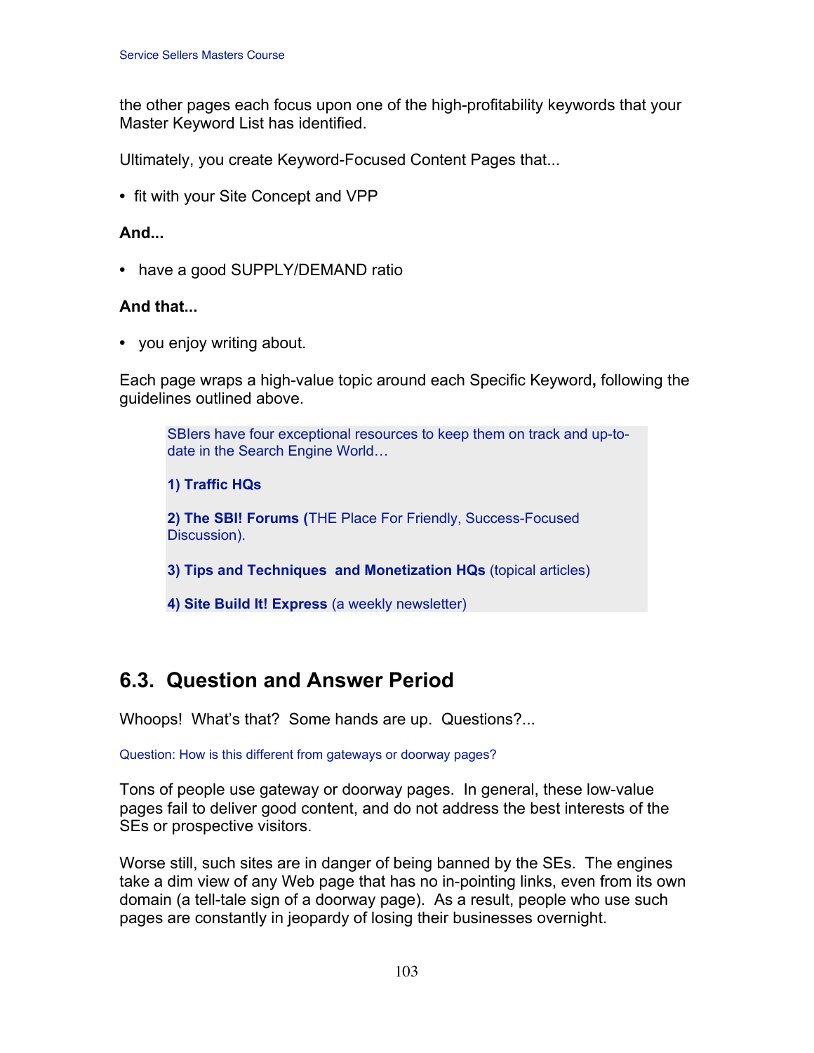the other pages each focus upon one of the high-profitability keywords that your Master Keyword List has identified.

Ultimately, you create Keyword-Focused Content Pages that...

- fit with your Site Concept and VPP

**And...**

- have a good SUPPLY/DEMAND ratio

**And that...**

- you enjoy writing about.

Each page wraps a high-value topic around each Specific Keyword**,** following the guidelines outlined above.

> SBIers have four exceptional resources to keep them on track and up-to-date in the Search Engine World…
>
> **1) Traffic HQs**
>
> **2) The SBI! Forums (**THE Place For Friendly, Success-Focused Discussion).
>
> **3) Tips and Techniques and Monetization HQs** (topical articles)
>
> **4) Site Build It! Express** (a weekly newsletter)

## 6.3. Question and Answer Period

Whoops! What's that? Some hands are up. Questions?...

Question: How is this different from gateways or doorway pages?

Tons of people use gateway or doorway pages. In general, these low-value pages fail to deliver good content, and do not address the best interests of the SEs or prospective visitors.

Worse still, such sites are in danger of being banned by the SEs. The engines take a dim view of any Web page that has no in-pointing links, even from its own domain (a tell-tale sign of a doorway page). As a result, people who use such pages are constantly in jeopardy of losing their businesses overnight.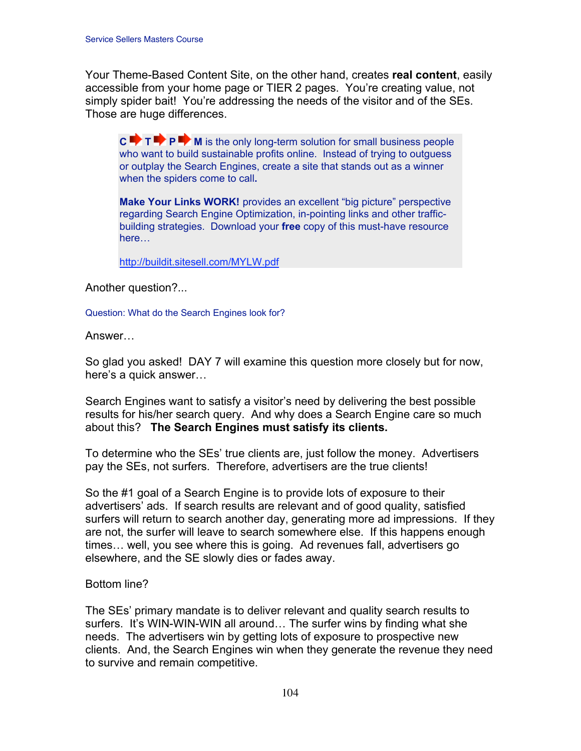Your Theme-Based Content Site, on the other hand, creates **real content**, easily accessible from your home page or TIER 2 pages. You're creating value, not simply spider bait! You're addressing the needs of the visitor and of the SEs. Those are huge differences.

> **C ➡ T ➡ P ➡ M** is the only long-term solution for small business people who want to build sustainable profits online. Instead of trying to outguess or outplay the Search Engines, create a site that stands out as a winner when the spiders come to call**.**
>
> **Make Your Links WORK!** provides an excellent "big picture" perspective regarding Search Engine Optimization, in-pointing links and other traffic-building strategies. Download your **free** copy of this must-have resource here…
>
> http://buildit.sitesell.com/MYLW.pdf

Another question?...

Question: What do the Search Engines look for?

Answer…

So glad you asked! DAY 7 will examine this question more closely but for now, here's a quick answer…

Search Engines want to satisfy a visitor's need by delivering the best possible results for his/her search query. And why does a Search Engine care so much about this? **The Search Engines must satisfy its clients.**

To determine who the SEs' true clients are, just follow the money. Advertisers pay the SEs, not surfers. Therefore, advertisers are the true clients!

So the #1 goal of a Search Engine is to provide lots of exposure to their advertisers' ads. If search results are relevant and of good quality, satisfied surfers will return to search another day, generating more ad impressions. If they are not, the surfer will leave to search somewhere else. If this happens enough times… well, you see where this is going. Ad revenues fall, advertisers go elsewhere, and the SE slowly dies or fades away.

Bottom line?

The SEs' primary mandate is to deliver relevant and quality search results to surfers. It's WIN-WIN-WIN all around… The surfer wins by finding what she needs. The advertisers win by getting lots of exposure to prospective new clients. And, the Search Engines win when they generate the revenue they need to survive and remain competitive.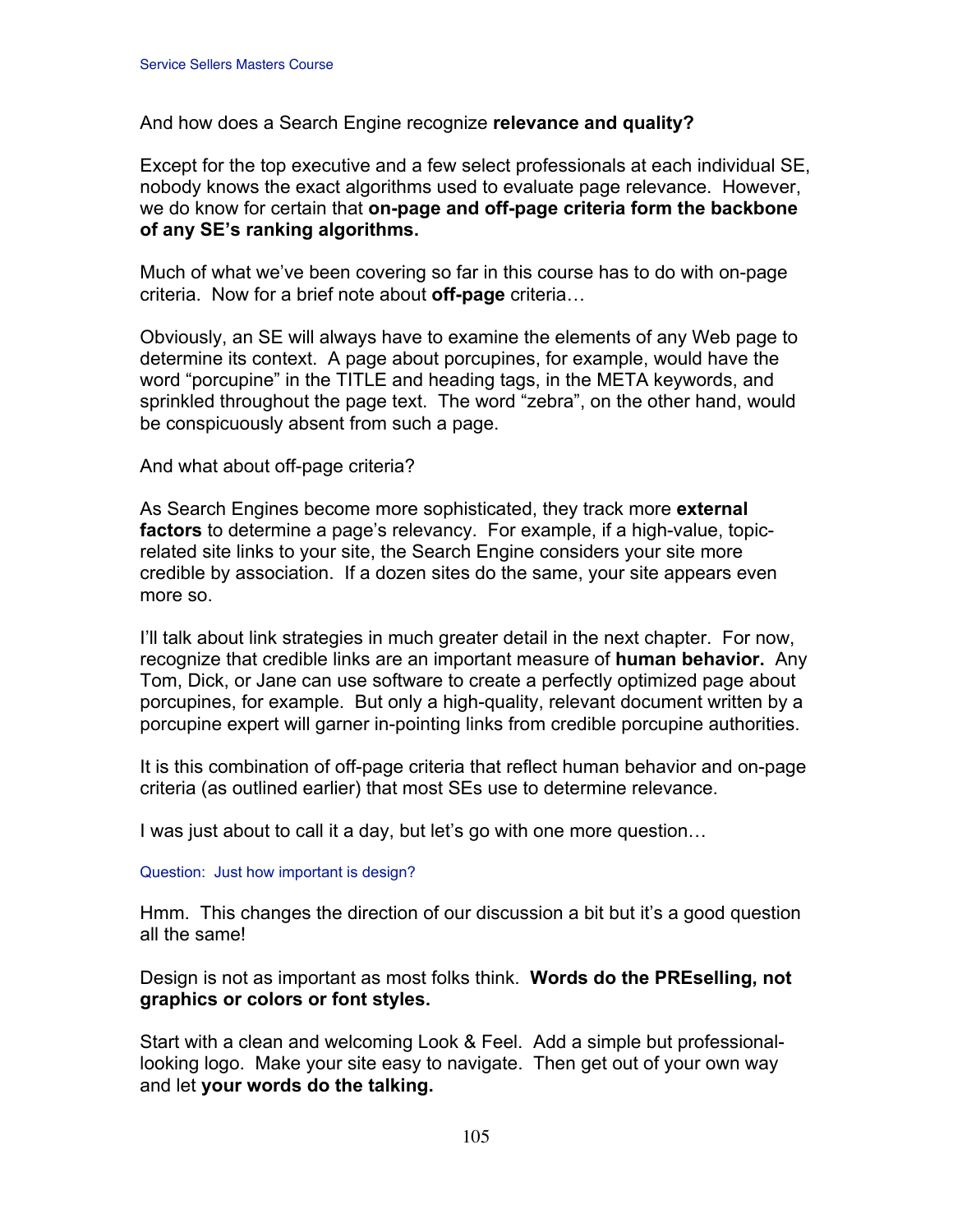And how does a Search Engine recognize **relevance and quality?**

Except for the top executive and a few select professionals at each individual SE, nobody knows the exact algorithms used to evaluate page relevance. However, we do know for certain that **on-page and off-page criteria form the backbone of any SE's ranking algorithms.**

Much of what we've been covering so far in this course has to do with on-page criteria. Now for a brief note about **off-page** criteria…

Obviously, an SE will always have to examine the elements of any Web page to determine its context. A page about porcupines, for example, would have the word "porcupine" in the TITLE and heading tags, in the META keywords, and sprinkled throughout the page text. The word "zebra", on the other hand, would be conspicuously absent from such a page.

And what about off-page criteria?

As Search Engines become more sophisticated, they track more **external factors** to determine a page's relevancy. For example, if a high-value, topic-related site links to your site, the Search Engine considers your site more credible by association. If a dozen sites do the same, your site appears even more so.

I'll talk about link strategies in much greater detail in the next chapter. For now, recognize that credible links are an important measure of **human behavior.** Any Tom, Dick, or Jane can use software to create a perfectly optimized page about porcupines, for example. But only a high-quality, relevant document written by a porcupine expert will garner in-pointing links from credible porcupine authorities.

It is this combination of off-page criteria that reflect human behavior and on-page criteria (as outlined earlier) that most SEs use to determine relevance.

I was just about to call it a day, but let's go with one more question…

Question: Just how important is design?

Hmm. This changes the direction of our discussion a bit but it's a good question all the same!

Design is not as important as most folks think. **Words do the PREselling, not graphics or colors or font styles.**

Start with a clean and welcoming Look & Feel. Add a simple but professional-looking logo. Make your site easy to navigate. Then get out of your own way and let **your words do the talking.**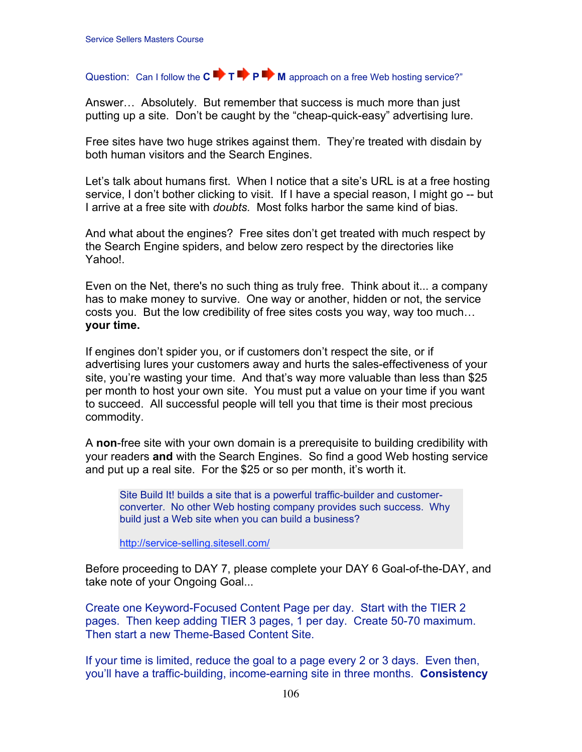Question: Can I follow the **C** ➡ **T** ➡ **P** ➡ **M** approach on a free Web hosting service?"

Answer… Absolutely. But remember that success is much more than just putting up a site. Don't be caught by the "cheap-quick-easy" advertising lure.

Free sites have two huge strikes against them. They're treated with disdain by both human visitors and the Search Engines.

Let's talk about humans first. When I notice that a site's URL is at a free hosting service, I don't bother clicking to visit. If I have a special reason, I might go -- but I arrive at a free site with *doubts.* Most folks harbor the same kind of bias.

And what about the engines? Free sites don't get treated with much respect by the Search Engine spiders, and below zero respect by the directories like Yahoo!.

Even on the Net, there's no such thing as truly free. Think about it... a company has to make money to survive. One way or another, hidden or not, the service costs you. But the low credibility of free sites costs you way, way too much… **your time.**

If engines don't spider you, or if customers don't respect the site, or if advertising lures your customers away and hurts the sales-effectiveness of your site, you're wasting your time. And that's way more valuable than less than $25 per month to host your own site. You must put a value on your time if you want to succeed. All successful people will tell you that time is their most precious commodity.

A **non**-free site with your own domain is a prerequisite to building credibility with your readers **and** with the Search Engines. So find a good Web hosting service and put up a real site. For the $25 or so per month, it's worth it.

> Site Build It! builds a site that is a powerful traffic-builder and customer-converter. No other Web hosting company provides such success. Why build just a Web site when you can build a business?
>
> http://service-selling.sitesell.com/

Before proceeding to DAY 7, please complete your DAY 6 Goal-of-the-DAY, and take note of your Ongoing Goal...

Create one Keyword-Focused Content Page per day. Start with the TIER 2 pages. Then keep adding TIER 3 pages, 1 per day. Create 50-70 maximum. Then start a new Theme-Based Content Site.

If your time is limited, reduce the goal to a page every 2 or 3 days. Even then, you'll have a traffic-building, income-earning site in three months. **Consistency**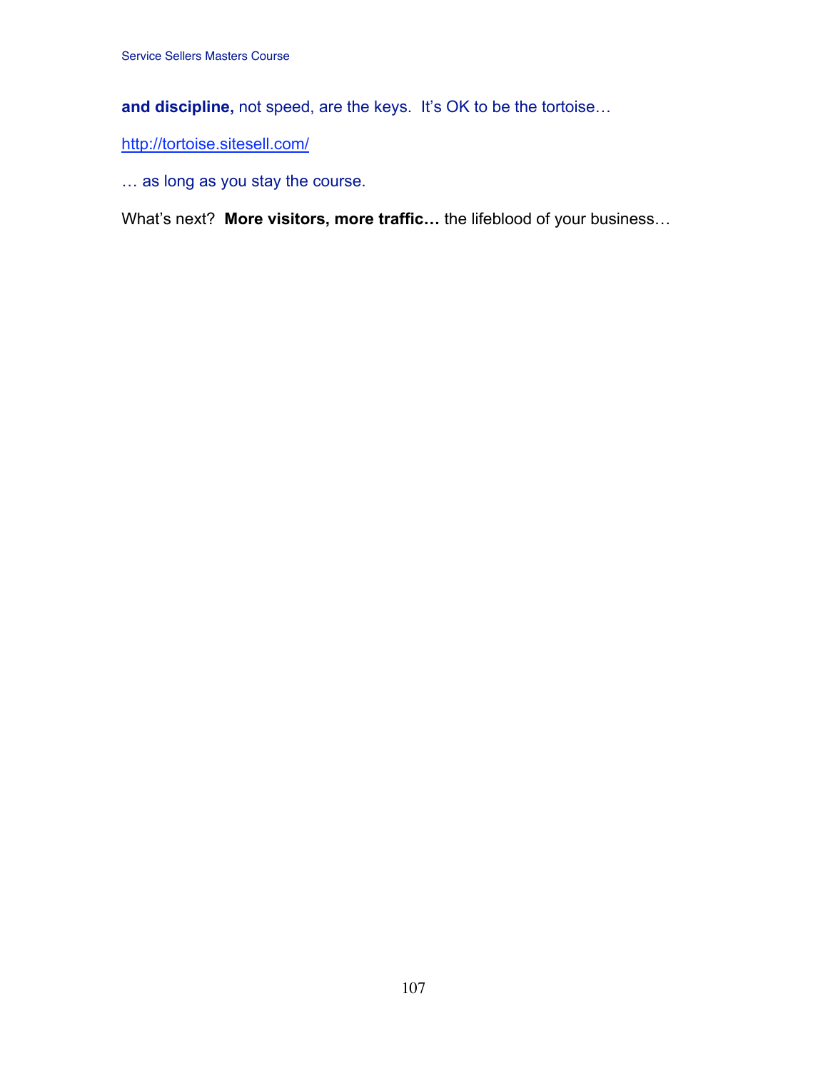**and discipline,** not speed, are the keys. It's OK to be the tortoise…

http://tortoise.sitesell.com/

… as long as you stay the course.

What's next? **More visitors, more traffic…** the lifeblood of your business…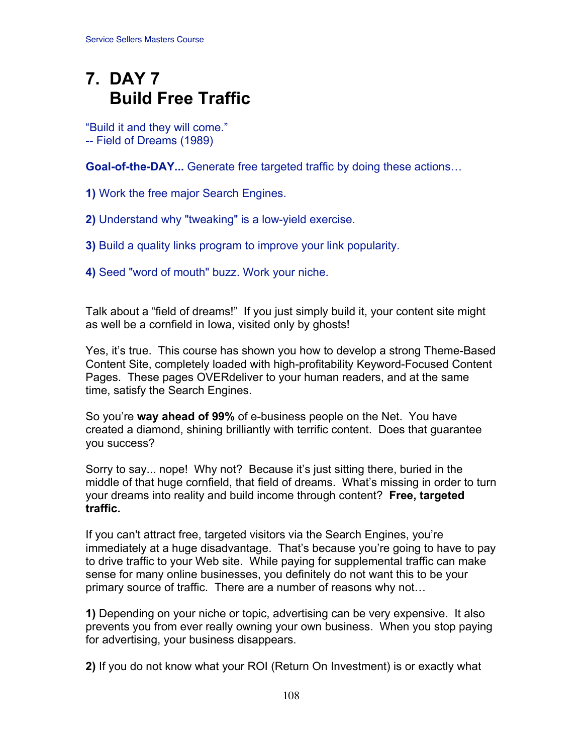# 7. DAY 7
# Build Free Traffic

"Build it and they will come."
-- Field of Dreams (1989)

**Goal-of-the-DAY...** Generate free targeted traffic by doing these actions…

**1)** Work the free major Search Engines.

**2)** Understand why "tweaking" is a low-yield exercise.

**3)** Build a quality links program to improve your link popularity.

**4)** Seed "word of mouth" buzz. Work your niche.

Talk about a "field of dreams!" If you just simply build it, your content site might as well be a cornfield in Iowa, visited only by ghosts!

Yes, it's true. This course has shown you how to develop a strong Theme-Based Content Site, completely loaded with high-profitability Keyword-Focused Content Pages. These pages OVERdeliver to your human readers, and at the same time, satisfy the Search Engines.

So you're **way ahead of 99%** of e-business people on the Net. You have created a diamond, shining brilliantly with terrific content. Does that guarantee you success?

Sorry to say... nope! Why not? Because it's just sitting there, buried in the middle of that huge cornfield, that field of dreams. What's missing in order to turn your dreams into reality and build income through content? **Free, targeted traffic.**

If you can't attract free, targeted visitors via the Search Engines, you're immediately at a huge disadvantage. That's because you're going to have to pay to drive traffic to your Web site. While paying for supplemental traffic can make sense for many online businesses, you definitely do not want this to be your primary source of traffic. There are a number of reasons why not…

**1)** Depending on your niche or topic, advertising can be very expensive. It also prevents you from ever really owning your own business. When you stop paying for advertising, your business disappears.

**2)** If you do not know what your ROI (Return On Investment) is or exactly what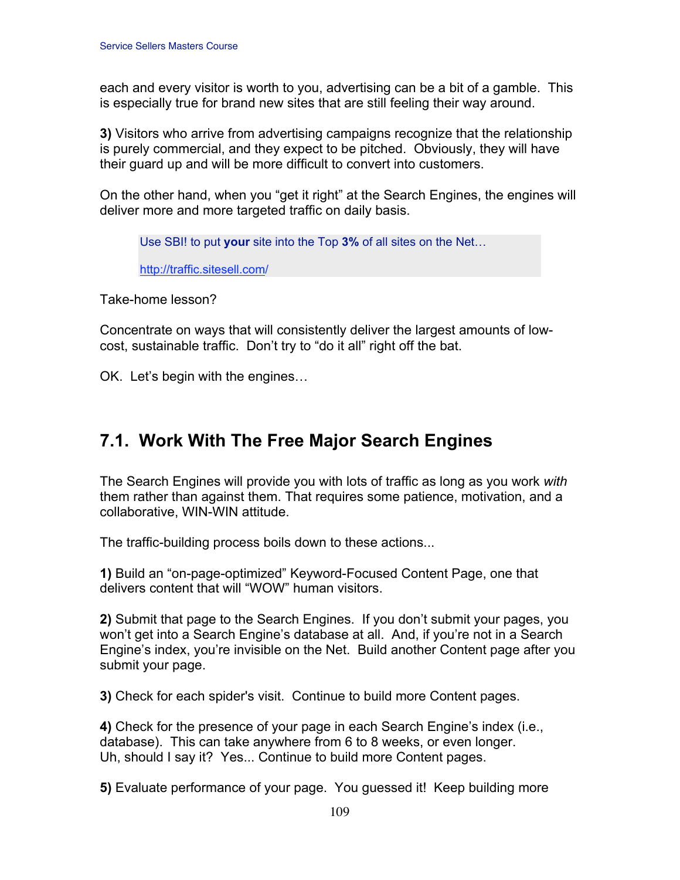each and every visitor is worth to you, advertising can be a bit of a gamble. This is especially true for brand new sites that are still feeling their way around.

**3)** Visitors who arrive from advertising campaigns recognize that the relationship is purely commercial, and they expect to be pitched. Obviously, they will have their guard up and will be more difficult to convert into customers.

On the other hand, when you "get it right" at the Search Engines, the engines will deliver more and more targeted traffic on daily basis.

> Use SBI! to put **your** site into the Top **3%** of all sites on the Net…
>
> http://traffic.sitesell.com/

Take-home lesson?

Concentrate on ways that will consistently deliver the largest amounts of low-cost, sustainable traffic. Don't try to "do it all" right off the bat.

OK. Let's begin with the engines…

## 7.1. Work With The Free Major Search Engines

The Search Engines will provide you with lots of traffic as long as you work *with* them rather than against them. That requires some patience, motivation, and a collaborative, WIN-WIN attitude.

The traffic-building process boils down to these actions...

**1)** Build an "on-page-optimized" Keyword-Focused Content Page, one that delivers content that will "WOW" human visitors.

**2)** Submit that page to the Search Engines. If you don't submit your pages, you won't get into a Search Engine's database at all. And, if you're not in a Search Engine's index, you're invisible on the Net. Build another Content page after you submit your page.

**3)** Check for each spider's visit. Continue to build more Content pages.

**4)** Check for the presence of your page in each Search Engine's index (i.e., database). This can take anywhere from 6 to 8 weeks, or even longer. Uh, should I say it? Yes... Continue to build more Content pages.

**5)** Evaluate performance of your page. You guessed it! Keep building more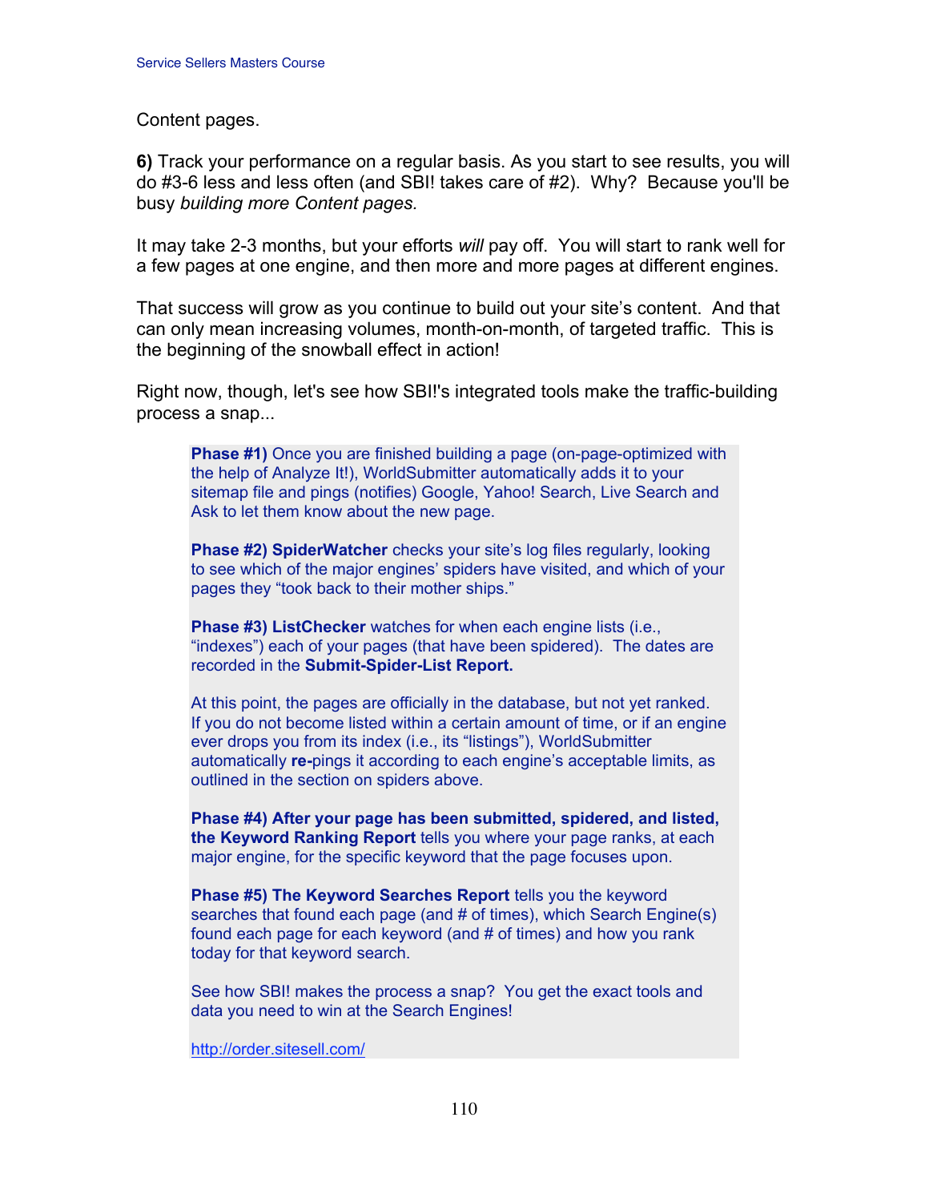Content pages.

**6)** Track your performance on a regular basis. As you start to see results, you will do #3-6 less and less often (and SBI! takes care of #2). Why? Because you'll be busy *building more Content pages.*

It may take 2-3 months, but your efforts *will* pay off. You will start to rank well for a few pages at one engine, and then more and more pages at different engines.

That success will grow as you continue to build out your site's content. And that can only mean increasing volumes, month-on-month, of targeted traffic. This is the beginning of the snowball effect in action!

Right now, though, let's see how SBI!'s integrated tools make the traffic-building process a snap...

> **Phase #1)** Once you are finished building a page (on-page-optimized with the help of Analyze It!), WorldSubmitter automatically adds it to your sitemap file and pings (notifies) Google, Yahoo! Search, Live Search and Ask to let them know about the new page.
>
> **Phase #2) SpiderWatcher** checks your site's log files regularly, looking to see which of the major engines' spiders have visited, and which of your pages they "took back to their mother ships."
>
> **Phase #3) ListChecker** watches for when each engine lists (i.e., "indexes") each of your pages (that have been spidered). The dates are recorded in the **Submit-Spider-List Report.**
>
> At this point, the pages are officially in the database, but not yet ranked. If you do not become listed within a certain amount of time, or if an engine ever drops you from its index (i.e., its "listings"), WorldSubmitter automatically **re-**pings it according to each engine's acceptable limits, as outlined in the section on spiders above.
>
> **Phase #4) After your page has been submitted, spidered, and listed, the Keyword Ranking Report** tells you where your page ranks, at each major engine, for the specific keyword that the page focuses upon.
>
> **Phase #5) The Keyword Searches Report** tells you the keyword searches that found each page (and # of times), which Search Engine(s) found each page for each keyword (and # of times) and how you rank today for that keyword search.
>
> See how SBI! makes the process a snap? You get the exact tools and data you need to win at the Search Engines!
>
> http://order.sitesell.com/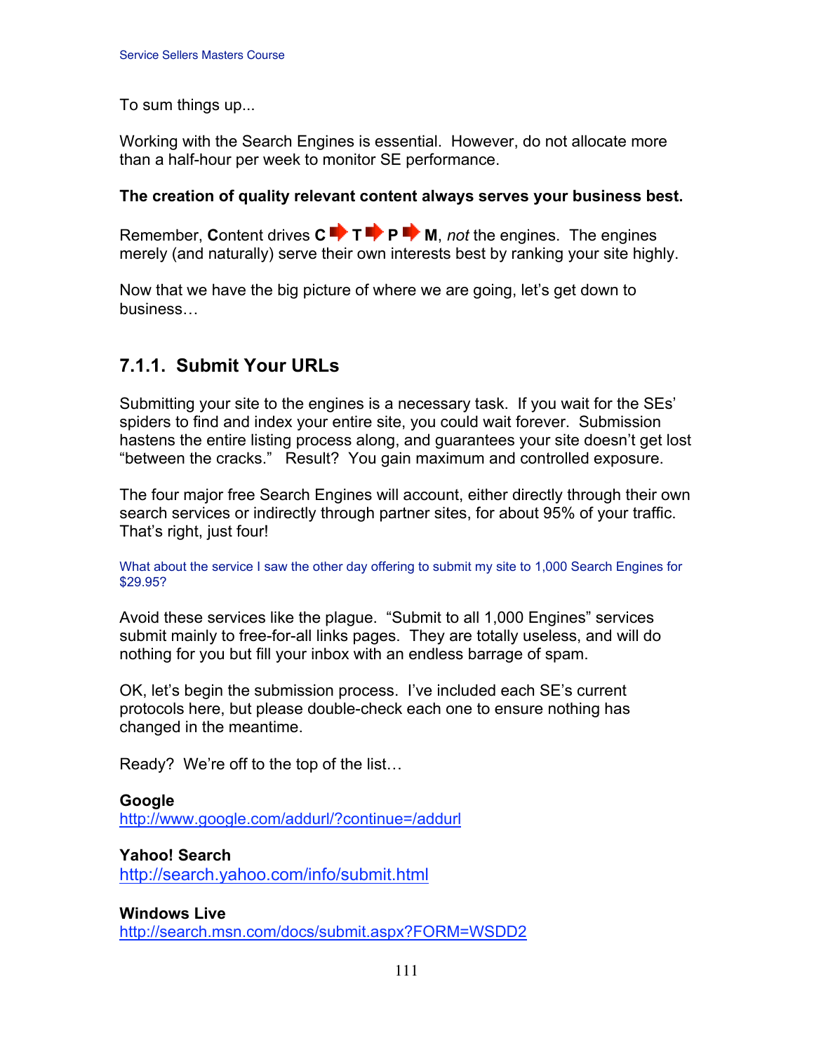To sum things up...

Working with the Search Engines is essential. However, do not allocate more than a half-hour per week to monitor SE performance.

**The creation of quality relevant content always serves your business best.**

Remember, **C**ontent drives **C ➡ T ➡ P ➡ M**, *not* the engines. The engines merely (and naturally) serve their own interests best by ranking your site highly.

Now that we have the big picture of where we are going, let's get down to business…

## 7.1.1. Submit Your URLs

Submitting your site to the engines is a necessary task. If you wait for the SEs' spiders to find and index your entire site, you could wait forever. Submission hastens the entire listing process along, and guarantees your site doesn't get lost "between the cracks." Result? You gain maximum and controlled exposure.

The four major free Search Engines will account, either directly through their own search services or indirectly through partner sites, for about 95% of your traffic. That's right, just four!

What about the service I saw the other day offering to submit my site to 1,000 Search Engines for $29.95?

Avoid these services like the plague. "Submit to all 1,000 Engines" services submit mainly to free-for-all links pages. They are totally useless, and will do nothing for you but fill your inbox with an endless barrage of spam.

OK, let's begin the submission process. I've included each SE's current protocols here, but please double-check each one to ensure nothing has changed in the meantime.

Ready? We're off to the top of the list…

**Google**
http://www.google.com/addurl/?continue=/addurl

**Yahoo! Search**
http://search.yahoo.com/info/submit.html

**Windows Live**
http://search.msn.com/docs/submit.aspx?FORM=WSDD2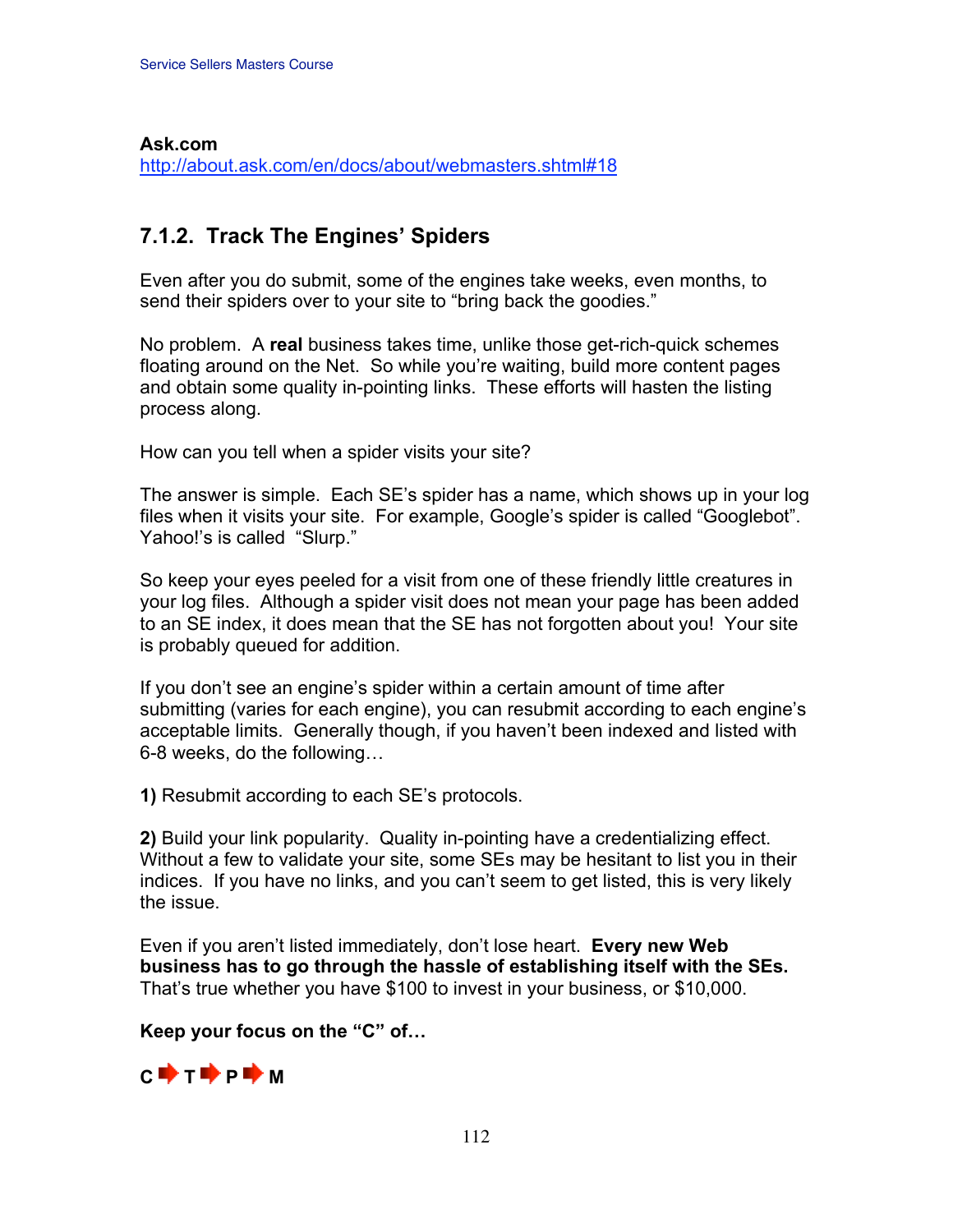**Ask.com**
http://about.ask.com/en/docs/about/webmasters.shtml#18

## 7.1.2. Track The Engines' Spiders

Even after you do submit, some of the engines take weeks, even months, to send their spiders over to your site to "bring back the goodies."

No problem. A **real** business takes time, unlike those get-rich-quick schemes floating around on the Net. So while you're waiting, build more content pages and obtain some quality in-pointing links. These efforts will hasten the listing process along.

How can you tell when a spider visits your site?

The answer is simple. Each SE's spider has a name, which shows up in your log files when it visits your site. For example, Google's spider is called "Googlebot". Yahoo!'s is called "Slurp."

So keep your eyes peeled for a visit from one of these friendly little creatures in your log files. Although a spider visit does not mean your page has been added to an SE index, it does mean that the SE has not forgotten about you! Your site is probably queued for addition.

If you don't see an engine's spider within a certain amount of time after submitting (varies for each engine), you can resubmit according to each engine's acceptable limits. Generally though, if you haven't been indexed and listed with 6-8 weeks, do the following…

**1)** Resubmit according to each SE's protocols.

**2)** Build your link popularity. Quality in-pointing have a credentializing effect. Without a few to validate your site, some SEs may be hesitant to list you in their indices. If you have no links, and you can't seem to get listed, this is very likely the issue.

Even if you aren't listed immediately, don't lose heart. **Every new Web business has to go through the hassle of establishing itself with the SEs.** That's true whether you have $100 to invest in your business, or $10,000.

**Keep your focus on the "C" of…**

**C ➡ T ➡ P ➡ M**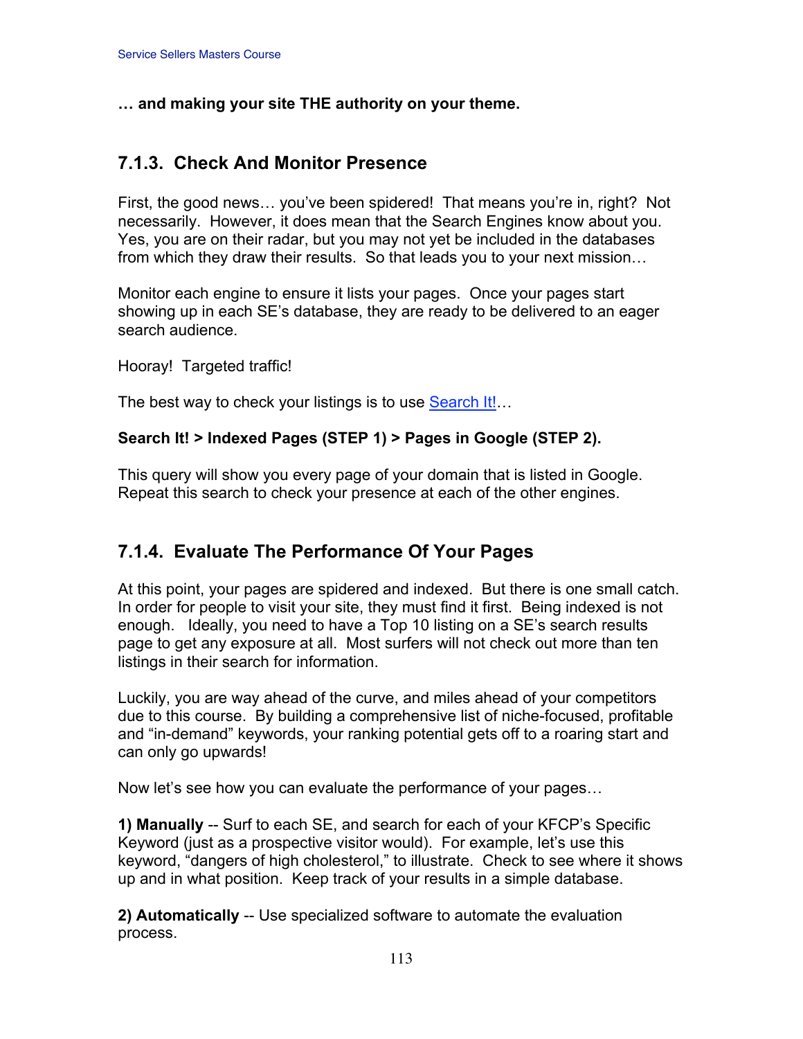**… and making your site THE authority on your theme.**

### 7.1.3. Check And Monitor Presence

First, the good news… you've been spidered! That means you're in, right? Not necessarily. However, it does mean that the Search Engines know about you. Yes, you are on their radar, but you may not yet be included in the databases from which they draw their results. So that leads you to your next mission…

Monitor each engine to ensure it lists your pages. Once your pages start showing up in each SE's database, they are ready to be delivered to an eager search audience.

Hooray! Targeted traffic!

The best way to check your listings is to use Search It!…

**Search It! > Indexed Pages (STEP 1) > Pages in Google (STEP 2).**

This query will show you every page of your domain that is listed in Google. Repeat this search to check your presence at each of the other engines.

### 7.1.4. Evaluate The Performance Of Your Pages

At this point, your pages are spidered and indexed. But there is one small catch. In order for people to visit your site, they must find it first. Being indexed is not enough. Ideally, you need to have a Top 10 listing on a SE's search results page to get any exposure at all. Most surfers will not check out more than ten listings in their search for information.

Luckily, you are way ahead of the curve, and miles ahead of your competitors due to this course. By building a comprehensive list of niche-focused, profitable and "in-demand" keywords, your ranking potential gets off to a roaring start and can only go upwards!

Now let's see how you can evaluate the performance of your pages…

**1) Manually** -- Surf to each SE, and search for each of your KFCP's Specific Keyword (just as a prospective visitor would). For example, let's use this keyword, "dangers of high cholesterol," to illustrate. Check to see where it shows up and in what position. Keep track of your results in a simple database.

**2) Automatically** -- Use specialized software to automate the evaluation process.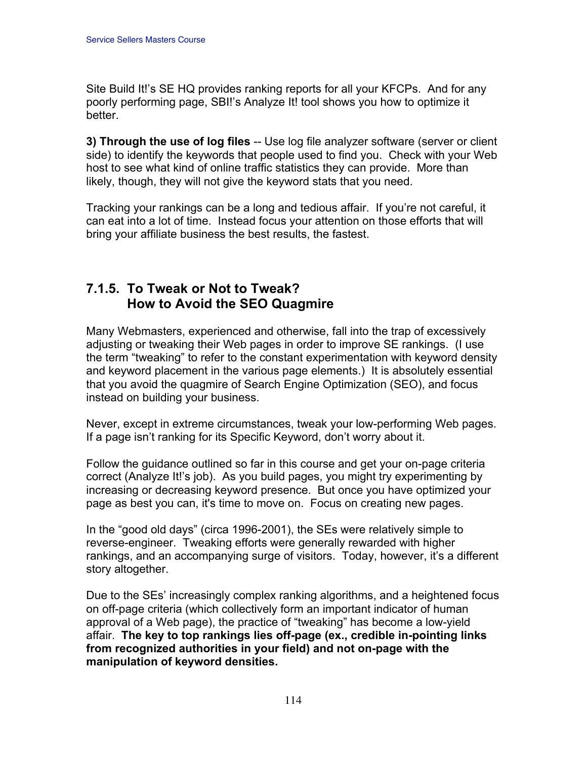Site Build It!'s SE HQ provides ranking reports for all your KFCPs. And for any poorly performing page, SBI!'s Analyze It! tool shows you how to optimize it better.

**3) Through the use of log files** -- Use log file analyzer software (server or client side) to identify the keywords that people used to find you. Check with your Web host to see what kind of online traffic statistics they can provide. More than likely, though, they will not give the keyword stats that you need.

Tracking your rankings can be a long and tedious affair. If you're not careful, it can eat into a lot of time. Instead focus your attention on those efforts that will bring your affiliate business the best results, the fastest.

### 7.1.5. To Tweak or Not to Tweak? How to Avoid the SEO Quagmire

Many Webmasters, experienced and otherwise, fall into the trap of excessively adjusting or tweaking their Web pages in order to improve SE rankings. (I use the term "tweaking" to refer to the constant experimentation with keyword density and keyword placement in the various page elements.) It is absolutely essential that you avoid the quagmire of Search Engine Optimization (SEO), and focus instead on building your business.

Never, except in extreme circumstances, tweak your low-performing Web pages. If a page isn't ranking for its Specific Keyword, don't worry about it.

Follow the guidance outlined so far in this course and get your on-page criteria correct (Analyze It!'s job). As you build pages, you might try experimenting by increasing or decreasing keyword presence. But once you have optimized your page as best you can, it's time to move on. Focus on creating new pages.

In the "good old days" (circa 1996-2001), the SEs were relatively simple to reverse-engineer. Tweaking efforts were generally rewarded with higher rankings, and an accompanying surge of visitors. Today, however, it's a different story altogether.

Due to the SEs' increasingly complex ranking algorithms, and a heightened focus on off-page criteria (which collectively form an important indicator of human approval of a Web page), the practice of "tweaking" has become a low-yield affair. **The key to top rankings lies off-page (ex., credible in-pointing links from recognized authorities in your field) and not on-page with the manipulation of keyword densities.**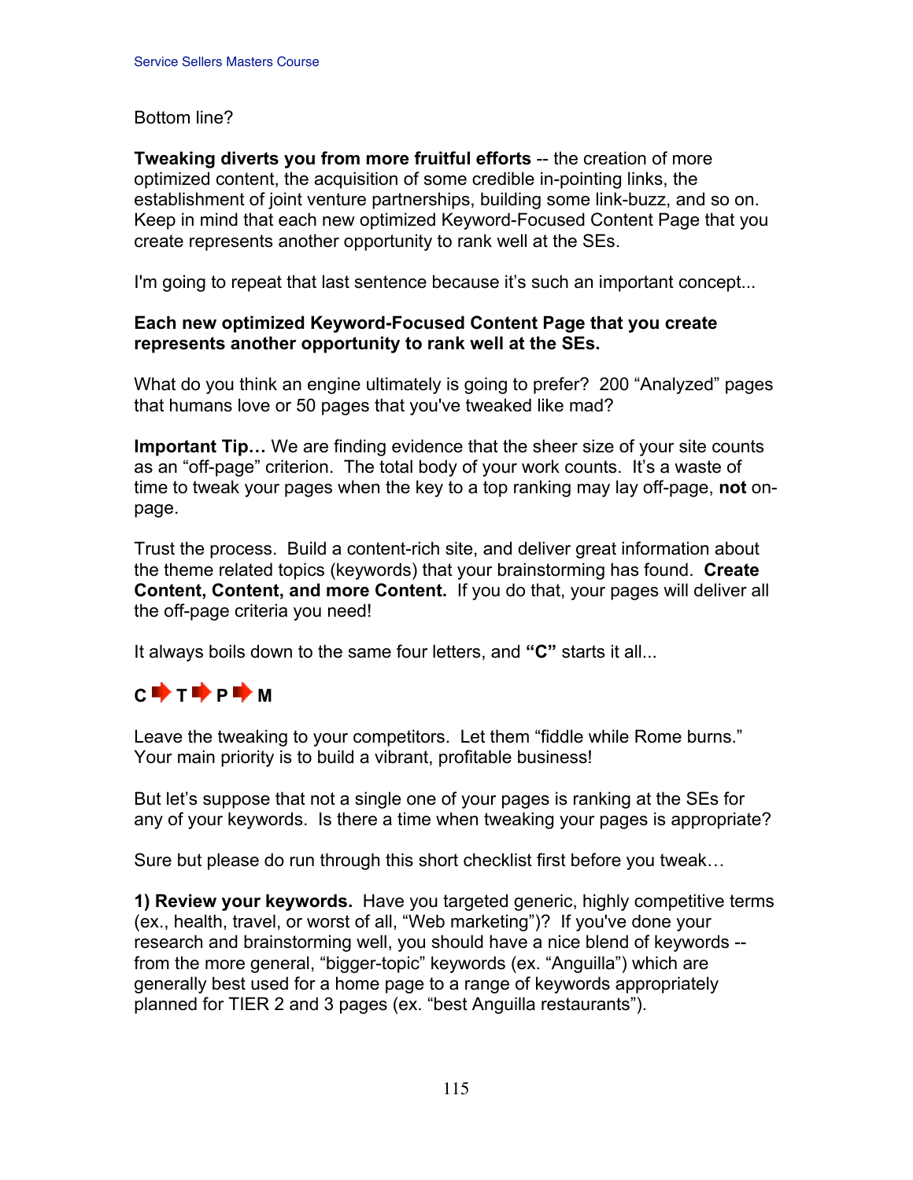Bottom line?

**Tweaking diverts you from more fruitful efforts** -- the creation of more optimized content, the acquisition of some credible in-pointing links, the establishment of joint venture partnerships, building some link-buzz, and so on. Keep in mind that each new optimized Keyword-Focused Content Page that you create represents another opportunity to rank well at the SEs.

I'm going to repeat that last sentence because it's such an important concept...

**Each new optimized Keyword-Focused Content Page that you create represents another opportunity to rank well at the SEs.**

What do you think an engine ultimately is going to prefer? 200 "Analyzed" pages that humans love or 50 pages that you've tweaked like mad?

**Important Tip…** We are finding evidence that the sheer size of your site counts as an "off-page" criterion. The total body of your work counts. It's a waste of time to tweak your pages when the key to a top ranking may lay off-page, **not** on-page.

Trust the process. Build a content-rich site, and deliver great information about the theme related topics (keywords) that your brainstorming has found. **Create Content, Content, and more Content.** If you do that, your pages will deliver all the off-page criteria you need!

It always boils down to the same four letters, and **"C"** starts it all...

**C ➡ T ➡ P ➡ M**

Leave the tweaking to your competitors. Let them "fiddle while Rome burns." Your main priority is to build a vibrant, profitable business!

But let's suppose that not a single one of your pages is ranking at the SEs for any of your keywords. Is there a time when tweaking your pages is appropriate?

Sure but please do run through this short checklist first before you tweak…

**1) Review your keywords.** Have you targeted generic, highly competitive terms (ex., health, travel, or worst of all, "Web marketing")? If you've done your research and brainstorming well, you should have a nice blend of keywords -- from the more general, "bigger-topic" keywords (ex. "Anguilla") which are generally best used for a home page to a range of keywords appropriately planned for TIER 2 and 3 pages (ex. "best Anguilla restaurants").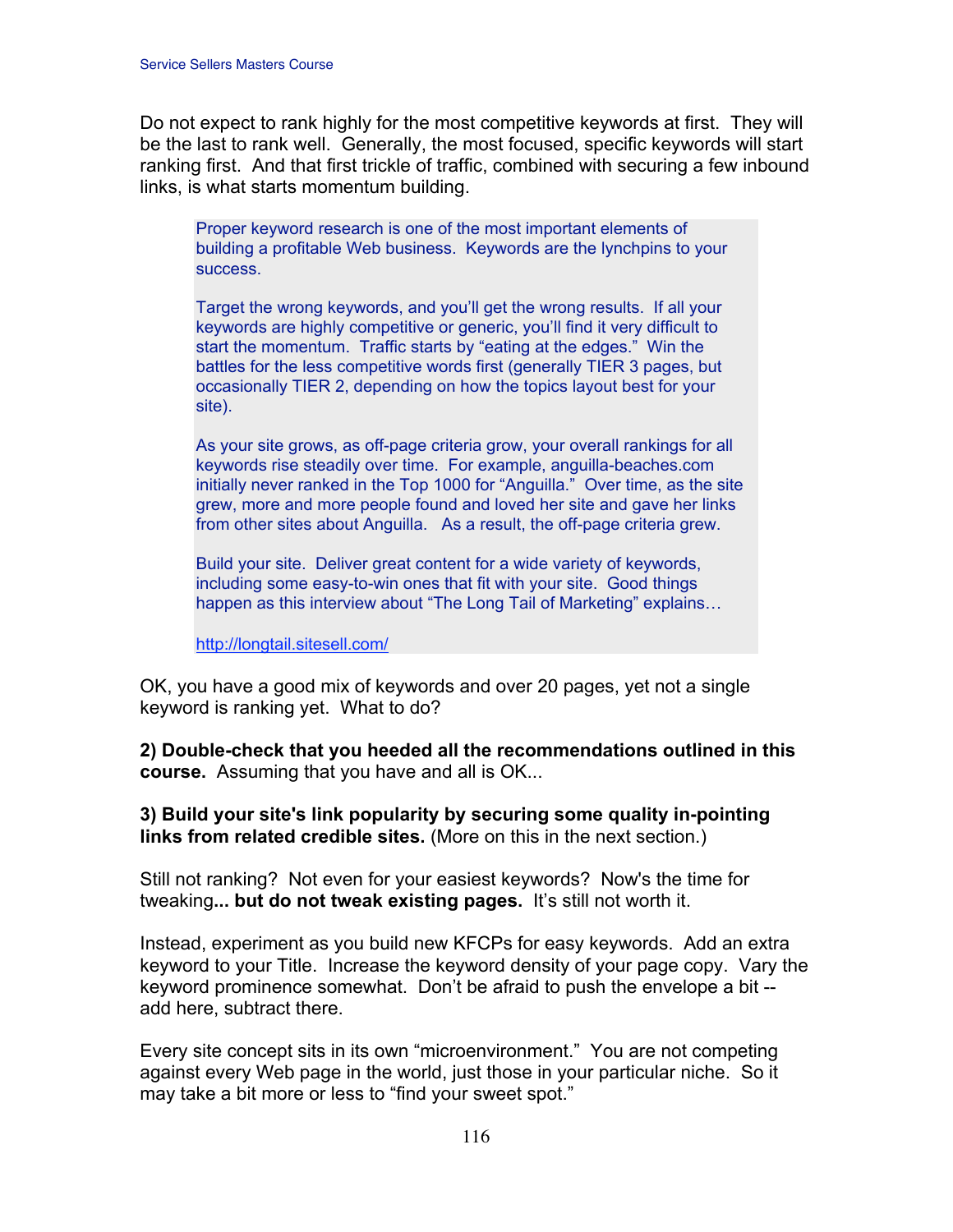Do not expect to rank highly for the most competitive keywords at first. They will be the last to rank well. Generally, the most focused, specific keywords will start ranking first. And that first trickle of traffic, combined with securing a few inbound links, is what starts momentum building.

> Proper keyword research is one of the most important elements of building a profitable Web business. Keywords are the lynchpins to your success.
>
> Target the wrong keywords, and you'll get the wrong results. If all your keywords are highly competitive or generic, you'll find it very difficult to start the momentum. Traffic starts by "eating at the edges." Win the battles for the less competitive words first (generally TIER 3 pages, but occasionally TIER 2, depending on how the topics layout best for your site).
>
> As your site grows, as off-page criteria grow, your overall rankings for all keywords rise steadily over time. For example, anguilla-beaches.com initially never ranked in the Top 1000 for "Anguilla." Over time, as the site grew, more and more people found and loved her site and gave her links from other sites about Anguilla. As a result, the off-page criteria grew.
>
> Build your site. Deliver great content for a wide variety of keywords, including some easy-to-win ones that fit with your site. Good things happen as this interview about "The Long Tail of Marketing" explains…
>
> http://longtail.sitesell.com/

OK, you have a good mix of keywords and over 20 pages, yet not a single keyword is ranking yet. What to do?

**2) Double-check that you heeded all the recommendations outlined in this course.** Assuming that you have and all is OK...

**3) Build your site's link popularity by securing some quality in-pointing links from related credible sites.** (More on this in the next section.)

Still not ranking? Not even for your easiest keywords? Now's the time for tweaking**... but do not tweak existing pages.** It's still not worth it.

Instead, experiment as you build new KFCPs for easy keywords. Add an extra keyword to your Title. Increase the keyword density of your page copy. Vary the keyword prominence somewhat. Don't be afraid to push the envelope a bit -- add here, subtract there.

Every site concept sits in its own "microenvironment." You are not competing against every Web page in the world, just those in your particular niche. So it may take a bit more or less to "find your sweet spot."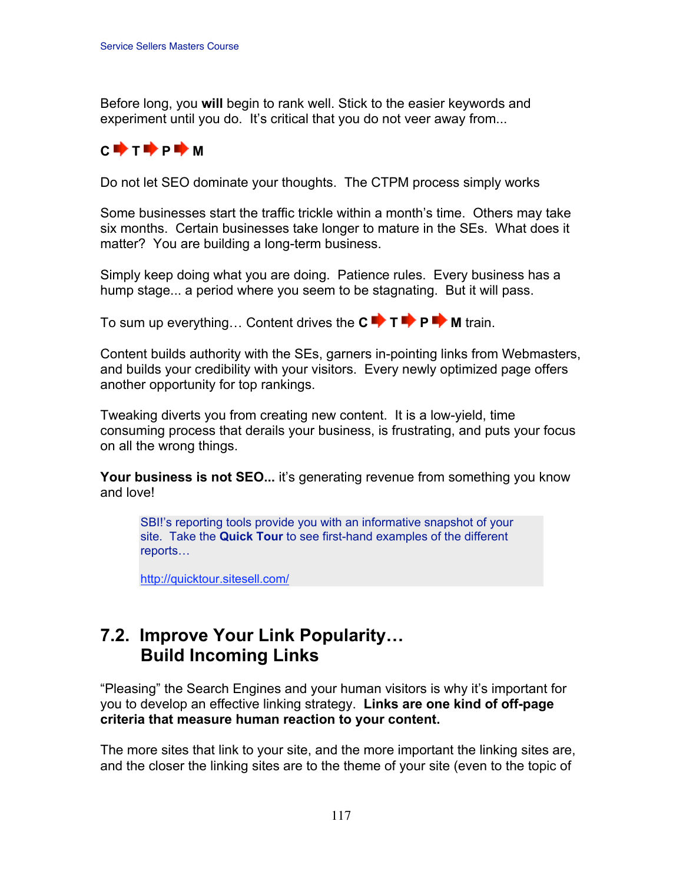Before long, you **will** begin to rank well. Stick to the easier keywords and experiment until you do.  It's critical that you do not veer away from...

**C ➡ T ➡ P ➡ M**

Do not let SEO dominate your thoughts.  The CTPM process simply works

Some businesses start the traffic trickle within a month's time.  Others may take six months.  Certain businesses take longer to mature in the SEs.  What does it matter?  You are building a long-term business.

Simply keep doing what you are doing.  Patience rules.  Every business has a hump stage... a period where you seem to be stagnating.  But it will pass.

To sum up everything… Content drives the **C ➡ T ➡ P ➡ M** train.

Content builds authority with the SEs, garners in-pointing links from Webmasters, and builds your credibility with your visitors.  Every newly optimized page offers another opportunity for top rankings.

Tweaking diverts you from creating new content.  It is a low-yield, time consuming process that derails your business, is frustrating, and puts your focus on all the wrong things.

**Your business is not SEO...** it's generating revenue from something you know and love!

> SBI!'s reporting tools provide you with an informative snapshot of your site.  Take the **Quick Tour** to see first-hand examples of the different reports…
>
> http://quicktour.sitesell.com/

## 7.2. Improve Your Link Popularity… Build Incoming Links

"Pleasing" the Search Engines and your human visitors is why it's important for you to develop an effective linking strategy.  **Links are one kind of off-page criteria that measure human reaction to your content.**

The more sites that link to your site, and the more important the linking sites are, and the closer the linking sites are to the theme of your site (even to the topic of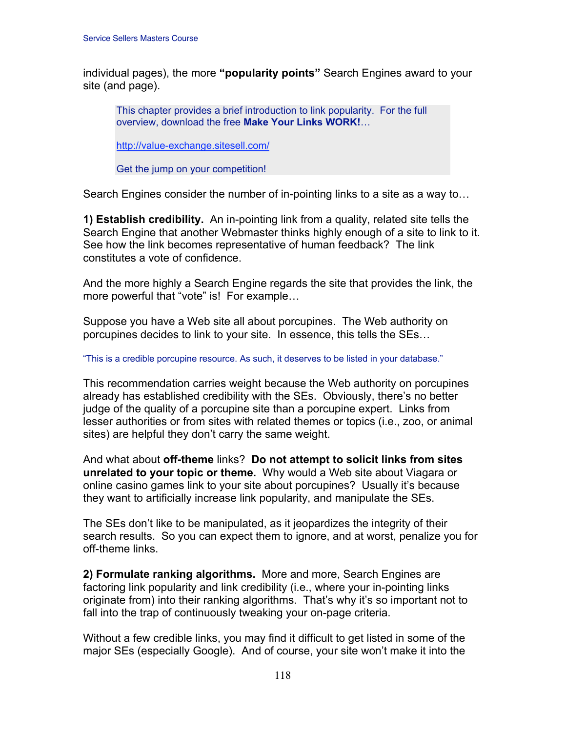individual pages), the more **"popularity points"** Search Engines award to your site (and page).

> This chapter provides a brief introduction to link popularity. For the full overview, download the free **Make Your Links WORK!**…
>
> http://value-exchange.sitesell.com/
>
> Get the jump on your competition!

Search Engines consider the number of in-pointing links to a site as a way to…

**1) Establish credibility.** An in-pointing link from a quality, related site tells the Search Engine that another Webmaster thinks highly enough of a site to link to it. See how the link becomes representative of human feedback? The link constitutes a vote of confidence.

And the more highly a Search Engine regards the site that provides the link, the more powerful that "vote" is! For example…

Suppose you have a Web site all about porcupines. The Web authority on porcupines decides to link to your site. In essence, this tells the SEs…

"This is a credible porcupine resource. As such, it deserves to be listed in your database."

This recommendation carries weight because the Web authority on porcupines already has established credibility with the SEs. Obviously, there's no better judge of the quality of a porcupine site than a porcupine expert. Links from lesser authorities or from sites with related themes or topics (i.e., zoo, or animal sites) are helpful they don't carry the same weight.

And what about **off-theme** links? **Do not attempt to solicit links from sites unrelated to your topic or theme.** Why would a Web site about Viagara or online casino games link to your site about porcupines? Usually it's because they want to artificially increase link popularity, and manipulate the SEs.

The SEs don't like to be manipulated, as it jeopardizes the integrity of their search results. So you can expect them to ignore, and at worst, penalize you for off-theme links.

**2) Formulate ranking algorithms.** More and more, Search Engines are factoring link popularity and link credibility (i.e., where your in-pointing links originate from) into their ranking algorithms. That's why it's so important not to fall into the trap of continuously tweaking your on-page criteria.

Without a few credible links, you may find it difficult to get listed in some of the major SEs (especially Google). And of course, your site won't make it into the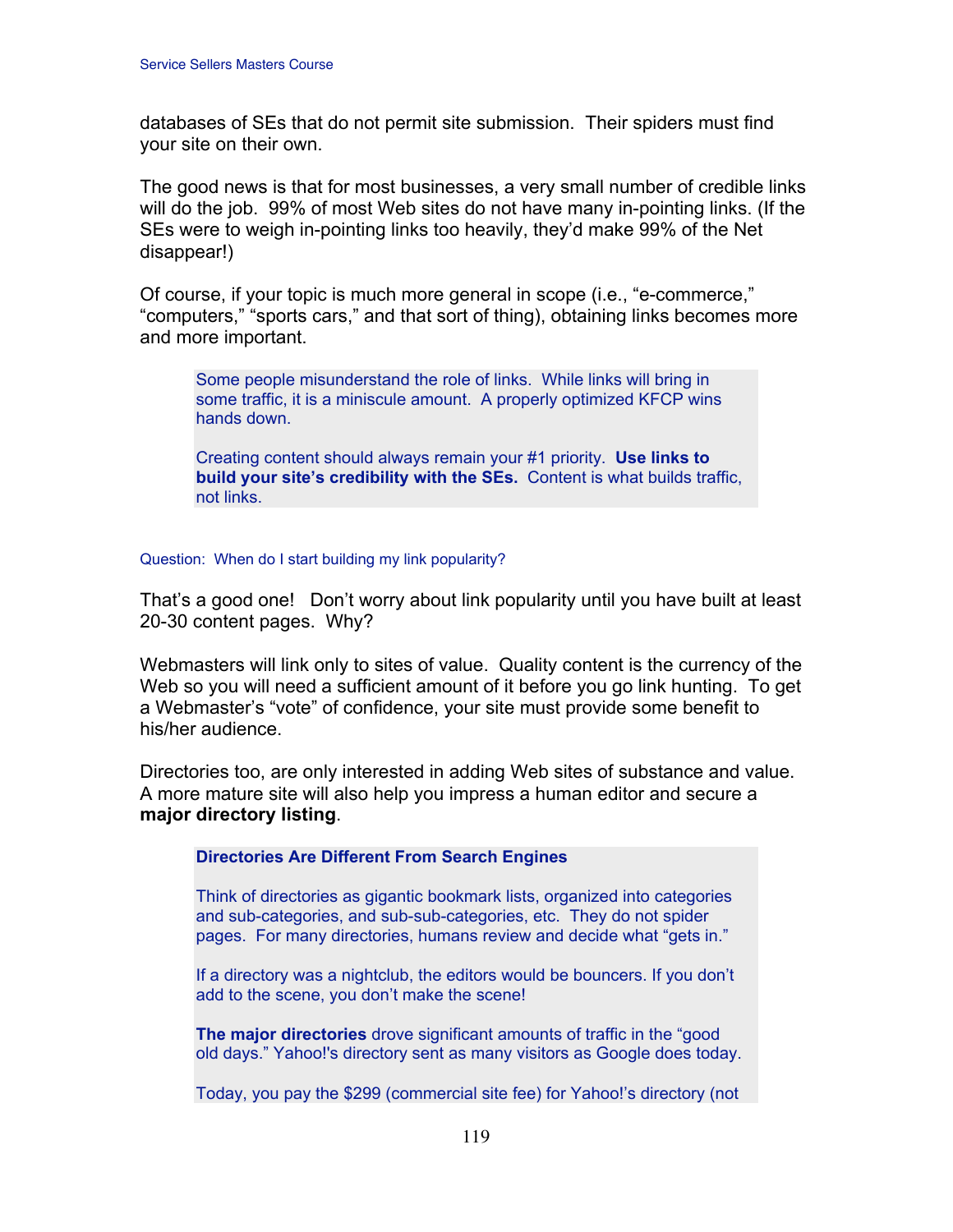databases of SEs that do not permit site submission. Their spiders must find your site on their own.

The good news is that for most businesses, a very small number of credible links will do the job. 99% of most Web sites do not have many in-pointing links. (If the SEs were to weigh in-pointing links too heavily, they'd make 99% of the Net disappear!)

Of course, if your topic is much more general in scope (i.e., "e-commerce," "computers," "sports cars," and that sort of thing), obtaining links becomes more and more important.

> Some people misunderstand the role of links. While links will bring in some traffic, it is a miniscule amount. A properly optimized KFCP wins hands down.
>
> Creating content should always remain your #1 priority. **Use links to build your site's credibility with the SEs.** Content is what builds traffic, not links.

Question: When do I start building my link popularity?

That's a good one! Don't worry about link popularity until you have built at least 20-30 content pages. Why?

Webmasters will link only to sites of value. Quality content is the currency of the Web so you will need a sufficient amount of it before you go link hunting. To get a Webmaster's "vote" of confidence, your site must provide some benefit to his/her audience.

Directories too, are only interested in adding Web sites of substance and value. A more mature site will also help you impress a human editor and secure a **major directory listing**.

> **Directories Are Different From Search Engines**
>
> Think of directories as gigantic bookmark lists, organized into categories and sub-categories, and sub-sub-categories, etc. They do not spider pages. For many directories, humans review and decide what "gets in."
>
> If a directory was a nightclub, the editors would be bouncers. If you don't add to the scene, you don't make the scene!
>
> **The major directories** drove significant amounts of traffic in the "good old days." Yahoo!'s directory sent as many visitors as Google does today.
>
> Today, you pay the $299 (commercial site fee) for Yahoo!'s directory (not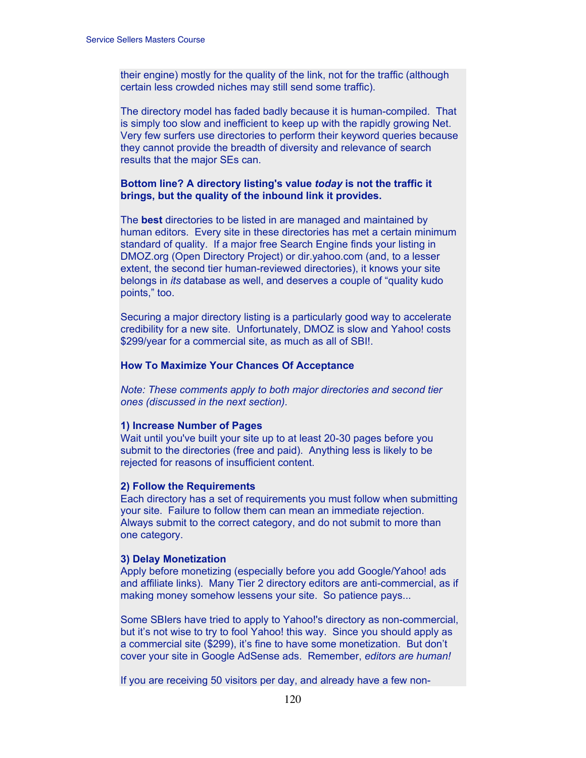their engine) mostly for the quality of the link, not for the traffic (although certain less crowded niches may still send some traffic).

The directory model has faded badly because it is human-compiled. That is simply too slow and inefficient to keep up with the rapidly growing Net. Very few surfers use directories to perform their keyword queries because they cannot provide the breadth of diversity and relevance of search results that the major SEs can.

**Bottom line? A directory listing's value *today* is not the traffic it brings, but the quality of the inbound link it provides.**

The **best** directories to be listed in are managed and maintained by human editors. Every site in these directories has met a certain minimum standard of quality. If a major free Search Engine finds your listing in DMOZ.org (Open Directory Project) or dir.yahoo.com (and, to a lesser extent, the second tier human-reviewed directories), it knows your site belongs in *its* database as well, and deserves a couple of "quality kudo points," too.

Securing a major directory listing is a particularly good way to accelerate credibility for a new site. Unfortunately, DMOZ is slow and Yahoo! costs $299/year for a commercial site, as much as all of SBI!.

**How To Maximize Your Chances Of Acceptance**

*Note: These comments apply to both major directories and second tier ones (discussed in the next section).*

**1) Increase Number of Pages**
Wait until you've built your site up to at least 20-30 pages before you submit to the directories (free and paid). Anything less is likely to be rejected for reasons of insufficient content.

**2) Follow the Requirements**
Each directory has a set of requirements you must follow when submitting your site. Failure to follow them can mean an immediate rejection. Always submit to the correct category, and do not submit to more than one category.

**3) Delay Monetization**
Apply before monetizing (especially before you add Google/Yahoo! ads and affiliate links). Many Tier 2 directory editors are anti-commercial, as if making money somehow lessens your site. So patience pays...

Some SBIers have tried to apply to Yahoo!'s directory as non-commercial, but it's not wise to try to fool Yahoo! this way. Since you should apply as a commercial site ($299), it's fine to have some monetization. But don't cover your site in Google AdSense ads. Remember, *editors are human!*

If you are receiving 50 visitors per day, and already have a few non-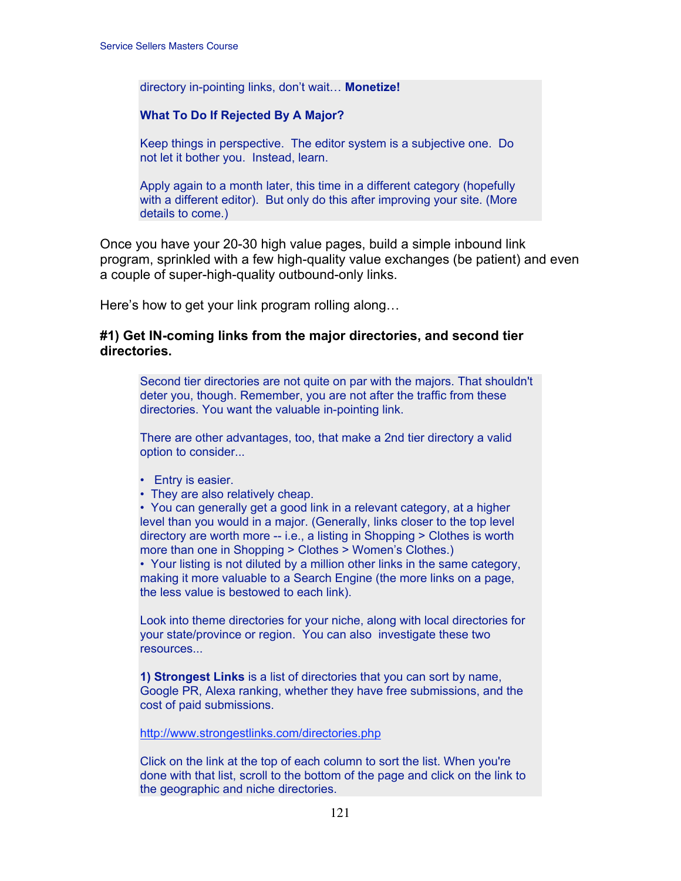directory in-pointing links, don't wait… **Monetize!**

**What To Do If Rejected By A Major?**

Keep things in perspective. The editor system is a subjective one. Do not let it bother you. Instead, learn.

Apply again to a month later, this time in a different category (hopefully with a different editor). But only do this after improving your site. (More details to come.)

Once you have your 20-30 high value pages, build a simple inbound link program, sprinkled with a few high-quality value exchanges (be patient) and even a couple of super-high-quality outbound-only links.

Here's how to get your link program rolling along…

**#1) Get IN-coming links from the major directories, and second tier directories.**

Second tier directories are not quite on par with the majors. That shouldn't deter you, though. Remember, you are not after the traffic from these directories. You want the valuable in-pointing link.

There are other advantages, too, that make a 2nd tier directory a valid option to consider...

- Entry is easier.
- They are also relatively cheap.
- You can generally get a good link in a relevant category, at a higher level than you would in a major. (Generally, links closer to the top level directory are worth more -- i.e., a listing in Shopping > Clothes is worth more than one in Shopping > Clothes > Women's Clothes.)
- Your listing is not diluted by a million other links in the same category, making it more valuable to a Search Engine (the more links on a page, the less value is bestowed to each link).

Look into theme directories for your niche, along with local directories for your state/province or region. You can also investigate these two resources...

**1) Strongest Links** is a list of directories that you can sort by name, Google PR, Alexa ranking, whether they have free submissions, and the cost of paid submissions.

http://www.strongestlinks.com/directories.php

Click on the link at the top of each column to sort the list. When you're done with that list, scroll to the bottom of the page and click on the link to the geographic and niche directories.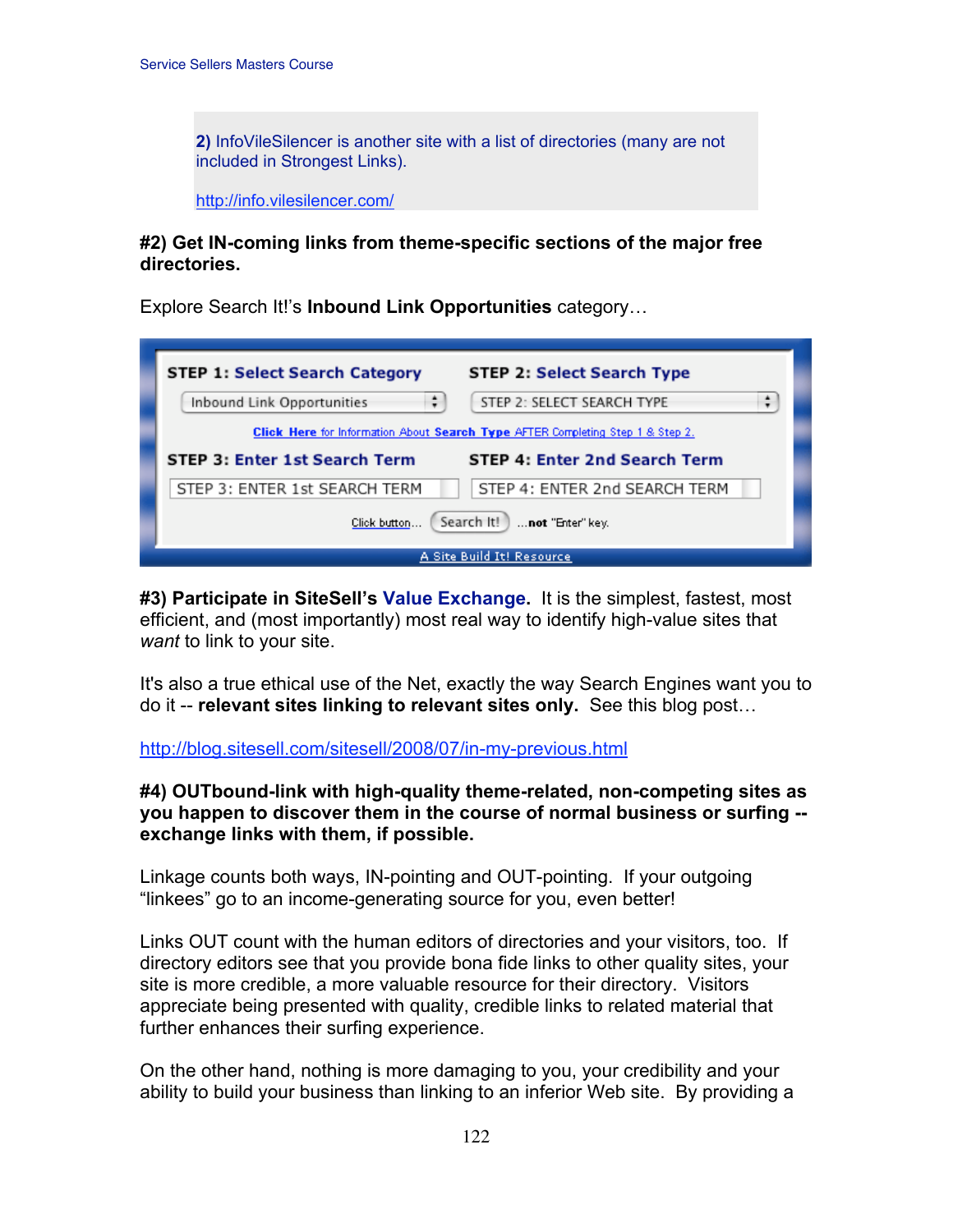**2)** InfoVileSilencer is another site with a list of directories (many are not included in Strongest Links).

http://info.vilesilencer.com/

**#2) Get IN-coming links from theme-specific sections of the major free directories.**

Explore Search It!'s **Inbound Link Opportunities** category…

STEP 1: Select Search Category — Inbound Link Opportunities

STEP 2: Select Search Type — STEP 2: SELECT SEARCH TYPE

Click Here for Information About Search Type AFTER Completing Step 1 & Step 2.

STEP 3: Enter 1st Search Term — STEP 3: ENTER 1st SEARCH TERM

STEP 4: Enter 2nd Search Term — STEP 4: ENTER 2nd SEARCH TERM

Click button… Search It! …not "Enter" key.

A Site Build It! Resource

**#3) Participate in SiteSell's Value Exchange.** It is the simplest, fastest, most efficient, and (most importantly) most real way to identify high-value sites that *want* to link to your site.

It's also a true ethical use of the Net, exactly the way Search Engines want you to do it -- **relevant sites linking to relevant sites only.** See this blog post…

http://blog.sitesell.com/sitesell/2008/07/in-my-previous.html

**#4) OUTbound-link with high-quality theme-related, non-competing sites as you happen to discover them in the course of normal business or surfing -- exchange links with them, if possible.**

Linkage counts both ways, IN-pointing and OUT-pointing. If your outgoing "linkees" go to an income-generating source for you, even better!

Links OUT count with the human editors of directories and your visitors, too. If directory editors see that you provide bona fide links to other quality sites, your site is more credible, a more valuable resource for their directory. Visitors appreciate being presented with quality, credible links to related material that further enhances their surfing experience.

On the other hand, nothing is more damaging to you, your credibility and your ability to build your business than linking to an inferior Web site. By providing a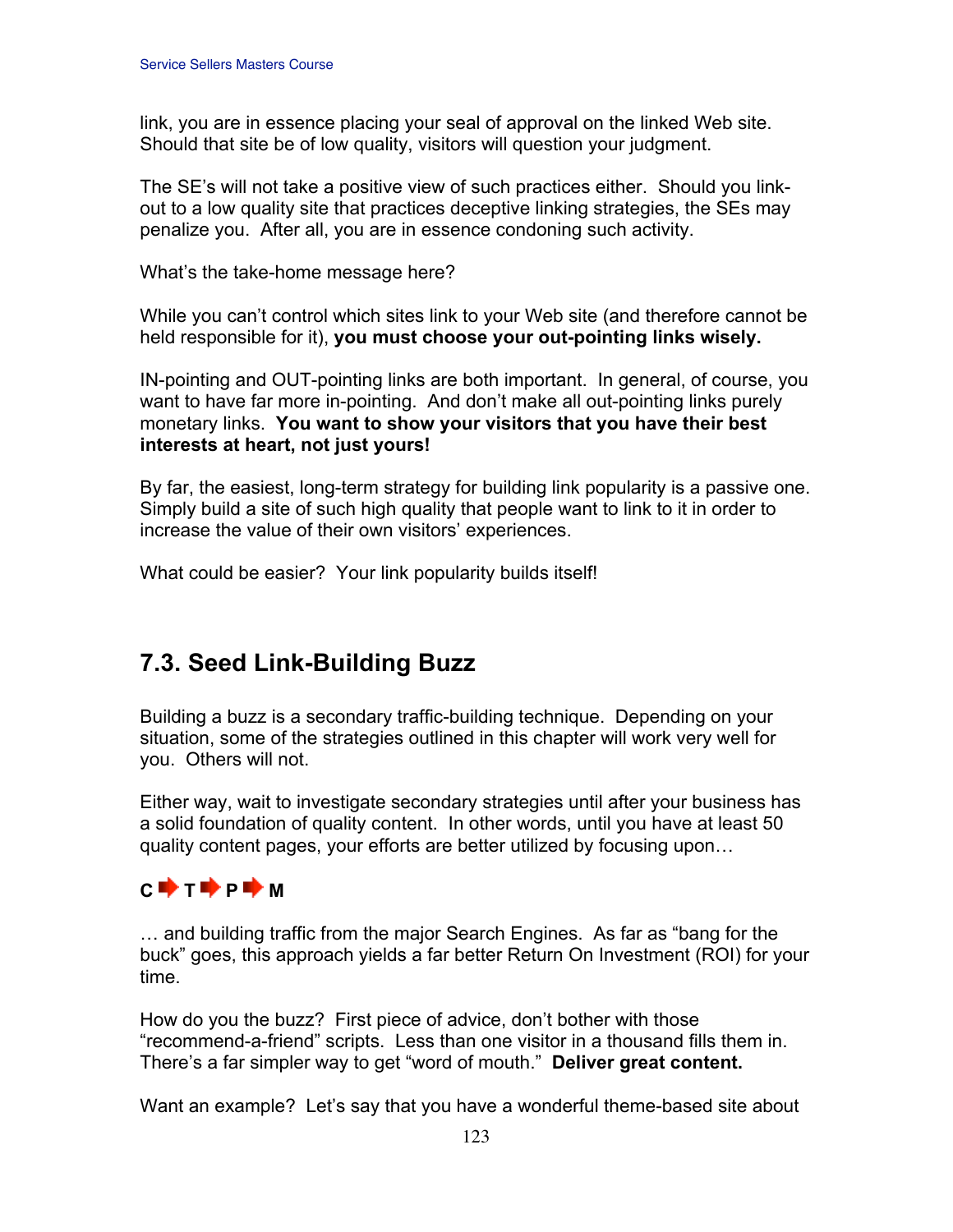link, you are in essence placing your seal of approval on the linked Web site. Should that site be of low quality, visitors will question your judgment.

The SE's will not take a positive view of such practices either. Should you link-out to a low quality site that practices deceptive linking strategies, the SEs may penalize you. After all, you are in essence condoning such activity.

What's the take-home message here?

While you can't control which sites link to your Web site (and therefore cannot be held responsible for it), **you must choose your out-pointing links wisely.**

IN-pointing and OUT-pointing links are both important. In general, of course, you want to have far more in-pointing. And don't make all out-pointing links purely monetary links. **You want to show your visitors that you have their best interests at heart, not just yours!**

By far, the easiest, long-term strategy for building link popularity is a passive one. Simply build a site of such high quality that people want to link to it in order to increase the value of their own visitors' experiences.

What could be easier? Your link popularity builds itself!

## 7.3. Seed Link-Building Buzz

Building a buzz is a secondary traffic-building technique. Depending on your situation, some of the strategies outlined in this chapter will work very well for you. Others will not.

Either way, wait to investigate secondary strategies until after your business has a solid foundation of quality content. In other words, until you have at least 50 quality content pages, your efforts are better utilized by focusing upon…

**C ➡ T ➡ P ➡ M**

… and building traffic from the major Search Engines. As far as "bang for the buck" goes, this approach yields a far better Return On Investment (ROI) for your time.

How do you the buzz? First piece of advice, don't bother with those "recommend-a-friend" scripts. Less than one visitor in a thousand fills them in. There's a far simpler way to get "word of mouth." **Deliver great content.**

Want an example? Let's say that you have a wonderful theme-based site about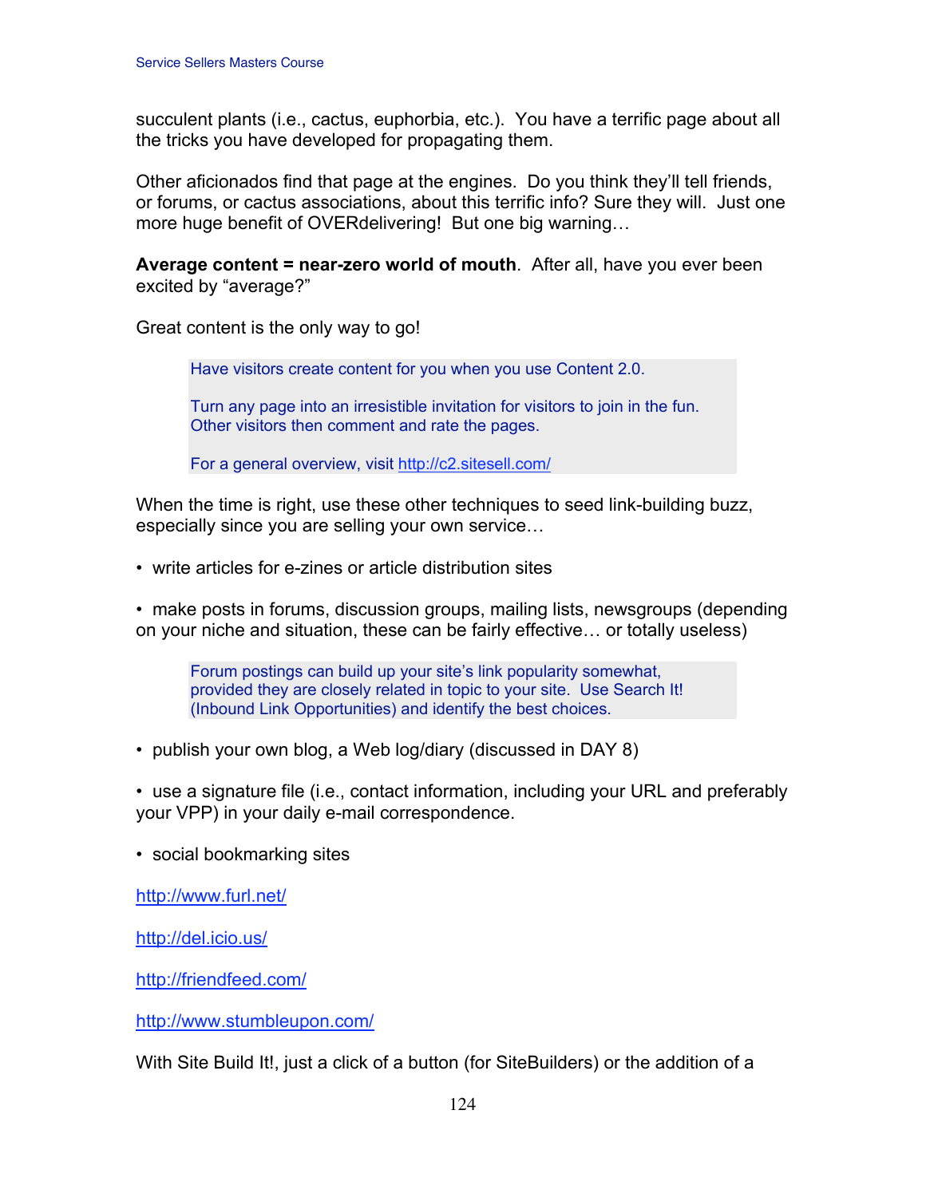succulent plants (i.e., cactus, euphorbia, etc.). You have a terrific page about all the tricks you have developed for propagating them.

Other aficionados find that page at the engines. Do you think they'll tell friends, or forums, or cactus associations, about this terrific info? Sure they will. Just one more huge benefit of OVERdelivering! But one big warning…

**Average content = near-zero world of mouth**. After all, have you ever been excited by "average?"

Great content is the only way to go!

> Have visitors create content for you when you use Content 2.0.
>
> Turn any page into an irresistible invitation for visitors to join in the fun. Other visitors then comment and rate the pages.
>
> For a general overview, visit http://c2.sitesell.com/

When the time is right, use these other techniques to seed link-building buzz, especially since you are selling your own service…

- write articles for e-zines or article distribution sites

- make posts in forums, discussion groups, mailing lists, newsgroups (depending on your niche and situation, these can be fairly effective… or totally useless)

> Forum postings can build up your site's link popularity somewhat, provided they are closely related in topic to your site. Use Search It! (Inbound Link Opportunities) and identify the best choices.

- publish your own blog, a Web log/diary (discussed in DAY 8)

- use a signature file (i.e., contact information, including your URL and preferably your VPP) in your daily e-mail correspondence.

- social bookmarking sites

http://www.furl.net/

http://del.icio.us/

http://friendfeed.com/

http://www.stumbleupon.com/

With Site Build It!, just a click of a button (for SiteBuilders) or the addition of a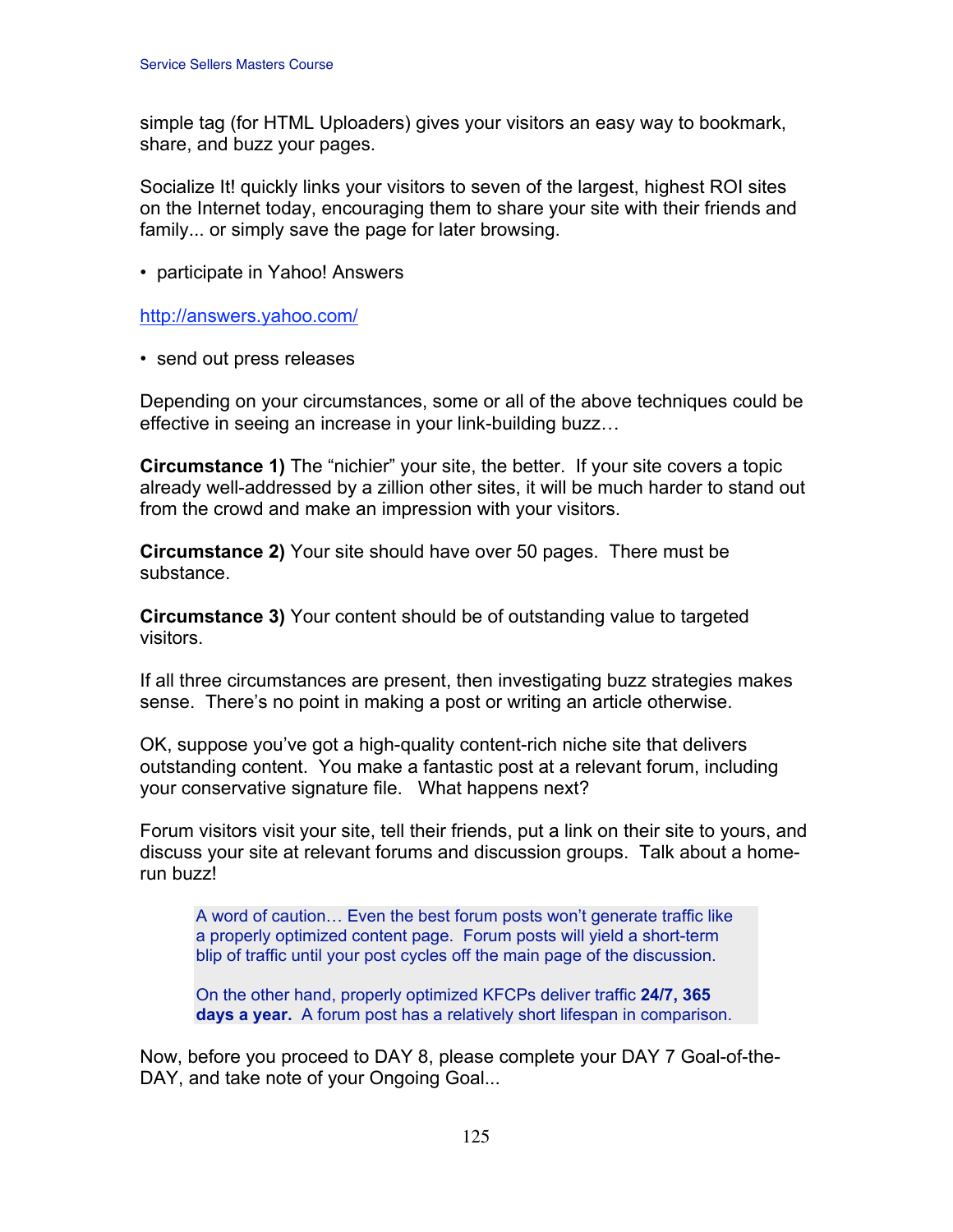simple tag (for HTML Uploaders) gives your visitors an easy way to bookmark, share, and buzz your pages.

Socialize It! quickly links your visitors to seven of the largest, highest ROI sites on the Internet today, encouraging them to share your site with their friends and family... or simply save the page for later browsing.

- participate in Yahoo! Answers

http://answers.yahoo.com/

- send out press releases

Depending on your circumstances, some or all of the above techniques could be effective in seeing an increase in your link-building buzz…

**Circumstance 1)** The "nichier" your site, the better. If your site covers a topic already well-addressed by a zillion other sites, it will be much harder to stand out from the crowd and make an impression with your visitors.

**Circumstance 2)** Your site should have over 50 pages. There must be substance.

**Circumstance 3)** Your content should be of outstanding value to targeted visitors.

If all three circumstances are present, then investigating buzz strategies makes sense. There's no point in making a post or writing an article otherwise.

OK, suppose you've got a high-quality content-rich niche site that delivers outstanding content. You make a fantastic post at a relevant forum, including your conservative signature file. What happens next?

Forum visitors visit your site, tell their friends, put a link on their site to yours, and discuss your site at relevant forums and discussion groups. Talk about a home-run buzz!

> A word of caution… Even the best forum posts won't generate traffic like a properly optimized content page. Forum posts will yield a short-term blip of traffic until your post cycles off the main page of the discussion.
>
> On the other hand, properly optimized KFCPs deliver traffic **24/7, 365 days a year.** A forum post has a relatively short lifespan in comparison.

Now, before you proceed to DAY 8, please complete your DAY 7 Goal-of-the-DAY, and take note of your Ongoing Goal...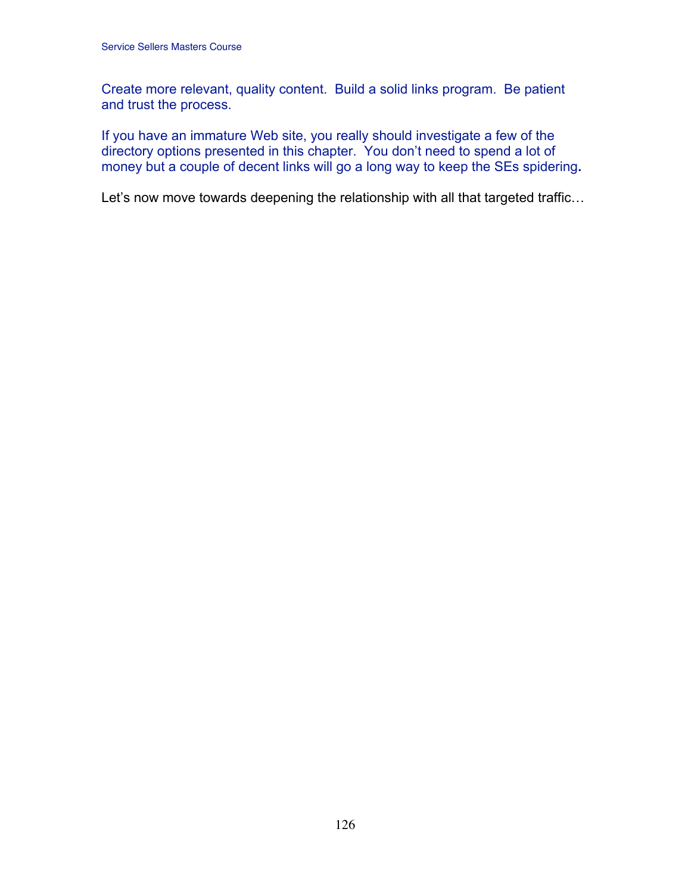Create more relevant, quality content. Build a solid links program. Be patient and trust the process.

If you have an immature Web site, you really should investigate a few of the directory options presented in this chapter. You don't need to spend a lot of money but a couple of decent links will go a long way to keep the SEs spidering.

Let's now move towards deepening the relationship with all that targeted traffic…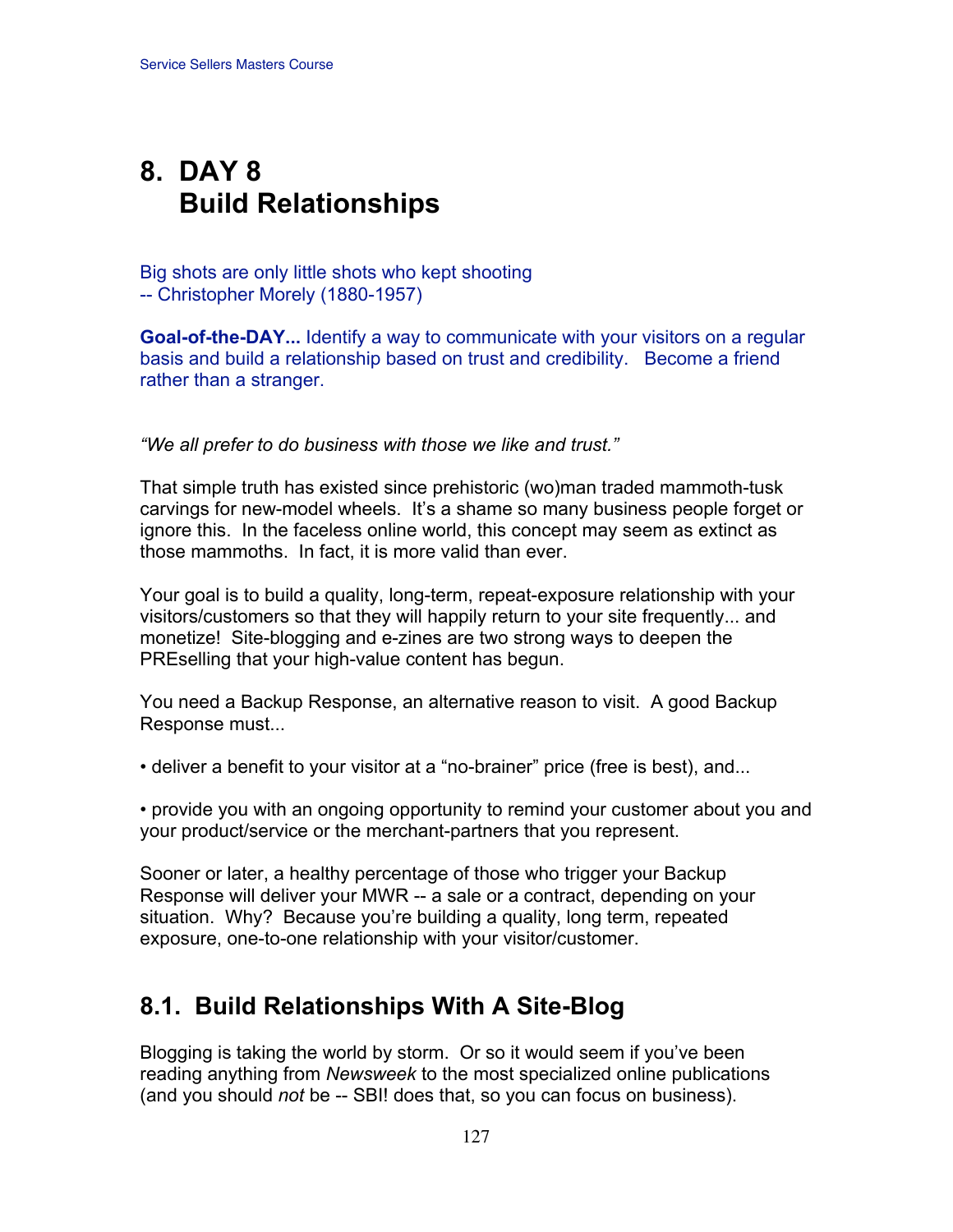# 8. DAY 8 Build Relationships

Big shots are only little shots who kept shooting
-- Christopher Morely (1880-1957)

**Goal-of-the-DAY...** Identify a way to communicate with your visitors on a regular basis and build a relationship based on trust and credibility. Become a friend rather than a stranger.

*"We all prefer to do business with those we like and trust."*

That simple truth has existed since prehistoric (wo)man traded mammoth-tusk carvings for new-model wheels. It's a shame so many business people forget or ignore this. In the faceless online world, this concept may seem as extinct as those mammoths. In fact, it is more valid than ever.

Your goal is to build a quality, long-term, repeat-exposure relationship with your visitors/customers so that they will happily return to your site frequently... and monetize! Site-blogging and e-zines are two strong ways to deepen the PREselling that your high-value content has begun.

You need a Backup Response, an alternative reason to visit. A good Backup Response must...

- deliver a benefit to your visitor at a "no-brainer" price (free is best), and...

- provide you with an ongoing opportunity to remind your customer about you and your product/service or the merchant-partners that you represent.

Sooner or later, a healthy percentage of those who trigger your Backup Response will deliver your MWR -- a sale or a contract, depending on your situation. Why? Because you're building a quality, long term, repeated exposure, one-to-one relationship with your visitor/customer.

## 8.1. Build Relationships With A Site-Blog

Blogging is taking the world by storm. Or so it would seem if you've been reading anything from *Newsweek* to the most specialized online publications (and you should *not* be -- SBI! does that, so you can focus on business).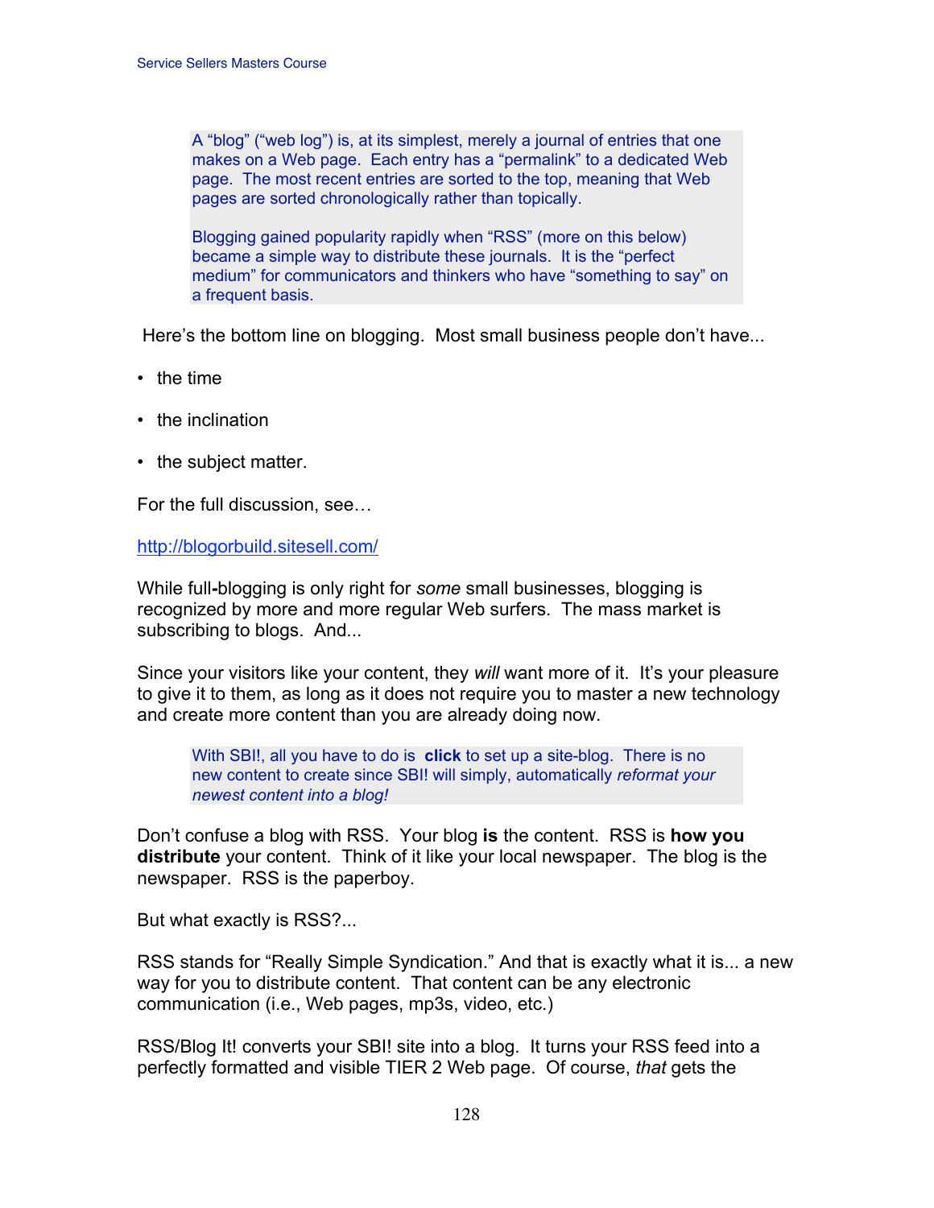> A "blog" ("web log") is, at its simplest, merely a journal of entries that one makes on a Web page. Each entry has a "permalink" to a dedicated Web page. The most recent entries are sorted to the top, meaning that Web pages are sorted chronologically rather than topically.
>
> Blogging gained popularity rapidly when "RSS" (more on this below) became a simple way to distribute these journals. It is the "perfect medium" for communicators and thinkers who have "something to say" on a frequent basis.

Here's the bottom line on blogging. Most small business people don't have...

- the time
- the inclination
- the subject matter.

For the full discussion, see…

http://blogorbuild.sitesell.com/

While full-blogging is only right for *some* small businesses, blogging is recognized by more and more regular Web surfers. The mass market is subscribing to blogs. And...

Since your visitors like your content, they *will* want more of it. It's your pleasure to give it to them, as long as it does not require you to master a new technology and create more content than you are already doing now.

> With SBI!, all you have to do is **click** to set up a site-blog. There is no new content to create since SBI! will simply, automatically *reformat your newest content into a blog!*

Don't confuse a blog with RSS. Your blog **is** the content. RSS is **how you distribute** your content. Think of it like your local newspaper. The blog is the newspaper. RSS is the paperboy.

But what exactly is RSS?...

RSS stands for "Really Simple Syndication." And that is exactly what it is... a new way for you to distribute content. That content can be any electronic communication (i.e., Web pages, mp3s, video, etc.)

RSS/Blog It! converts your SBI! site into a blog. It turns your RSS feed into a perfectly formatted and visible TIER 2 Web page. Of course, *that* gets the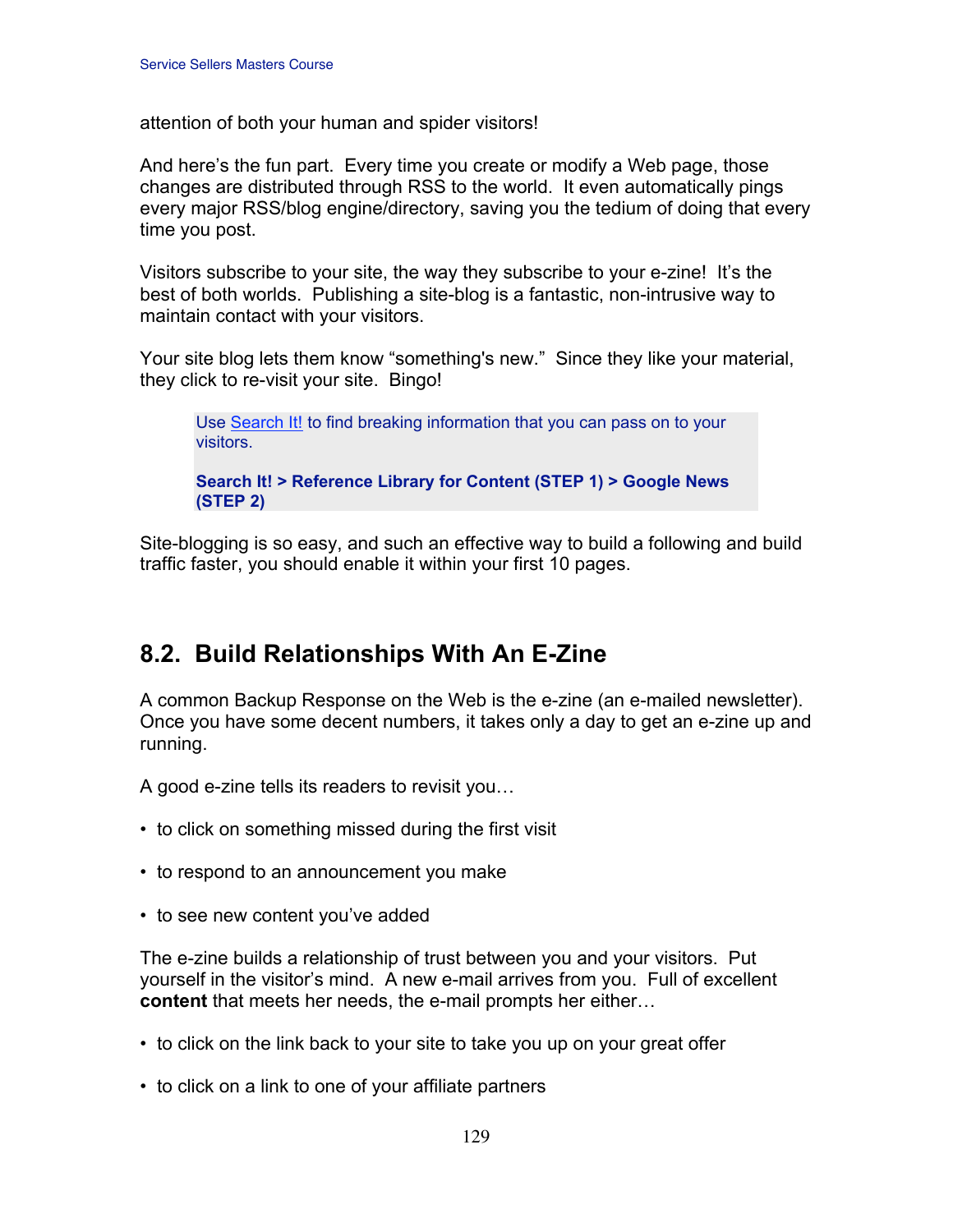attention of both your human and spider visitors!

And here's the fun part. Every time you create or modify a Web page, those changes are distributed through RSS to the world. It even automatically pings every major RSS/blog engine/directory, saving you the tedium of doing that every time you post.

Visitors subscribe to your site, the way they subscribe to your e-zine! It's the best of both worlds. Publishing a site-blog is a fantastic, non-intrusive way to maintain contact with your visitors.

Your site blog lets them know "something's new." Since they like your material, they click to re-visit your site. Bingo!

> Use Search It! to find breaking information that you can pass on to your visitors.
>
> **Search It! > Reference Library for Content (STEP 1) > Google News (STEP 2)**

Site-blogging is so easy, and such an effective way to build a following and build traffic faster, you should enable it within your first 10 pages.

## 8.2. Build Relationships With An E-Zine

A common Backup Response on the Web is the e-zine (an e-mailed newsletter). Once you have some decent numbers, it takes only a day to get an e-zine up and running.

A good e-zine tells its readers to revisit you…

- to click on something missed during the first visit
- to respond to an announcement you make
- to see new content you've added

The e-zine builds a relationship of trust between you and your visitors. Put yourself in the visitor's mind. A new e-mail arrives from you. Full of excellent **content** that meets her needs, the e-mail prompts her either…

- to click on the link back to your site to take you up on your great offer
- to click on a link to one of your affiliate partners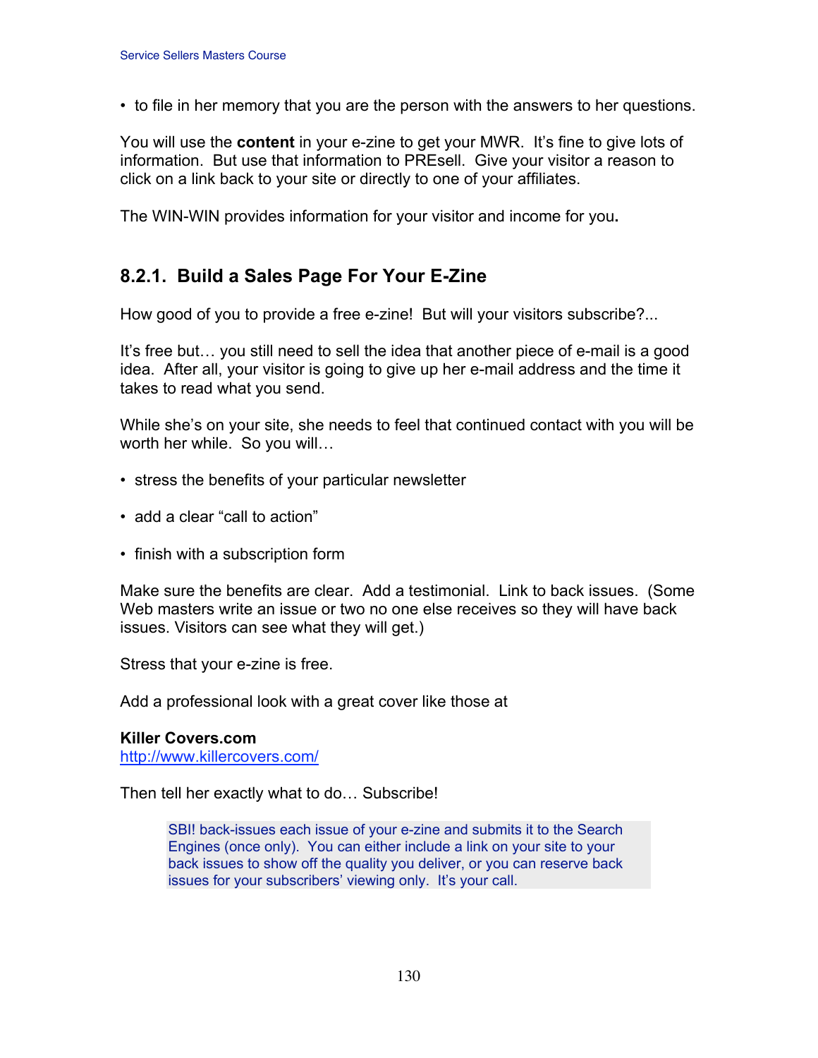- to file in her memory that you are the person with the answers to her questions.

You will use the **content** in your e-zine to get your MWR. It's fine to give lots of information. But use that information to PREsell. Give your visitor a reason to click on a link back to your site or directly to one of your affiliates.

The WIN-WIN provides information for your visitor and income for you**.**

### 8.2.1. Build a Sales Page For Your E-Zine

How good of you to provide a free e-zine! But will your visitors subscribe?...

It's free but… you still need to sell the idea that another piece of e-mail is a good idea. After all, your visitor is going to give up her e-mail address and the time it takes to read what you send.

While she's on your site, she needs to feel that continued contact with you will be worth her while. So you will…

- stress the benefits of your particular newsletter
- add a clear "call to action"
- finish with a subscription form

Make sure the benefits are clear. Add a testimonial. Link to back issues. (Some Web masters write an issue or two no one else receives so they will have back issues. Visitors can see what they will get.)

Stress that your e-zine is free.

Add a professional look with a great cover like those at

**Killer Covers.com**
http://www.killercovers.com/

Then tell her exactly what to do… Subscribe!

> SBI! back-issues each issue of your e-zine and submits it to the Search Engines (once only). You can either include a link on your site to your back issues to show off the quality you deliver, or you can reserve back issues for your subscribers' viewing only. It's your call.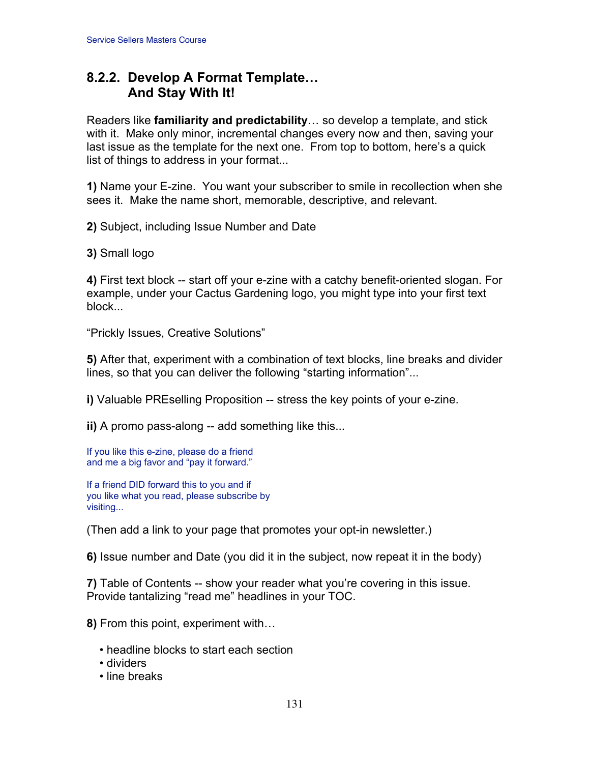## 8.2.2. Develop A Format Template… And Stay With It!

Readers like **familiarity and predictability**… so develop a template, and stick with it. Make only minor, incremental changes every now and then, saving your last issue as the template for the next one. From top to bottom, here's a quick list of things to address in your format...

**1)** Name your E-zine. You want your subscriber to smile in recollection when she sees it. Make the name short, memorable, descriptive, and relevant.

**2)** Subject, including Issue Number and Date

**3)** Small logo

**4)** First text block -- start off your e-zine with a catchy benefit-oriented slogan. For example, under your Cactus Gardening logo, you might type into your first text block...

"Prickly Issues, Creative Solutions"

**5)** After that, experiment with a combination of text blocks, line breaks and divider lines, so that you can deliver the following "starting information"...

**i)** Valuable PREselling Proposition -- stress the key points of your e-zine.

**ii)** A promo pass-along -- add something like this...

If you like this e-zine, please do a friend
and me a big favor and "pay it forward."

If a friend DID forward this to you and if
you like what you read, please subscribe by
visiting...

(Then add a link to your page that promotes your opt-in newsletter.)

**6)** Issue number and Date (you did it in the subject, now repeat it in the body)

**7)** Table of Contents -- show your reader what you're covering in this issue. Provide tantalizing "read me" headlines in your TOC.

**8)** From this point, experiment with…

- headline blocks to start each section
- dividers
- line breaks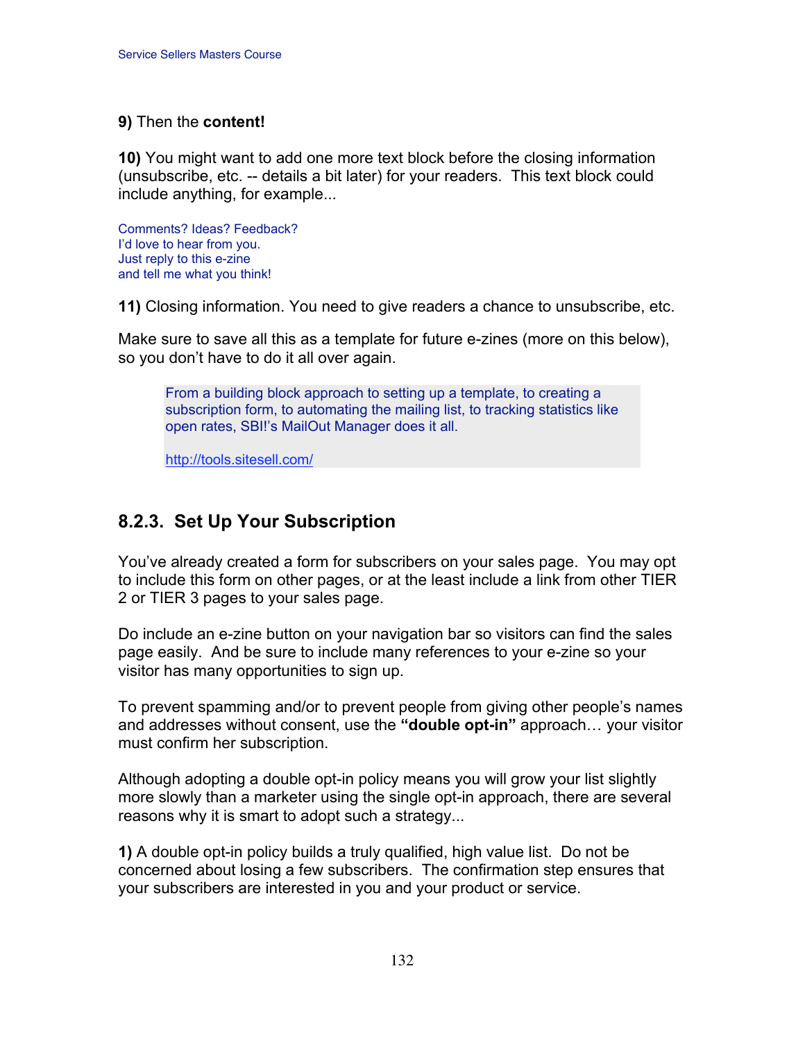**9)** Then the **content!**

**10)** You might want to add one more text block before the closing information (unsubscribe, etc. -- details a bit later) for your readers. This text block could include anything, for example...

Comments? Ideas? Feedback?
I'd love to hear from you.
Just reply to this e-zine
and tell me what you think!

**11)** Closing information. You need to give readers a chance to unsubscribe, etc.

Make sure to save all this as a template for future e-zines (more on this below), so you don't have to do it all over again.

> From a building block approach to setting up a template, to creating a subscription form, to automating the mailing list, to tracking statistics like open rates, SBI!'s MailOut Manager does it all.
>
> http://tools.sitesell.com/

### 8.2.3. Set Up Your Subscription

You've already created a form for subscribers on your sales page. You may opt to include this form on other pages, or at the least include a link from other TIER 2 or TIER 3 pages to your sales page.

Do include an e-zine button on your navigation bar so visitors can find the sales page easily. And be sure to include many references to your e-zine so your visitor has many opportunities to sign up.

To prevent spamming and/or to prevent people from giving other people's names and addresses without consent, use the **"double opt-in"** approach… your visitor must confirm her subscription.

Although adopting a double opt-in policy means you will grow your list slightly more slowly than a marketer using the single opt-in approach, there are several reasons why it is smart to adopt such a strategy...

**1)** A double opt-in policy builds a truly qualified, high value list. Do not be concerned about losing a few subscribers. The confirmation step ensures that your subscribers are interested in you and your product or service.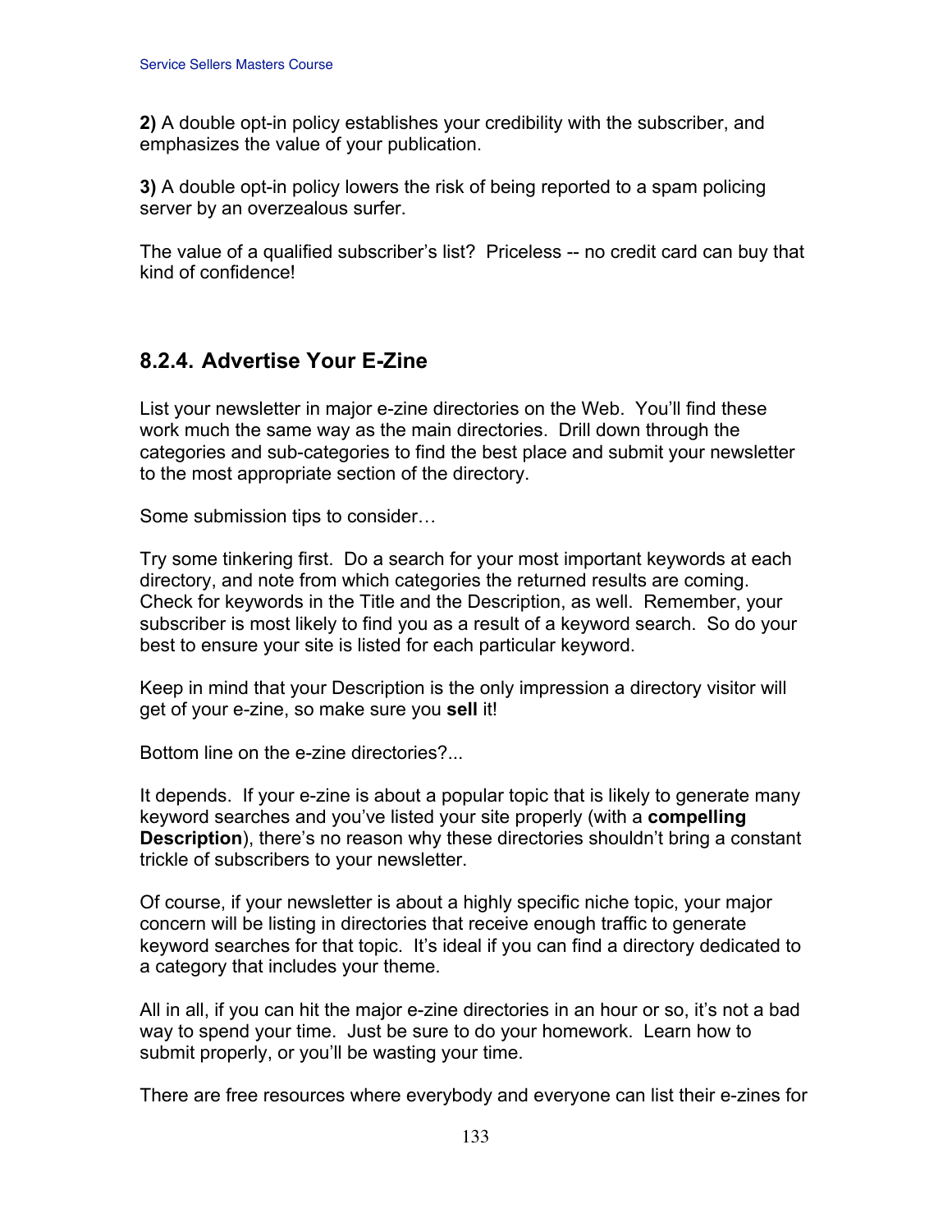**2)** A double opt-in policy establishes your credibility with the subscriber, and emphasizes the value of your publication.

**3)** A double opt-in policy lowers the risk of being reported to a spam policing server by an overzealous surfer.

The value of a qualified subscriber's list? Priceless -- no credit card can buy that kind of confidence!

## 8.2.4. Advertise Your E-Zine

List your newsletter in major e-zine directories on the Web. You'll find these work much the same way as the main directories. Drill down through the categories and sub-categories to find the best place and submit your newsletter to the most appropriate section of the directory.

Some submission tips to consider…

Try some tinkering first. Do a search for your most important keywords at each directory, and note from which categories the returned results are coming. Check for keywords in the Title and the Description, as well. Remember, your subscriber is most likely to find you as a result of a keyword search. So do your best to ensure your site is listed for each particular keyword.

Keep in mind that your Description is the only impression a directory visitor will get of your e-zine, so make sure you **sell** it!

Bottom line on the e-zine directories?...

It depends. If your e-zine is about a popular topic that is likely to generate many keyword searches and you've listed your site properly (with a **compelling Description**), there's no reason why these directories shouldn't bring a constant trickle of subscribers to your newsletter.

Of course, if your newsletter is about a highly specific niche topic, your major concern will be listing in directories that receive enough traffic to generate keyword searches for that topic. It's ideal if you can find a directory dedicated to a category that includes your theme.

All in all, if you can hit the major e-zine directories in an hour or so, it's not a bad way to spend your time. Just be sure to do your homework. Learn how to submit properly, or you'll be wasting your time.

There are free resources where everybody and everyone can list their e-zines for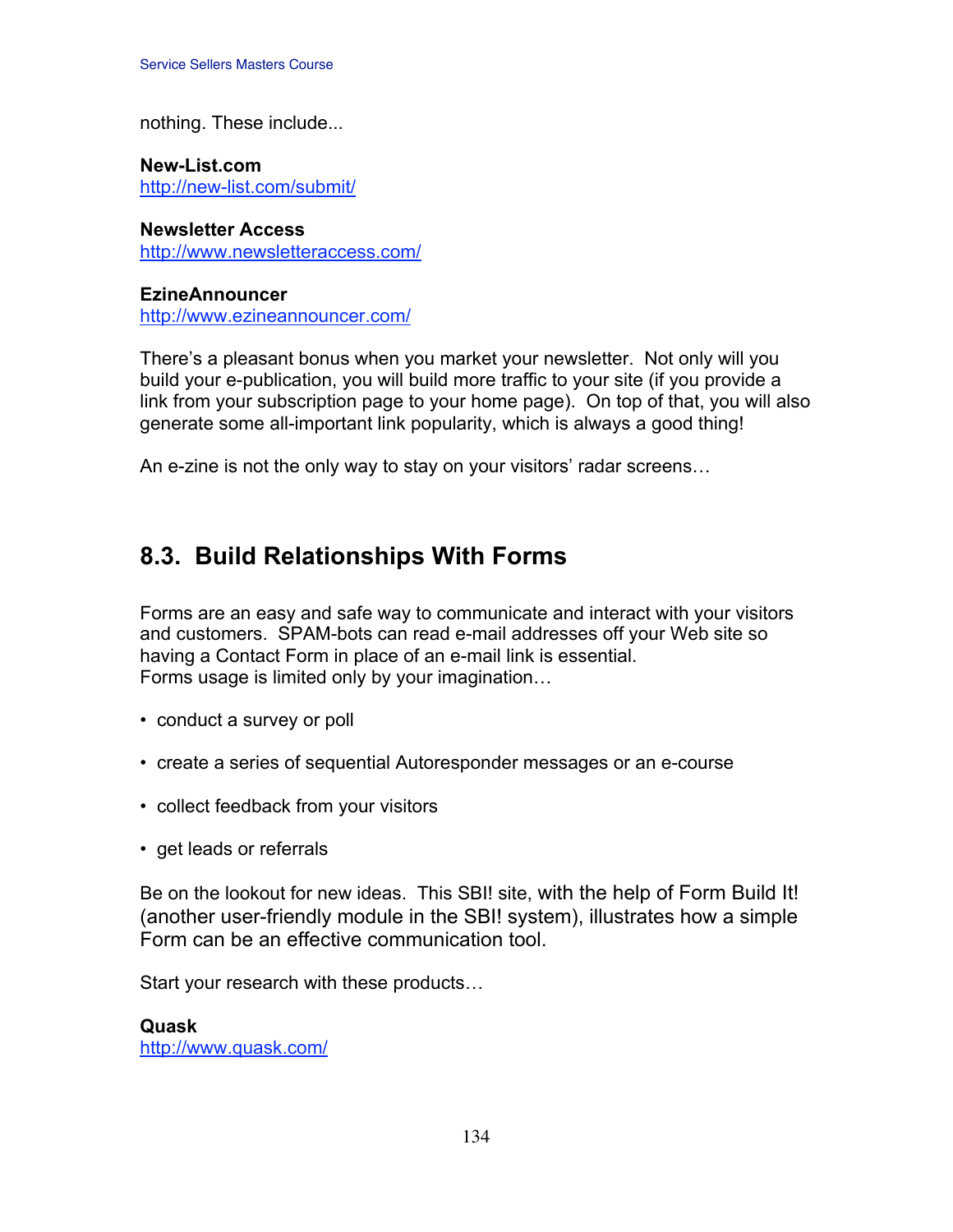nothing. These include...

**New-List.com**
http://new-list.com/submit/

**Newsletter Access**
http://www.newsletteraccess.com/

**EzineAnnouncer**
http://www.ezineannouncer.com/

There's a pleasant bonus when you market your newsletter. Not only will you build your e-publication, you will build more traffic to your site (if you provide a link from your subscription page to your home page). On top of that, you will also generate some all-important link popularity, which is always a good thing!

An e-zine is not the only way to stay on your visitors' radar screens…

## 8.3. Build Relationships With Forms

Forms are an easy and safe way to communicate and interact with your visitors and customers. SPAM-bots can read e-mail addresses off your Web site so having a Contact Form in place of an e-mail link is essential.
Forms usage is limited only by your imagination…

- conduct a survey or poll
- create a series of sequential Autoresponder messages or an e-course
- collect feedback from your visitors
- get leads or referrals

Be on the lookout for new ideas. This SBI! site, with the help of Form Build It! (another user-friendly module in the SBI! system), illustrates how a simple Form can be an effective communication tool.

Start your research with these products…

**Quask**
http://www.quask.com/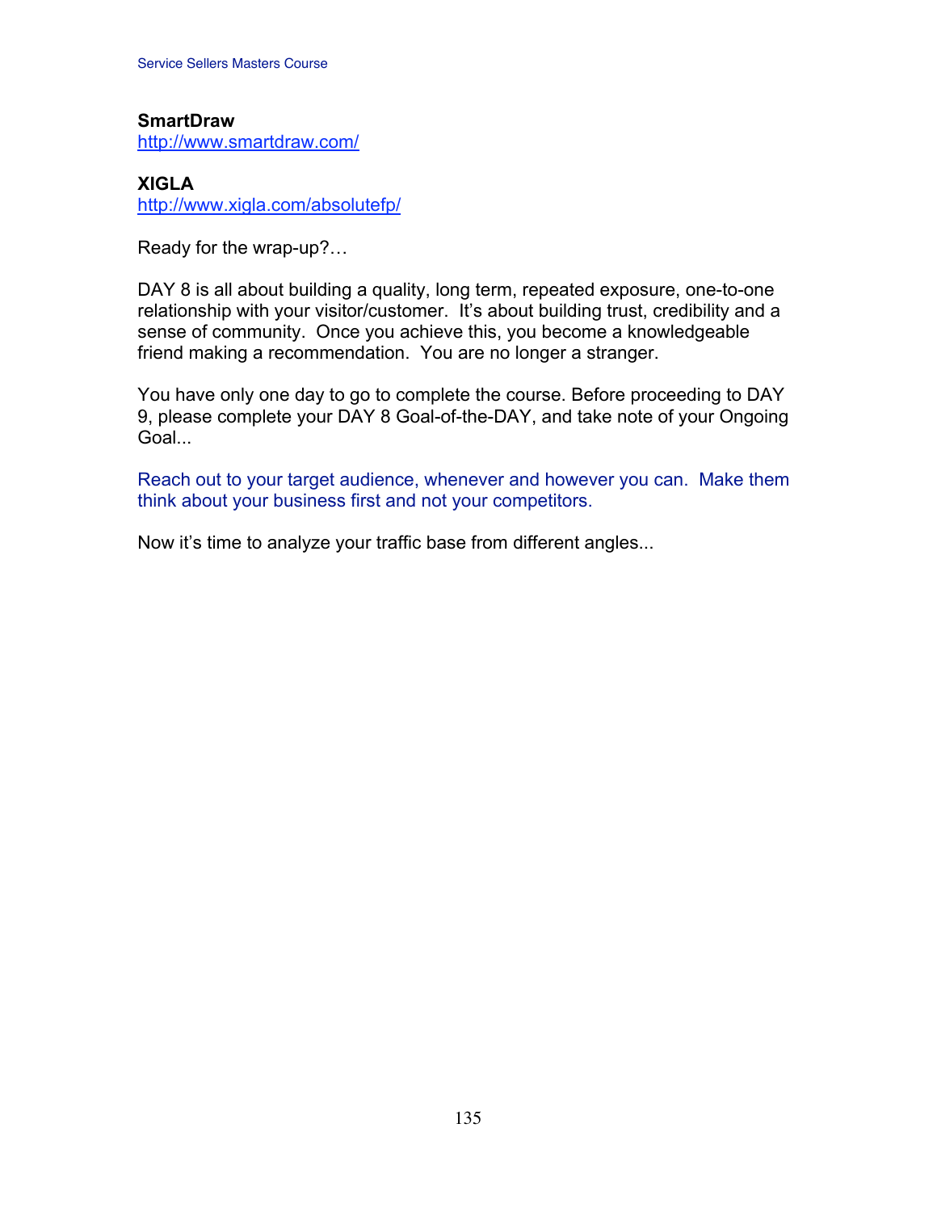**SmartDraw**
http://www.smartdraw.com/

**XIGLA**
http://www.xigla.com/absolutefp/

Ready for the wrap-up?…

DAY 8 is all about building a quality, long term, repeated exposure, one-to-one relationship with your visitor/customer. It's about building trust, credibility and a sense of community. Once you achieve this, you become a knowledgeable friend making a recommendation. You are no longer a stranger.

You have only one day to go to complete the course. Before proceeding to DAY 9, please complete your DAY 8 Goal-of-the-DAY, and take note of your Ongoing Goal...

Reach out to your target audience, whenever and however you can. Make them think about your business first and not your competitors.

Now it's time to analyze your traffic base from different angles...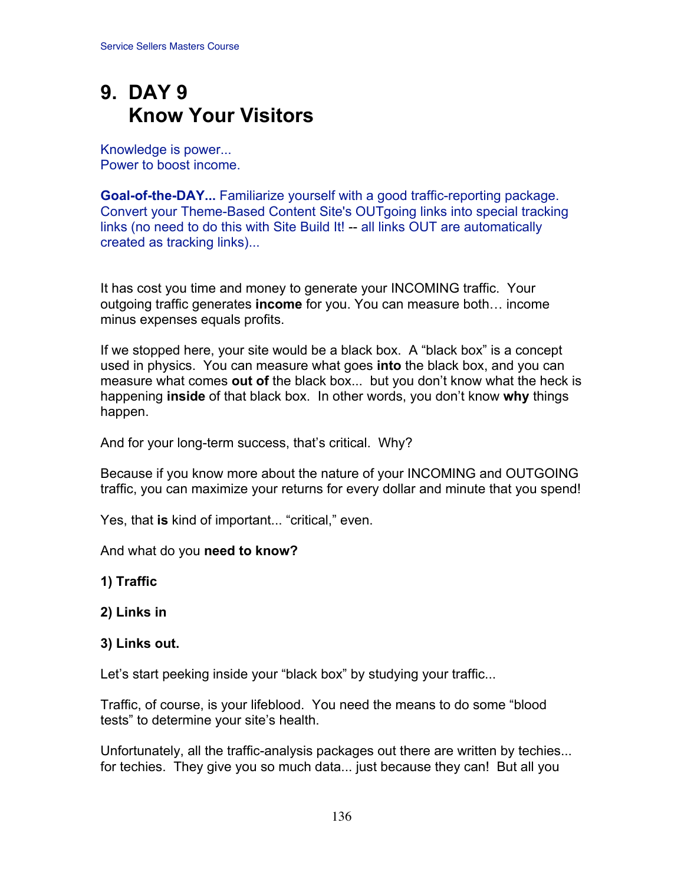# 9. DAY 9
# Know Your Visitors

Knowledge is power...
Power to boost income.

**Goal-of-the-DAY...** Familiarize yourself with a good traffic-reporting package. Convert your Theme-Based Content Site's OUTgoing links into special tracking links (no need to do this with Site Build It! -- all links OUT are automatically created as tracking links)...

It has cost you time and money to generate your INCOMING traffic. Your outgoing traffic generates **income** for you. You can measure both… income minus expenses equals profits.

If we stopped here, your site would be a black box. A "black box" is a concept used in physics. You can measure what goes **into** the black box, and you can measure what comes **out of** the black box... but you don't know what the heck is happening **inside** of that black box. In other words, you don't know **why** things happen.

And for your long-term success, that's critical. Why?

Because if you know more about the nature of your INCOMING and OUTGOING traffic, you can maximize your returns for every dollar and minute that you spend!

Yes, that **is** kind of important... "critical," even.

And what do you **need to know?**

**1) Traffic**

**2) Links in**

**3) Links out.**

Let's start peeking inside your "black box" by studying your traffic...

Traffic, of course, is your lifeblood. You need the means to do some "blood tests" to determine your site's health.

Unfortunately, all the traffic-analysis packages out there are written by techies... for techies. They give you so much data... just because they can! But all you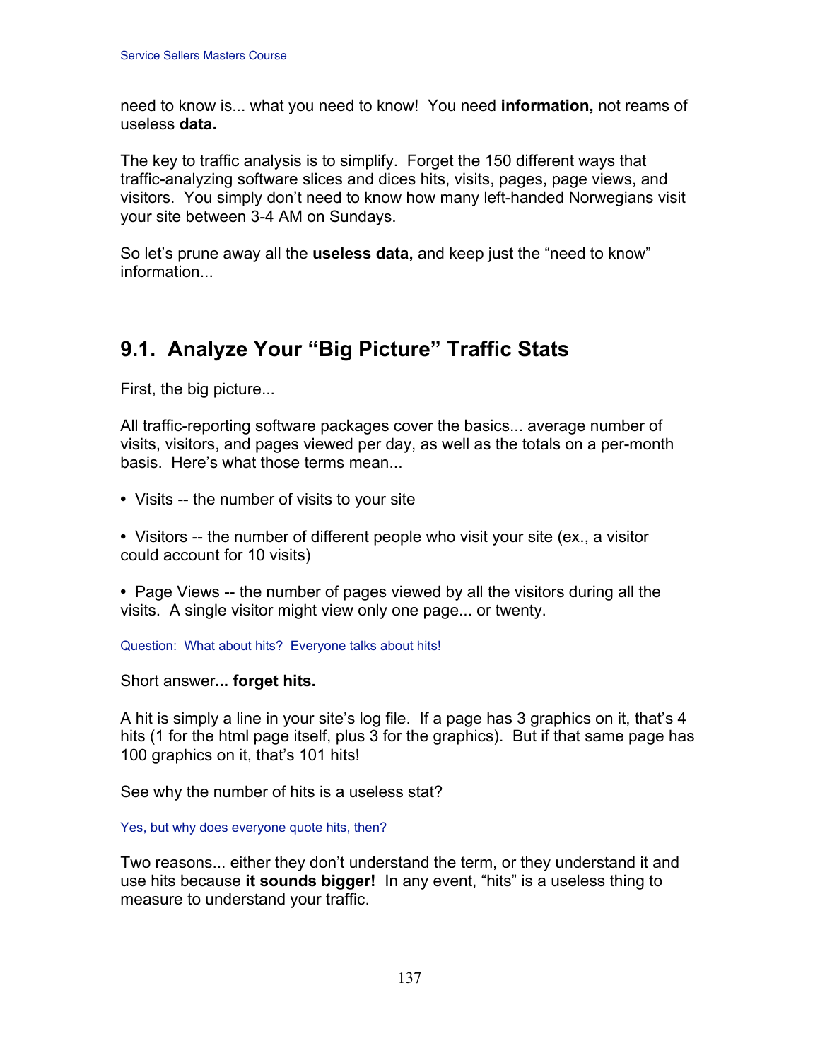need to know is... what you need to know! You need **information,** not reams of useless **data.**

The key to traffic analysis is to simplify. Forget the 150 different ways that traffic-analyzing software slices and dices hits, visits, pages, page views, and visitors. You simply don't need to know how many left-handed Norwegians visit your site between 3-4 AM on Sundays.

So let's prune away all the **useless data,** and keep just the "need to know" information...

## 9.1. Analyze Your "Big Picture" Traffic Stats

First, the big picture...

All traffic-reporting software packages cover the basics... average number of visits, visitors, and pages viewed per day, as well as the totals on a per-month basis. Here's what those terms mean...

- Visits -- the number of visits to your site
- Visitors -- the number of different people who visit your site (ex., a visitor could account for 10 visits)
- Page Views -- the number of pages viewed by all the visitors during all the visits. A single visitor might view only one page... or twenty.

Question: What about hits? Everyone talks about hits!

Short answer**... forget hits.**

A hit is simply a line in your site's log file. If a page has 3 graphics on it, that's 4 hits (1 for the html page itself, plus 3 for the graphics). But if that same page has 100 graphics on it, that's 101 hits!

See why the number of hits is a useless stat?

Yes, but why does everyone quote hits, then?

Two reasons... either they don't understand the term, or they understand it and use hits because **it sounds bigger!** In any event, "hits" is a useless thing to measure to understand your traffic.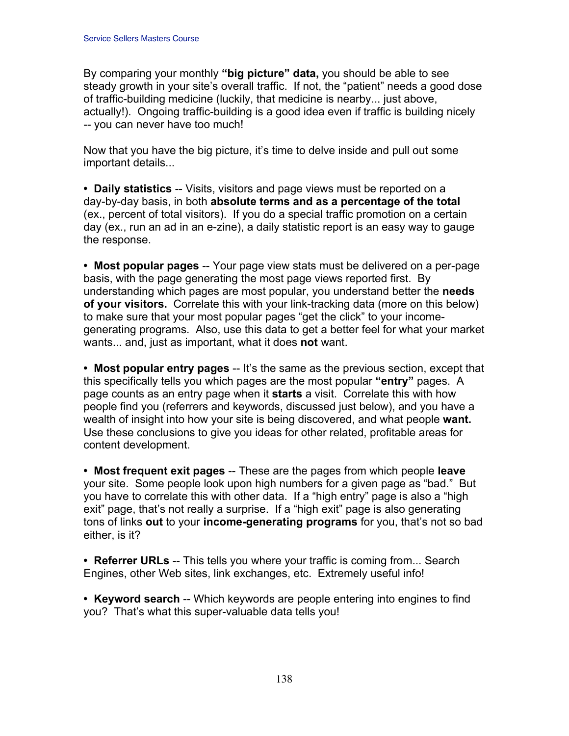By comparing your monthly **"big picture" data,** you should be able to see steady growth in your site's overall traffic. If not, the "patient" needs a good dose of traffic-building medicine (luckily, that medicine is nearby... just above, actually!). Ongoing traffic-building is a good idea even if traffic is building nicely -- you can never have too much!

Now that you have the big picture, it's time to delve inside and pull out some important details...

- **Daily statistics** -- Visits, visitors and page views must be reported on a day-by-day basis, in both **absolute terms and as a percentage of the total** (ex., percent of total visitors). If you do a special traffic promotion on a certain day (ex., run an ad in an e-zine), a daily statistic report is an easy way to gauge the response.

- **Most popular pages** -- Your page view stats must be delivered on a per-page basis, with the page generating the most page views reported first. By understanding which pages are most popular, you understand better the **needs of your visitors.** Correlate this with your link-tracking data (more on this below) to make sure that your most popular pages "get the click" to your income-generating programs. Also, use this data to get a better feel for what your market wants... and, just as important, what it does **not** want.

- **Most popular entry pages** -- It's the same as the previous section, except that this specifically tells you which pages are the most popular **"entry"** pages. A page counts as an entry page when it **starts** a visit. Correlate this with how people find you (referrers and keywords, discussed just below), and you have a wealth of insight into how your site is being discovered, and what people **want.** Use these conclusions to give you ideas for other related, profitable areas for content development.

- **Most frequent exit pages** -- These are the pages from which people **leave** your site. Some people look upon high numbers for a given page as "bad." But you have to correlate this with other data. If a "high entry" page is also a "high exit" page, that's not really a surprise. If a "high exit" page is also generating tons of links **out** to your **income-generating programs** for you, that's not so bad either, is it?

- **Referrer URLs** -- This tells you where your traffic is coming from... Search Engines, other Web sites, link exchanges, etc. Extremely useful info!

- **Keyword search** -- Which keywords are people entering into engines to find you? That's what this super-valuable data tells you!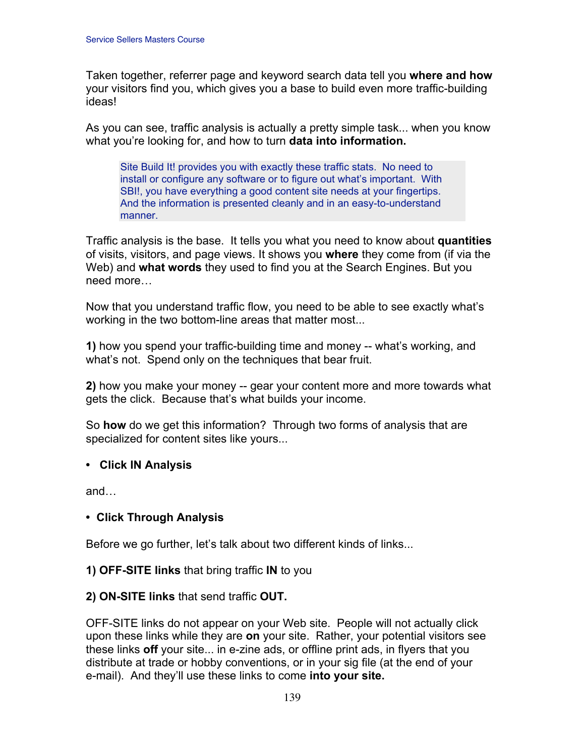Taken together, referrer page and keyword search data tell you **where and how** your visitors find you, which gives you a base to build even more traffic-building ideas!

As you can see, traffic analysis is actually a pretty simple task... when you know what you're looking for, and how to turn **data into information.**

> Site Build It! provides you with exactly these traffic stats. No need to install or configure any software or to figure out what's important. With SBI!, you have everything a good content site needs at your fingertips. And the information is presented cleanly and in an easy-to-understand manner.

Traffic analysis is the base. It tells you what you need to know about **quantities** of visits, visitors, and page views. It shows you **where** they come from (if via the Web) and **what words** they used to find you at the Search Engines. But you need more…

Now that you understand traffic flow, you need to be able to see exactly what's working in the two bottom-line areas that matter most...

**1)** how you spend your traffic-building time and money -- what's working, and what's not. Spend only on the techniques that bear fruit.

**2)** how you make your money -- gear your content more and more towards what gets the click. Because that's what builds your income.

So **how** do we get this information? Through two forms of analysis that are specialized for content sites like yours...

- **Click IN Analysis**

and…

- **Click Through Analysis**

Before we go further, let's talk about two different kinds of links...

**1) OFF-SITE links** that bring traffic **IN** to you

**2) ON-SITE links** that send traffic **OUT.**

OFF-SITE links do not appear on your Web site. People will not actually click upon these links while they are **on** your site. Rather, your potential visitors see these links **off** your site... in e-zine ads, or offline print ads, in flyers that you distribute at trade or hobby conventions, or in your sig file (at the end of your e-mail). And they'll use these links to come **into your site.**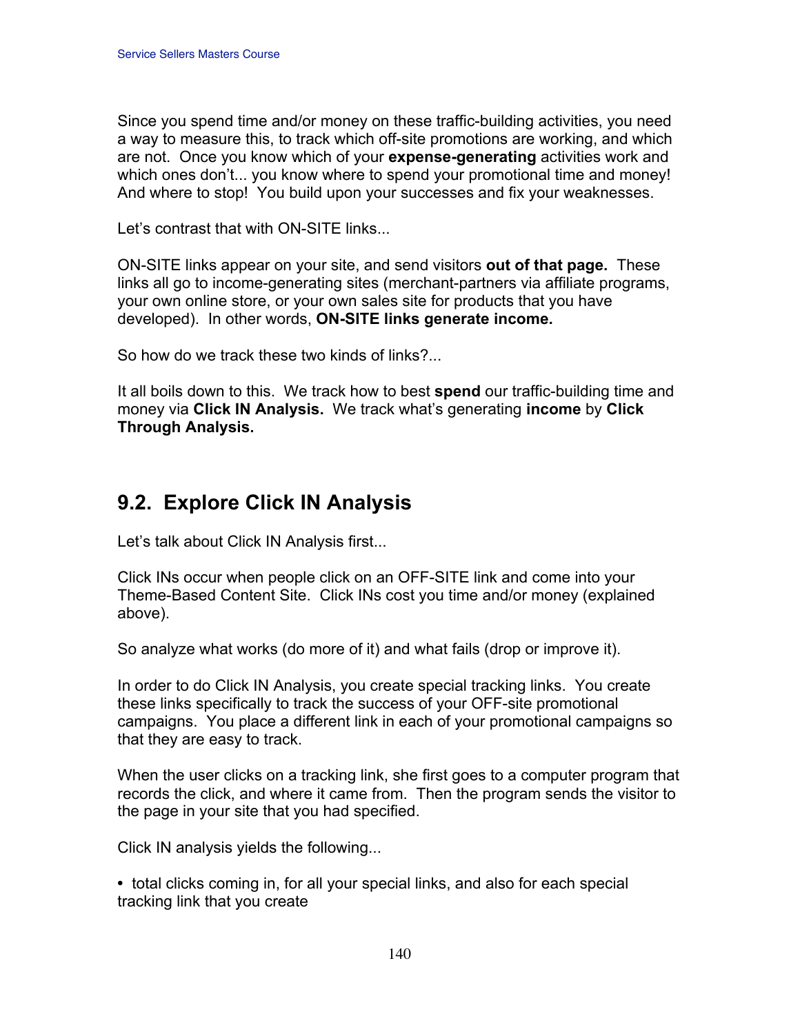Since you spend time and/or money on these traffic-building activities, you need a way to measure this, to track which off-site promotions are working, and which are not. Once you know which of your **expense-generating** activities work and which ones don't... you know where to spend your promotional time and money! And where to stop! You build upon your successes and fix your weaknesses.

Let's contrast that with ON-SITE links...

ON-SITE links appear on your site, and send visitors **out of that page.** These links all go to income-generating sites (merchant-partners via affiliate programs, your own online store, or your own sales site for products that you have developed). In other words, **ON-SITE links generate income.**

So how do we track these two kinds of links?...

It all boils down to this. We track how to best **spend** our traffic-building time and money via **Click IN Analysis.** We track what's generating **income** by **Click Through Analysis.**

## 9.2. Explore Click IN Analysis

Let's talk about Click IN Analysis first...

Click INs occur when people click on an OFF-SITE link and come into your Theme-Based Content Site. Click INs cost you time and/or money (explained above).

So analyze what works (do more of it) and what fails (drop or improve it).

In order to do Click IN Analysis, you create special tracking links. You create these links specifically to track the success of your OFF-site promotional campaigns. You place a different link in each of your promotional campaigns so that they are easy to track.

When the user clicks on a tracking link, she first goes to a computer program that records the click, and where it came from. Then the program sends the visitor to the page in your site that you had specified.

Click IN analysis yields the following...

- total clicks coming in, for all your special links, and also for each special tracking link that you create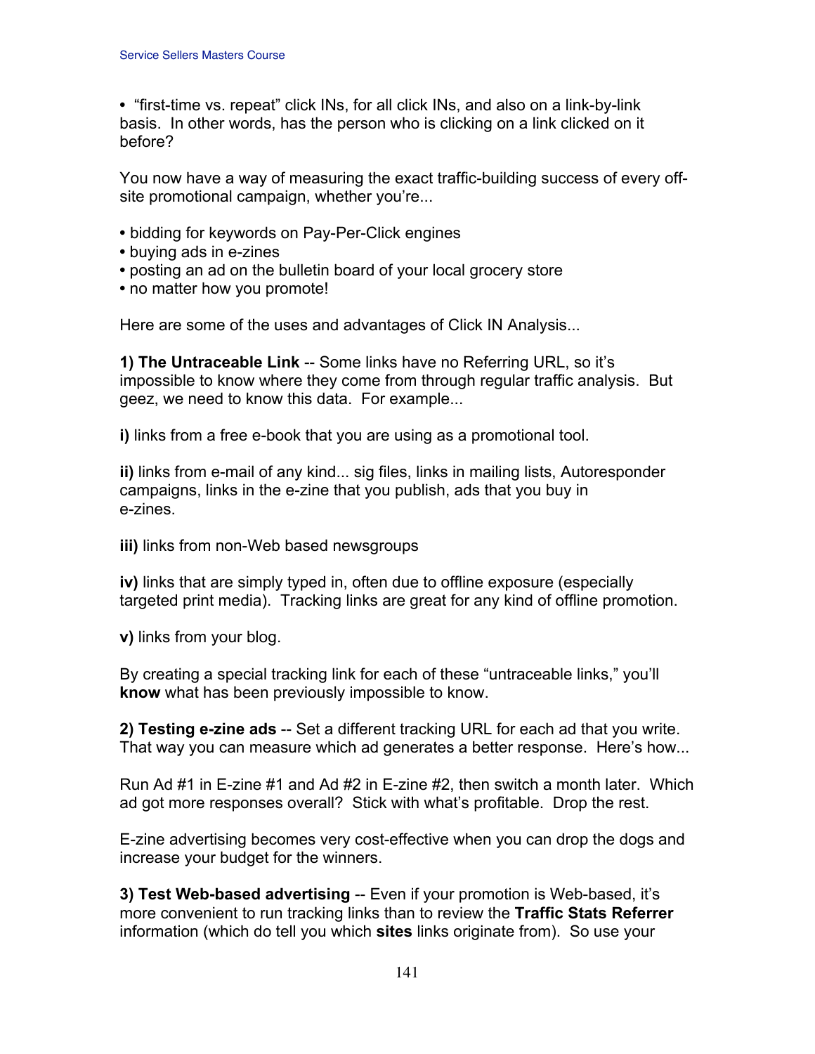• "first-time vs. repeat" click INs, for all click INs, and also on a link-by-link basis. In other words, has the person who is clicking on a link clicked on it before?

You now have a way of measuring the exact traffic-building success of every off-site promotional campaign, whether you're...

• bidding for keywords on Pay-Per-Click engines
• buying ads in e-zines
• posting an ad on the bulletin board of your local grocery store
• no matter how you promote!

Here are some of the uses and advantages of Click IN Analysis...

**1) The Untraceable Link** -- Some links have no Referring URL, so it's impossible to know where they come from through regular traffic analysis. But geez, we need to know this data. For example...

**i)** links from a free e-book that you are using as a promotional tool.

**ii)** links from e-mail of any kind... sig files, links in mailing lists, Autoresponder campaigns, links in the e-zine that you publish, ads that you buy in e-zines.

**iii)** links from non-Web based newsgroups

**iv)** links that are simply typed in, often due to offline exposure (especially targeted print media). Tracking links are great for any kind of offline promotion.

**v)** links from your blog.

By creating a special tracking link for each of these "untraceable links," you'll **know** what has been previously impossible to know.

**2) Testing e-zine ads** -- Set a different tracking URL for each ad that you write. That way you can measure which ad generates a better response. Here's how...

Run Ad #1 in E-zine #1 and Ad #2 in E-zine #2, then switch a month later. Which ad got more responses overall? Stick with what's profitable. Drop the rest.

E-zine advertising becomes very cost-effective when you can drop the dogs and increase your budget for the winners.

**3) Test Web-based advertising** -- Even if your promotion is Web-based, it's more convenient to run tracking links than to review the **Traffic Stats Referrer** information (which do tell you which **sites** links originate from). So use your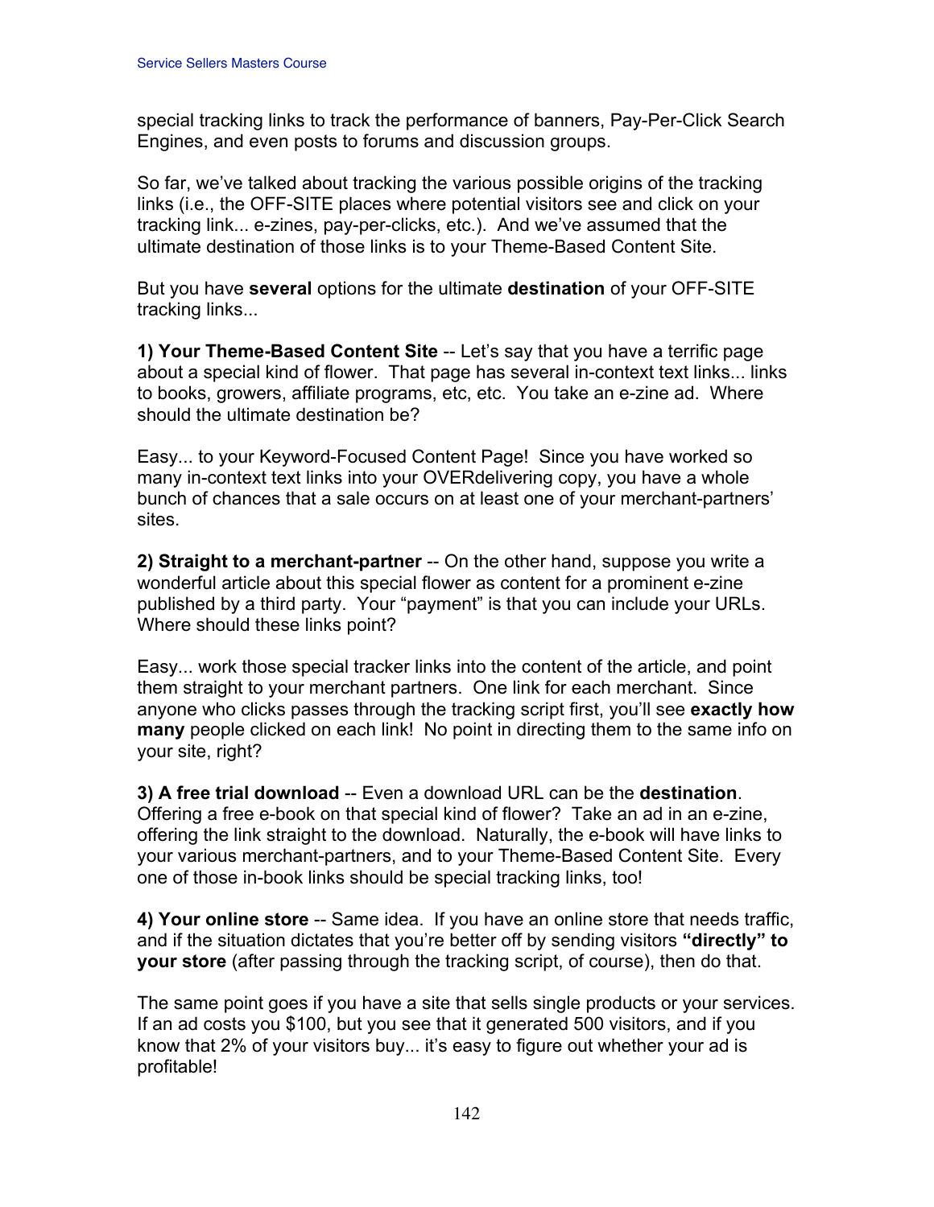special tracking links to track the performance of banners, Pay-Per-Click Search Engines, and even posts to forums and discussion groups.

So far, we've talked about tracking the various possible origins of the tracking links (i.e., the OFF-SITE places where potential visitors see and click on your tracking link... e-zines, pay-per-clicks, etc.). And we've assumed that the ultimate destination of those links is to your Theme-Based Content Site.

But you have **several** options for the ultimate **destination** of your OFF-SITE tracking links...

**1) Your Theme-Based Content Site** -- Let's say that you have a terrific page about a special kind of flower. That page has several in-context text links... links to books, growers, affiliate programs, etc, etc. You take an e-zine ad. Where should the ultimate destination be?

Easy... to your Keyword-Focused Content Page! Since you have worked so many in-context text links into your OVERdelivering copy, you have a whole bunch of chances that a sale occurs on at least one of your merchant-partners' sites.

**2) Straight to a merchant-partner** -- On the other hand, suppose you write a wonderful article about this special flower as content for a prominent e-zine published by a third party. Your "payment" is that you can include your URLs. Where should these links point?

Easy... work those special tracker links into the content of the article, and point them straight to your merchant partners. One link for each merchant. Since anyone who clicks passes through the tracking script first, you'll see **exactly how many** people clicked on each link! No point in directing them to the same info on your site, right?

**3) A free trial download** -- Even a download URL can be the **destination**. Offering a free e-book on that special kind of flower? Take an ad in an e-zine, offering the link straight to the download. Naturally, the e-book will have links to your various merchant-partners, and to your Theme-Based Content Site. Every one of those in-book links should be special tracking links, too!

**4) Your online store** -- Same idea. If you have an online store that needs traffic, and if the situation dictates that you're better off by sending visitors **"directly" to your store** (after passing through the tracking script, of course), then do that.

The same point goes if you have a site that sells single products or your services. If an ad costs you $100, but you see that it generated 500 visitors, and if you know that 2% of your visitors buy... it's easy to figure out whether your ad is profitable!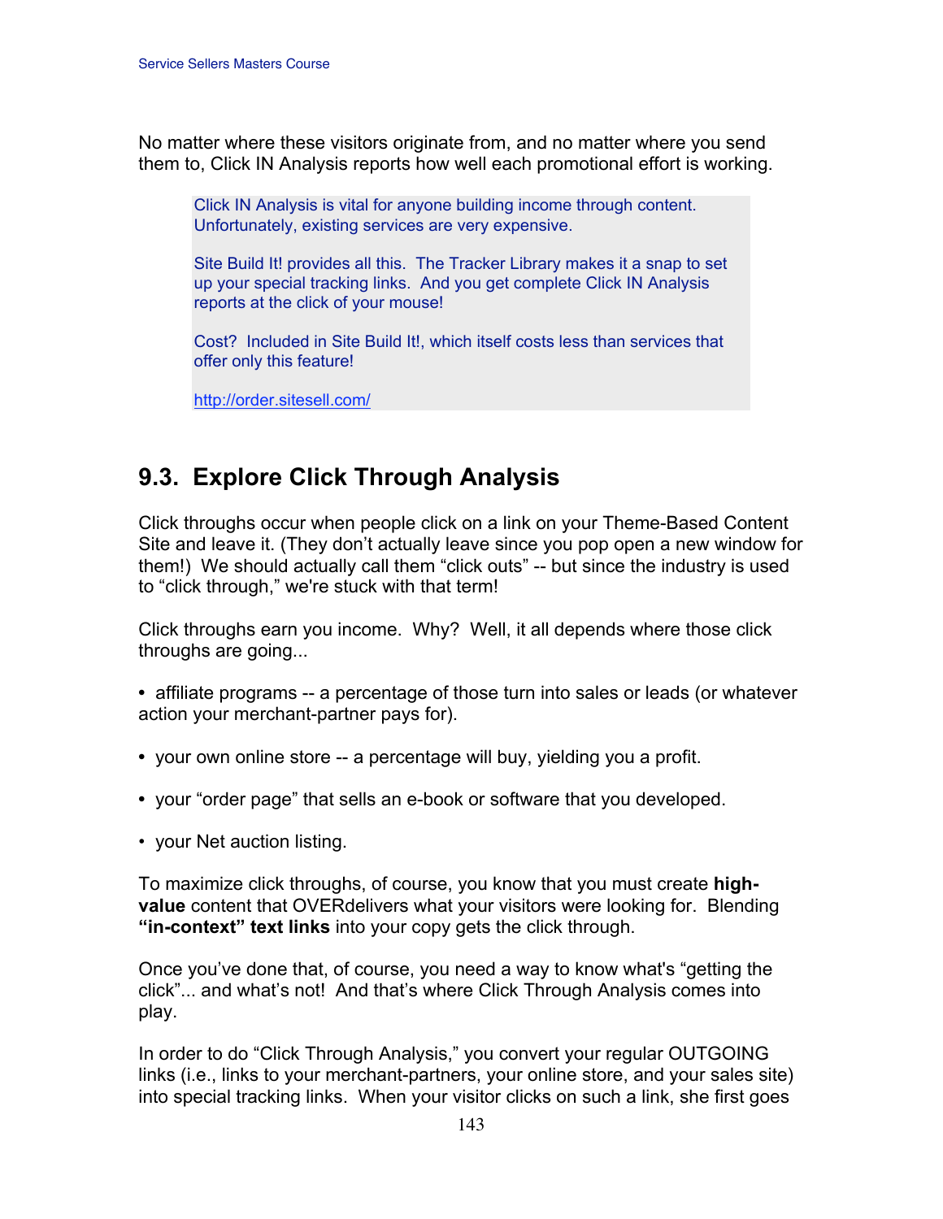No matter where these visitors originate from, and no matter where you send them to, Click IN Analysis reports how well each promotional effort is working.

> Click IN Analysis is vital for anyone building income through content. Unfortunately, existing services are very expensive.
>
> Site Build It! provides all this. The Tracker Library makes it a snap to set up your special tracking links. And you get complete Click IN Analysis reports at the click of your mouse!
>
> Cost? Included in Site Build It!, which itself costs less than services that offer only this feature!
>
> http://order.sitesell.com/

## 9.3. Explore Click Through Analysis

Click throughs occur when people click on a link on your Theme-Based Content Site and leave it. (They don't actually leave since you pop open a new window for them!) We should actually call them "click outs" -- but since the industry is used to "click through," we're stuck with that term!

Click throughs earn you income. Why? Well, it all depends where those click throughs are going...

- affiliate programs -- a percentage of those turn into sales or leads (or whatever action your merchant-partner pays for).
- your own online store -- a percentage will buy, yielding you a profit.
- your "order page" that sells an e-book or software that you developed.
- your Net auction listing.

To maximize click throughs, of course, you know that you must create **high-value** content that OVERdelivers what your visitors were looking for. Blending **"in-context" text links** into your copy gets the click through.

Once you've done that, of course, you need a way to know what's "getting the click"... and what's not! And that's where Click Through Analysis comes into play.

In order to do "Click Through Analysis," you convert your regular OUTGOING links (i.e., links to your merchant-partners, your online store, and your sales site) into special tracking links. When your visitor clicks on such a link, she first goes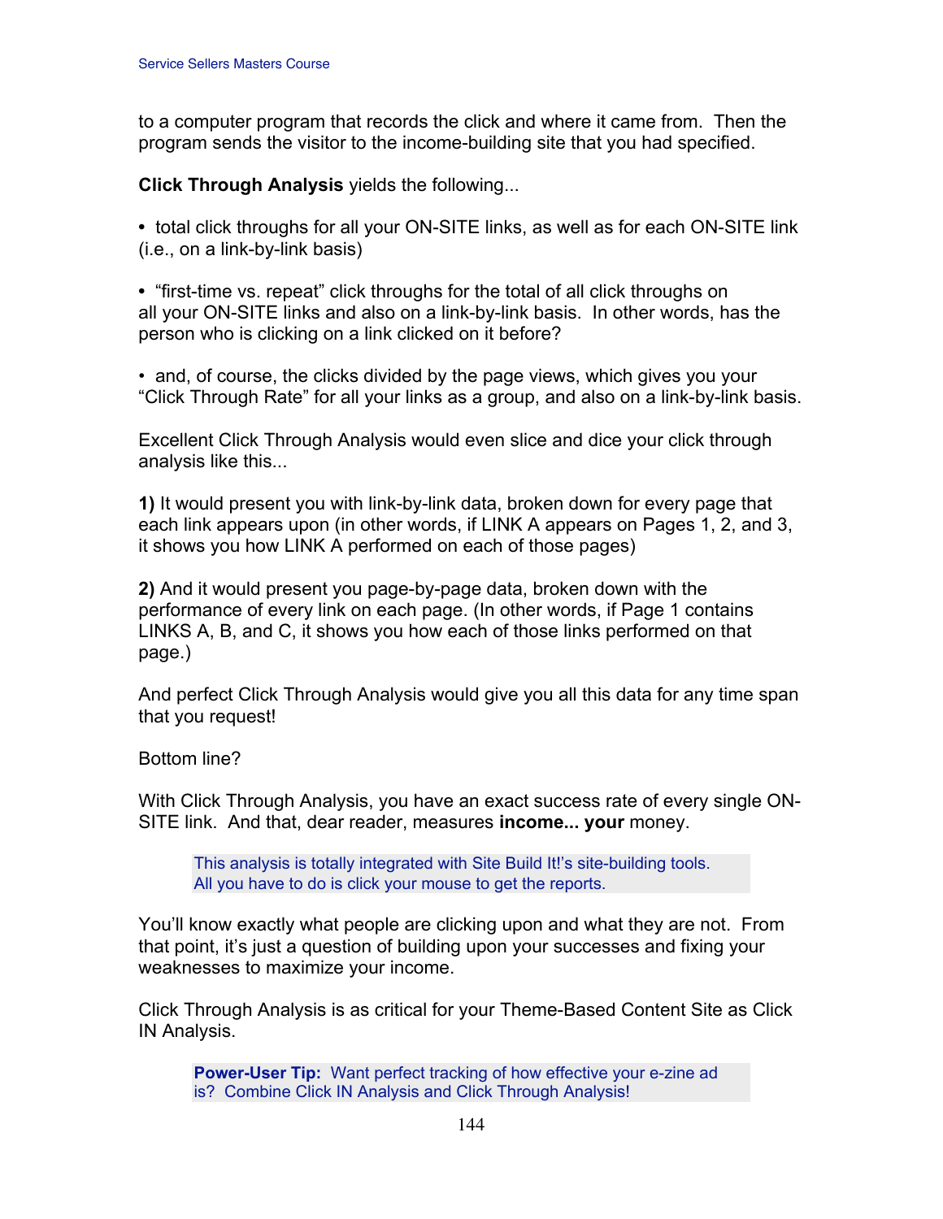to a computer program that records the click and where it came from. Then the program sends the visitor to the income-building site that you had specified.

**Click Through Analysis** yields the following...

- total click throughs for all your ON-SITE links, as well as for each ON-SITE link (i.e., on a link-by-link basis)

- "first-time vs. repeat" click throughs for the total of all click throughs on all your ON-SITE links and also on a link-by-link basis. In other words, has the person who is clicking on a link clicked on it before?

- and, of course, the clicks divided by the page views, which gives you your "Click Through Rate" for all your links as a group, and also on a link-by-link basis.

Excellent Click Through Analysis would even slice and dice your click through analysis like this...

**1)** It would present you with link-by-link data, broken down for every page that each link appears upon (in other words, if LINK A appears on Pages 1, 2, and 3, it shows you how LINK A performed on each of those pages)

**2)** And it would present you page-by-page data, broken down with the performance of every link on each page. (In other words, if Page 1 contains LINKS A, B, and C, it shows you how each of those links performed on that page.)

And perfect Click Through Analysis would give you all this data for any time span that you request!

Bottom line?

With Click Through Analysis, you have an exact success rate of every single ON-SITE link. And that, dear reader, measures **income... your** money.

> This analysis is totally integrated with Site Build It!'s site-building tools. All you have to do is click your mouse to get the reports.

You'll know exactly what people are clicking upon and what they are not. From that point, it's just a question of building upon your successes and fixing your weaknesses to maximize your income.

Click Through Analysis is as critical for your Theme-Based Content Site as Click IN Analysis.

> **Power-User Tip:** Want perfect tracking of how effective your e-zine ad is? Combine Click IN Analysis and Click Through Analysis!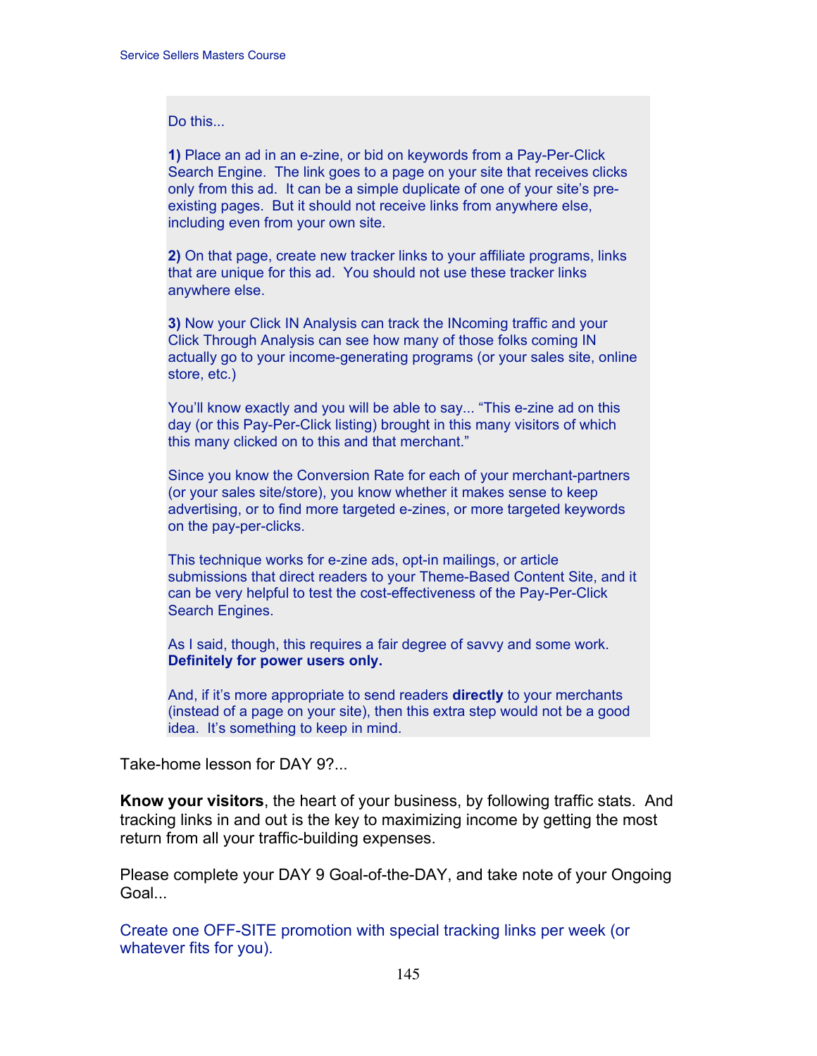Do this...

**1)** Place an ad in an e-zine, or bid on keywords from a Pay-Per-Click Search Engine. The link goes to a page on your site that receives clicks only from this ad. It can be a simple duplicate of one of your site's pre-existing pages. But it should not receive links from anywhere else, including even from your own site.

**2)** On that page, create new tracker links to your affiliate programs, links that are unique for this ad. You should not use these tracker links anywhere else.

**3)** Now your Click IN Analysis can track the INcoming traffic and your Click Through Analysis can see how many of those folks coming IN actually go to your income-generating programs (or your sales site, online store, etc.)

You'll know exactly and you will be able to say... "This e-zine ad on this day (or this Pay-Per-Click listing) brought in this many visitors of which this many clicked on to this and that merchant."

Since you know the Conversion Rate for each of your merchant-partners (or your sales site/store), you know whether it makes sense to keep advertising, or to find more targeted e-zines, or more targeted keywords on the pay-per-clicks.

This technique works for e-zine ads, opt-in mailings, or article submissions that direct readers to your Theme-Based Content Site, and it can be very helpful to test the cost-effectiveness of the Pay-Per-Click Search Engines.

As I said, though, this requires a fair degree of savvy and some work. **Definitely for power users only.**

And, if it's more appropriate to send readers **directly** to your merchants (instead of a page on your site), then this extra step would not be a good idea. It's something to keep in mind.

Take-home lesson for DAY 9?...

**Know your visitors**, the heart of your business, by following traffic stats. And tracking links in and out is the key to maximizing income by getting the most return from all your traffic-building expenses.

Please complete your DAY 9 Goal-of-the-DAY, and take note of your Ongoing Goal...

Create one OFF-SITE promotion with special tracking links per week (or whatever fits for you).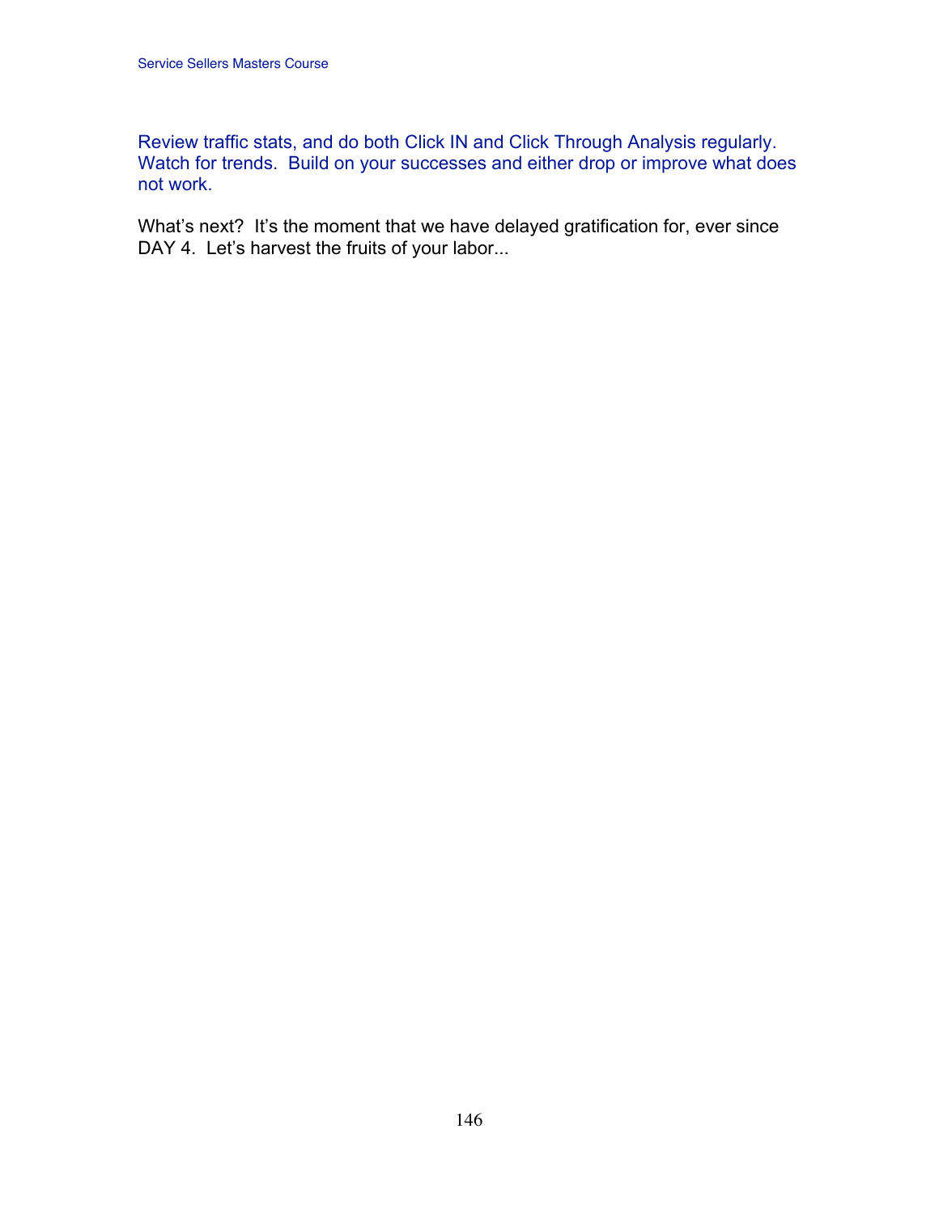Review traffic stats, and do both Click IN and Click Through Analysis regularly. Watch for trends. Build on your successes and either drop or improve what does not work.

What's next? It's the moment that we have delayed gratification for, ever since DAY 4. Let's harvest the fruits of your labor...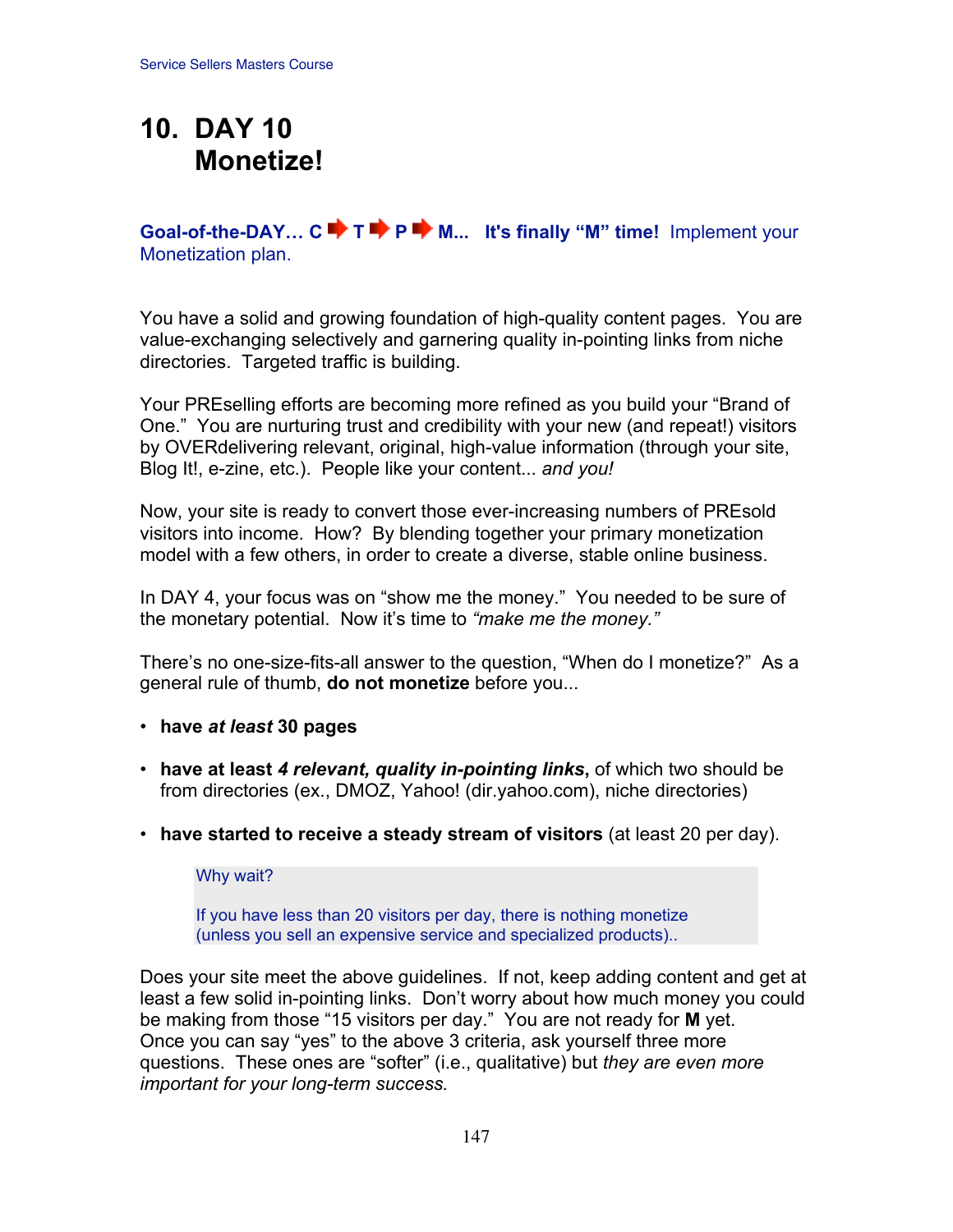# 10. DAY 10 Monetize!

**Goal-of-the-DAY… C ➡ T ➡ P ➡ M... It's finally "M" time!** Implement your Monetization plan.

You have a solid and growing foundation of high-quality content pages. You are value-exchanging selectively and garnering quality in-pointing links from niche directories. Targeted traffic is building.

Your PREselling efforts are becoming more refined as you build your "Brand of One." You are nurturing trust and credibility with your new (and repeat!) visitors by OVERdelivering relevant, original, high-value information (through your site, Blog It!, e-zine, etc.). People like your content... *and you!*

Now, your site is ready to convert those ever-increasing numbers of PREsold visitors into income. How? By blending together your primary monetization model with a few others, in order to create a diverse, stable online business.

In DAY 4, your focus was on "show me the money." You needed to be sure of the monetary potential. Now it's time to *"make me the money."*

There's no one-size-fits-all answer to the question, "When do I monetize?" As a general rule of thumb, **do not monetize** before you...

- **have *at least* 30 pages**
- **have at least *4 relevant, quality in-pointing links*,** of which two should be from directories (ex., DMOZ, Yahoo! (dir.yahoo.com), niche directories)
- **have started to receive a steady stream of visitors** (at least 20 per day).

> Why wait?
>
> If you have less than 20 visitors per day, there is nothing monetize (unless you sell an expensive service and specialized products)..

Does your site meet the above guidelines. If not, keep adding content and get at least a few solid in-pointing links. Don't worry about how much money you could be making from those "15 visitors per day." You are not ready for **M** yet. Once you can say "yes" to the above 3 criteria, ask yourself three more questions. These ones are "softer" (i.e., qualitative) but *they are even more important for your long-term success.*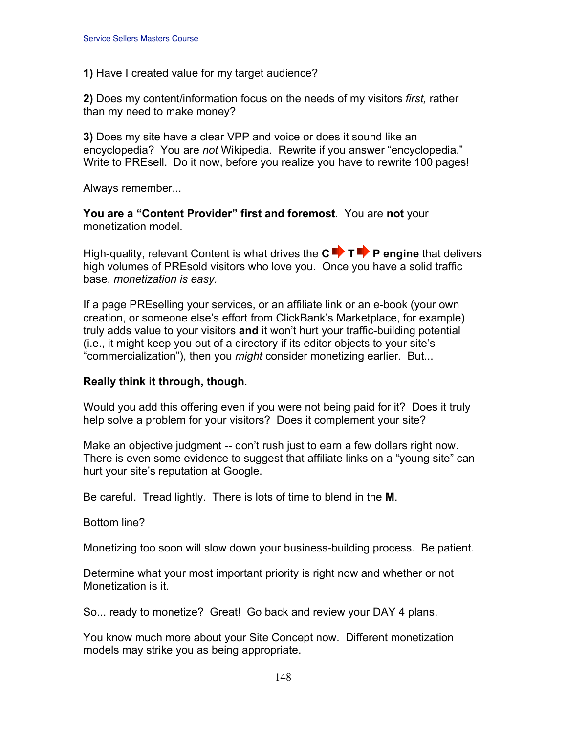**1)** Have I created value for my target audience?

**2)** Does my content/information focus on the needs of my visitors *first,* rather than my need to make money?

**3)** Does my site have a clear VPP and voice or does it sound like an encyclopedia? You are *not* Wikipedia. Rewrite if you answer "encyclopedia." Write to PREsell. Do it now, before you realize you have to rewrite 100 pages!

Always remember...

**You are a "Content Provider" first and foremost**. You are **not** your monetization model.

High-quality, relevant Content is what drives the **C ➡ T ➡ P engine** that delivers high volumes of PREsold visitors who love you. Once you have a solid traffic base, *monetization is easy.*

If a page PREselling your services, or an affiliate link or an e-book (your own creation, or someone else's effort from ClickBank's Marketplace, for example) truly adds value to your visitors **and** it won't hurt your traffic-building potential (i.e., it might keep you out of a directory if its editor objects to your site's "commercialization"), then you *might* consider monetizing earlier. But...

**Really think it through, though**.

Would you add this offering even if you were not being paid for it? Does it truly help solve a problem for your visitors? Does it complement your site?

Make an objective judgment -- don't rush just to earn a few dollars right now. There is even some evidence to suggest that affiliate links on a "young site" can hurt your site's reputation at Google.

Be careful. Tread lightly. There is lots of time to blend in the **M**.

Bottom line?

Monetizing too soon will slow down your business-building process. Be patient.

Determine what your most important priority is right now and whether or not Monetization is it.

So... ready to monetize? Great! Go back and review your DAY 4 plans.

You know much more about your Site Concept now. Different monetization models may strike you as being appropriate.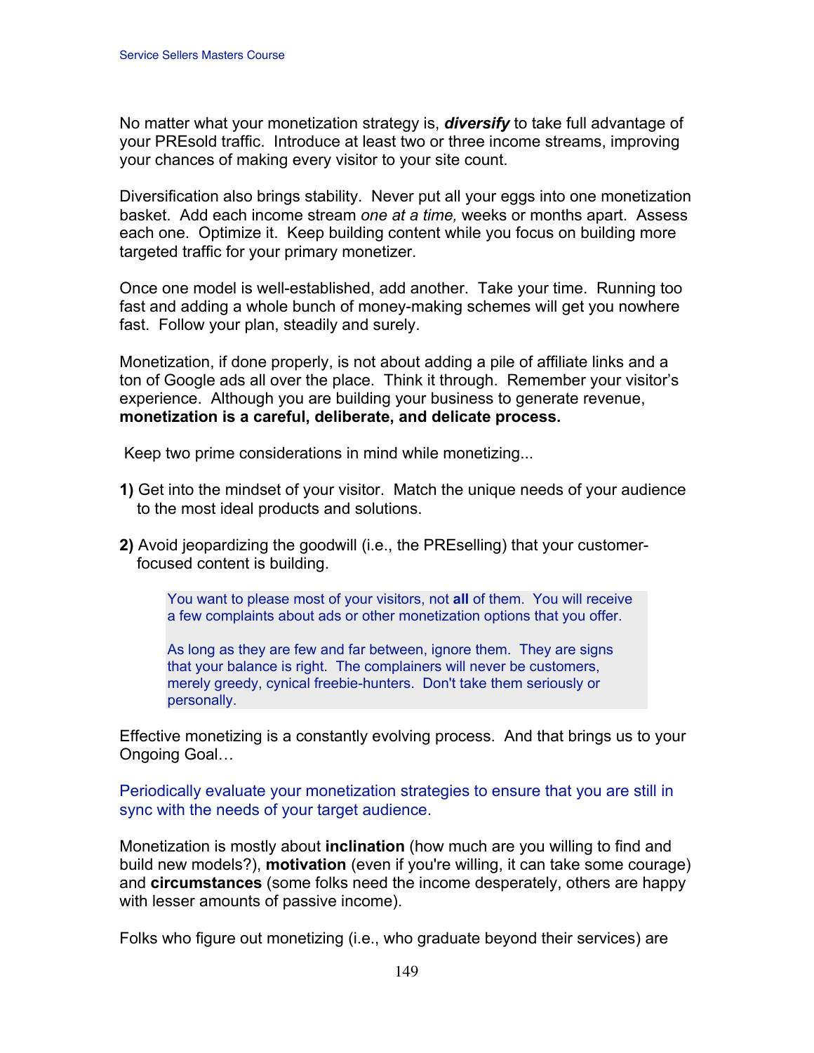No matter what your monetization strategy is, ***diversify*** to take full advantage of your PREsold traffic. Introduce at least two or three income streams, improving your chances of making every visitor to your site count.

Diversification also brings stability. Never put all your eggs into one monetization basket. Add each income stream *one at a time,* weeks or months apart. Assess each one. Optimize it. Keep building content while you focus on building more targeted traffic for your primary monetizer.

Once one model is well-established, add another. Take your time. Running too fast and adding a whole bunch of money-making schemes will get you nowhere fast. Follow your plan, steadily and surely.

Monetization, if done properly, is not about adding a pile of affiliate links and a ton of Google ads all over the place. Think it through. Remember your visitor's experience. Although you are building your business to generate revenue, **monetization is a careful, deliberate, and delicate process.**

Keep two prime considerations in mind while monetizing...

**1)** Get into the mindset of your visitor. Match the unique needs of your audience to the most ideal products and solutions.

**2)** Avoid jeopardizing the goodwill (i.e., the PREselling) that your customer-focused content is building.

> You want to please most of your visitors, not **all** of them. You will receive a few complaints about ads or other monetization options that you offer.
>
> As long as they are few and far between, ignore them. They are signs that your balance is right. The complainers will never be customers, merely greedy, cynical freebie-hunters. Don't take them seriously or personally.

Effective monetizing is a constantly evolving process. And that brings us to your Ongoing Goal…

Periodically evaluate your monetization strategies to ensure that you are still in sync with the needs of your target audience.

Monetization is mostly about **inclination** (how much are you willing to find and build new models?), **motivation** (even if you're willing, it can take some courage) and **circumstances** (some folks need the income desperately, others are happy with lesser amounts of passive income).

Folks who figure out monetizing (i.e., who graduate beyond their services) are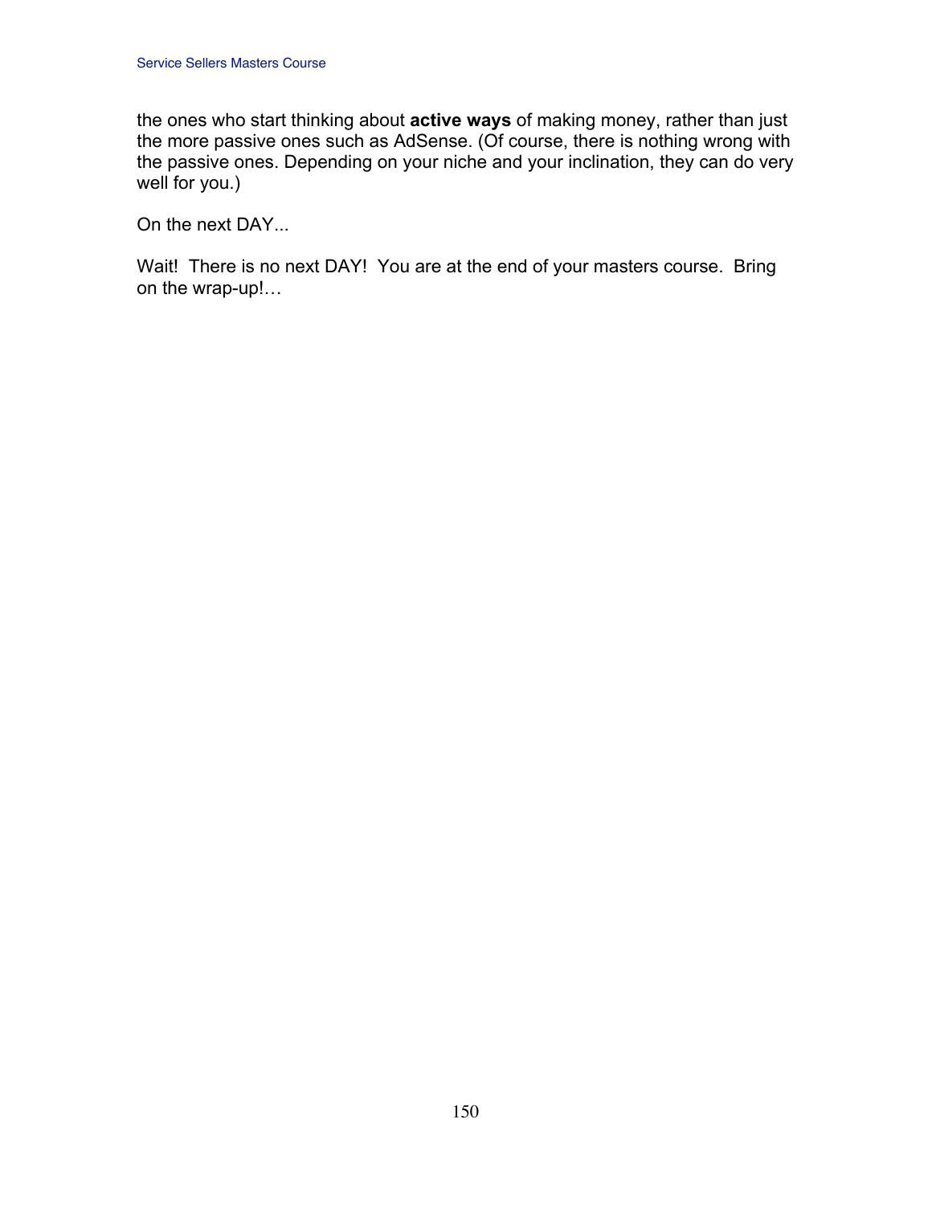the ones who start thinking about **active ways** of making money, rather than just the more passive ones such as AdSense. (Of course, there is nothing wrong with the passive ones. Depending on your niche and your inclination, they can do very well for you.)

On the next DAY...

Wait! There is no next DAY! You are at the end of your masters course. Bring on the wrap-up!…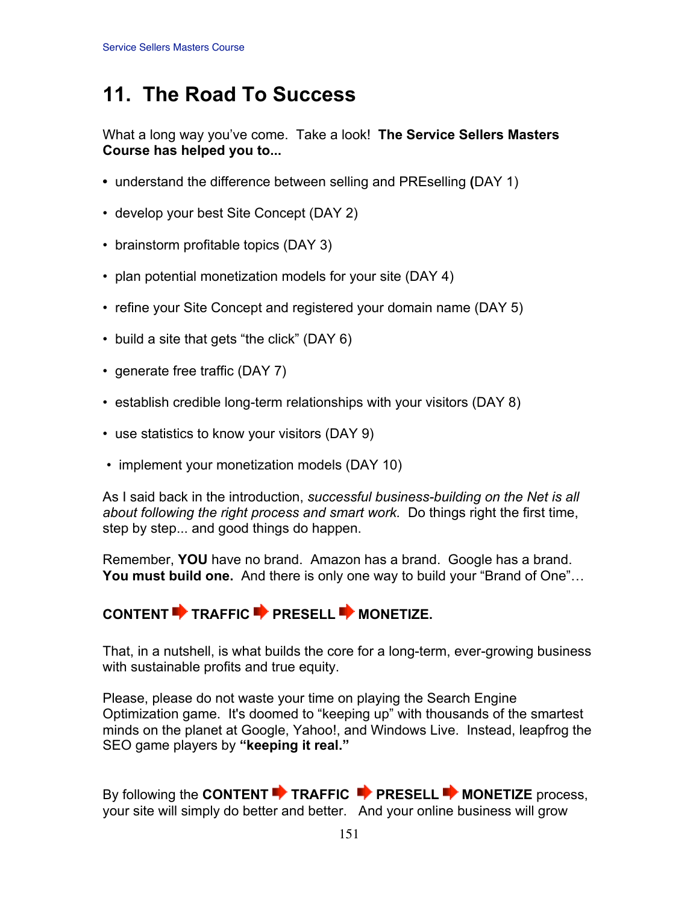# 11. The Road To Success

What a long way you've come. Take a look! **The Service Sellers Masters Course has helped you to...**

- understand the difference between selling and PREselling **(**DAY 1)
- develop your best Site Concept (DAY 2)
- brainstorm profitable topics (DAY 3)
- plan potential monetization models for your site (DAY 4)
- refine your Site Concept and registered your domain name (DAY 5)
- build a site that gets "the click" (DAY 6)
- generate free traffic (DAY 7)
- establish credible long-term relationships with your visitors (DAY 8)
- use statistics to know your visitors (DAY 9)
- implement your monetization models (DAY 10)

As I said back in the introduction, *successful business-building on the Net is all about following the right process and smart work.* Do things right the first time, step by step... and good things do happen.

Remember, **YOU** have no brand. Amazon has a brand. Google has a brand. **You must build one.** And there is only one way to build your "Brand of One"…

**CONTENT ➡ TRAFFIC ➡ PRESELL ➡ MONETIZE.**

That, in a nutshell, is what builds the core for a long-term, ever-growing business with sustainable profits and true equity.

Please, please do not waste your time on playing the Search Engine Optimization game. It's doomed to "keeping up" with thousands of the smartest minds on the planet at Google, Yahoo!, and Windows Live. Instead, leapfrog the SEO game players by **"keeping it real."**

By following the **CONTENT ➡ TRAFFIC ➡ PRESELL ➡ MONETIZE** process, your site will simply do better and better. And your online business will grow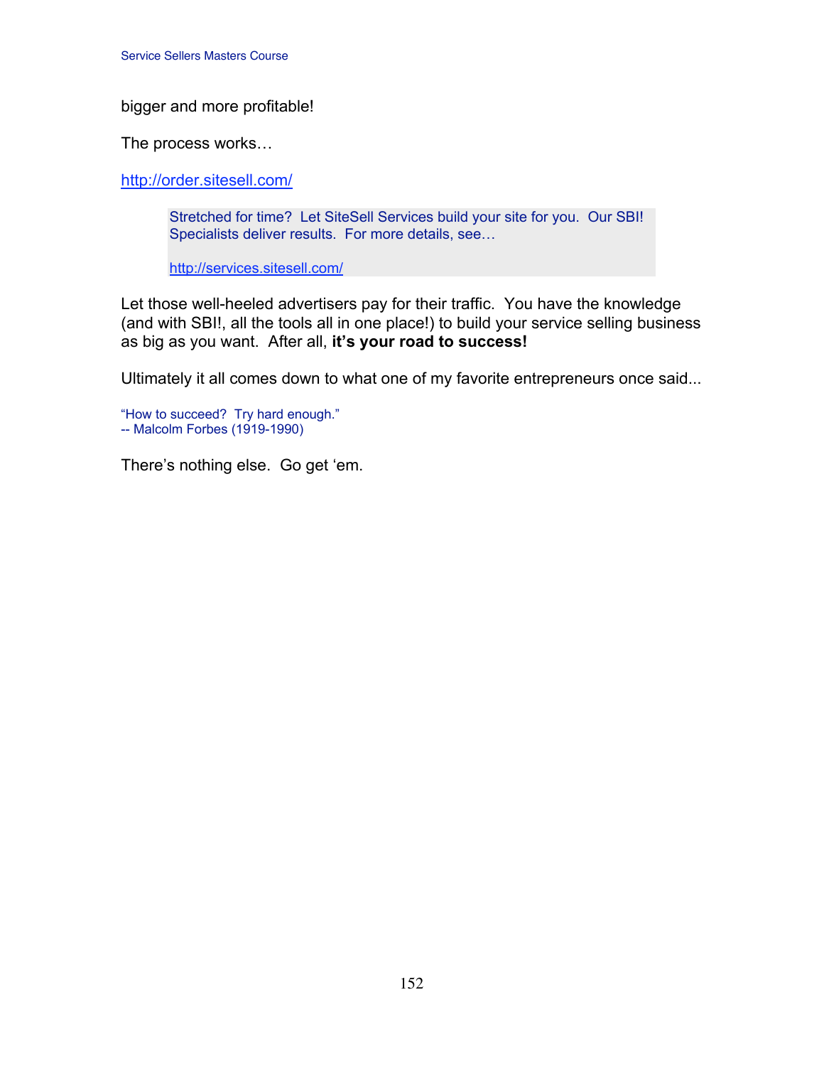bigger and more profitable!

The process works…

http://order.sitesell.com/

> Stretched for time? Let SiteSell Services build your site for you. Our SBI! Specialists deliver results. For more details, see…
>
> http://services.sitesell.com/

Let those well-heeled advertisers pay for their traffic. You have the knowledge (and with SBI!, all the tools all in one place!) to build your service selling business as big as you want. After all, **it's your road to success!**

Ultimately it all comes down to what one of my favorite entrepreneurs once said...

"How to succeed? Try hard enough."
-- Malcolm Forbes (1919-1990)

There's nothing else. Go get 'em.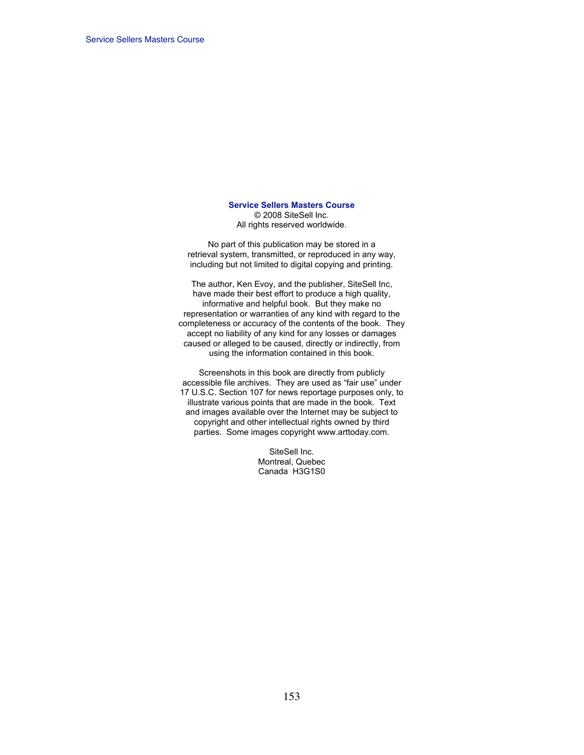**Service Sellers Masters Course**
© 2008 SiteSell Inc.
All rights reserved worldwide.

No part of this publication may be stored in a retrieval system, transmitted, or reproduced in any way, including but not limited to digital copying and printing.

The author, Ken Evoy, and the publisher, SiteSell Inc, have made their best effort to produce a high quality, informative and helpful book. But they make no representation or warranties of any kind with regard to the completeness or accuracy of the contents of the book. They accept no liability of any kind for any losses or damages caused or alleged to be caused, directly or indirectly, from using the information contained in this book.

Screenshots in this book are directly from publicly accessible file archives. They are used as "fair use" under 17 U.S.C. Section 107 for news reportage purposes only, to illustrate various points that are made in the book. Text and images available over the Internet may be subject to copyright and other intellectual rights owned by third parties. Some images copyright www.arttoday.com.

SiteSell Inc.
Montreal, Quebec
Canada H3G1S0